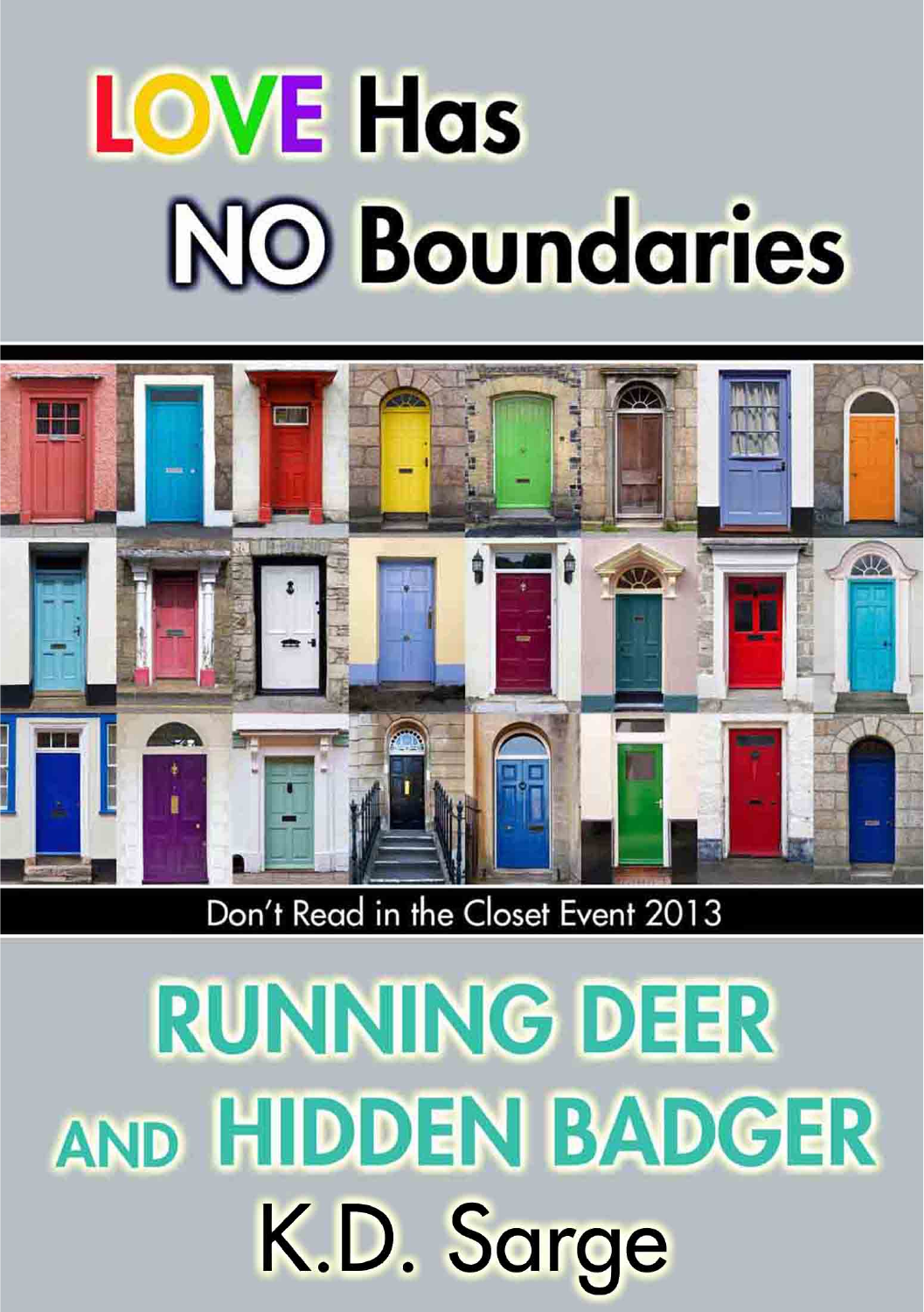# LOVE Has NO Boundaries

Don't Read in the Closet Event 2013

# RUNNING DEER AND HIDDEN BADGER

K.D. Sarge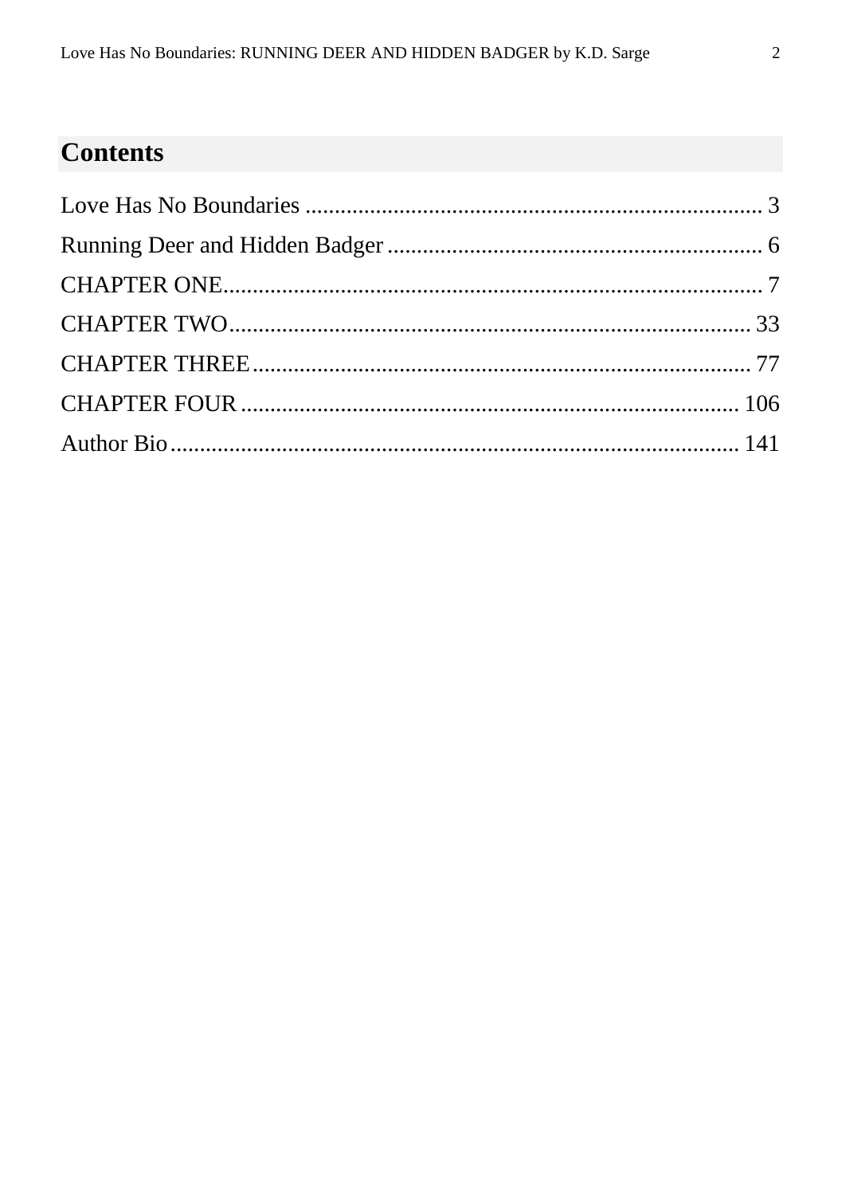## Contents

Love Has No Boundaries ........................................................................... 3

Running Deer and Hidden Badger ............................................................ 6

CHAPTER ONE......................................................................................... 7

CHAPTER TWO....................................................................................... 33

CHAPTER THREE................................................................................... 77

CHAPTER FOUR .................................................................................... 106

Author Bio................................................................................................ 141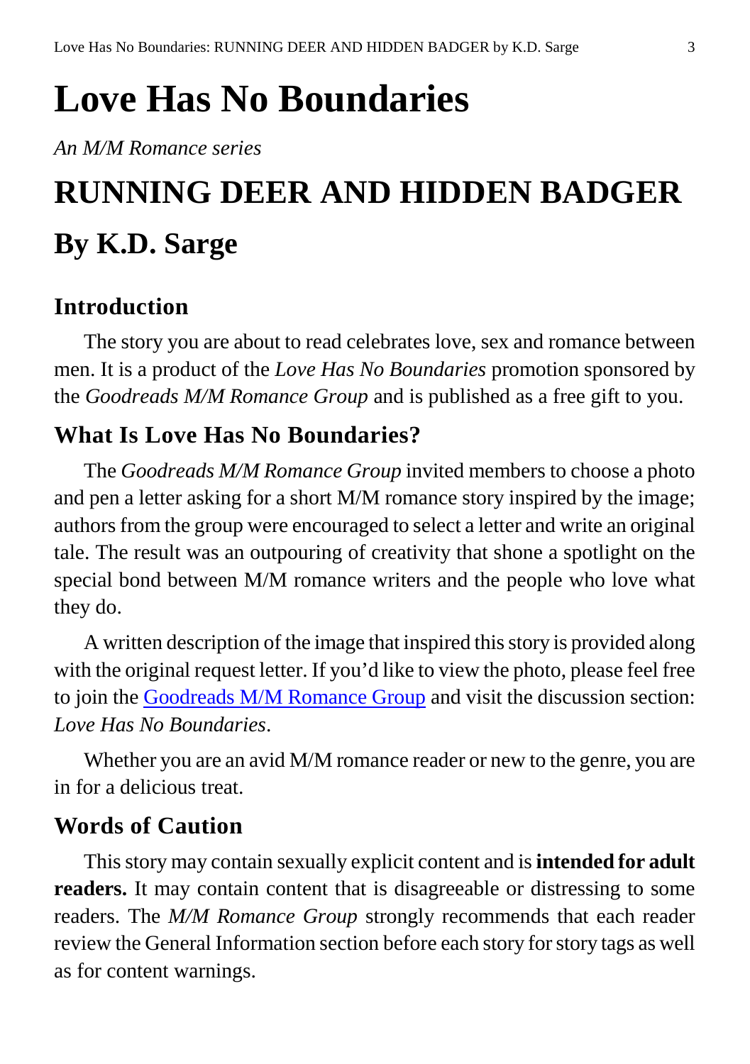# Love Has No Boundaries

*An M/M Romance series*

# RUNNING DEER AND HIDDEN BADGER

## By K.D. Sarge

### Introduction

The story you are about to read celebrates love, sex and romance between men. It is a product of the *Love Has No Boundaries* promotion sponsored by the *Goodreads M/M Romance Group* and is published as a free gift to you.

### What Is Love Has No Boundaries?

The *Goodreads M/M Romance Group* invited members to choose a photo and pen a letter asking for a short M/M romance story inspired by the image; authors from the group were encouraged to select a letter and write an original tale. The result was an outpouring of creativity that shone a spotlight on the special bond between M/M romance writers and the people who love what they do.

A written description of the image that inspired this story is provided along with the original request letter. If you'd like to view the photo, please feel free to join the Goodreads M/M Romance Group and visit the discussion section: *Love Has No Boundaries*.

Whether you are an avid M/M romance reader or new to the genre, you are in for a delicious treat.

### Words of Caution

This story may contain sexually explicit content and is **intended for adult readers.** It may contain content that is disagreeable or distressing to some readers. The *M/M Romance Group* strongly recommends that each reader review the General Information section before each story for story tags as well as for content warnings.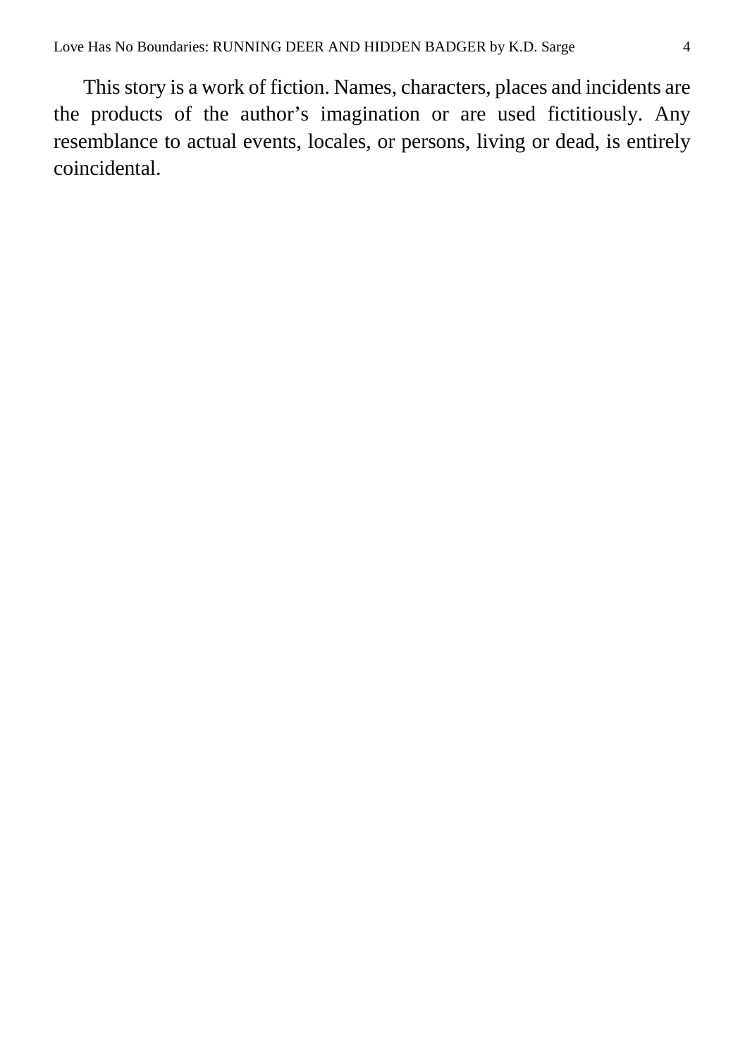This story is a work of fiction. Names, characters, places and incidents are the products of the author's imagination or are used fictitiously. Any resemblance to actual events, locales, or persons, living or dead, is entirely coincidental.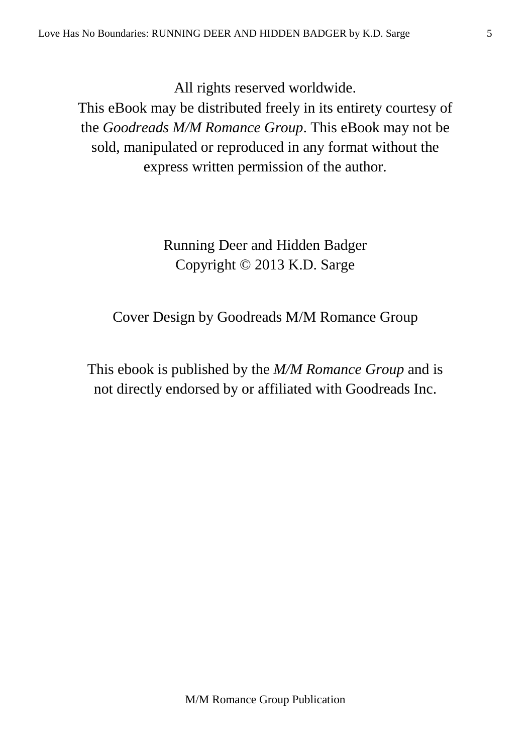All rights reserved worldwide.
This eBook may be distributed freely in its entirety courtesy of the *Goodreads M/M Romance Group*. This eBook may not be sold, manipulated or reproduced in any format without the express written permission of the author.

Running Deer and Hidden Badger
Copyright © 2013 K.D. Sarge

Cover Design by Goodreads M/M Romance Group

This ebook is published by the *M/M Romance Group* and is not directly endorsed by or affiliated with Goodreads Inc.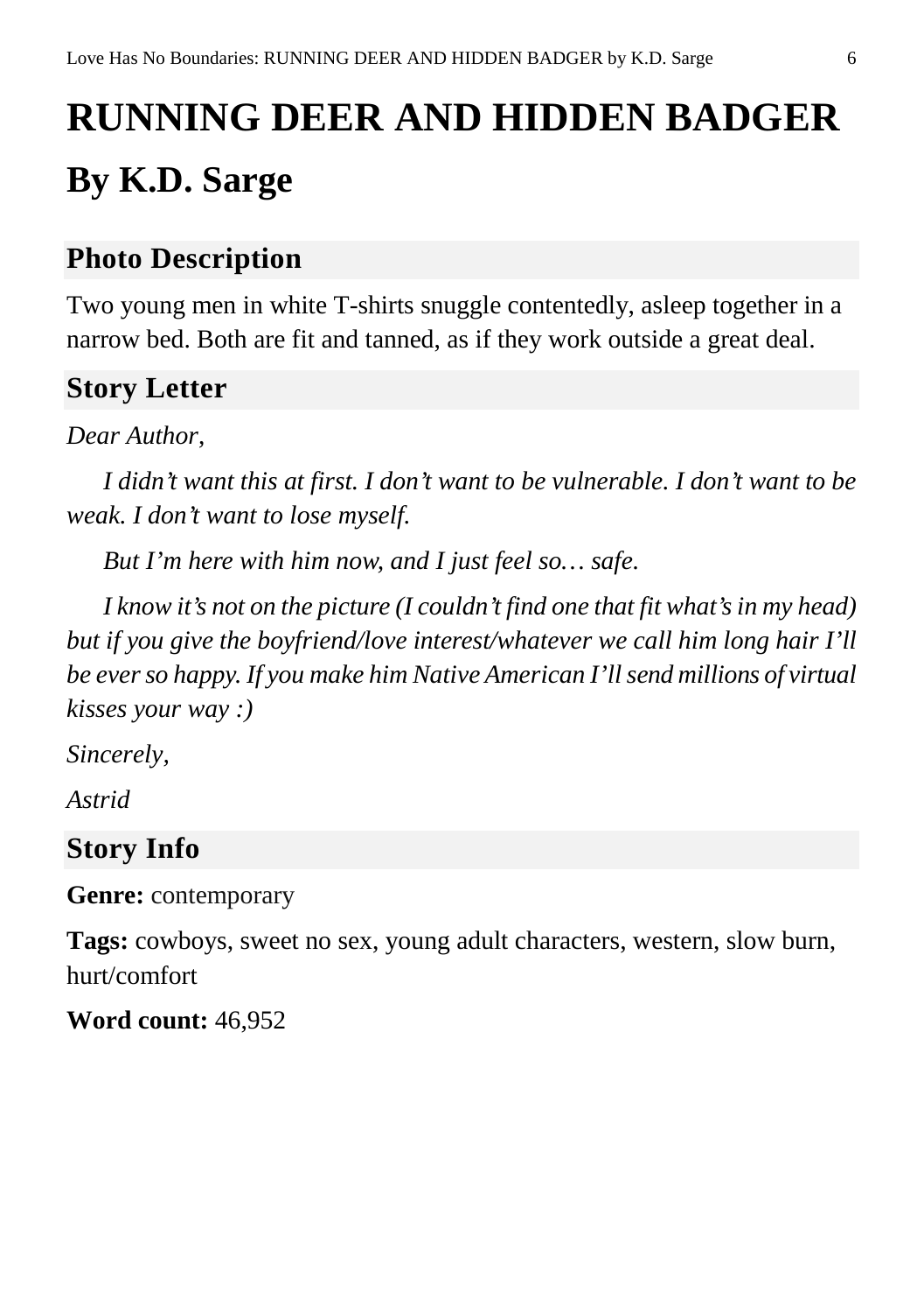# RUNNING DEER AND HIDDEN BADGER

## By K.D. Sarge

### Photo Description

Two young men in white T-shirts snuggle contentedly, asleep together in a narrow bed. Both are fit and tanned, as if they work outside a great deal.

### Story Letter

*Dear Author,*

*I didn't want this at first. I don't want to be vulnerable. I don't want to be weak. I don't want to lose myself.*

*But I'm here with him now, and I just feel so… safe.*

*I know it's not on the picture (I couldn't find one that fit what's in my head) but if you give the boyfriend/love interest/whatever we call him long hair I'll be ever so happy. If you make him Native American I'll send millions of virtual kisses your way :)*

*Sincerely,*

*Astrid*

### Story Info

**Genre:** contemporary

**Tags:** cowboys, sweet no sex, young adult characters, western, slow burn, hurt/comfort

**Word count:** 46,952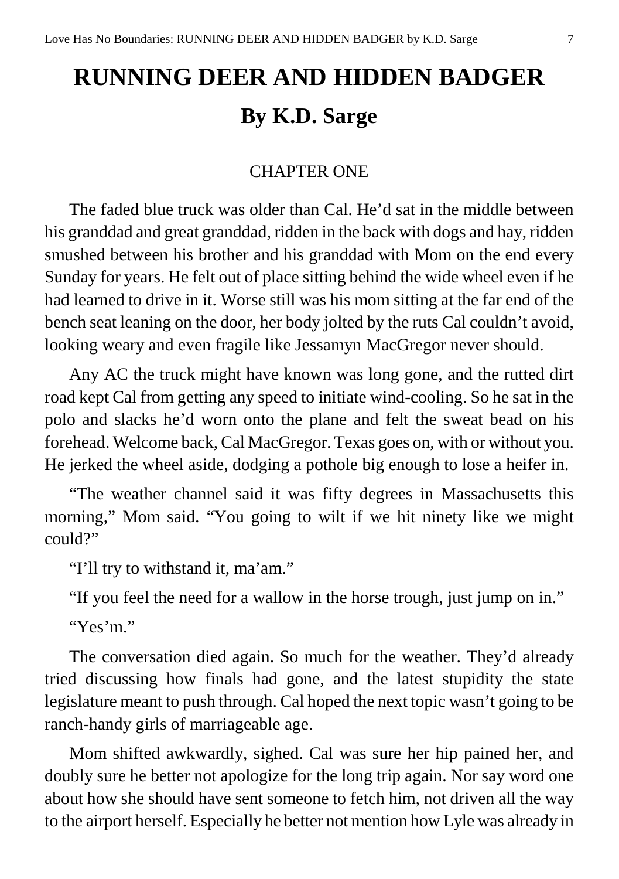# RUNNING DEER AND HIDDEN BADGER

## By K.D. Sarge

CHAPTER ONE

The faded blue truck was older than Cal. He'd sat in the middle between his granddad and great granddad, ridden in the back with dogs and hay, ridden smushed between his brother and his granddad with Mom on the end every Sunday for years. He felt out of place sitting behind the wide wheel even if he had learned to drive in it. Worse still was his mom sitting at the far end of the bench seat leaning on the door, her body jolted by the ruts Cal couldn't avoid, looking weary and even fragile like Jessamyn MacGregor never should.

Any AC the truck might have known was long gone, and the rutted dirt road kept Cal from getting any speed to initiate wind-cooling. So he sat in the polo and slacks he'd worn onto the plane and felt the sweat bead on his forehead. Welcome back, Cal MacGregor. Texas goes on, with or without you. He jerked the wheel aside, dodging a pothole big enough to lose a heifer in.

"The weather channel said it was fifty degrees in Massachusetts this morning," Mom said. "You going to wilt if we hit ninety like we might could?"

"I'll try to withstand it, ma'am."

"If you feel the need for a wallow in the horse trough, just jump on in."

"Yes'm."

The conversation died again. So much for the weather. They'd already tried discussing how finals had gone, and the latest stupidity the state legislature meant to push through. Cal hoped the next topic wasn't going to be ranch-handy girls of marriageable age.

Mom shifted awkwardly, sighed. Cal was sure her hip pained her, and doubly sure he better not apologize for the long trip again. Nor say word one about how she should have sent someone to fetch him, not driven all the way to the airport herself. Especially he better not mention how Lyle was already in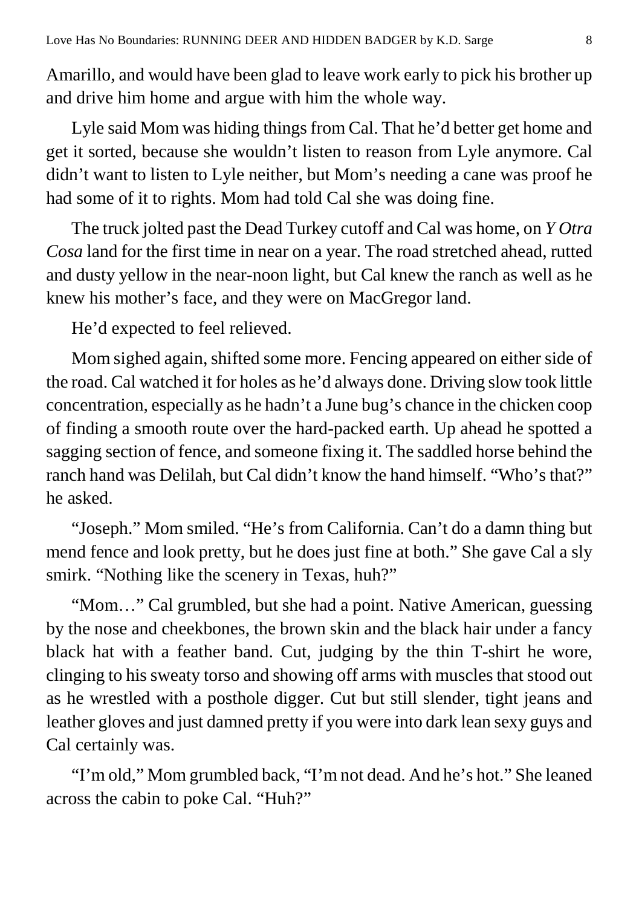Amarillo, and would have been glad to leave work early to pick his brother up and drive him home and argue with him the whole way.

Lyle said Mom was hiding things from Cal. That he'd better get home and get it sorted, because she wouldn't listen to reason from Lyle anymore. Cal didn't want to listen to Lyle neither, but Mom's needing a cane was proof he had some of it to rights. Mom had told Cal she was doing fine.

The truck jolted past the Dead Turkey cutoff and Cal was home, on *Y Otra Cosa* land for the first time in near on a year. The road stretched ahead, rutted and dusty yellow in the near-noon light, but Cal knew the ranch as well as he knew his mother's face, and they were on MacGregor land.

He'd expected to feel relieved.

Mom sighed again, shifted some more. Fencing appeared on either side of the road. Cal watched it for holes as he'd always done. Driving slow took little concentration, especially as he hadn't a June bug's chance in the chicken coop of finding a smooth route over the hard-packed earth. Up ahead he spotted a sagging section of fence, and someone fixing it. The saddled horse behind the ranch hand was Delilah, but Cal didn't know the hand himself. "Who's that?" he asked.

"Joseph." Mom smiled. "He's from California. Can't do a damn thing but mend fence and look pretty, but he does just fine at both." She gave Cal a sly smirk. "Nothing like the scenery in Texas, huh?"

"Mom…" Cal grumbled, but she had a point. Native American, guessing by the nose and cheekbones, the brown skin and the black hair under a fancy black hat with a feather band. Cut, judging by the thin T-shirt he wore, clinging to his sweaty torso and showing off arms with muscles that stood out as he wrestled with a posthole digger. Cut but still slender, tight jeans and leather gloves and just damned pretty if you were into dark lean sexy guys and Cal certainly was.

"I'm old," Mom grumbled back, "I'm not dead. And he's hot." She leaned across the cabin to poke Cal. "Huh?"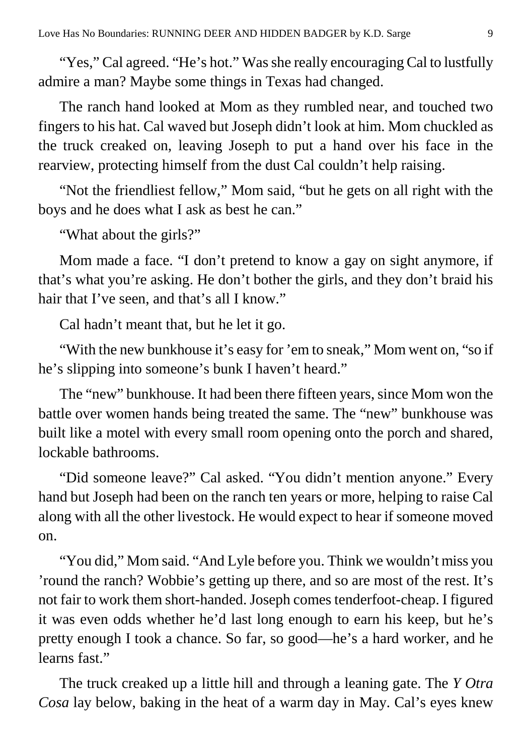"Yes," Cal agreed. "He's hot." Was she really encouraging Cal to lustfully admire a man? Maybe some things in Texas had changed.

The ranch hand looked at Mom as they rumbled near, and touched two fingers to his hat. Cal waved but Joseph didn't look at him. Mom chuckled as the truck creaked on, leaving Joseph to put a hand over his face in the rearview, protecting himself from the dust Cal couldn't help raising.

"Not the friendliest fellow," Mom said, "but he gets on all right with the boys and he does what I ask as best he can."

"What about the girls?"

Mom made a face. "I don't pretend to know a gay on sight anymore, if that's what you're asking. He don't bother the girls, and they don't braid his hair that I've seen, and that's all I know."

Cal hadn't meant that, but he let it go.

"With the new bunkhouse it's easy for 'em to sneak," Mom went on, "so if he's slipping into someone's bunk I haven't heard."

The "new" bunkhouse. It had been there fifteen years, since Mom won the battle over women hands being treated the same. The "new" bunkhouse was built like a motel with every small room opening onto the porch and shared, lockable bathrooms.

"Did someone leave?" Cal asked. "You didn't mention anyone." Every hand but Joseph had been on the ranch ten years or more, helping to raise Cal along with all the other livestock. He would expect to hear if someone moved on.

"You did," Mom said. "And Lyle before you. Think we wouldn't miss you 'round the ranch? Wobbie's getting up there, and so are most of the rest. It's not fair to work them short-handed. Joseph comes tenderfoot-cheap. I figured it was even odds whether he'd last long enough to earn his keep, but he's pretty enough I took a chance. So far, so good—he's a hard worker, and he learns fast."

The truck creaked up a little hill and through a leaning gate. The *Y Otra Cosa* lay below, baking in the heat of a warm day in May. Cal's eyes knew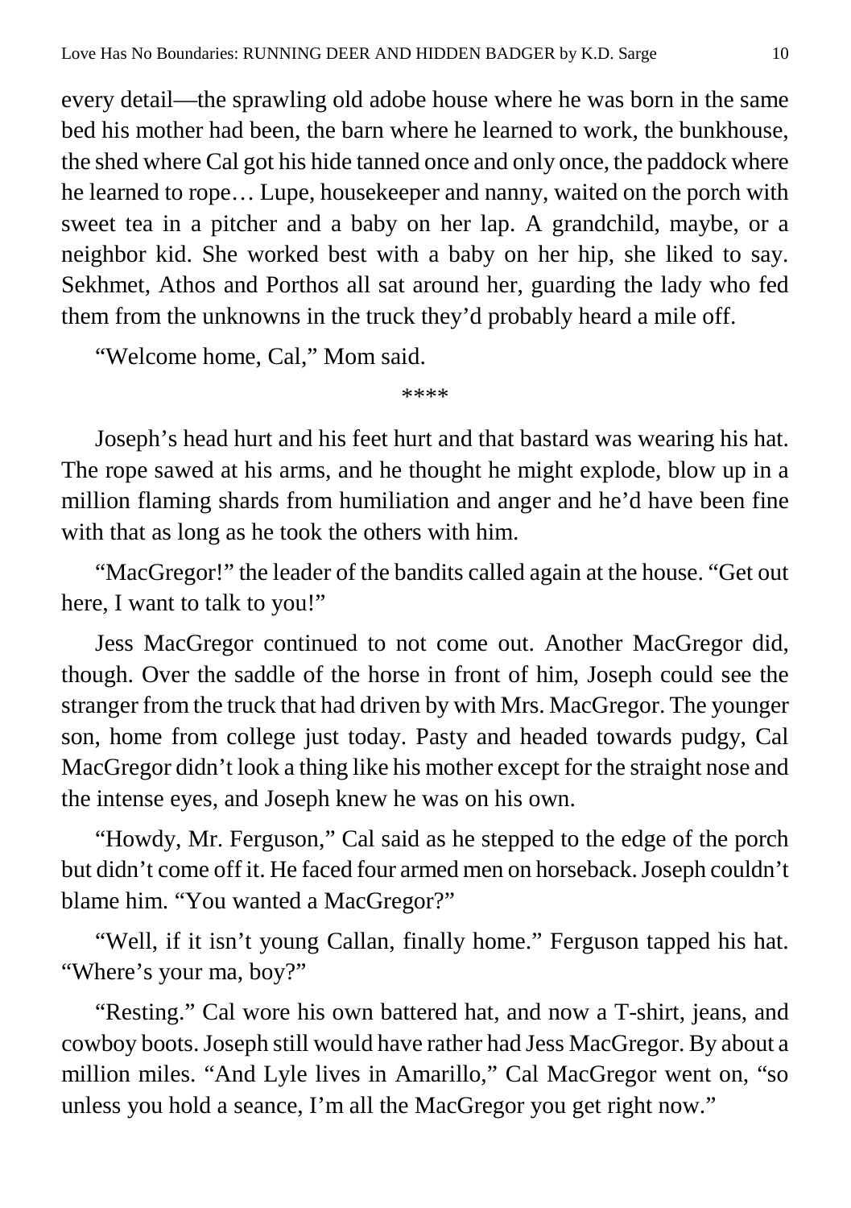every detail—the sprawling old adobe house where he was born in the same bed his mother had been, the barn where he learned to work, the bunkhouse, the shed where Cal got his hide tanned once and only once, the paddock where he learned to rope… Lupe, housekeeper and nanny, waited on the porch with sweet tea in a pitcher and a baby on her lap. A grandchild, maybe, or a neighbor kid. She worked best with a baby on her hip, she liked to say. Sekhmet, Athos and Porthos all sat around her, guarding the lady who fed them from the unknowns in the truck they'd probably heard a mile off.

"Welcome home, Cal," Mom said.

****

Joseph's head hurt and his feet hurt and that bastard was wearing his hat. The rope sawed at his arms, and he thought he might explode, blow up in a million flaming shards from humiliation and anger and he'd have been fine with that as long as he took the others with him.

"MacGregor!" the leader of the bandits called again at the house. "Get out here, I want to talk to you!"

Jess MacGregor continued to not come out. Another MacGregor did, though. Over the saddle of the horse in front of him, Joseph could see the stranger from the truck that had driven by with Mrs. MacGregor. The younger son, home from college just today. Pasty and headed towards pudgy, Cal MacGregor didn't look a thing like his mother except for the straight nose and the intense eyes, and Joseph knew he was on his own.

"Howdy, Mr. Ferguson," Cal said as he stepped to the edge of the porch but didn't come off it. He faced four armed men on horseback. Joseph couldn't blame him. "You wanted a MacGregor?"

"Well, if it isn't young Callan, finally home." Ferguson tapped his hat. "Where's your ma, boy?"

"Resting." Cal wore his own battered hat, and now a T-shirt, jeans, and cowboy boots. Joseph still would have rather had Jess MacGregor. By about a million miles. "And Lyle lives in Amarillo," Cal MacGregor went on, "so unless you hold a seance, I'm all the MacGregor you get right now."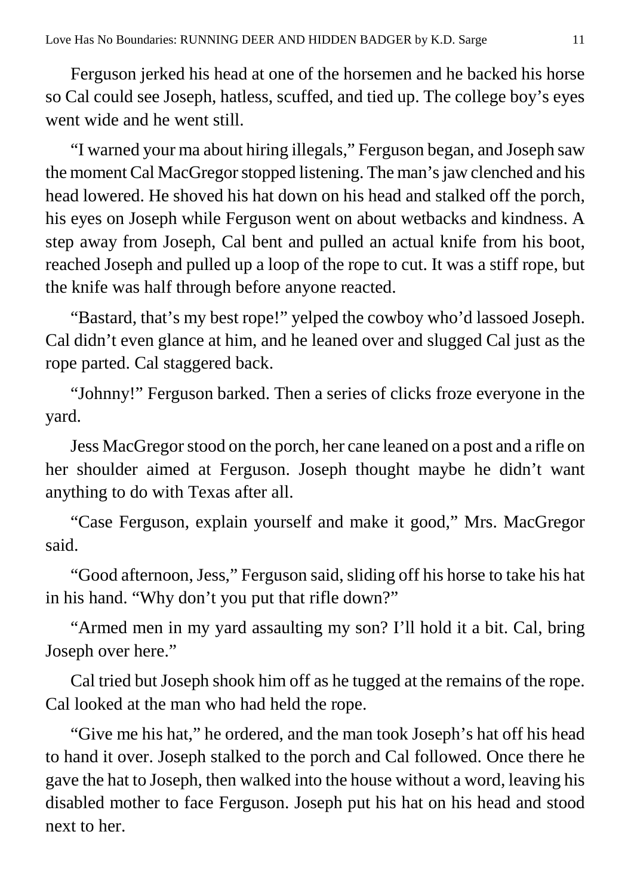Ferguson jerked his head at one of the horsemen and he backed his horse so Cal could see Joseph, hatless, scuffed, and tied up. The college boy's eyes went wide and he went still.

"I warned your ma about hiring illegals," Ferguson began, and Joseph saw the moment Cal MacGregor stopped listening. The man's jaw clenched and his head lowered. He shoved his hat down on his head and stalked off the porch, his eyes on Joseph while Ferguson went on about wetbacks and kindness. A step away from Joseph, Cal bent and pulled an actual knife from his boot, reached Joseph and pulled up a loop of the rope to cut. It was a stiff rope, but the knife was half through before anyone reacted.

"Bastard, that's my best rope!" yelped the cowboy who'd lassoed Joseph. Cal didn't even glance at him, and he leaned over and slugged Cal just as the rope parted. Cal staggered back.

"Johnny!" Ferguson barked. Then a series of clicks froze everyone in the yard.

Jess MacGregor stood on the porch, her cane leaned on a post and a rifle on her shoulder aimed at Ferguson. Joseph thought maybe he didn't want anything to do with Texas after all.

"Case Ferguson, explain yourself and make it good," Mrs. MacGregor said.

"Good afternoon, Jess," Ferguson said, sliding off his horse to take his hat in his hand. "Why don't you put that rifle down?"

"Armed men in my yard assaulting my son? I'll hold it a bit. Cal, bring Joseph over here."

Cal tried but Joseph shook him off as he tugged at the remains of the rope. Cal looked at the man who had held the rope.

"Give me his hat," he ordered, and the man took Joseph's hat off his head to hand it over. Joseph stalked to the porch and Cal followed. Once there he gave the hat to Joseph, then walked into the house without a word, leaving his disabled mother to face Ferguson. Joseph put his hat on his head and stood next to her.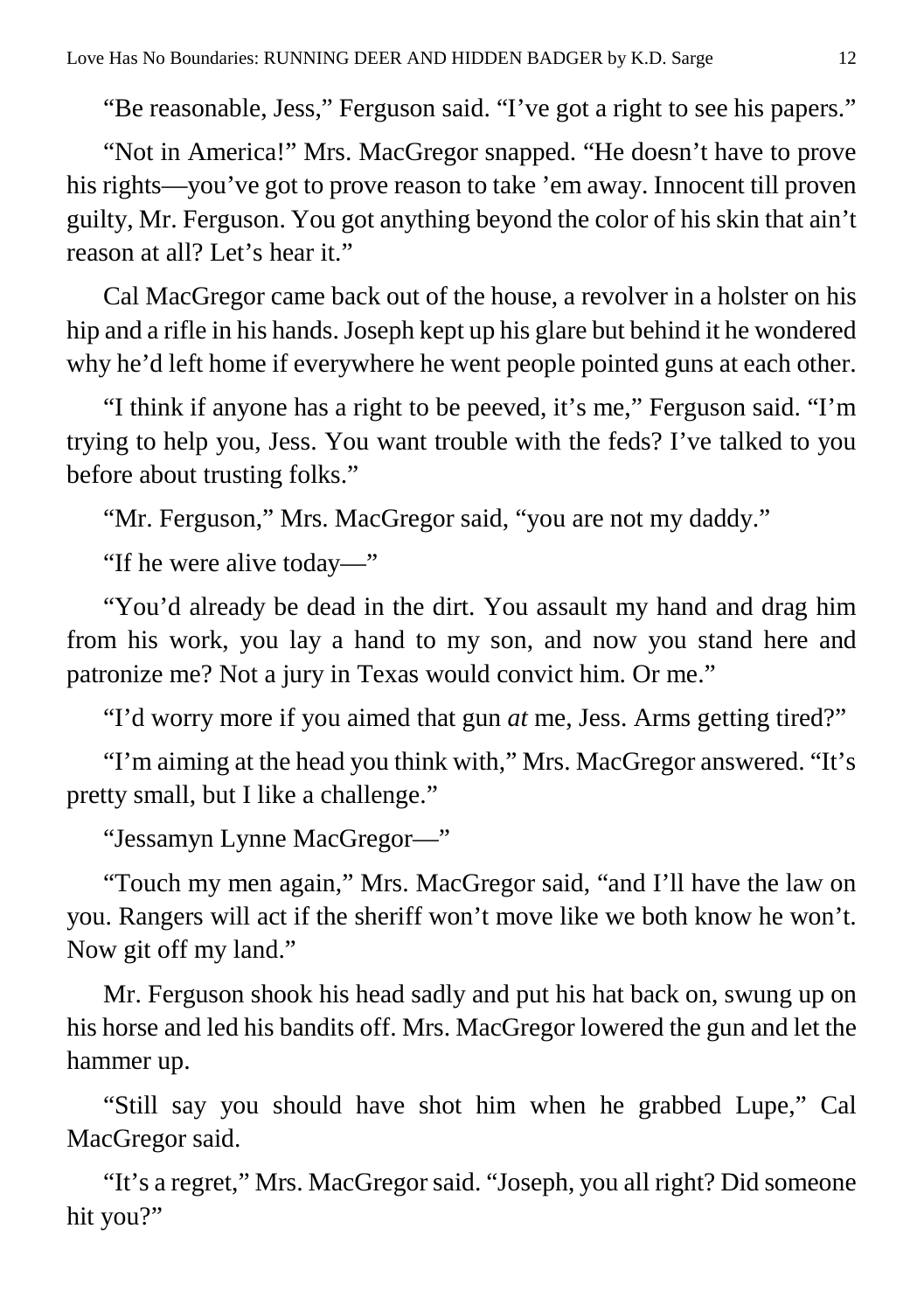"Be reasonable, Jess," Ferguson said. "I've got a right to see his papers."

"Not in America!" Mrs. MacGregor snapped. "He doesn't have to prove his rights—you've got to prove reason to take 'em away. Innocent till proven guilty, Mr. Ferguson. You got anything beyond the color of his skin that ain't reason at all? Let's hear it."

Cal MacGregor came back out of the house, a revolver in a holster on his hip and a rifle in his hands. Joseph kept up his glare but behind it he wondered why he'd left home if everywhere he went people pointed guns at each other.

"I think if anyone has a right to be peeved, it's me," Ferguson said. "I'm trying to help you, Jess. You want trouble with the feds? I've talked to you before about trusting folks."

"Mr. Ferguson," Mrs. MacGregor said, "you are not my daddy."

"If he were alive today—"

"You'd already be dead in the dirt. You assault my hand and drag him from his work, you lay a hand to my son, and now you stand here and patronize me? Not a jury in Texas would convict him. Or me."

"I'd worry more if you aimed that gun *at* me, Jess. Arms getting tired?"

"I'm aiming at the head you think with," Mrs. MacGregor answered. "It's pretty small, but I like a challenge."

"Jessamyn Lynne MacGregor—"

"Touch my men again," Mrs. MacGregor said, "and I'll have the law on you. Rangers will act if the sheriff won't move like we both know he won't. Now git off my land."

Mr. Ferguson shook his head sadly and put his hat back on, swung up on his horse and led his bandits off. Mrs. MacGregor lowered the gun and let the hammer up.

"Still say you should have shot him when he grabbed Lupe," Cal MacGregor said.

"It's a regret," Mrs. MacGregor said. "Joseph, you all right? Did someone hit you?"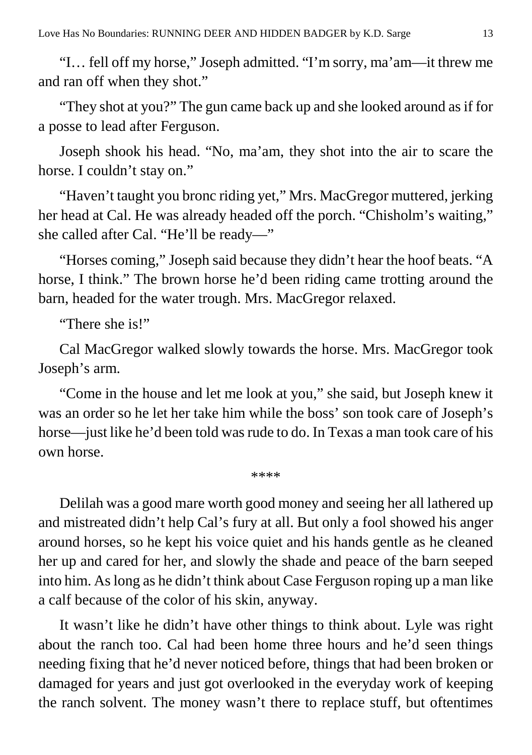"I… fell off my horse," Joseph admitted. "I'm sorry, ma'am—it threw me and ran off when they shot."

"They shot at you?" The gun came back up and she looked around as if for a posse to lead after Ferguson.

Joseph shook his head. "No, ma'am, they shot into the air to scare the horse. I couldn't stay on."

"Haven't taught you bronc riding yet," Mrs. MacGregor muttered, jerking her head at Cal. He was already headed off the porch. "Chisholm's waiting," she called after Cal. "He'll be ready—"

"Horses coming," Joseph said because they didn't hear the hoof beats. "A horse, I think." The brown horse he'd been riding came trotting around the barn, headed for the water trough. Mrs. MacGregor relaxed.

"There she is!"

Cal MacGregor walked slowly towards the horse. Mrs. MacGregor took Joseph's arm.

"Come in the house and let me look at you," she said, but Joseph knew it was an order so he let her take him while the boss' son took care of Joseph's horse—just like he'd been told was rude to do. In Texas a man took care of his own horse.

****

Delilah was a good mare worth good money and seeing her all lathered up and mistreated didn't help Cal's fury at all. But only a fool showed his anger around horses, so he kept his voice quiet and his hands gentle as he cleaned her up and cared for her, and slowly the shade and peace of the barn seeped into him. As long as he didn't think about Case Ferguson roping up a man like a calf because of the color of his skin, anyway.

It wasn't like he didn't have other things to think about. Lyle was right about the ranch too. Cal had been home three hours and he'd seen things needing fixing that he'd never noticed before, things that had been broken or damaged for years and just got overlooked in the everyday work of keeping the ranch solvent. The money wasn't there to replace stuff, but oftentimes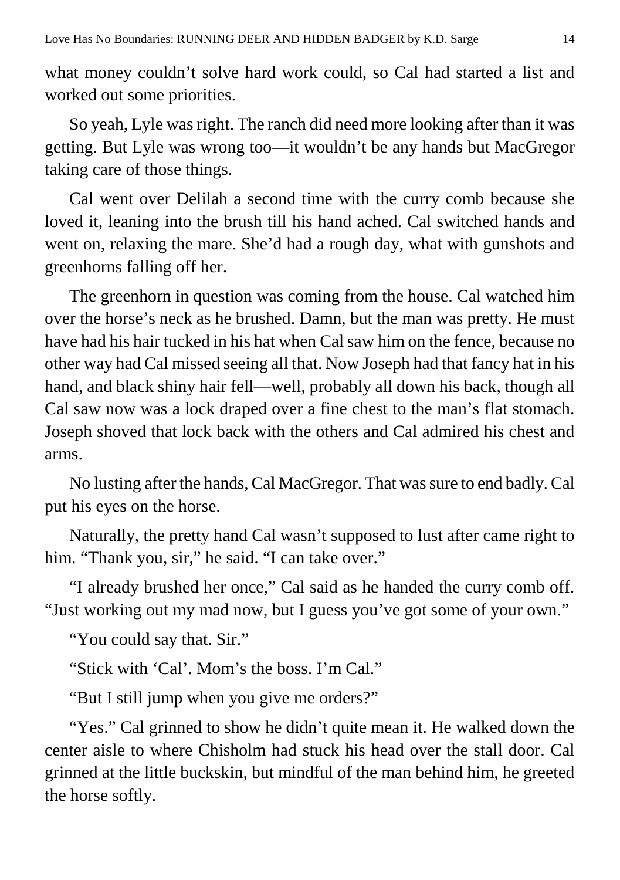what money couldn't solve hard work could, so Cal had started a list and worked out some priorities.

So yeah, Lyle was right. The ranch did need more looking after than it was getting. But Lyle was wrong too—it wouldn't be any hands but MacGregor taking care of those things.

Cal went over Delilah a second time with the curry comb because she loved it, leaning into the brush till his hand ached. Cal switched hands and went on, relaxing the mare. She'd had a rough day, what with gunshots and greenhorns falling off her.

The greenhorn in question was coming from the house. Cal watched him over the horse's neck as he brushed. Damn, but the man was pretty. He must have had his hair tucked in his hat when Cal saw him on the fence, because no other way had Cal missed seeing all that. Now Joseph had that fancy hat in his hand, and black shiny hair fell—well, probably all down his back, though all Cal saw now was a lock draped over a fine chest to the man's flat stomach. Joseph shoved that lock back with the others and Cal admired his chest and arms.

No lusting after the hands, Cal MacGregor. That was sure to end badly. Cal put his eyes on the horse.

Naturally, the pretty hand Cal wasn't supposed to lust after came right to him. "Thank you, sir," he said. "I can take over."

"I already brushed her once," Cal said as he handed the curry comb off. "Just working out my mad now, but I guess you've got some of your own."

"You could say that. Sir."

"Stick with 'Cal'. Mom's the boss. I'm Cal."

"But I still jump when you give me orders?"

"Yes." Cal grinned to show he didn't quite mean it. He walked down the center aisle to where Chisholm had stuck his head over the stall door. Cal grinned at the little buckskin, but mindful of the man behind him, he greeted the horse softly.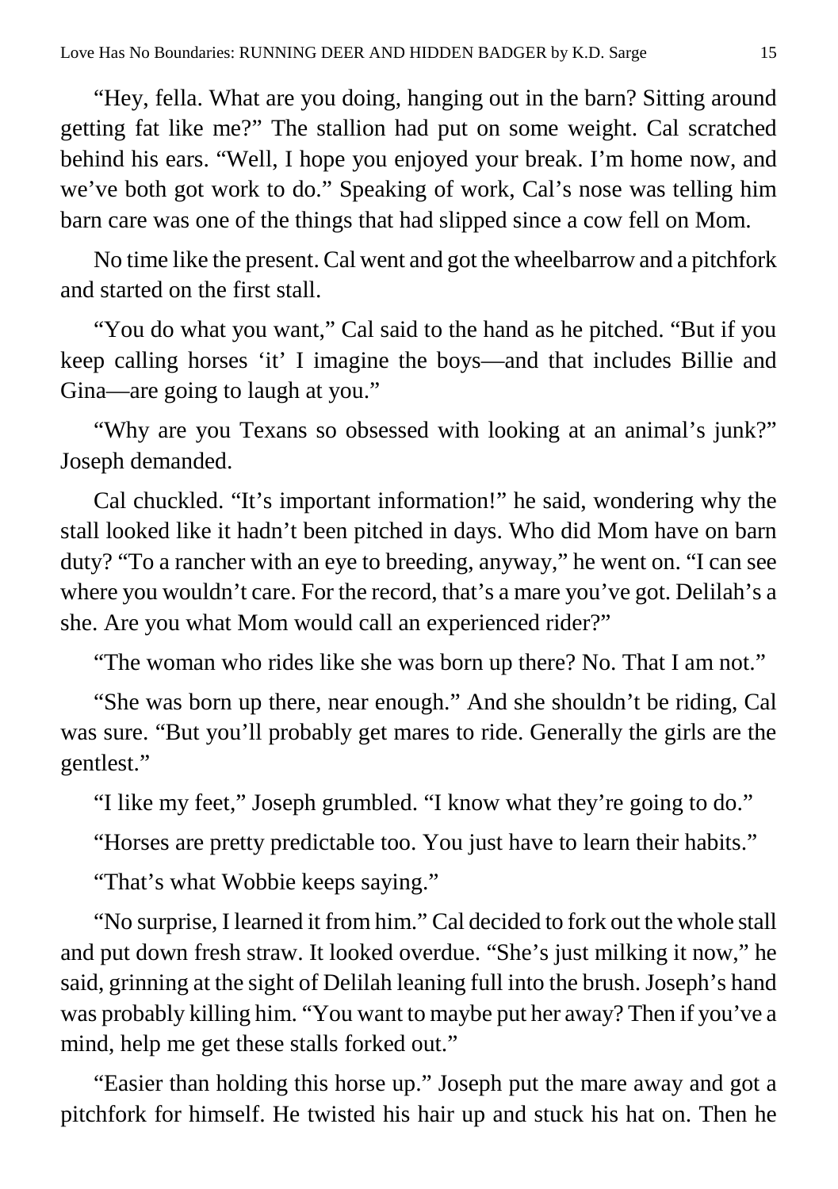"Hey, fella. What are you doing, hanging out in the barn? Sitting around getting fat like me?" The stallion had put on some weight. Cal scratched behind his ears. "Well, I hope you enjoyed your break. I'm home now, and we've both got work to do." Speaking of work, Cal's nose was telling him barn care was one of the things that had slipped since a cow fell on Mom.

No time like the present. Cal went and got the wheelbarrow and a pitchfork and started on the first stall.

"You do what you want," Cal said to the hand as he pitched. "But if you keep calling horses 'it' I imagine the boys—and that includes Billie and Gina—are going to laugh at you."

"Why are you Texans so obsessed with looking at an animal's junk?" Joseph demanded.

Cal chuckled. "It's important information!" he said, wondering why the stall looked like it hadn't been pitched in days. Who did Mom have on barn duty? "To a rancher with an eye to breeding, anyway," he went on. "I can see where you wouldn't care. For the record, that's a mare you've got. Delilah's a she. Are you what Mom would call an experienced rider?"

"The woman who rides like she was born up there? No. That I am not."

"She was born up there, near enough." And she shouldn't be riding, Cal was sure. "But you'll probably get mares to ride. Generally the girls are the gentlest."

"I like my feet," Joseph grumbled. "I know what they're going to do."

"Horses are pretty predictable too. You just have to learn their habits."

"That's what Wobbie keeps saying."

"No surprise, I learned it from him." Cal decided to fork out the whole stall and put down fresh straw. It looked overdue. "She's just milking it now," he said, grinning at the sight of Delilah leaning full into the brush. Joseph's hand was probably killing him. "You want to maybe put her away? Then if you've a mind, help me get these stalls forked out."

"Easier than holding this horse up." Joseph put the mare away and got a pitchfork for himself. He twisted his hair up and stuck his hat on. Then he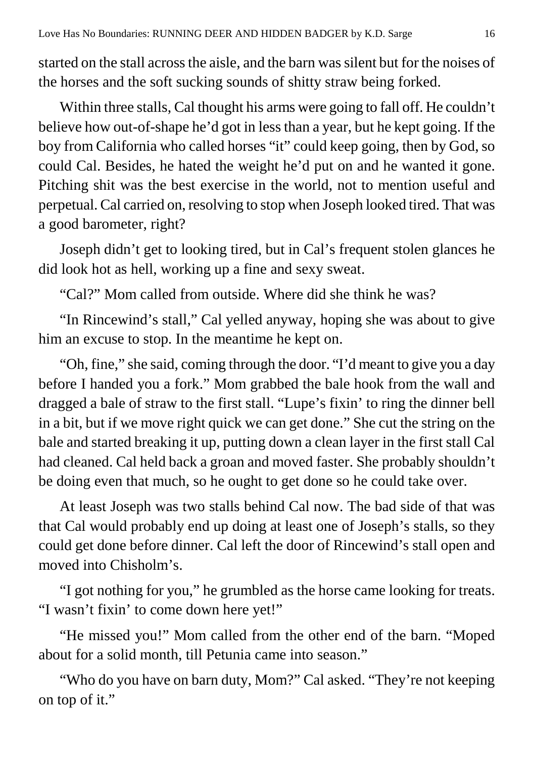started on the stall across the aisle, and the barn was silent but for the noises of the horses and the soft sucking sounds of shitty straw being forked.

Within three stalls, Cal thought his arms were going to fall off. He couldn't believe how out-of-shape he'd got in less than a year, but he kept going. If the boy from California who called horses "it" could keep going, then by God, so could Cal. Besides, he hated the weight he'd put on and he wanted it gone. Pitching shit was the best exercise in the world, not to mention useful and perpetual. Cal carried on, resolving to stop when Joseph looked tired. That was a good barometer, right?

Joseph didn't get to looking tired, but in Cal's frequent stolen glances he did look hot as hell, working up a fine and sexy sweat.

"Cal?" Mom called from outside. Where did she think he was?

"In Rincewind's stall," Cal yelled anyway, hoping she was about to give him an excuse to stop. In the meantime he kept on.

"Oh, fine," she said, coming through the door. "I'd meant to give you a day before I handed you a fork." Mom grabbed the bale hook from the wall and dragged a bale of straw to the first stall. "Lupe's fixin' to ring the dinner bell in a bit, but if we move right quick we can get done." She cut the string on the bale and started breaking it up, putting down a clean layer in the first stall Cal had cleaned. Cal held back a groan and moved faster. She probably shouldn't be doing even that much, so he ought to get done so he could take over.

At least Joseph was two stalls behind Cal now. The bad side of that was that Cal would probably end up doing at least one of Joseph's stalls, so they could get done before dinner. Cal left the door of Rincewind's stall open and moved into Chisholm's.

"I got nothing for you," he grumbled as the horse came looking for treats. "I wasn't fixin' to come down here yet!"

"He missed you!" Mom called from the other end of the barn. "Moped about for a solid month, till Petunia came into season."

"Who do you have on barn duty, Mom?" Cal asked. "They're not keeping on top of it."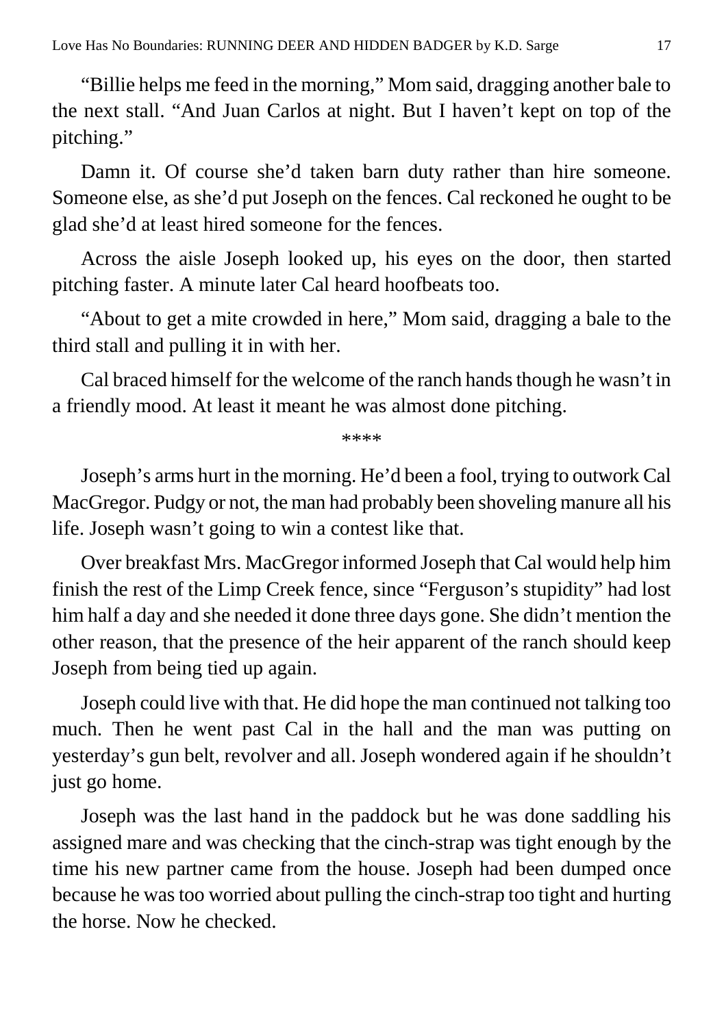"Billie helps me feed in the morning," Mom said, dragging another bale to the next stall. "And Juan Carlos at night. But I haven't kept on top of the pitching."

Damn it. Of course she'd taken barn duty rather than hire someone. Someone else, as she'd put Joseph on the fences. Cal reckoned he ought to be glad she'd at least hired someone for the fences.

Across the aisle Joseph looked up, his eyes on the door, then started pitching faster. A minute later Cal heard hoofbeats too.

"About to get a mite crowded in here," Mom said, dragging a bale to the third stall and pulling it in with her.

Cal braced himself for the welcome of the ranch hands though he wasn't in a friendly mood. At least it meant he was almost done pitching.

****

Joseph's arms hurt in the morning. He'd been a fool, trying to outwork Cal MacGregor. Pudgy or not, the man had probably been shoveling manure all his life. Joseph wasn't going to win a contest like that.

Over breakfast Mrs. MacGregor informed Joseph that Cal would help him finish the rest of the Limp Creek fence, since "Ferguson's stupidity" had lost him half a day and she needed it done three days gone. She didn't mention the other reason, that the presence of the heir apparent of the ranch should keep Joseph from being tied up again.

Joseph could live with that. He did hope the man continued not talking too much. Then he went past Cal in the hall and the man was putting on yesterday's gun belt, revolver and all. Joseph wondered again if he shouldn't just go home.

Joseph was the last hand in the paddock but he was done saddling his assigned mare and was checking that the cinch-strap was tight enough by the time his new partner came from the house. Joseph had been dumped once because he was too worried about pulling the cinch-strap too tight and hurting the horse. Now he checked.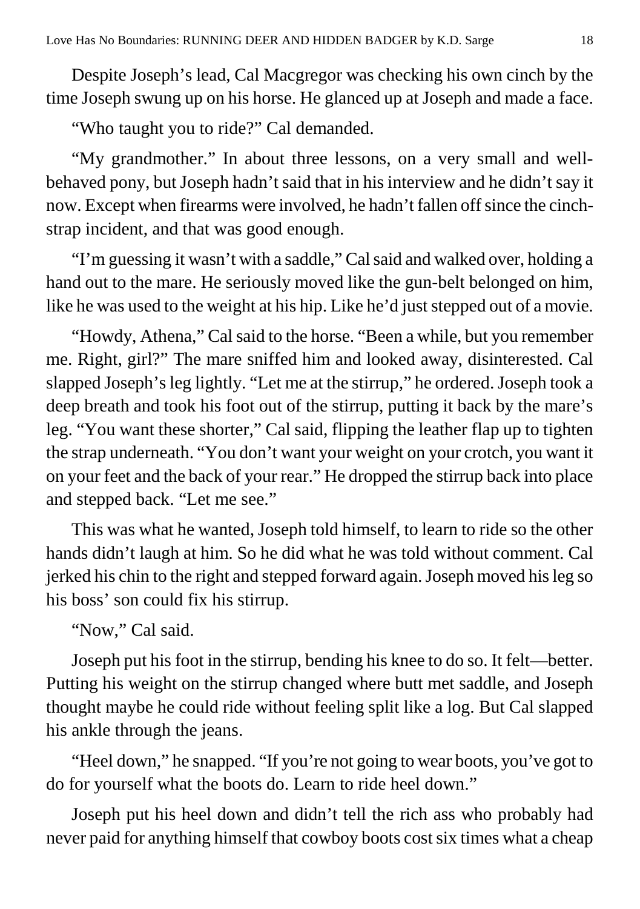Despite Joseph's lead, Cal Macgregor was checking his own cinch by the time Joseph swung up on his horse. He glanced up at Joseph and made a face.

"Who taught you to ride?" Cal demanded.

"My grandmother." In about three lessons, on a very small and well-behaved pony, but Joseph hadn't said that in his interview and he didn't say it now. Except when firearms were involved, he hadn't fallen off since the cinch-strap incident, and that was good enough.

"I'm guessing it wasn't with a saddle," Cal said and walked over, holding a hand out to the mare. He seriously moved like the gun-belt belonged on him, like he was used to the weight at his hip. Like he'd just stepped out of a movie.

"Howdy, Athena," Cal said to the horse. "Been a while, but you remember me. Right, girl?" The mare sniffed him and looked away, disinterested. Cal slapped Joseph's leg lightly. "Let me at the stirrup," he ordered. Joseph took a deep breath and took his foot out of the stirrup, putting it back by the mare's leg. "You want these shorter," Cal said, flipping the leather flap up to tighten the strap underneath. "You don't want your weight on your crotch, you want it on your feet and the back of your rear." He dropped the stirrup back into place and stepped back. "Let me see."

This was what he wanted, Joseph told himself, to learn to ride so the other hands didn't laugh at him. So he did what he was told without comment. Cal jerked his chin to the right and stepped forward again. Joseph moved his leg so his boss' son could fix his stirrup.

"Now," Cal said.

Joseph put his foot in the stirrup, bending his knee to do so. It felt—better. Putting his weight on the stirrup changed where butt met saddle, and Joseph thought maybe he could ride without feeling split like a log. But Cal slapped his ankle through the jeans.

"Heel down," he snapped. "If you're not going to wear boots, you've got to do for yourself what the boots do. Learn to ride heel down."

Joseph put his heel down and didn't tell the rich ass who probably had never paid for anything himself that cowboy boots cost six times what a cheap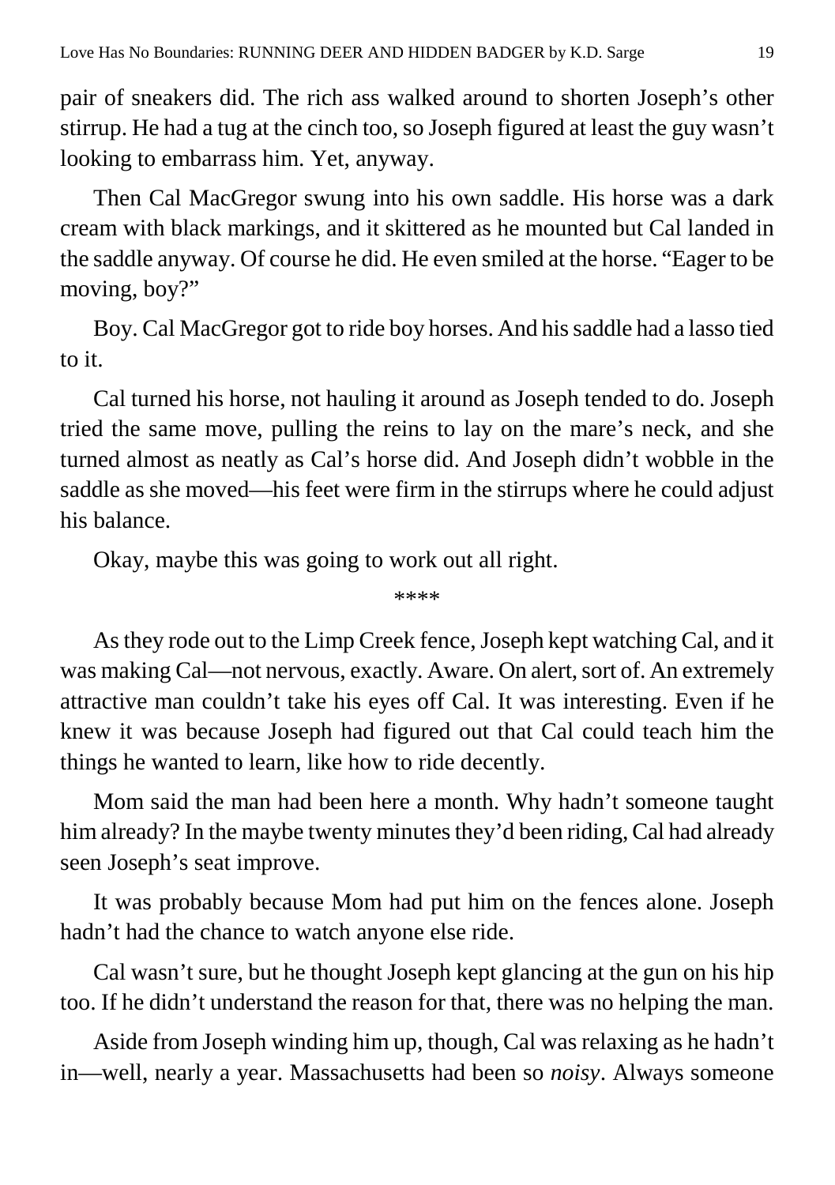pair of sneakers did. The rich ass walked around to shorten Joseph's other stirrup. He had a tug at the cinch too, so Joseph figured at least the guy wasn't looking to embarrass him. Yet, anyway.

Then Cal MacGregor swung into his own saddle. His horse was a dark cream with black markings, and it skittered as he mounted but Cal landed in the saddle anyway. Of course he did. He even smiled at the horse. "Eager to be moving, boy?"

Boy. Cal MacGregor got to ride boy horses. And his saddle had a lasso tied to it.

Cal turned his horse, not hauling it around as Joseph tended to do. Joseph tried the same move, pulling the reins to lay on the mare's neck, and she turned almost as neatly as Cal's horse did. And Joseph didn't wobble in the saddle as she moved—his feet were firm in the stirrups where he could adjust his balance.

Okay, maybe this was going to work out all right.

****

As they rode out to the Limp Creek fence, Joseph kept watching Cal, and it was making Cal—not nervous, exactly. Aware. On alert, sort of. An extremely attractive man couldn't take his eyes off Cal. It was interesting. Even if he knew it was because Joseph had figured out that Cal could teach him the things he wanted to learn, like how to ride decently.

Mom said the man had been here a month. Why hadn't someone taught him already? In the maybe twenty minutes they'd been riding, Cal had already seen Joseph's seat improve.

It was probably because Mom had put him on the fences alone. Joseph hadn't had the chance to watch anyone else ride.

Cal wasn't sure, but he thought Joseph kept glancing at the gun on his hip too. If he didn't understand the reason for that, there was no helping the man.

Aside from Joseph winding him up, though, Cal was relaxing as he hadn't in—well, nearly a year. Massachusetts had been so *noisy*. Always someone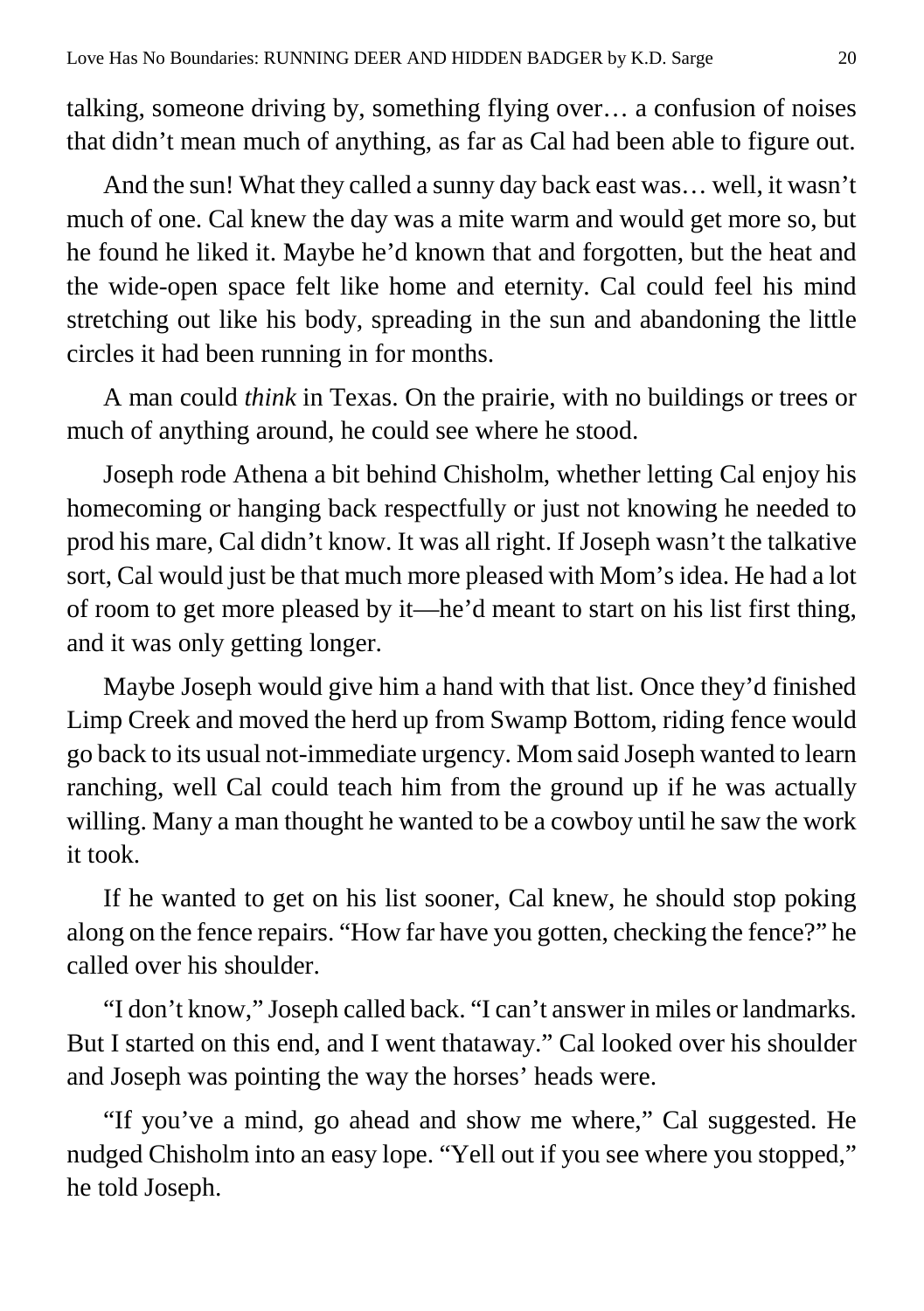talking, someone driving by, something flying over… a confusion of noises that didn't mean much of anything, as far as Cal had been able to figure out.

And the sun! What they called a sunny day back east was… well, it wasn't much of one. Cal knew the day was a mite warm and would get more so, but he found he liked it. Maybe he'd known that and forgotten, but the heat and the wide-open space felt like home and eternity. Cal could feel his mind stretching out like his body, spreading in the sun and abandoning the little circles it had been running in for months.

A man could *think* in Texas. On the prairie, with no buildings or trees or much of anything around, he could see where he stood.

Joseph rode Athena a bit behind Chisholm, whether letting Cal enjoy his homecoming or hanging back respectfully or just not knowing he needed to prod his mare, Cal didn't know. It was all right. If Joseph wasn't the talkative sort, Cal would just be that much more pleased with Mom's idea. He had a lot of room to get more pleased by it—he'd meant to start on his list first thing, and it was only getting longer.

Maybe Joseph would give him a hand with that list. Once they'd finished Limp Creek and moved the herd up from Swamp Bottom, riding fence would go back to its usual not-immediate urgency. Mom said Joseph wanted to learn ranching, well Cal could teach him from the ground up if he was actually willing. Many a man thought he wanted to be a cowboy until he saw the work it took.

If he wanted to get on his list sooner, Cal knew, he should stop poking along on the fence repairs. "How far have you gotten, checking the fence?" he called over his shoulder.

"I don't know," Joseph called back. "I can't answer in miles or landmarks. But I started on this end, and I went thataway." Cal looked over his shoulder and Joseph was pointing the way the horses' heads were.

"If you've a mind, go ahead and show me where," Cal suggested. He nudged Chisholm into an easy lope. "Yell out if you see where you stopped," he told Joseph.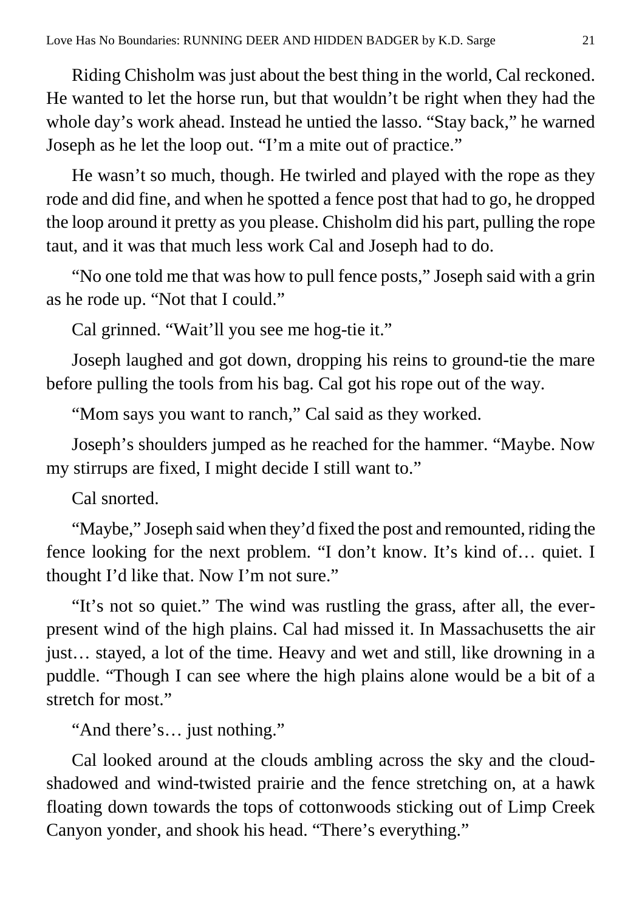Riding Chisholm was just about the best thing in the world, Cal reckoned. He wanted to let the horse run, but that wouldn't be right when they had the whole day's work ahead. Instead he untied the lasso. "Stay back," he warned Joseph as he let the loop out. "I'm a mite out of practice."

He wasn't so much, though. He twirled and played with the rope as they rode and did fine, and when he spotted a fence post that had to go, he dropped the loop around it pretty as you please. Chisholm did his part, pulling the rope taut, and it was that much less work Cal and Joseph had to do.

"No one told me that was how to pull fence posts," Joseph said with a grin as he rode up. "Not that I could."

Cal grinned. "Wait'll you see me hog-tie it."

Joseph laughed and got down, dropping his reins to ground-tie the mare before pulling the tools from his bag. Cal got his rope out of the way.

"Mom says you want to ranch," Cal said as they worked.

Joseph's shoulders jumped as he reached for the hammer. "Maybe. Now my stirrups are fixed, I might decide I still want to."

Cal snorted.

"Maybe," Joseph said when they'd fixed the post and remounted, riding the fence looking for the next problem. "I don't know. It's kind of… quiet. I thought I'd like that. Now I'm not sure."

"It's not so quiet." The wind was rustling the grass, after all, the ever-present wind of the high plains. Cal had missed it. In Massachusetts the air just… stayed, a lot of the time. Heavy and wet and still, like drowning in a puddle. "Though I can see where the high plains alone would be a bit of a stretch for most."

"And there's… just nothing."

Cal looked around at the clouds ambling across the sky and the cloud-shadowed and wind-twisted prairie and the fence stretching on, at a hawk floating down towards the tops of cottonwoods sticking out of Limp Creek Canyon yonder, and shook his head. "There's everything."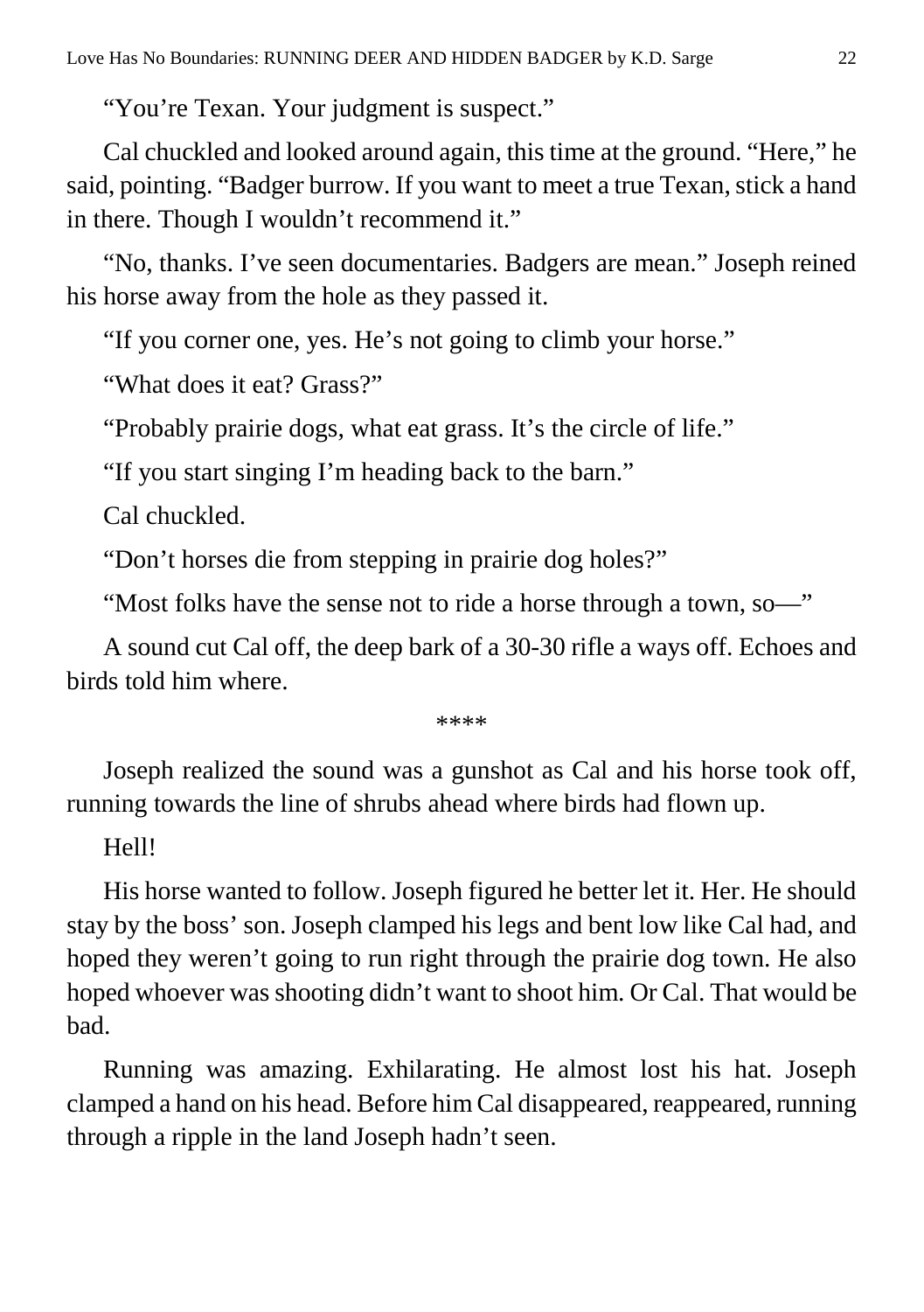"You're Texan. Your judgment is suspect."

Cal chuckled and looked around again, this time at the ground. "Here," he said, pointing. "Badger burrow. If you want to meet a true Texan, stick a hand in there. Though I wouldn't recommend it."

"No, thanks. I've seen documentaries. Badgers are mean." Joseph reined his horse away from the hole as they passed it.

"If you corner one, yes. He's not going to climb your horse."

"What does it eat? Grass?"

"Probably prairie dogs, what eat grass. It's the circle of life."

"If you start singing I'm heading back to the barn."

Cal chuckled.

"Don't horses die from stepping in prairie dog holes?"

"Most folks have the sense not to ride a horse through a town, so—"

A sound cut Cal off, the deep bark of a 30-30 rifle a ways off. Echoes and birds told him where.

****

Joseph realized the sound was a gunshot as Cal and his horse took off, running towards the line of shrubs ahead where birds had flown up.

Hell!

His horse wanted to follow. Joseph figured he better let it. Her. He should stay by the boss' son. Joseph clamped his legs and bent low like Cal had, and hoped they weren't going to run right through the prairie dog town. He also hoped whoever was shooting didn't want to shoot him. Or Cal. That would be bad.

Running was amazing. Exhilarating. He almost lost his hat. Joseph clamped a hand on his head. Before him Cal disappeared, reappeared, running through a ripple in the land Joseph hadn't seen.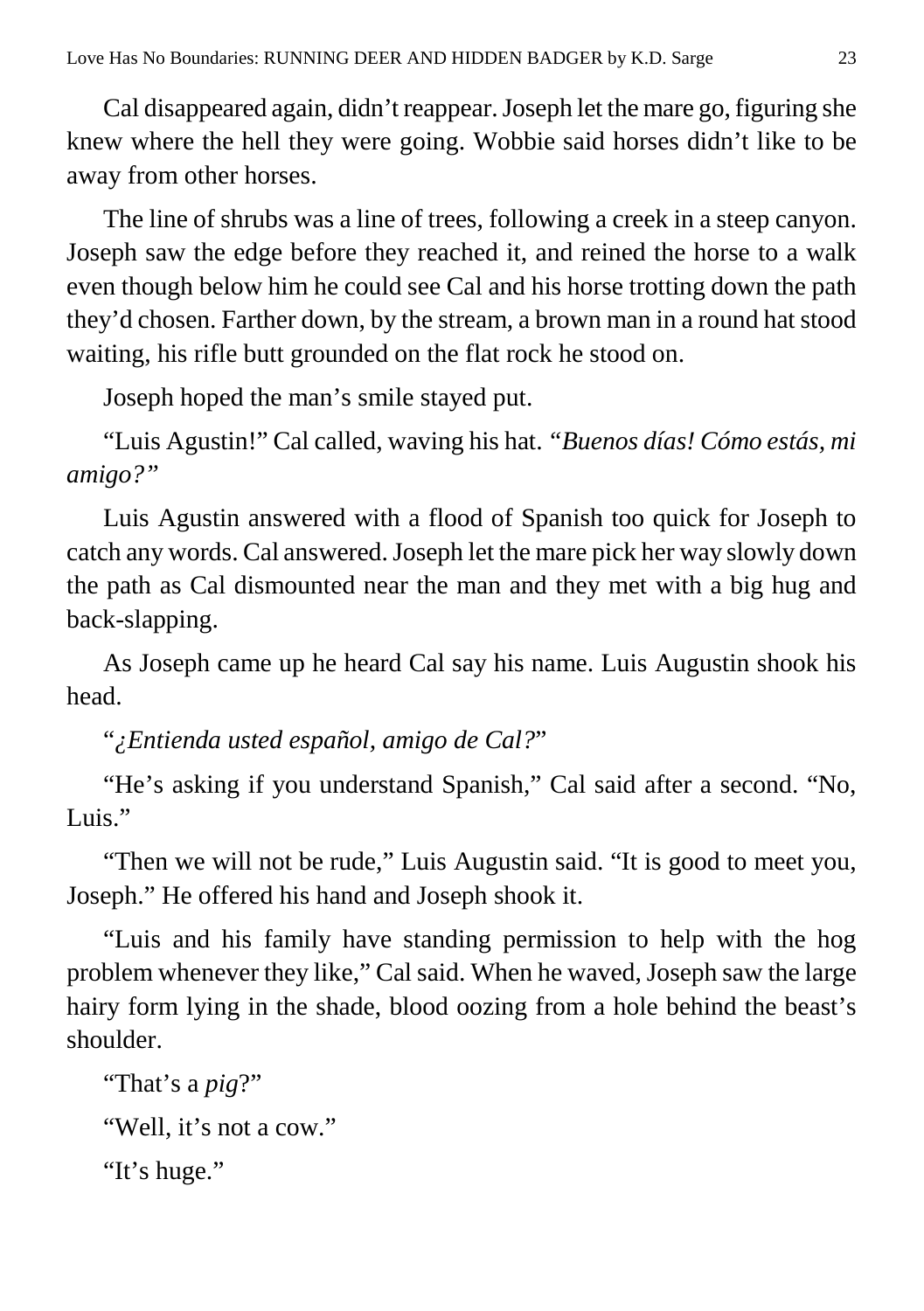Cal disappeared again, didn't reappear. Joseph let the mare go, figuring she knew where the hell they were going. Wobbie said horses didn't like to be away from other horses.

The line of shrubs was a line of trees, following a creek in a steep canyon. Joseph saw the edge before they reached it, and reined the horse to a walk even though below him he could see Cal and his horse trotting down the path they'd chosen. Farther down, by the stream, a brown man in a round hat stood waiting, his rifle butt grounded on the flat rock he stood on.

Joseph hoped the man's smile stayed put.

"Luis Agustin!" Cal called, waving his hat. *"Buenos días! Cómo estás, mi amigo?"*

Luis Agustin answered with a flood of Spanish too quick for Joseph to catch any words. Cal answered. Joseph let the mare pick her way slowly down the path as Cal dismounted near the man and they met with a big hug and back-slapping.

As Joseph came up he heard Cal say his name. Luis Augustin shook his head.

"*¿Entienda usted español, amigo de Cal?*"

"He's asking if you understand Spanish," Cal said after a second. "No, Luis."

"Then we will not be rude," Luis Augustin said. "It is good to meet you, Joseph." He offered his hand and Joseph shook it.

"Luis and his family have standing permission to help with the hog problem whenever they like," Cal said. When he waved, Joseph saw the large hairy form lying in the shade, blood oozing from a hole behind the beast's shoulder.

"That's a *pig*?"

"Well, it's not a cow."

"It's huge."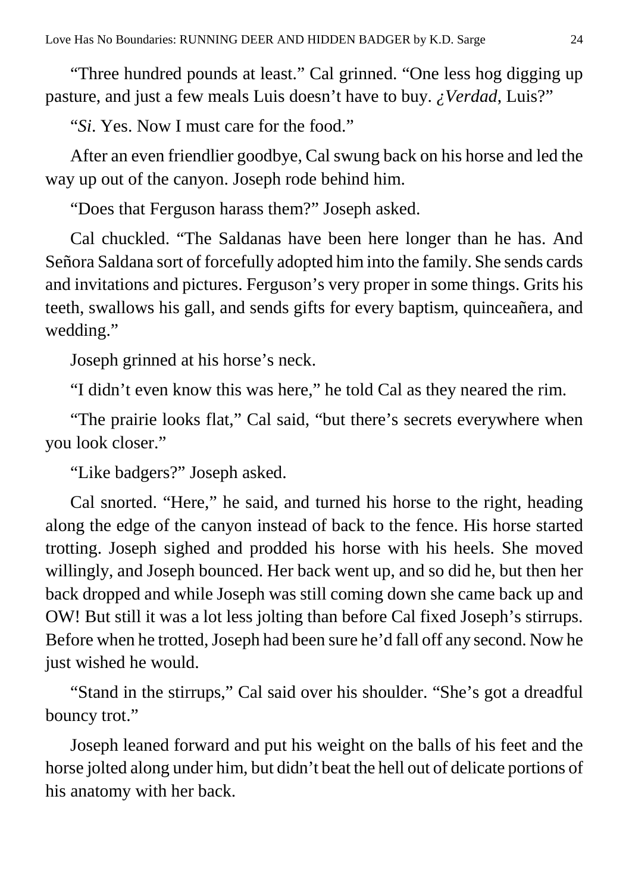"Three hundred pounds at least." Cal grinned. "One less hog digging up pasture, and just a few meals Luis doesn't have to buy. *¿Verdad*, Luis?"

"*Si*. Yes. Now I must care for the food."

After an even friendlier goodbye, Cal swung back on his horse and led the way up out of the canyon. Joseph rode behind him.

"Does that Ferguson harass them?" Joseph asked.

Cal chuckled. "The Saldanas have been here longer than he has. And Señora Saldana sort of forcefully adopted him into the family. She sends cards and invitations and pictures. Ferguson's very proper in some things. Grits his teeth, swallows his gall, and sends gifts for every baptism, quinceañera, and wedding."

Joseph grinned at his horse's neck.

"I didn't even know this was here," he told Cal as they neared the rim.

"The prairie looks flat," Cal said, "but there's secrets everywhere when you look closer."

"Like badgers?" Joseph asked.

Cal snorted. "Here," he said, and turned his horse to the right, heading along the edge of the canyon instead of back to the fence. His horse started trotting. Joseph sighed and prodded his horse with his heels. She moved willingly, and Joseph bounced. Her back went up, and so did he, but then her back dropped and while Joseph was still coming down she came back up and OW! But still it was a lot less jolting than before Cal fixed Joseph's stirrups. Before when he trotted, Joseph had been sure he'd fall off any second. Now he just wished he would.

"Stand in the stirrups," Cal said over his shoulder. "She's got a dreadful bouncy trot."

Joseph leaned forward and put his weight on the balls of his feet and the horse jolted along under him, but didn't beat the hell out of delicate portions of his anatomy with her back.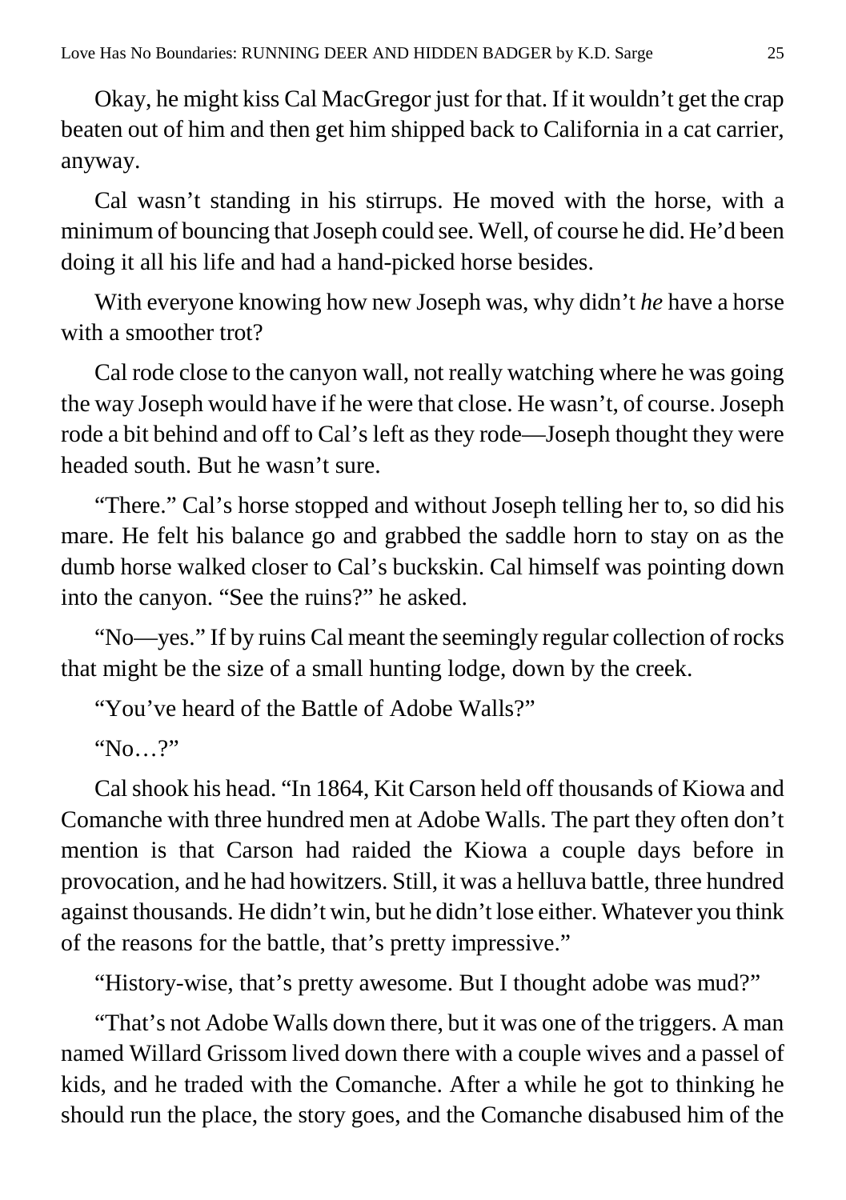Okay, he might kiss Cal MacGregor just for that. If it wouldn't get the crap beaten out of him and then get him shipped back to California in a cat carrier, anyway.

Cal wasn't standing in his stirrups. He moved with the horse, with a minimum of bouncing that Joseph could see. Well, of course he did. He'd been doing it all his life and had a hand-picked horse besides.

With everyone knowing how new Joseph was, why didn't *he* have a horse with a smoother trot?

Cal rode close to the canyon wall, not really watching where he was going the way Joseph would have if he were that close. He wasn't, of course. Joseph rode a bit behind and off to Cal's left as they rode—Joseph thought they were headed south. But he wasn't sure.

"There." Cal's horse stopped and without Joseph telling her to, so did his mare. He felt his balance go and grabbed the saddle horn to stay on as the dumb horse walked closer to Cal's buckskin. Cal himself was pointing down into the canyon. "See the ruins?" he asked.

"No—yes." If by ruins Cal meant the seemingly regular collection of rocks that might be the size of a small hunting lodge, down by the creek.

"You've heard of the Battle of Adobe Walls?"

"No…?"

Cal shook his head. "In 1864, Kit Carson held off thousands of Kiowa and Comanche with three hundred men at Adobe Walls. The part they often don't mention is that Carson had raided the Kiowa a couple days before in provocation, and he had howitzers. Still, it was a helluva battle, three hundred against thousands. He didn't win, but he didn't lose either. Whatever you think of the reasons for the battle, that's pretty impressive."

"History-wise, that's pretty awesome. But I thought adobe was mud?"

"That's not Adobe Walls down there, but it was one of the triggers. A man named Willard Grissom lived down there with a couple wives and a passel of kids, and he traded with the Comanche. After a while he got to thinking he should run the place, the story goes, and the Comanche disabused him of the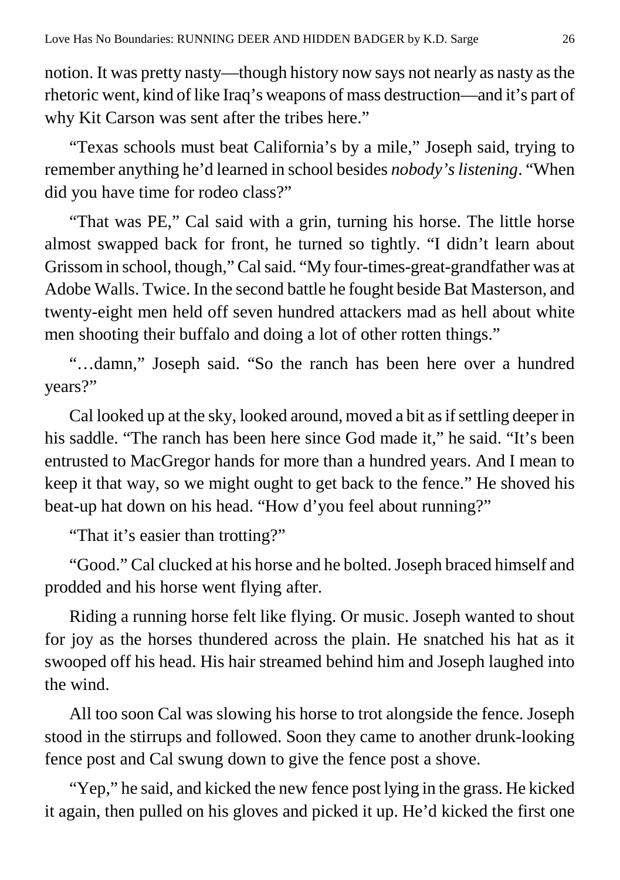notion. It was pretty nasty—though history now says not nearly as nasty as the rhetoric went, kind of like Iraq's weapons of mass destruction—and it's part of why Kit Carson was sent after the tribes here."

"Texas schools must beat California's by a mile," Joseph said, trying to remember anything he'd learned in school besides *nobody's listening*. "When did you have time for rodeo class?"

"That was PE," Cal said with a grin, turning his horse. The little horse almost swapped back for front, he turned so tightly. "I didn't learn about Grissom in school, though," Cal said. "My four-times-great-grandfather was at Adobe Walls. Twice. In the second battle he fought beside Bat Masterson, and twenty-eight men held off seven hundred attackers mad as hell about white men shooting their buffalo and doing a lot of other rotten things."

"…damn," Joseph said. "So the ranch has been here over a hundred years?"

Cal looked up at the sky, looked around, moved a bit as if settling deeper in his saddle. "The ranch has been here since God made it," he said. "It's been entrusted to MacGregor hands for more than a hundred years. And I mean to keep it that way, so we might ought to get back to the fence." He shoved his beat-up hat down on his head. "How d'you feel about running?"

"That it's easier than trotting?"

"Good." Cal clucked at his horse and he bolted. Joseph braced himself and prodded and his horse went flying after.

Riding a running horse felt like flying. Or music. Joseph wanted to shout for joy as the horses thundered across the plain. He snatched his hat as it swooped off his head. His hair streamed behind him and Joseph laughed into the wind.

All too soon Cal was slowing his horse to trot alongside the fence. Joseph stood in the stirrups and followed. Soon they came to another drunk-looking fence post and Cal swung down to give the fence post a shove.

"Yep," he said, and kicked the new fence post lying in the grass. He kicked it again, then pulled on his gloves and picked it up. He'd kicked the first one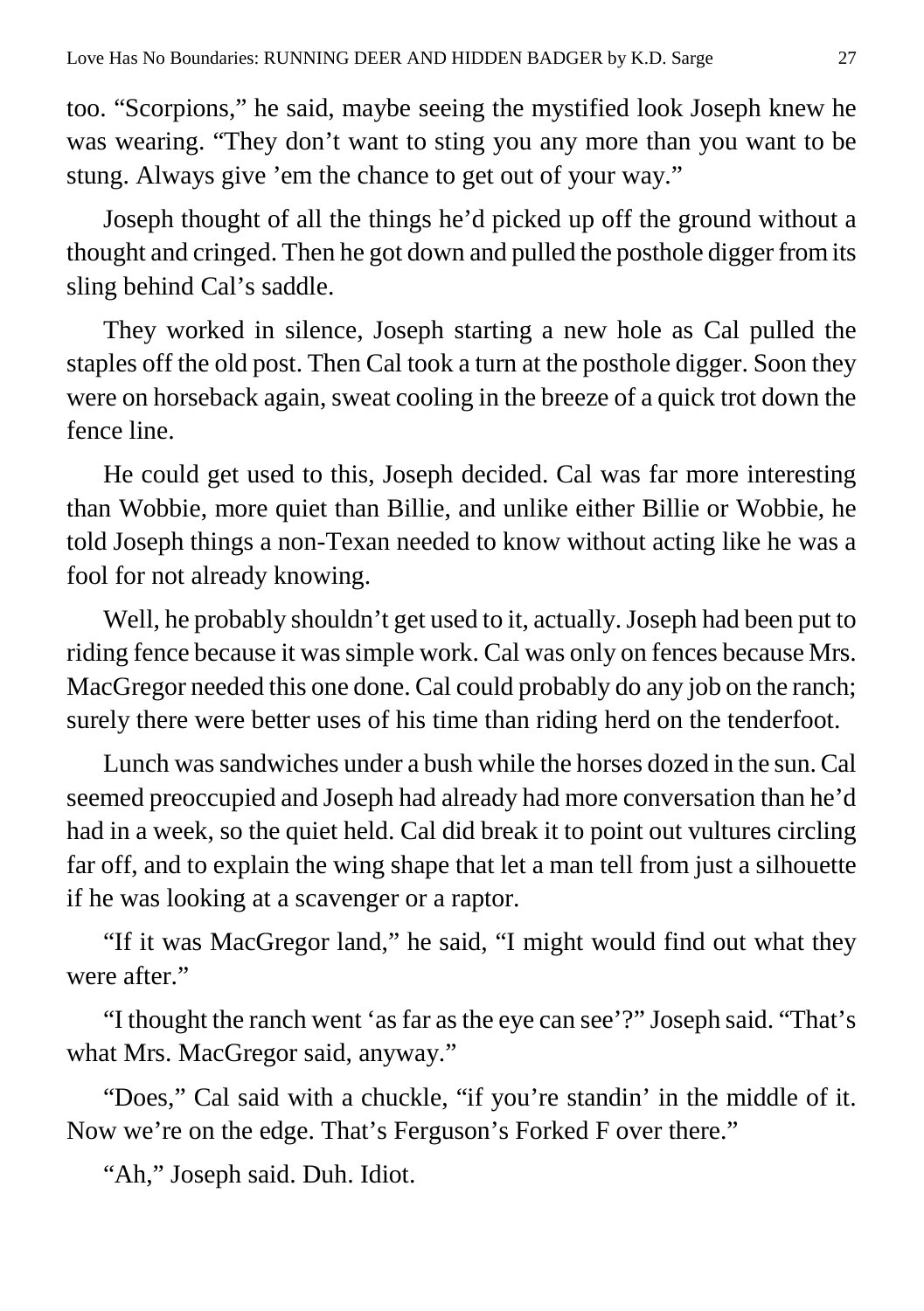too. "Scorpions," he said, maybe seeing the mystified look Joseph knew he was wearing. "They don't want to sting you any more than you want to be stung. Always give 'em the chance to get out of your way."

Joseph thought of all the things he'd picked up off the ground without a thought and cringed. Then he got down and pulled the posthole digger from its sling behind Cal's saddle.

They worked in silence, Joseph starting a new hole as Cal pulled the staples off the old post. Then Cal took a turn at the posthole digger. Soon they were on horseback again, sweat cooling in the breeze of a quick trot down the fence line.

He could get used to this, Joseph decided. Cal was far more interesting than Wobbie, more quiet than Billie, and unlike either Billie or Wobbie, he told Joseph things a non-Texan needed to know without acting like he was a fool for not already knowing.

Well, he probably shouldn't get used to it, actually. Joseph had been put to riding fence because it was simple work. Cal was only on fences because Mrs. MacGregor needed this one done. Cal could probably do any job on the ranch; surely there were better uses of his time than riding herd on the tenderfoot.

Lunch was sandwiches under a bush while the horses dozed in the sun. Cal seemed preoccupied and Joseph had already had more conversation than he'd had in a week, so the quiet held. Cal did break it to point out vultures circling far off, and to explain the wing shape that let a man tell from just a silhouette if he was looking at a scavenger or a raptor.

"If it was MacGregor land," he said, "I might would find out what they were after."

"I thought the ranch went 'as far as the eye can see'?" Joseph said. "That's what Mrs. MacGregor said, anyway."

"Does," Cal said with a chuckle, "if you're standin' in the middle of it. Now we're on the edge. That's Ferguson's Forked F over there."

"Ah," Joseph said. Duh. Idiot.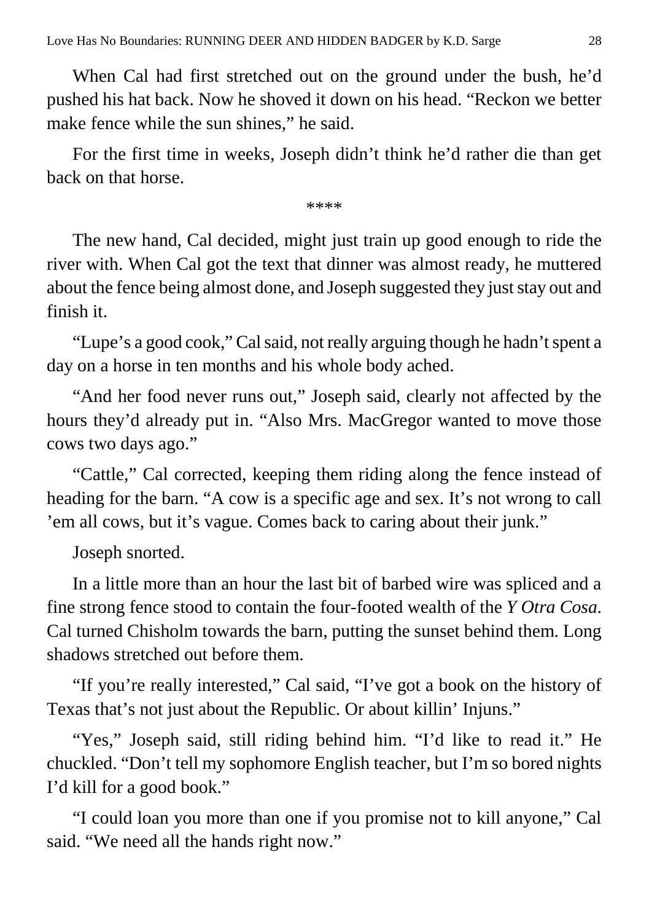When Cal had first stretched out on the ground under the bush, he'd pushed his hat back. Now he shoved it down on his head. "Reckon we better make fence while the sun shines," he said.

For the first time in weeks, Joseph didn't think he'd rather die than get back on that horse.

****

The new hand, Cal decided, might just train up good enough to ride the river with. When Cal got the text that dinner was almost ready, he muttered about the fence being almost done, and Joseph suggested they just stay out and finish it.

"Lupe's a good cook," Cal said, not really arguing though he hadn't spent a day on a horse in ten months and his whole body ached.

"And her food never runs out," Joseph said, clearly not affected by the hours they'd already put in. "Also Mrs. MacGregor wanted to move those cows two days ago."

"Cattle," Cal corrected, keeping them riding along the fence instead of heading for the barn. "A cow is a specific age and sex. It's not wrong to call 'em all cows, but it's vague. Comes back to caring about their junk."

Joseph snorted.

In a little more than an hour the last bit of barbed wire was spliced and a fine strong fence stood to contain the four-footed wealth of the *Y Otra Cosa*. Cal turned Chisholm towards the barn, putting the sunset behind them. Long shadows stretched out before them.

"If you're really interested," Cal said, "I've got a book on the history of Texas that's not just about the Republic. Or about killin' Injuns."

"Yes," Joseph said, still riding behind him. "I'd like to read it." He chuckled. "Don't tell my sophomore English teacher, but I'm so bored nights I'd kill for a good book."

"I could loan you more than one if you promise not to kill anyone," Cal said. "We need all the hands right now."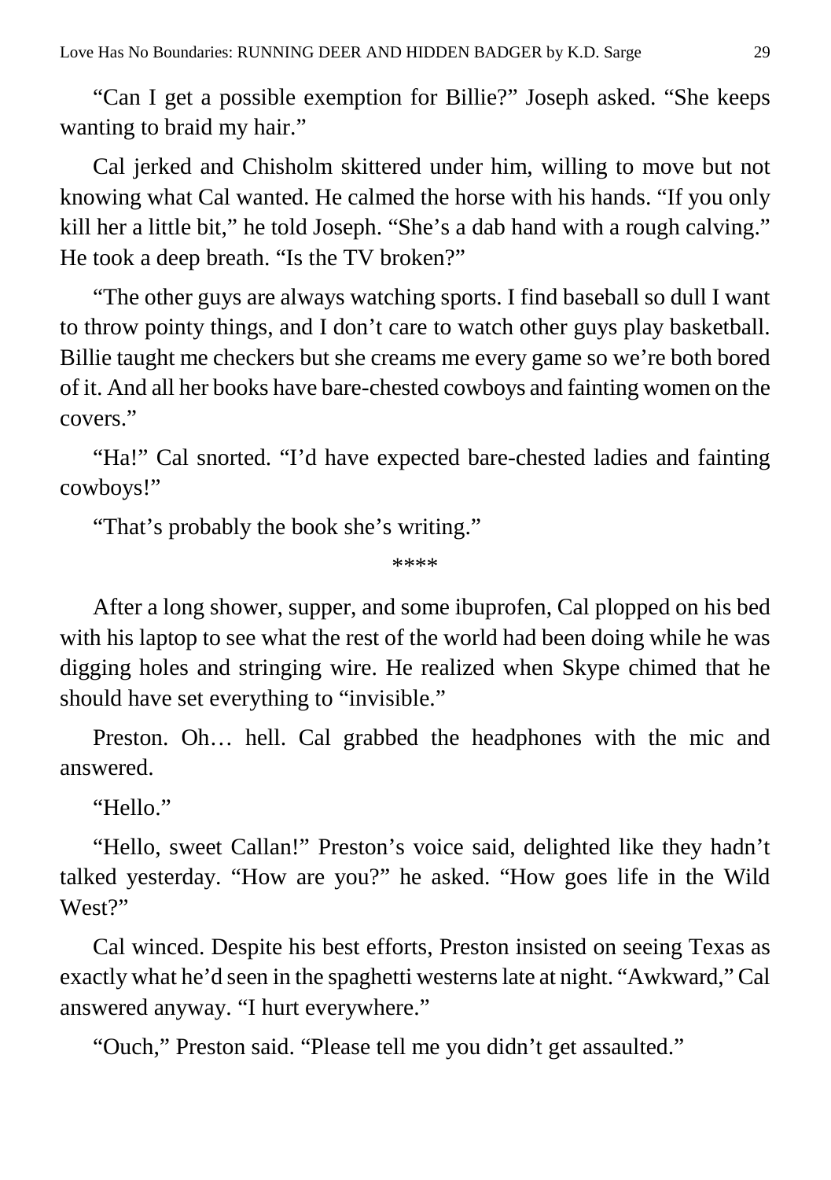"Can I get a possible exemption for Billie?" Joseph asked. "She keeps wanting to braid my hair."

Cal jerked and Chisholm skittered under him, willing to move but not knowing what Cal wanted. He calmed the horse with his hands. "If you only kill her a little bit," he told Joseph. "She's a dab hand with a rough calving." He took a deep breath. "Is the TV broken?"

"The other guys are always watching sports. I find baseball so dull I want to throw pointy things, and I don't care to watch other guys play basketball. Billie taught me checkers but she creams me every game so we're both bored of it. And all her books have bare-chested cowboys and fainting women on the covers."

"Ha!" Cal snorted. "I'd have expected bare-chested ladies and fainting cowboys!"

"That's probably the book she's writing."

****

After a long shower, supper, and some ibuprofen, Cal plopped on his bed with his laptop to see what the rest of the world had been doing while he was digging holes and stringing wire. He realized when Skype chimed that he should have set everything to "invisible."

Preston. Oh… hell. Cal grabbed the headphones with the mic and answered.

"Hello."

"Hello, sweet Callan!" Preston's voice said, delighted like they hadn't talked yesterday. "How are you?" he asked. "How goes life in the Wild West?"

Cal winced. Despite his best efforts, Preston insisted on seeing Texas as exactly what he'd seen in the spaghetti westerns late at night. "Awkward," Cal answered anyway. "I hurt everywhere."

"Ouch," Preston said. "Please tell me you didn't get assaulted."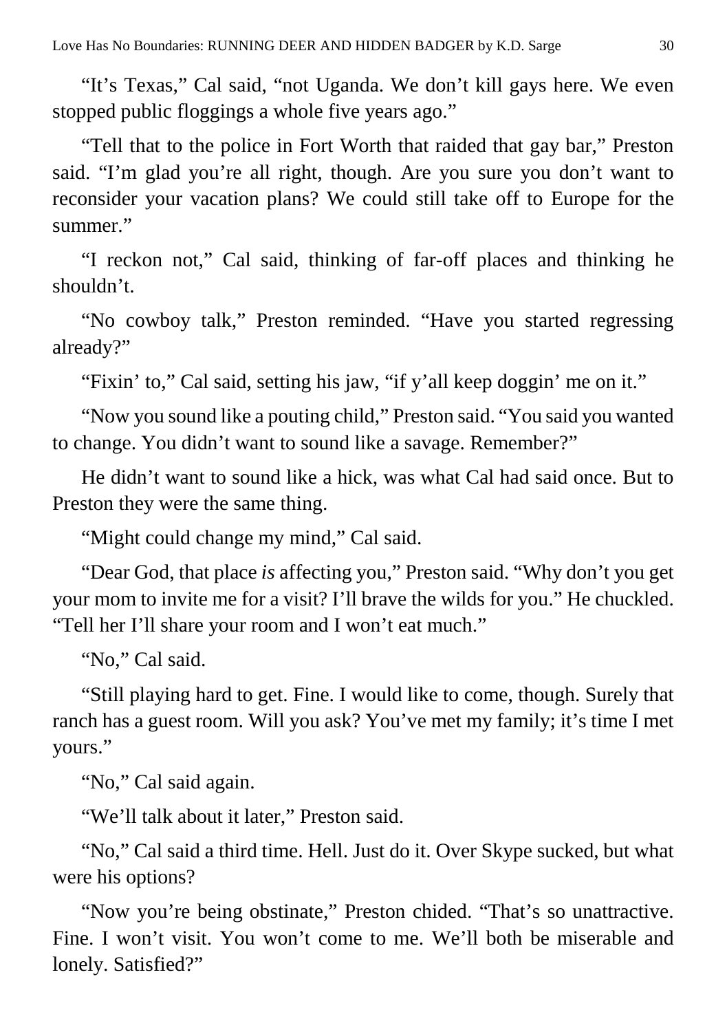"It's Texas," Cal said, "not Uganda. We don't kill gays here. We even stopped public floggings a whole five years ago."

"Tell that to the police in Fort Worth that raided that gay bar," Preston said. "I'm glad you're all right, though. Are you sure you don't want to reconsider your vacation plans? We could still take off to Europe for the summer."

"I reckon not," Cal said, thinking of far-off places and thinking he shouldn't.

"No cowboy talk," Preston reminded. "Have you started regressing already?"

"Fixin' to," Cal said, setting his jaw, "if y'all keep doggin' me on it."

"Now you sound like a pouting child," Preston said. "You said you wanted to change. You didn't want to sound like a savage. Remember?"

He didn't want to sound like a hick, was what Cal had said once. But to Preston they were the same thing.

"Might could change my mind," Cal said.

"Dear God, that place *is* affecting you," Preston said. "Why don't you get your mom to invite me for a visit? I'll brave the wilds for you." He chuckled. "Tell her I'll share your room and I won't eat much."

"No," Cal said.

"Still playing hard to get. Fine. I would like to come, though. Surely that ranch has a guest room. Will you ask? You've met my family; it's time I met yours."

"No," Cal said again.

"We'll talk about it later," Preston said.

"No," Cal said a third time. Hell. Just do it. Over Skype sucked, but what were his options?

"Now you're being obstinate," Preston chided. "That's so unattractive. Fine. I won't visit. You won't come to me. We'll both be miserable and lonely. Satisfied?"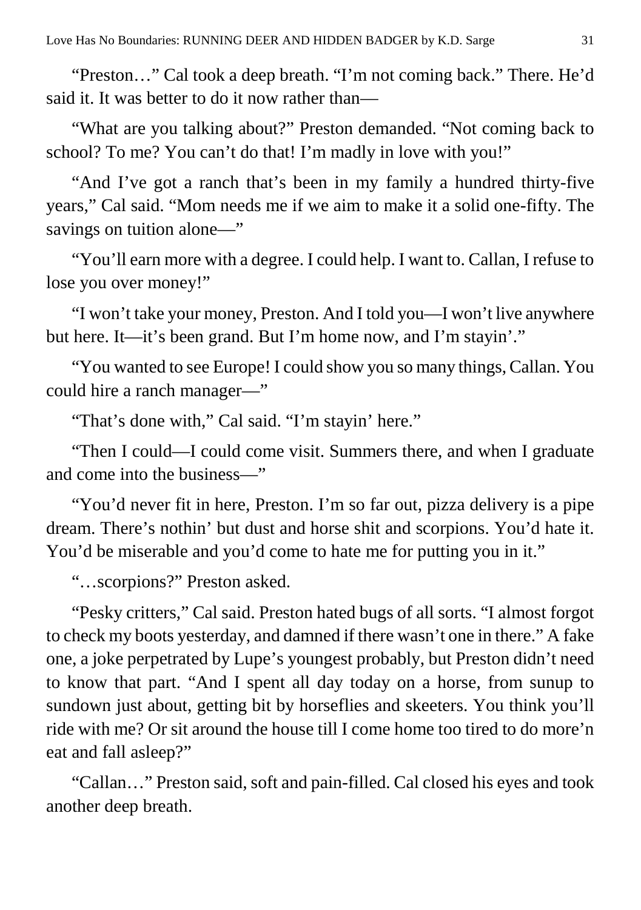"Preston…" Cal took a deep breath. "I'm not coming back." There. He'd said it. It was better to do it now rather than—

"What are you talking about?" Preston demanded. "Not coming back to school? To me? You can't do that! I'm madly in love with you!"

"And I've got a ranch that's been in my family a hundred thirty-five years," Cal said. "Mom needs me if we aim to make it a solid one-fifty. The savings on tuition alone—"

"You'll earn more with a degree. I could help. I want to. Callan, I refuse to lose you over money!"

"I won't take your money, Preston. And I told you—I won't live anywhere but here. It—it's been grand. But I'm home now, and I'm stayin'."

"You wanted to see Europe! I could show you so many things, Callan. You could hire a ranch manager—"

"That's done with," Cal said. "I'm stayin' here."

"Then I could—I could come visit. Summers there, and when I graduate and come into the business—"

"You'd never fit in here, Preston. I'm so far out, pizza delivery is a pipe dream. There's nothin' but dust and horse shit and scorpions. You'd hate it. You'd be miserable and you'd come to hate me for putting you in it."

"…scorpions?" Preston asked.

"Pesky critters," Cal said. Preston hated bugs of all sorts. "I almost forgot to check my boots yesterday, and damned if there wasn't one in there." A fake one, a joke perpetrated by Lupe's youngest probably, but Preston didn't need to know that part. "And I spent all day today on a horse, from sunup to sundown just about, getting bit by horseflies and skeeters. You think you'll ride with me? Or sit around the house till I come home too tired to do more'n eat and fall asleep?"

"Callan…" Preston said, soft and pain-filled. Cal closed his eyes and took another deep breath.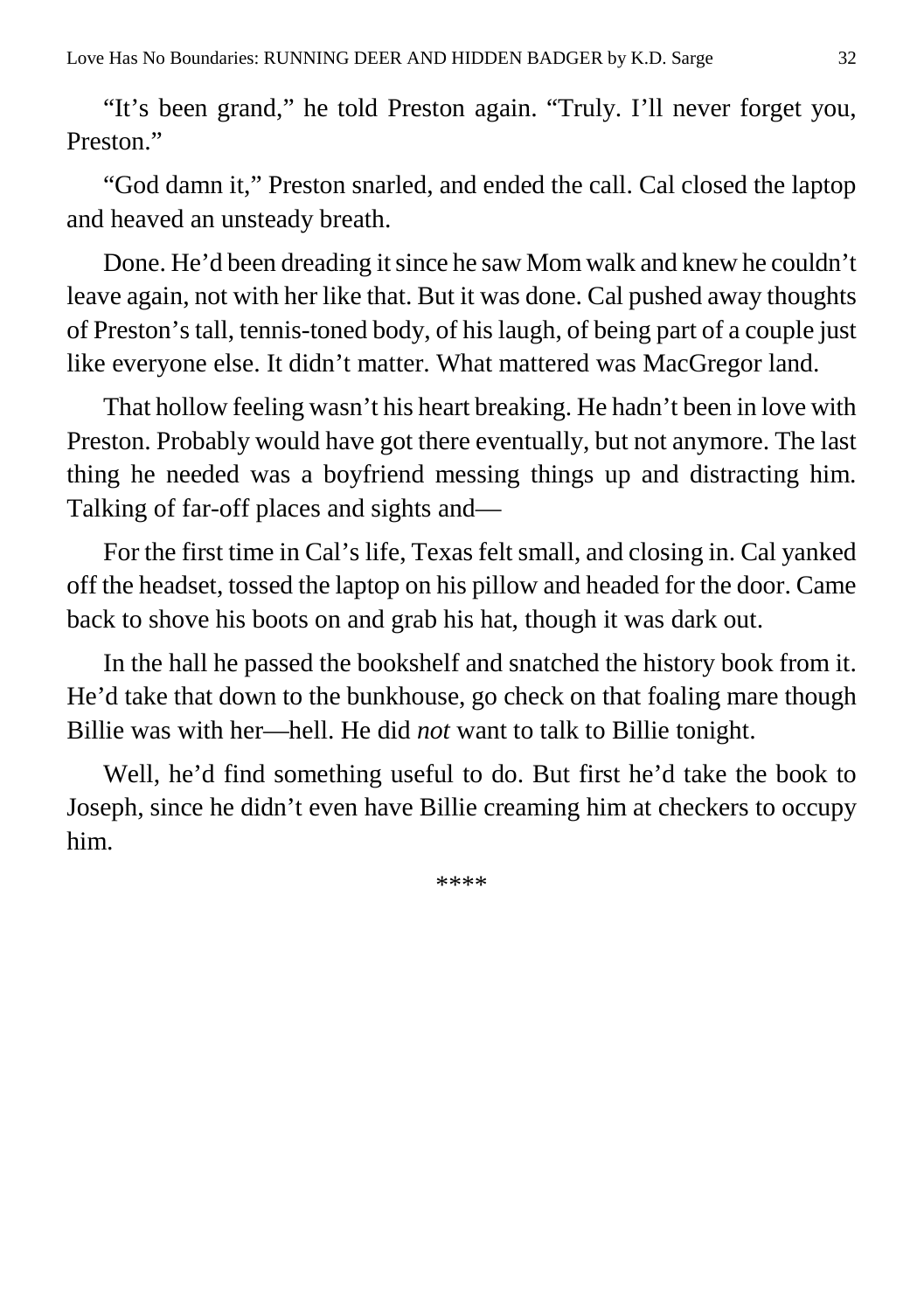"It's been grand," he told Preston again. "Truly. I'll never forget you, Preston."

"God damn it," Preston snarled, and ended the call. Cal closed the laptop and heaved an unsteady breath.

Done. He'd been dreading it since he saw Mom walk and knew he couldn't leave again, not with her like that. But it was done. Cal pushed away thoughts of Preston's tall, tennis-toned body, of his laugh, of being part of a couple just like everyone else. It didn't matter. What mattered was MacGregor land.

That hollow feeling wasn't his heart breaking. He hadn't been in love with Preston. Probably would have got there eventually, but not anymore. The last thing he needed was a boyfriend messing things up and distracting him. Talking of far-off places and sights and—

For the first time in Cal's life, Texas felt small, and closing in. Cal yanked off the headset, tossed the laptop on his pillow and headed for the door. Came back to shove his boots on and grab his hat, though it was dark out.

In the hall he passed the bookshelf and snatched the history book from it. He'd take that down to the bunkhouse, go check on that foaling mare though Billie was with her—hell. He did *not* want to talk to Billie tonight.

Well, he'd find something useful to do. But first he'd take the book to Joseph, since he didn't even have Billie creaming him at checkers to occupy him.

****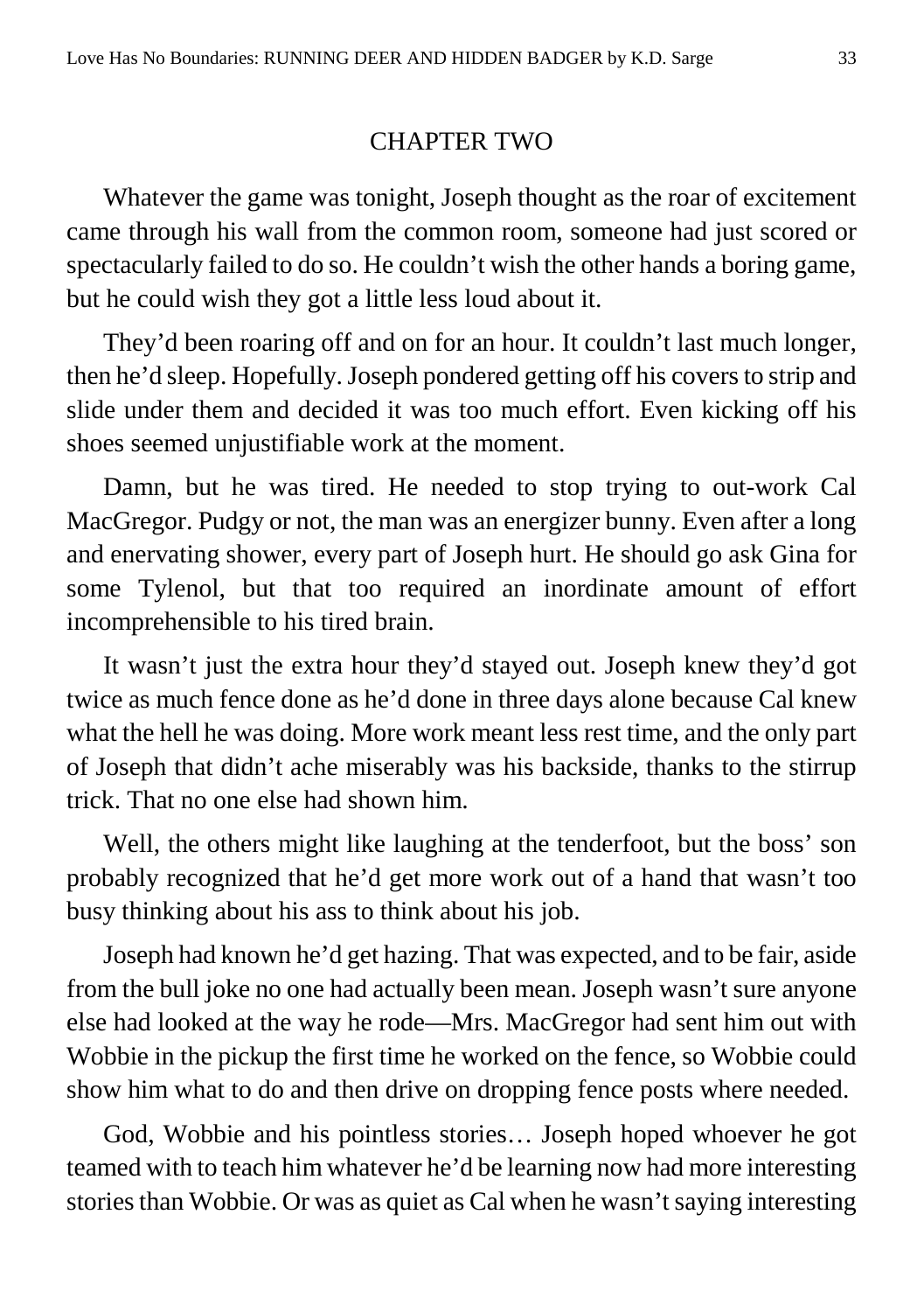## CHAPTER TWO

Whatever the game was tonight, Joseph thought as the roar of excitement came through his wall from the common room, someone had just scored or spectacularly failed to do so. He couldn't wish the other hands a boring game, but he could wish they got a little less loud about it.

They'd been roaring off and on for an hour. It couldn't last much longer, then he'd sleep. Hopefully. Joseph pondered getting off his covers to strip and slide under them and decided it was too much effort. Even kicking off his shoes seemed unjustifiable work at the moment.

Damn, but he was tired. He needed to stop trying to out-work Cal MacGregor. Pudgy or not, the man was an energizer bunny. Even after a long and enervating shower, every part of Joseph hurt. He should go ask Gina for some Tylenol, but that too required an inordinate amount of effort incomprehensible to his tired brain.

It wasn't just the extra hour they'd stayed out. Joseph knew they'd got twice as much fence done as he'd done in three days alone because Cal knew what the hell he was doing. More work meant less rest time, and the only part of Joseph that didn't ache miserably was his backside, thanks to the stirrup trick. That no one else had shown him.

Well, the others might like laughing at the tenderfoot, but the boss' son probably recognized that he'd get more work out of a hand that wasn't too busy thinking about his ass to think about his job.

Joseph had known he'd get hazing. That was expected, and to be fair, aside from the bull joke no one had actually been mean. Joseph wasn't sure anyone else had looked at the way he rode—Mrs. MacGregor had sent him out with Wobbie in the pickup the first time he worked on the fence, so Wobbie could show him what to do and then drive on dropping fence posts where needed.

God, Wobbie and his pointless stories… Joseph hoped whoever he got teamed with to teach him whatever he'd be learning now had more interesting stories than Wobbie. Or was as quiet as Cal when he wasn't saying interesting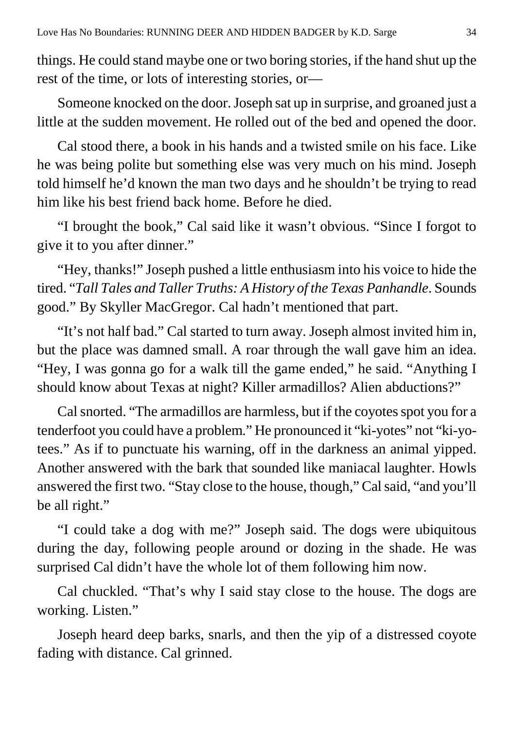things. He could stand maybe one or two boring stories, if the hand shut up the rest of the time, or lots of interesting stories, or—

Someone knocked on the door. Joseph sat up in surprise, and groaned just a little at the sudden movement. He rolled out of the bed and opened the door.

Cal stood there, a book in his hands and a twisted smile on his face. Like he was being polite but something else was very much on his mind. Joseph told himself he'd known the man two days and he shouldn't be trying to read him like his best friend back home. Before he died.

"I brought the book," Cal said like it wasn't obvious. "Since I forgot to give it to you after dinner."

"Hey, thanks!" Joseph pushed a little enthusiasm into his voice to hide the tired. "*Tall Tales and Taller Truths: A History of the Texas Panhandle*. Sounds good." By Skyller MacGregor. Cal hadn't mentioned that part.

"It's not half bad." Cal started to turn away. Joseph almost invited him in, but the place was damned small. A roar through the wall gave him an idea. "Hey, I was gonna go for a walk till the game ended," he said. "Anything I should know about Texas at night? Killer armadillos? Alien abductions?"

Cal snorted. "The armadillos are harmless, but if the coyotes spot you for a tenderfoot you could have a problem." He pronounced it "ki-yotes" not "ki-yo-tees." As if to punctuate his warning, off in the darkness an animal yipped. Another answered with the bark that sounded like maniacal laughter. Howls answered the first two. "Stay close to the house, though," Cal said, "and you'll be all right."

"I could take a dog with me?" Joseph said. The dogs were ubiquitous during the day, following people around or dozing in the shade. He was surprised Cal didn't have the whole lot of them following him now.

Cal chuckled. "That's why I said stay close to the house. The dogs are working. Listen."

Joseph heard deep barks, snarls, and then the yip of a distressed coyote fading with distance. Cal grinned.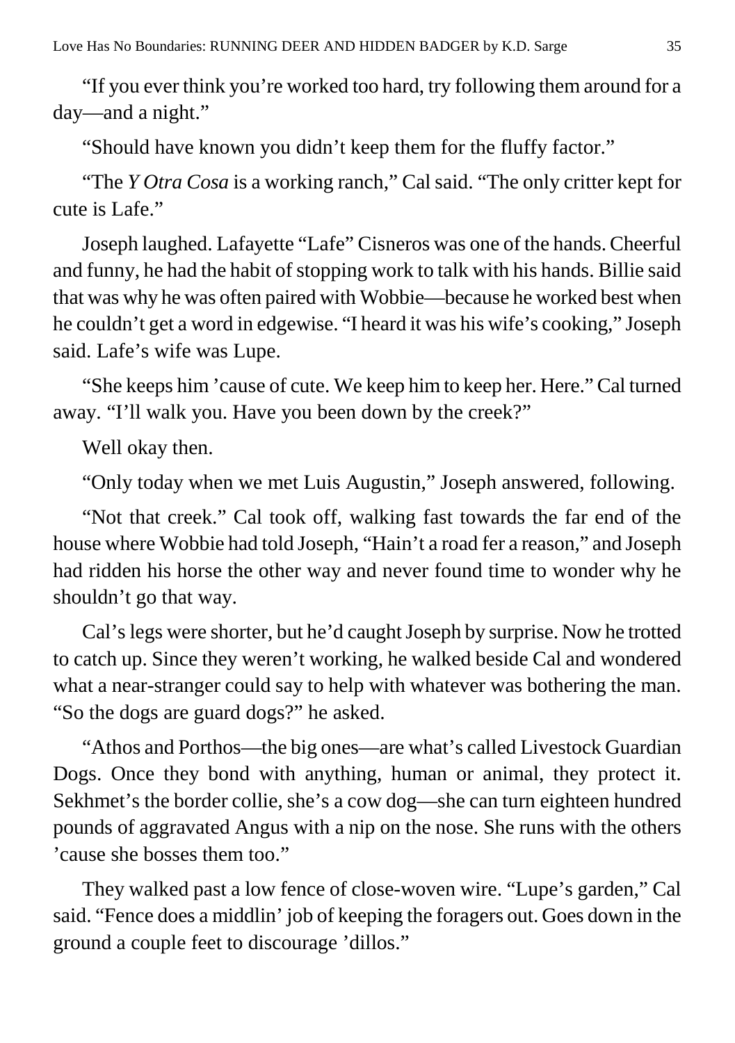"If you ever think you're worked too hard, try following them around for a day—and a night."

"Should have known you didn't keep them for the fluffy factor."

"The *Y Otra Cosa* is a working ranch," Cal said. "The only critter kept for cute is Lafe."

Joseph laughed. Lafayette "Lafe" Cisneros was one of the hands. Cheerful and funny, he had the habit of stopping work to talk with his hands. Billie said that was why he was often paired with Wobbie—because he worked best when he couldn't get a word in edgewise. "I heard it was his wife's cooking," Joseph said. Lafe's wife was Lupe.

"She keeps him 'cause of cute. We keep him to keep her. Here." Cal turned away. "I'll walk you. Have you been down by the creek?"

Well okay then.

"Only today when we met Luis Augustin," Joseph answered, following.

"Not that creek." Cal took off, walking fast towards the far end of the house where Wobbie had told Joseph, "Hain't a road fer a reason," and Joseph had ridden his horse the other way and never found time to wonder why he shouldn't go that way.

Cal's legs were shorter, but he'd caught Joseph by surprise. Now he trotted to catch up. Since they weren't working, he walked beside Cal and wondered what a near-stranger could say to help with whatever was bothering the man. "So the dogs are guard dogs?" he asked.

"Athos and Porthos—the big ones—are what's called Livestock Guardian Dogs. Once they bond with anything, human or animal, they protect it. Sekhmet's the border collie, she's a cow dog—she can turn eighteen hundred pounds of aggravated Angus with a nip on the nose. She runs with the others 'cause she bosses them too."

They walked past a low fence of close-woven wire. "Lupe's garden," Cal said. "Fence does a middlin' job of keeping the foragers out. Goes down in the ground a couple feet to discourage 'dillos."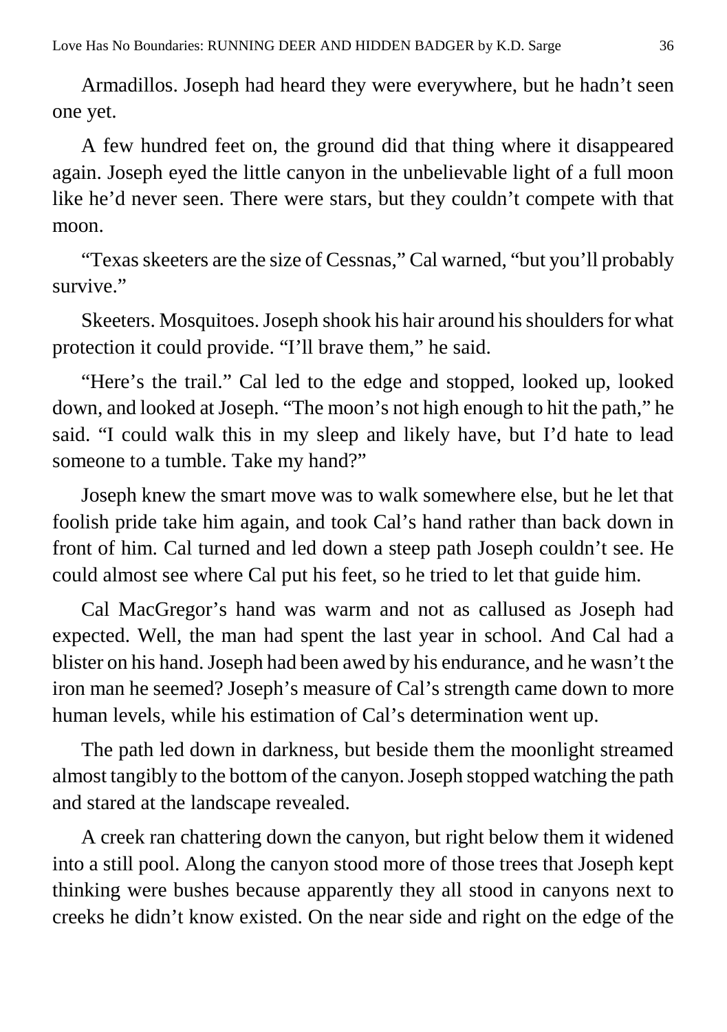Armadillos. Joseph had heard they were everywhere, but he hadn't seen one yet.

A few hundred feet on, the ground did that thing where it disappeared again. Joseph eyed the little canyon in the unbelievable light of a full moon like he'd never seen. There were stars, but they couldn't compete with that moon.

"Texas skeeters are the size of Cessnas," Cal warned, "but you'll probably survive."

Skeeters. Mosquitoes. Joseph shook his hair around his shoulders for what protection it could provide. "I'll brave them," he said.

"Here's the trail." Cal led to the edge and stopped, looked up, looked down, and looked at Joseph. "The moon's not high enough to hit the path," he said. "I could walk this in my sleep and likely have, but I'd hate to lead someone to a tumble. Take my hand?"

Joseph knew the smart move was to walk somewhere else, but he let that foolish pride take him again, and took Cal's hand rather than back down in front of him. Cal turned and led down a steep path Joseph couldn't see. He could almost see where Cal put his feet, so he tried to let that guide him.

Cal MacGregor's hand was warm and not as callused as Joseph had expected. Well, the man had spent the last year in school. And Cal had a blister on his hand. Joseph had been awed by his endurance, and he wasn't the iron man he seemed? Joseph's measure of Cal's strength came down to more human levels, while his estimation of Cal's determination went up.

The path led down in darkness, but beside them the moonlight streamed almost tangibly to the bottom of the canyon. Joseph stopped watching the path and stared at the landscape revealed.

A creek ran chattering down the canyon, but right below them it widened into a still pool. Along the canyon stood more of those trees that Joseph kept thinking were bushes because apparently they all stood in canyons next to creeks he didn't know existed. On the near side and right on the edge of the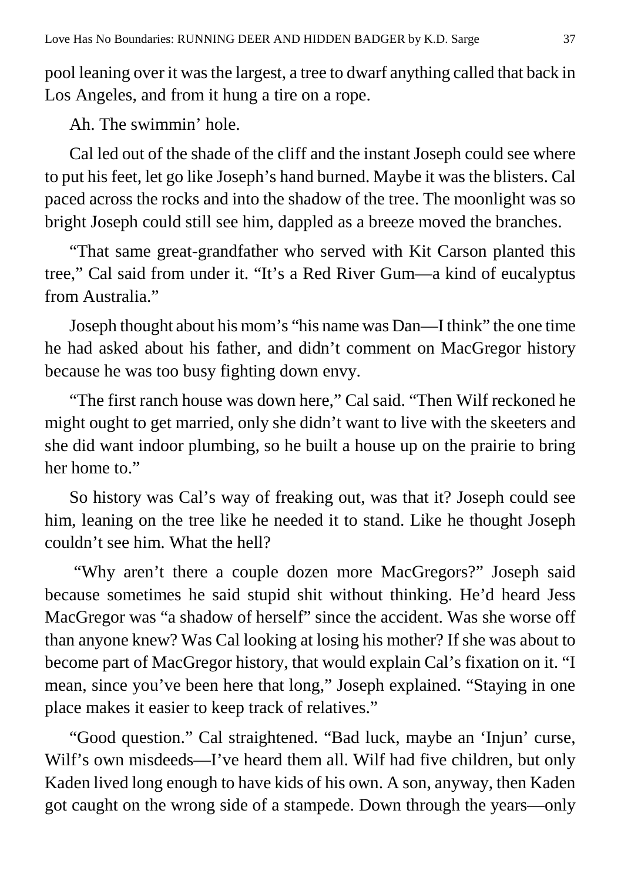pool leaning over it was the largest, a tree to dwarf anything called that back in Los Angeles, and from it hung a tire on a rope.

Ah. The swimmin' hole.

Cal led out of the shade of the cliff and the instant Joseph could see where to put his feet, let go like Joseph's hand burned. Maybe it was the blisters. Cal paced across the rocks and into the shadow of the tree. The moonlight was so bright Joseph could still see him, dappled as a breeze moved the branches.

"That same great-grandfather who served with Kit Carson planted this tree," Cal said from under it. "It's a Red River Gum—a kind of eucalyptus from Australia."

Joseph thought about his mom's "his name was Dan—I think" the one time he had asked about his father, and didn't comment on MacGregor history because he was too busy fighting down envy.

"The first ranch house was down here," Cal said. "Then Wilf reckoned he might ought to get married, only she didn't want to live with the skeeters and she did want indoor plumbing, so he built a house up on the prairie to bring her home to."

So history was Cal's way of freaking out, was that it? Joseph could see him, leaning on the tree like he needed it to stand. Like he thought Joseph couldn't see him. What the hell?

"Why aren't there a couple dozen more MacGregors?" Joseph said because sometimes he said stupid shit without thinking. He'd heard Jess MacGregor was "a shadow of herself" since the accident. Was she worse off than anyone knew? Was Cal looking at losing his mother? If she was about to become part of MacGregor history, that would explain Cal's fixation on it. "I mean, since you've been here that long," Joseph explained. "Staying in one place makes it easier to keep track of relatives."

"Good question." Cal straightened. "Bad luck, maybe an 'Injun' curse, Wilf's own misdeeds—I've heard them all. Wilf had five children, but only Kaden lived long enough to have kids of his own. A son, anyway, then Kaden got caught on the wrong side of a stampede. Down through the years—only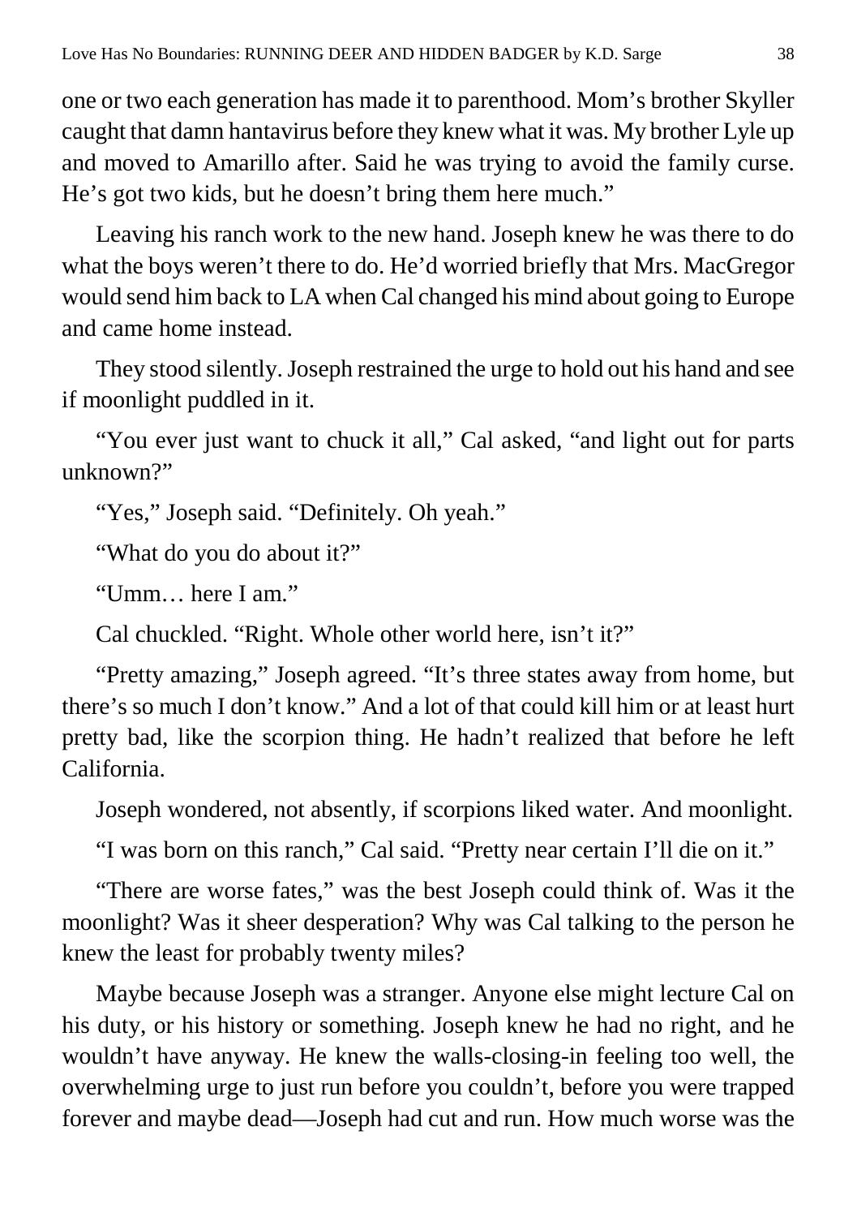one or two each generation has made it to parenthood. Mom's brother Skyller caught that damn hantavirus before they knew what it was. My brother Lyle up and moved to Amarillo after. Said he was trying to avoid the family curse. He's got two kids, but he doesn't bring them here much."

Leaving his ranch work to the new hand. Joseph knew he was there to do what the boys weren't there to do. He'd worried briefly that Mrs. MacGregor would send him back to LA when Cal changed his mind about going to Europe and came home instead.

They stood silently. Joseph restrained the urge to hold out his hand and see if moonlight puddled in it.

"You ever just want to chuck it all," Cal asked, "and light out for parts unknown?"

"Yes," Joseph said. "Definitely. Oh yeah."

"What do you do about it?"

"Umm… here I am."

Cal chuckled. "Right. Whole other world here, isn't it?"

"Pretty amazing," Joseph agreed. "It's three states away from home, but there's so much I don't know." And a lot of that could kill him or at least hurt pretty bad, like the scorpion thing. He hadn't realized that before he left California.

Joseph wondered, not absently, if scorpions liked water. And moonlight.

"I was born on this ranch," Cal said. "Pretty near certain I'll die on it."

"There are worse fates," was the best Joseph could think of. Was it the moonlight? Was it sheer desperation? Why was Cal talking to the person he knew the least for probably twenty miles?

Maybe because Joseph was a stranger. Anyone else might lecture Cal on his duty, or his history or something. Joseph knew he had no right, and he wouldn't have anyway. He knew the walls-closing-in feeling too well, the overwhelming urge to just run before you couldn't, before you were trapped forever and maybe dead—Joseph had cut and run. How much worse was the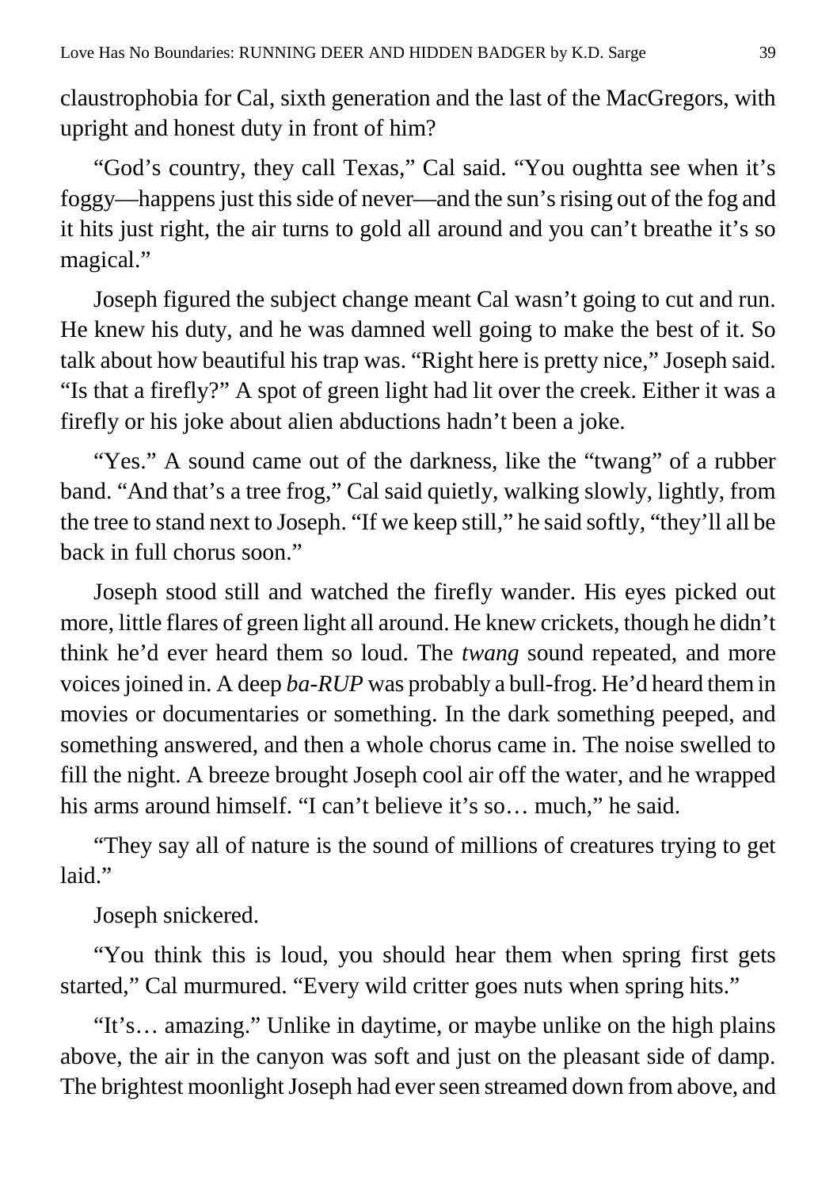claustrophobia for Cal, sixth generation and the last of the MacGregors, with upright and honest duty in front of him?

"God's country, they call Texas," Cal said. "You oughtta see when it's foggy—happens just this side of never—and the sun's rising out of the fog and it hits just right, the air turns to gold all around and you can't breathe it's so magical."

Joseph figured the subject change meant Cal wasn't going to cut and run. He knew his duty, and he was damned well going to make the best of it. So talk about how beautiful his trap was. "Right here is pretty nice," Joseph said. "Is that a firefly?" A spot of green light had lit over the creek. Either it was a firefly or his joke about alien abductions hadn't been a joke.

"Yes." A sound came out of the darkness, like the "twang" of a rubber band. "And that's a tree frog," Cal said quietly, walking slowly, lightly, from the tree to stand next to Joseph. "If we keep still," he said softly, "they'll all be back in full chorus soon."

Joseph stood still and watched the firefly wander. His eyes picked out more, little flares of green light all around. He knew crickets, though he didn't think he'd ever heard them so loud. The *twang* sound repeated, and more voices joined in. A deep *ba-RUP* was probably a bull-frog. He'd heard them in movies or documentaries or something. In the dark something peeped, and something answered, and then a whole chorus came in. The noise swelled to fill the night. A breeze brought Joseph cool air off the water, and he wrapped his arms around himself. "I can't believe it's so… much," he said.

"They say all of nature is the sound of millions of creatures trying to get laid."

Joseph snickered.

"You think this is loud, you should hear them when spring first gets started," Cal murmured. "Every wild critter goes nuts when spring hits."

"It's… amazing." Unlike in daytime, or maybe unlike on the high plains above, the air in the canyon was soft and just on the pleasant side of damp. The brightest moonlight Joseph had ever seen streamed down from above, and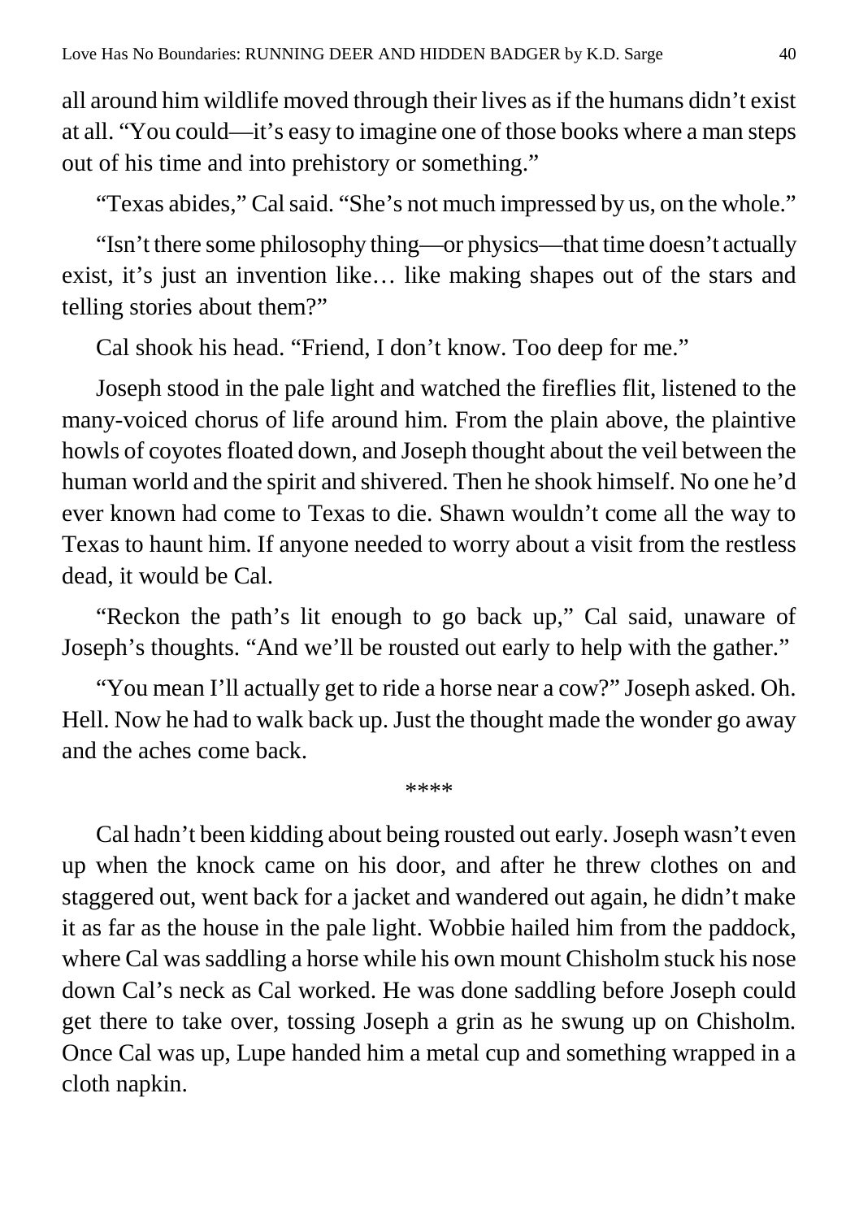all around him wildlife moved through their lives as if the humans didn't exist at all. "You could—it's easy to imagine one of those books where a man steps out of his time and into prehistory or something."

"Texas abides," Cal said. "She's not much impressed by us, on the whole."

"Isn't there some philosophy thing—or physics—that time doesn't actually exist, it's just an invention like… like making shapes out of the stars and telling stories about them?"

Cal shook his head. "Friend, I don't know. Too deep for me."

Joseph stood in the pale light and watched the fireflies flit, listened to the many-voiced chorus of life around him. From the plain above, the plaintive howls of coyotes floated down, and Joseph thought about the veil between the human world and the spirit and shivered. Then he shook himself. No one he'd ever known had come to Texas to die. Shawn wouldn't come all the way to Texas to haunt him. If anyone needed to worry about a visit from the restless dead, it would be Cal.

"Reckon the path's lit enough to go back up," Cal said, unaware of Joseph's thoughts. "And we'll be rousted out early to help with the gather."

"You mean I'll actually get to ride a horse near a cow?" Joseph asked. Oh. Hell. Now he had to walk back up. Just the thought made the wonder go away and the aches come back.

****

Cal hadn't been kidding about being rousted out early. Joseph wasn't even up when the knock came on his door, and after he threw clothes on and staggered out, went back for a jacket and wandered out again, he didn't make it as far as the house in the pale light. Wobbie hailed him from the paddock, where Cal was saddling a horse while his own mount Chisholm stuck his nose down Cal's neck as Cal worked. He was done saddling before Joseph could get there to take over, tossing Joseph a grin as he swung up on Chisholm. Once Cal was up, Lupe handed him a metal cup and something wrapped in a cloth napkin.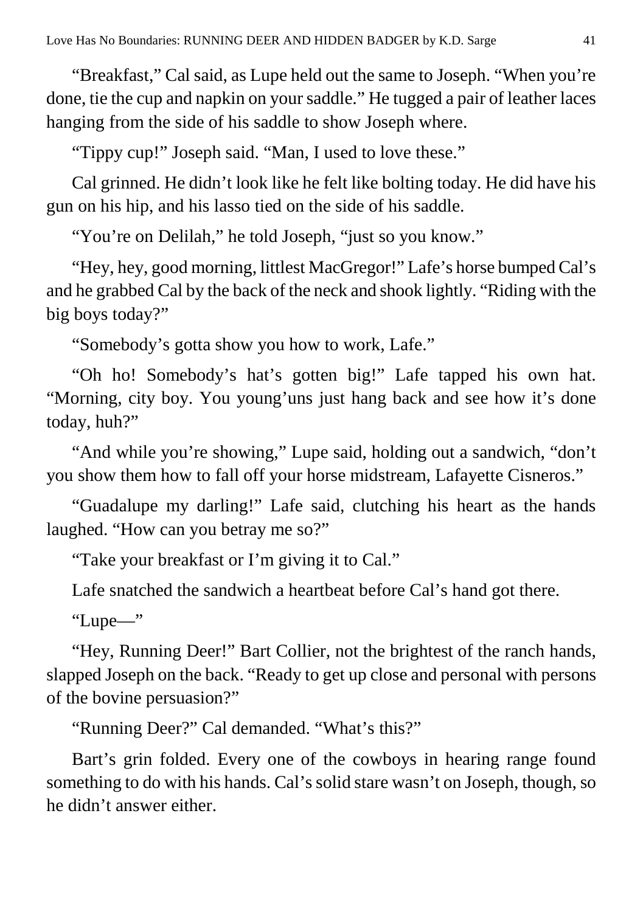"Breakfast," Cal said, as Lupe held out the same to Joseph. "When you're done, tie the cup and napkin on your saddle." He tugged a pair of leather laces hanging from the side of his saddle to show Joseph where.

"Tippy cup!" Joseph said. "Man, I used to love these."

Cal grinned. He didn't look like he felt like bolting today. He did have his gun on his hip, and his lasso tied on the side of his saddle.

"You're on Delilah," he told Joseph, "just so you know."

"Hey, hey, good morning, littlest MacGregor!" Lafe's horse bumped Cal's and he grabbed Cal by the back of the neck and shook lightly. "Riding with the big boys today?"

"Somebody's gotta show you how to work, Lafe."

"Oh ho! Somebody's hat's gotten big!" Lafe tapped his own hat. "Morning, city boy. You young'uns just hang back and see how it's done today, huh?"

"And while you're showing," Lupe said, holding out a sandwich, "don't you show them how to fall off your horse midstream, Lafayette Cisneros."

"Guadalupe my darling!" Lafe said, clutching his heart as the hands laughed. "How can you betray me so?"

"Take your breakfast or I'm giving it to Cal."

Lafe snatched the sandwich a heartbeat before Cal's hand got there.

"Lupe—"

"Hey, Running Deer!" Bart Collier, not the brightest of the ranch hands, slapped Joseph on the back. "Ready to get up close and personal with persons of the bovine persuasion?"

"Running Deer?" Cal demanded. "What's this?"

Bart's grin folded. Every one of the cowboys in hearing range found something to do with his hands. Cal's solid stare wasn't on Joseph, though, so he didn't answer either.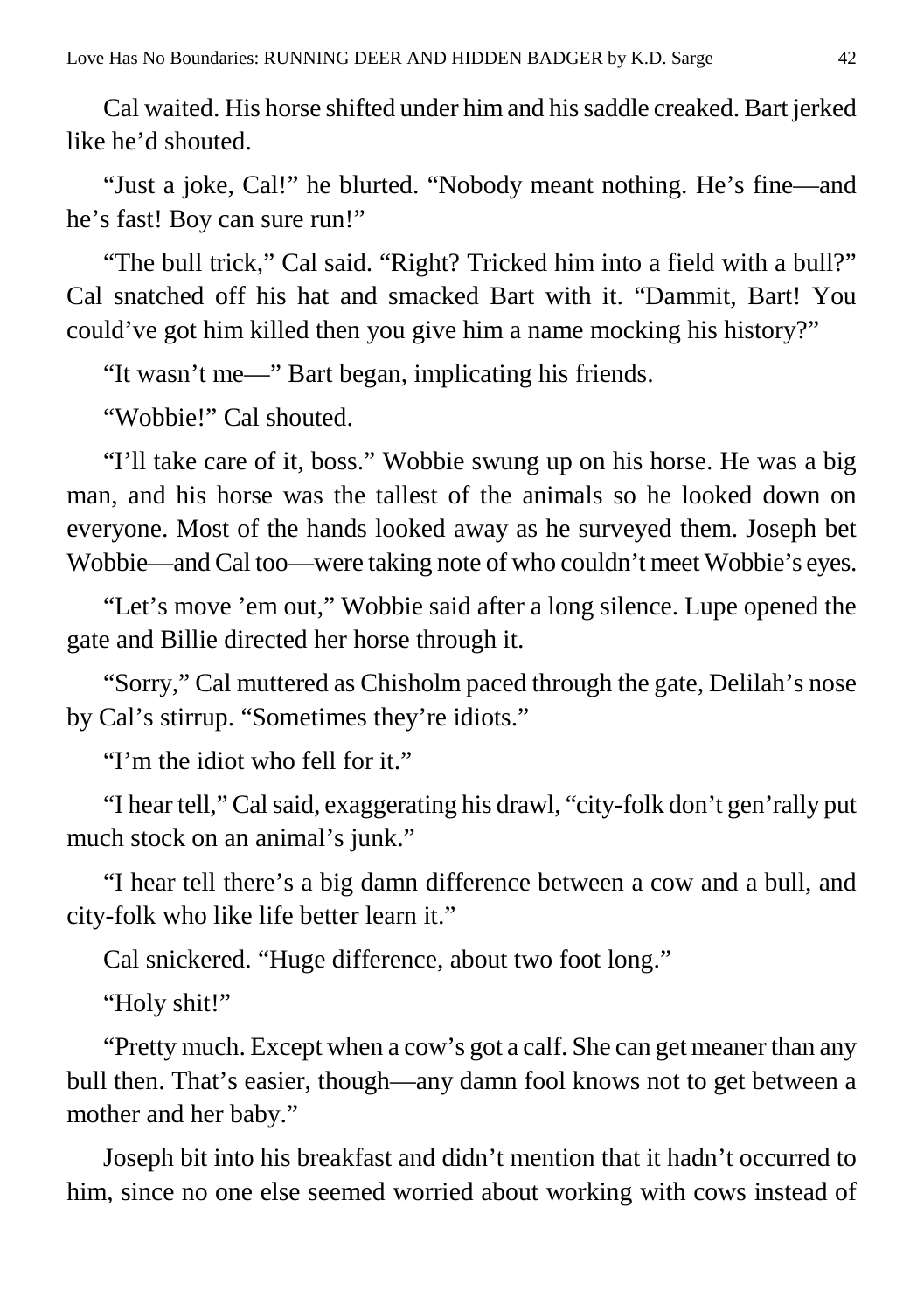Cal waited. His horse shifted under him and his saddle creaked. Bart jerked like he'd shouted.

"Just a joke, Cal!" he blurted. "Nobody meant nothing. He's fine—and he's fast! Boy can sure run!"

"The bull trick," Cal said. "Right? Tricked him into a field with a bull?" Cal snatched off his hat and smacked Bart with it. "Dammit, Bart! You could've got him killed then you give him a name mocking his history?"

"It wasn't me—" Bart began, implicating his friends.

"Wobbie!" Cal shouted.

"I'll take care of it, boss." Wobbie swung up on his horse. He was a big man, and his horse was the tallest of the animals so he looked down on everyone. Most of the hands looked away as he surveyed them. Joseph bet Wobbie—and Cal too—were taking note of who couldn't meet Wobbie's eyes.

"Let's move 'em out," Wobbie said after a long silence. Lupe opened the gate and Billie directed her horse through it.

"Sorry," Cal muttered as Chisholm paced through the gate, Delilah's nose by Cal's stirrup. "Sometimes they're idiots."

"I'm the idiot who fell for it."

"I hear tell," Cal said, exaggerating his drawl, "city-folk don't gen'rally put much stock on an animal's junk."

"I hear tell there's a big damn difference between a cow and a bull, and city-folk who like life better learn it."

Cal snickered. "Huge difference, about two foot long."

"Holy shit!"

"Pretty much. Except when a cow's got a calf. She can get meaner than any bull then. That's easier, though—any damn fool knows not to get between a mother and her baby."

Joseph bit into his breakfast and didn't mention that it hadn't occurred to him, since no one else seemed worried about working with cows instead of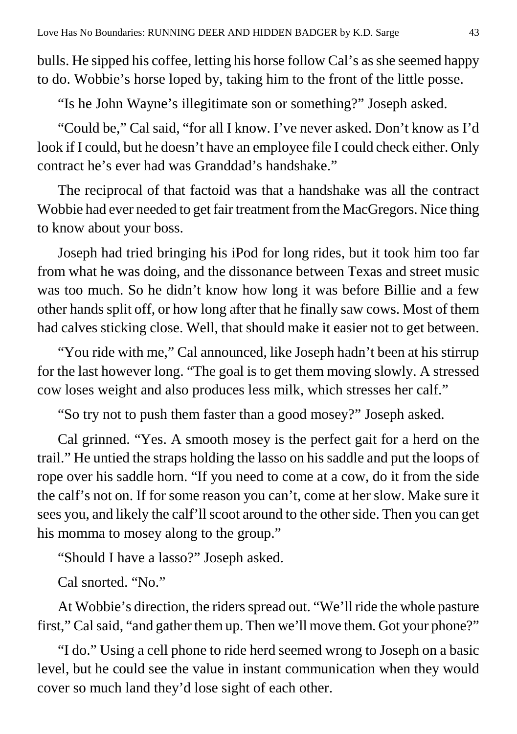bulls. He sipped his coffee, letting his horse follow Cal's as she seemed happy to do. Wobbie's horse loped by, taking him to the front of the little posse.

"Is he John Wayne's illegitimate son or something?" Joseph asked.

"Could be," Cal said, "for all I know. I've never asked. Don't know as I'd look if I could, but he doesn't have an employee file I could check either. Only contract he's ever had was Granddad's handshake."

The reciprocal of that factoid was that a handshake was all the contract Wobbie had ever needed to get fair treatment from the MacGregors. Nice thing to know about your boss.

Joseph had tried bringing his iPod for long rides, but it took him too far from what he was doing, and the dissonance between Texas and street music was too much. So he didn't know how long it was before Billie and a few other hands split off, or how long after that he finally saw cows. Most of them had calves sticking close. Well, that should make it easier not to get between.

"You ride with me," Cal announced, like Joseph hadn't been at his stirrup for the last however long. "The goal is to get them moving slowly. A stressed cow loses weight and also produces less milk, which stresses her calf."

"So try not to push them faster than a good mosey?" Joseph asked.

Cal grinned. "Yes. A smooth mosey is the perfect gait for a herd on the trail." He untied the straps holding the lasso on his saddle and put the loops of rope over his saddle horn. "If you need to come at a cow, do it from the side the calf's not on. If for some reason you can't, come at her slow. Make sure it sees you, and likely the calf'll scoot around to the other side. Then you can get his momma to mosey along to the group."

"Should I have a lasso?" Joseph asked.

Cal snorted. "No."

At Wobbie's direction, the riders spread out. "We'll ride the whole pasture first," Cal said, "and gather them up. Then we'll move them. Got your phone?"

"I do." Using a cell phone to ride herd seemed wrong to Joseph on a basic level, but he could see the value in instant communication when they would cover so much land they'd lose sight of each other.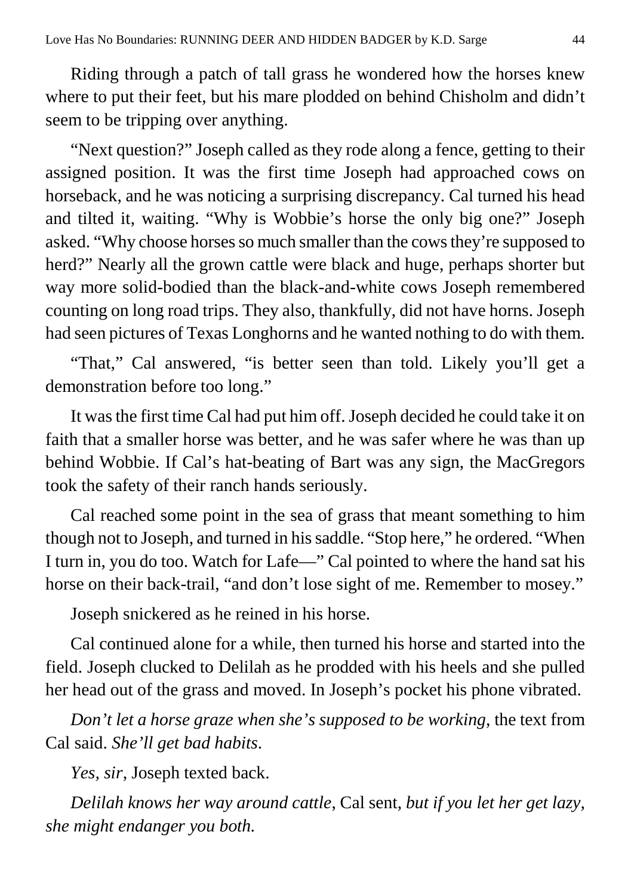Riding through a patch of tall grass he wondered how the horses knew where to put their feet, but his mare plodded on behind Chisholm and didn't seem to be tripping over anything.

"Next question?" Joseph called as they rode along a fence, getting to their assigned position. It was the first time Joseph had approached cows on horseback, and he was noticing a surprising discrepancy. Cal turned his head and tilted it, waiting. "Why is Wobbie's horse the only big one?" Joseph asked. "Why choose horses so much smaller than the cows they're supposed to herd?" Nearly all the grown cattle were black and huge, perhaps shorter but way more solid-bodied than the black-and-white cows Joseph remembered counting on long road trips. They also, thankfully, did not have horns. Joseph had seen pictures of Texas Longhorns and he wanted nothing to do with them.

"That," Cal answered, "is better seen than told. Likely you'll get a demonstration before too long."

It was the first time Cal had put him off. Joseph decided he could take it on faith that a smaller horse was better, and he was safer where he was than up behind Wobbie. If Cal's hat-beating of Bart was any sign, the MacGregors took the safety of their ranch hands seriously.

Cal reached some point in the sea of grass that meant something to him though not to Joseph, and turned in his saddle. "Stop here," he ordered. "When I turn in, you do too. Watch for Lafe—" Cal pointed to where the hand sat his horse on their back-trail, "and don't lose sight of me. Remember to mosey."

Joseph snickered as he reined in his horse.

Cal continued alone for a while, then turned his horse and started into the field. Joseph clucked to Delilah as he prodded with his heels and she pulled her head out of the grass and moved. In Joseph's pocket his phone vibrated.

*Don't let a horse graze when she's supposed to be working,* the text from Cal said. *She'll get bad habits.*

*Yes, sir,* Joseph texted back.

*Delilah knows her way around cattle,* Cal sent, *but if you let her get lazy, she might endanger you both.*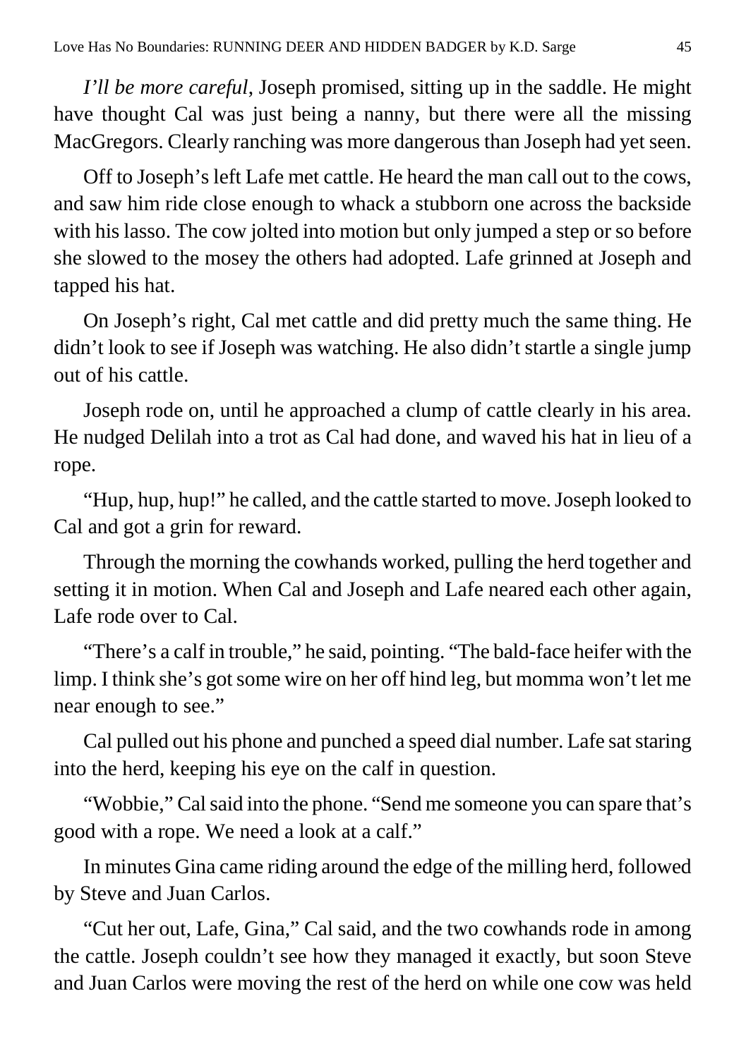*I'll be more careful*, Joseph promised, sitting up in the saddle. He might have thought Cal was just being a nanny, but there were all the missing MacGregors. Clearly ranching was more dangerous than Joseph had yet seen.

Off to Joseph's left Lafe met cattle. He heard the man call out to the cows, and saw him ride close enough to whack a stubborn one across the backside with his lasso. The cow jolted into motion but only jumped a step or so before she slowed to the mosey the others had adopted. Lafe grinned at Joseph and tapped his hat.

On Joseph's right, Cal met cattle and did pretty much the same thing. He didn't look to see if Joseph was watching. He also didn't startle a single jump out of his cattle.

Joseph rode on, until he approached a clump of cattle clearly in his area. He nudged Delilah into a trot as Cal had done, and waved his hat in lieu of a rope.

"Hup, hup, hup!" he called, and the cattle started to move. Joseph looked to Cal and got a grin for reward.

Through the morning the cowhands worked, pulling the herd together and setting it in motion. When Cal and Joseph and Lafe neared each other again, Lafe rode over to Cal.

"There's a calf in trouble," he said, pointing. "The bald-face heifer with the limp. I think she's got some wire on her off hind leg, but momma won't let me near enough to see."

Cal pulled out his phone and punched a speed dial number. Lafe sat staring into the herd, keeping his eye on the calf in question.

"Wobbie," Cal said into the phone. "Send me someone you can spare that's good with a rope. We need a look at a calf."

In minutes Gina came riding around the edge of the milling herd, followed by Steve and Juan Carlos.

"Cut her out, Lafe, Gina," Cal said, and the two cowhands rode in among the cattle. Joseph couldn't see how they managed it exactly, but soon Steve and Juan Carlos were moving the rest of the herd on while one cow was held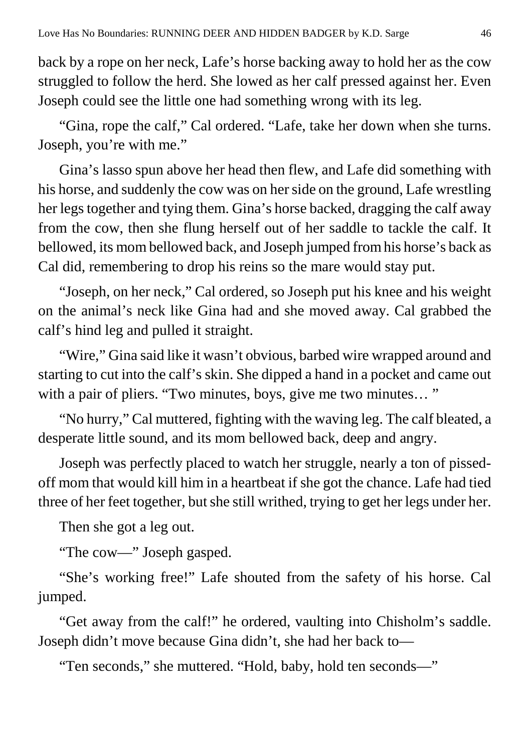back by a rope on her neck, Lafe's horse backing away to hold her as the cow struggled to follow the herd. She lowed as her calf pressed against her. Even Joseph could see the little one had something wrong with its leg.

"Gina, rope the calf," Cal ordered. "Lafe, take her down when she turns. Joseph, you're with me."

Gina's lasso spun above her head then flew, and Lafe did something with his horse, and suddenly the cow was on her side on the ground, Lafe wrestling her legs together and tying them. Gina's horse backed, dragging the calf away from the cow, then she flung herself out of her saddle to tackle the calf. It bellowed, its mom bellowed back, and Joseph jumped from his horse's back as Cal did, remembering to drop his reins so the mare would stay put.

"Joseph, on her neck," Cal ordered, so Joseph put his knee and his weight on the animal's neck like Gina had and she moved away. Cal grabbed the calf's hind leg and pulled it straight.

"Wire," Gina said like it wasn't obvious, barbed wire wrapped around and starting to cut into the calf's skin. She dipped a hand in a pocket and came out with a pair of pliers. "Two minutes, boys, give me two minutes… "

"No hurry," Cal muttered, fighting with the waving leg. The calf bleated, a desperate little sound, and its mom bellowed back, deep and angry.

Joseph was perfectly placed to watch her struggle, nearly a ton of pissed-off mom that would kill him in a heartbeat if she got the chance. Lafe had tied three of her feet together, but she still writhed, trying to get her legs under her.

Then she got a leg out.

"The cow—" Joseph gasped.

"She's working free!" Lafe shouted from the safety of his horse. Cal jumped.

"Get away from the calf!" he ordered, vaulting into Chisholm's saddle. Joseph didn't move because Gina didn't, she had her back to—

"Ten seconds," she muttered. "Hold, baby, hold ten seconds—"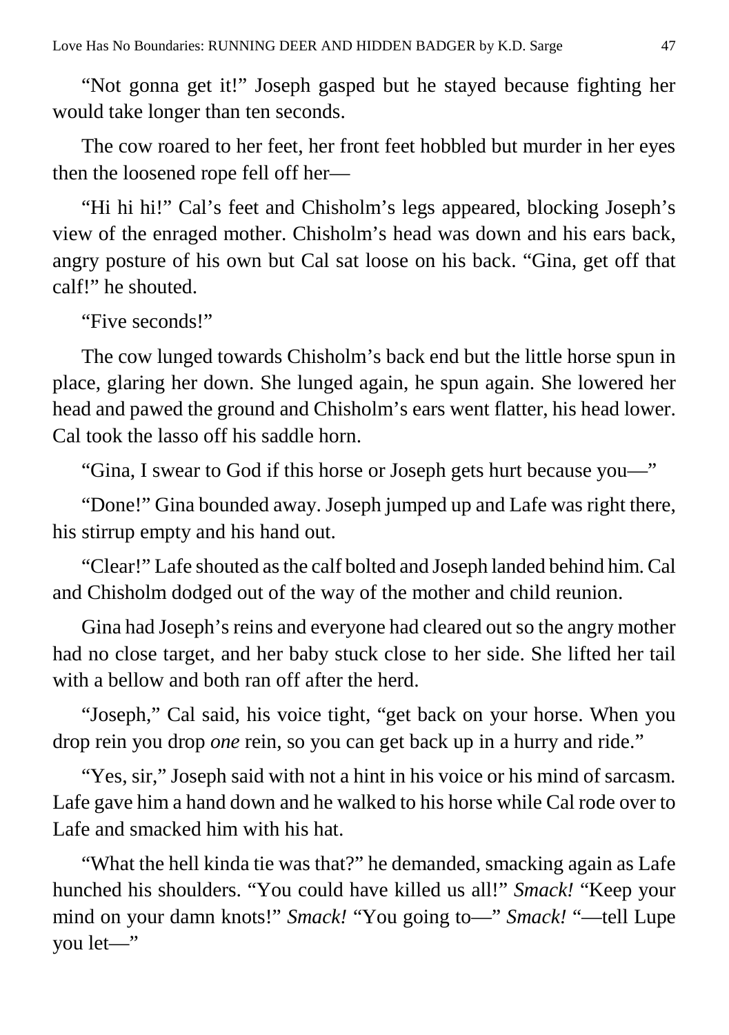"Not gonna get it!" Joseph gasped but he stayed because fighting her would take longer than ten seconds.

The cow roared to her feet, her front feet hobbled but murder in her eyes then the loosened rope fell off her—

"Hi hi hi!" Cal's feet and Chisholm's legs appeared, blocking Joseph's view of the enraged mother. Chisholm's head was down and his ears back, angry posture of his own but Cal sat loose on his back. "Gina, get off that calf!" he shouted.

"Five seconds!"

The cow lunged towards Chisholm's back end but the little horse spun in place, glaring her down. She lunged again, he spun again. She lowered her head and pawed the ground and Chisholm's ears went flatter, his head lower. Cal took the lasso off his saddle horn.

"Gina, I swear to God if this horse or Joseph gets hurt because you—"

"Done!" Gina bounded away. Joseph jumped up and Lafe was right there, his stirrup empty and his hand out.

"Clear!" Lafe shouted as the calf bolted and Joseph landed behind him. Cal and Chisholm dodged out of the way of the mother and child reunion.

Gina had Joseph's reins and everyone had cleared out so the angry mother had no close target, and her baby stuck close to her side. She lifted her tail with a bellow and both ran off after the herd.

"Joseph," Cal said, his voice tight, "get back on your horse. When you drop rein you drop *one* rein, so you can get back up in a hurry and ride."

"Yes, sir," Joseph said with not a hint in his voice or his mind of sarcasm. Lafe gave him a hand down and he walked to his horse while Cal rode over to Lafe and smacked him with his hat.

"What the hell kinda tie was that?" he demanded, smacking again as Lafe hunched his shoulders. "You could have killed us all!" *Smack!* "Keep your mind on your damn knots!" *Smack!* "You going to—" *Smack!* "—tell Lupe you let—"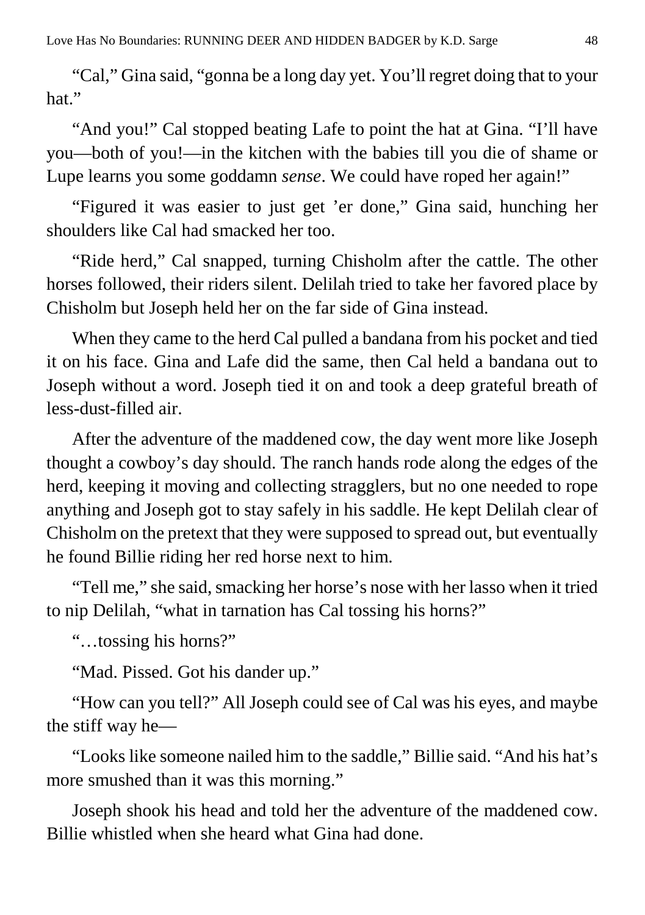"Cal," Gina said, "gonna be a long day yet. You'll regret doing that to your hat."

"And you!" Cal stopped beating Lafe to point the hat at Gina. "I'll have you—both of you!—in the kitchen with the babies till you die of shame or Lupe learns you some goddamn *sense*. We could have roped her again!"

"Figured it was easier to just get 'er done," Gina said, hunching her shoulders like Cal had smacked her too.

"Ride herd," Cal snapped, turning Chisholm after the cattle. The other horses followed, their riders silent. Delilah tried to take her favored place by Chisholm but Joseph held her on the far side of Gina instead.

When they came to the herd Cal pulled a bandana from his pocket and tied it on his face. Gina and Lafe did the same, then Cal held a bandana out to Joseph without a word. Joseph tied it on and took a deep grateful breath of less-dust-filled air.

After the adventure of the maddened cow, the day went more like Joseph thought a cowboy's day should. The ranch hands rode along the edges of the herd, keeping it moving and collecting stragglers, but no one needed to rope anything and Joseph got to stay safely in his saddle. He kept Delilah clear of Chisholm on the pretext that they were supposed to spread out, but eventually he found Billie riding her red horse next to him.

"Tell me," she said, smacking her horse's nose with her lasso when it tried to nip Delilah, "what in tarnation has Cal tossing his horns?"

"…tossing his horns?"

"Mad. Pissed. Got his dander up."

"How can you tell?" All Joseph could see of Cal was his eyes, and maybe the stiff way he—

"Looks like someone nailed him to the saddle," Billie said. "And his hat's more smushed than it was this morning."

Joseph shook his head and told her the adventure of the maddened cow. Billie whistled when she heard what Gina had done.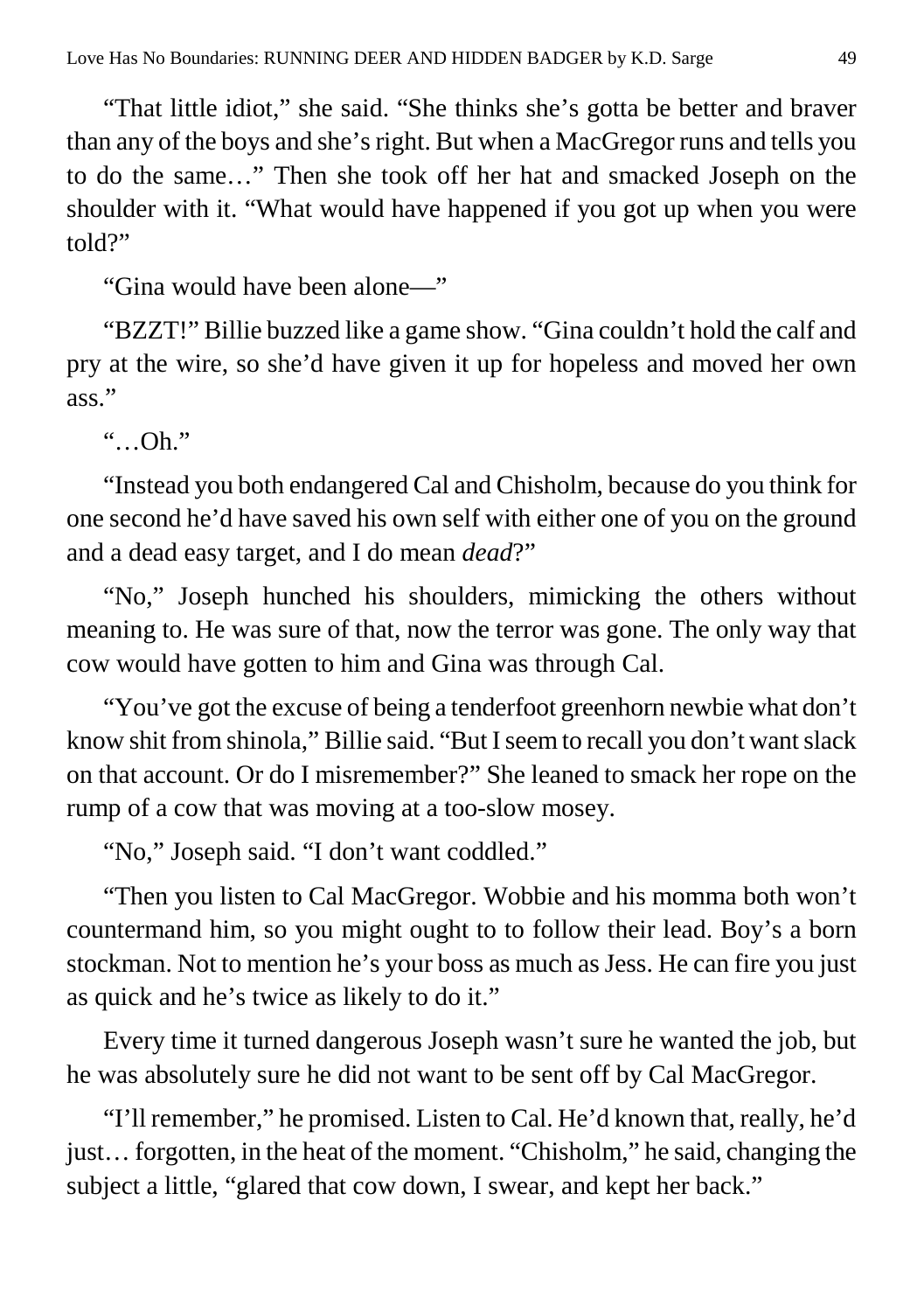"That little idiot," she said. "She thinks she's gotta be better and braver than any of the boys and she's right. But when a MacGregor runs and tells you to do the same…" Then she took off her hat and smacked Joseph on the shoulder with it. "What would have happened if you got up when you were told?"

"Gina would have been alone—"

"BZZT!" Billie buzzed like a game show. "Gina couldn't hold the calf and pry at the wire, so she'd have given it up for hopeless and moved her own ass."

"…Oh."

"Instead you both endangered Cal and Chisholm, because do you think for one second he'd have saved his own self with either one of you on the ground and a dead easy target, and I do mean *dead*?"

"No," Joseph hunched his shoulders, mimicking the others without meaning to. He was sure of that, now the terror was gone. The only way that cow would have gotten to him and Gina was through Cal.

"You've got the excuse of being a tenderfoot greenhorn newbie what don't know shit from shinola," Billie said. "But I seem to recall you don't want slack on that account. Or do I misremember?" She leaned to smack her rope on the rump of a cow that was moving at a too-slow mosey.

"No," Joseph said. "I don't want coddled."

"Then you listen to Cal MacGregor. Wobbie and his momma both won't countermand him, so you might ought to to follow their lead. Boy's a born stockman. Not to mention he's your boss as much as Jess. He can fire you just as quick and he's twice as likely to do it."

Every time it turned dangerous Joseph wasn't sure he wanted the job, but he was absolutely sure he did not want to be sent off by Cal MacGregor.

"I'll remember," he promised. Listen to Cal. He'd known that, really, he'd just… forgotten, in the heat of the moment. "Chisholm," he said, changing the subject a little, "glared that cow down, I swear, and kept her back."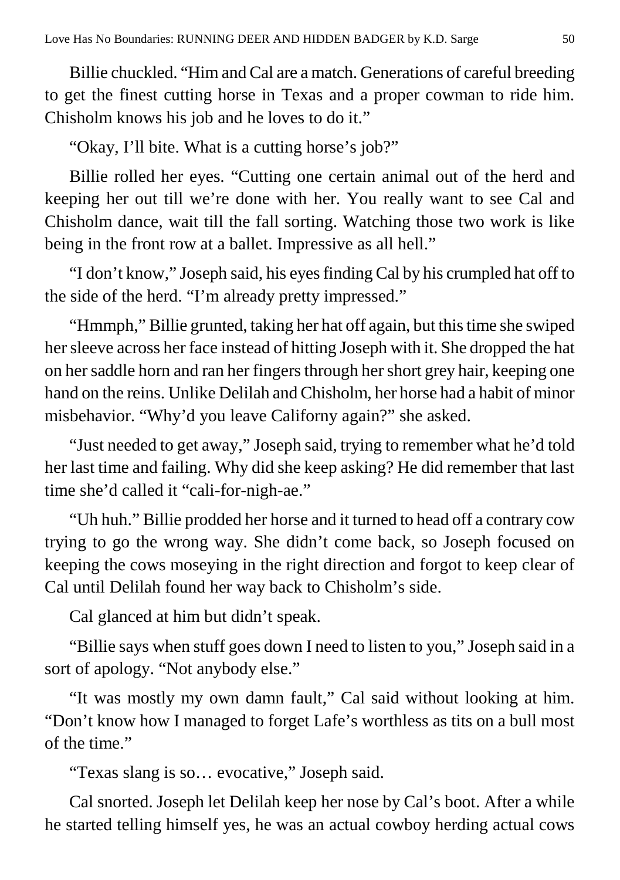Billie chuckled. "Him and Cal are a match. Generations of careful breeding to get the finest cutting horse in Texas and a proper cowman to ride him. Chisholm knows his job and he loves to do it."

"Okay, I'll bite. What is a cutting horse's job?"

Billie rolled her eyes. "Cutting one certain animal out of the herd and keeping her out till we're done with her. You really want to see Cal and Chisholm dance, wait till the fall sorting. Watching those two work is like being in the front row at a ballet. Impressive as all hell."

"I don't know," Joseph said, his eyes finding Cal by his crumpled hat off to the side of the herd. "I'm already pretty impressed."

"Hmmph," Billie grunted, taking her hat off again, but this time she swiped her sleeve across her face instead of hitting Joseph with it. She dropped the hat on her saddle horn and ran her fingers through her short grey hair, keeping one hand on the reins. Unlike Delilah and Chisholm, her horse had a habit of minor misbehavior. "Why'd you leave Californy again?" she asked.

"Just needed to get away," Joseph said, trying to remember what he'd told her last time and failing. Why did she keep asking? He did remember that last time she'd called it "cali-for-nigh-ae."

"Uh huh." Billie prodded her horse and it turned to head off a contrary cow trying to go the wrong way. She didn't come back, so Joseph focused on keeping the cows moseying in the right direction and forgot to keep clear of Cal until Delilah found her way back to Chisholm's side.

Cal glanced at him but didn't speak.

"Billie says when stuff goes down I need to listen to you," Joseph said in a sort of apology. "Not anybody else."

"It was mostly my own damn fault," Cal said without looking at him. "Don't know how I managed to forget Lafe's worthless as tits on a bull most of the time."

"Texas slang is so… evocative," Joseph said.

Cal snorted. Joseph let Delilah keep her nose by Cal's boot. After a while he started telling himself yes, he was an actual cowboy herding actual cows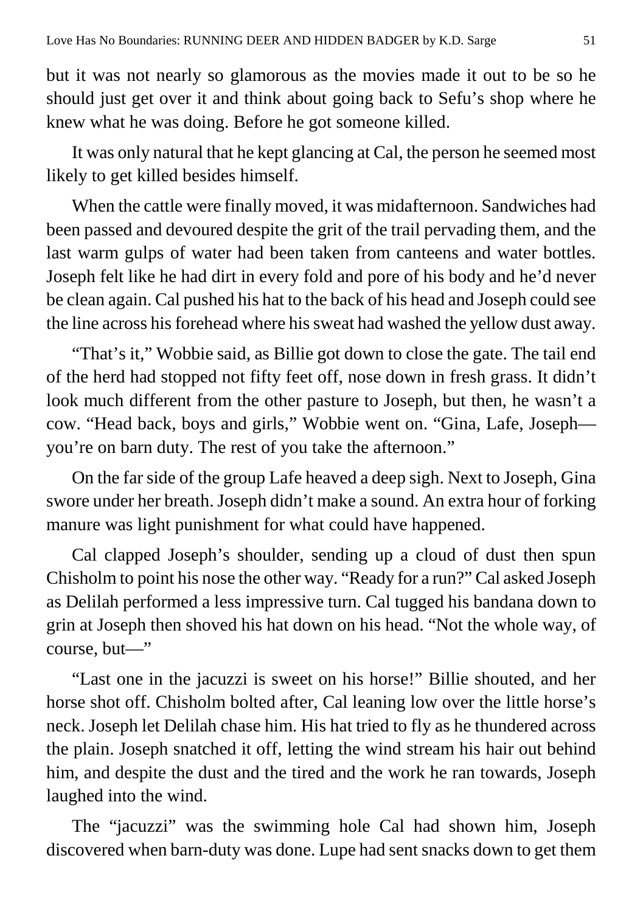but it was not nearly so glamorous as the movies made it out to be so he should just get over it and think about going back to Sefu's shop where he knew what he was doing. Before he got someone killed.

It was only natural that he kept glancing at Cal, the person he seemed most likely to get killed besides himself.

When the cattle were finally moved, it was midafternoon. Sandwiches had been passed and devoured despite the grit of the trail pervading them, and the last warm gulps of water had been taken from canteens and water bottles. Joseph felt like he had dirt in every fold and pore of his body and he'd never be clean again. Cal pushed his hat to the back of his head and Joseph could see the line across his forehead where his sweat had washed the yellow dust away.

"That's it," Wobbie said, as Billie got down to close the gate. The tail end of the herd had stopped not fifty feet off, nose down in fresh grass. It didn't look much different from the other pasture to Joseph, but then, he wasn't a cow. "Head back, boys and girls," Wobbie went on. "Gina, Lafe, Joseph—you're on barn duty. The rest of you take the afternoon."

On the far side of the group Lafe heaved a deep sigh. Next to Joseph, Gina swore under her breath. Joseph didn't make a sound. An extra hour of forking manure was light punishment for what could have happened.

Cal clapped Joseph's shoulder, sending up a cloud of dust then spun Chisholm to point his nose the other way. "Ready for a run?" Cal asked Joseph as Delilah performed a less impressive turn. Cal tugged his bandana down to grin at Joseph then shoved his hat down on his head. "Not the whole way, of course, but—"

"Last one in the jacuzzi is sweet on his horse!" Billie shouted, and her horse shot off. Chisholm bolted after, Cal leaning low over the little horse's neck. Joseph let Delilah chase him. His hat tried to fly as he thundered across the plain. Joseph snatched it off, letting the wind stream his hair out behind him, and despite the dust and the tired and the work he ran towards, Joseph laughed into the wind.

The "jacuzzi" was the swimming hole Cal had shown him, Joseph discovered when barn-duty was done. Lupe had sent snacks down to get them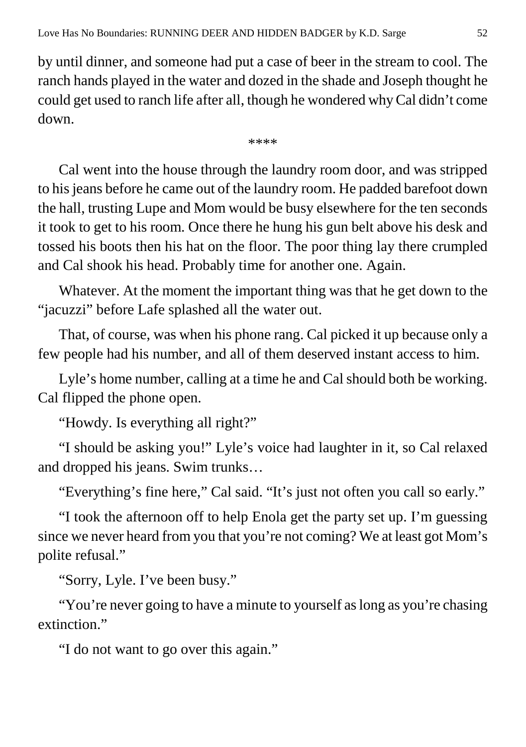by until dinner, and someone had put a case of beer in the stream to cool. The ranch hands played in the water and dozed in the shade and Joseph thought he could get used to ranch life after all, though he wondered why Cal didn't come down.

****

Cal went into the house through the laundry room door, and was stripped to his jeans before he came out of the laundry room. He padded barefoot down the hall, trusting Lupe and Mom would be busy elsewhere for the ten seconds it took to get to his room. Once there he hung his gun belt above his desk and tossed his boots then his hat on the floor. The poor thing lay there crumpled and Cal shook his head. Probably time for another one. Again.

Whatever. At the moment the important thing was that he get down to the "jacuzzi" before Lafe splashed all the water out.

That, of course, was when his phone rang. Cal picked it up because only a few people had his number, and all of them deserved instant access to him.

Lyle's home number, calling at a time he and Cal should both be working. Cal flipped the phone open.

"Howdy. Is everything all right?"

"I should be asking you!" Lyle's voice had laughter in it, so Cal relaxed and dropped his jeans. Swim trunks…

"Everything's fine here," Cal said. "It's just not often you call so early."

"I took the afternoon off to help Enola get the party set up. I'm guessing since we never heard from you that you're not coming? We at least got Mom's polite refusal."

"Sorry, Lyle. I've been busy."

"You're never going to have a minute to yourself as long as you're chasing extinction."

"I do not want to go over this again."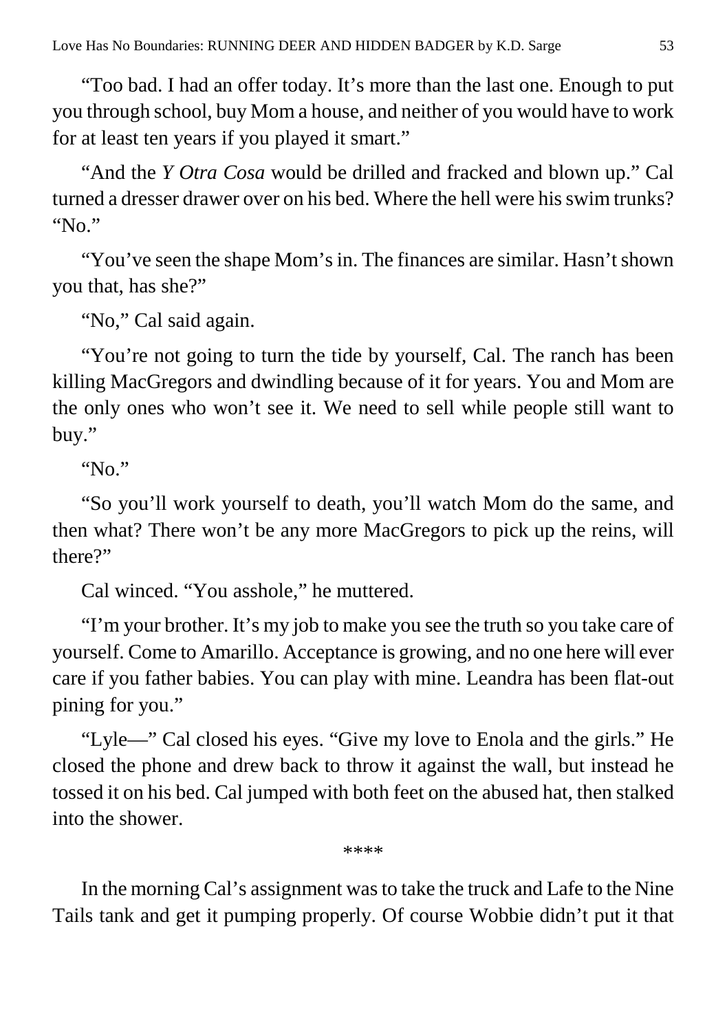“Too bad. I had an offer today. It’s more than the last one. Enough to put you through school, buy Mom a house, and neither of you would have to work for at least ten years if you played it smart.”

“And the *Y Otra Cosa* would be drilled and fracked and blown up.” Cal turned a dresser drawer over on his bed. Where the hell were his swim trunks? “No.”

“You’ve seen the shape Mom’s in. The finances are similar. Hasn’t shown you that, has she?”

“No,” Cal said again.

“You’re not going to turn the tide by yourself, Cal. The ranch has been killing MacGregors and dwindling because of it for years. You and Mom are the only ones who won’t see it. We need to sell while people still want to buy.”

“No.”

“So you’ll work yourself to death, you’ll watch Mom do the same, and then what? There won’t be any more MacGregors to pick up the reins, will there?”

Cal winced. “You asshole,” he muttered.

“I’m your brother. It’s my job to make you see the truth so you take care of yourself. Come to Amarillo. Acceptance is growing, and no one here will ever care if you father babies. You can play with mine. Leandra has been flat-out pining for you.”

“Lyle—” Cal closed his eyes. “Give my love to Enola and the girls.” He closed the phone and drew back to throw it against the wall, but instead he tossed it on his bed. Cal jumped with both feet on the abused hat, then stalked into the shower.

\*\*\*\*

In the morning Cal’s assignment was to take the truck and Lafe to the Nine Tails tank and get it pumping properly. Of course Wobbie didn’t put it that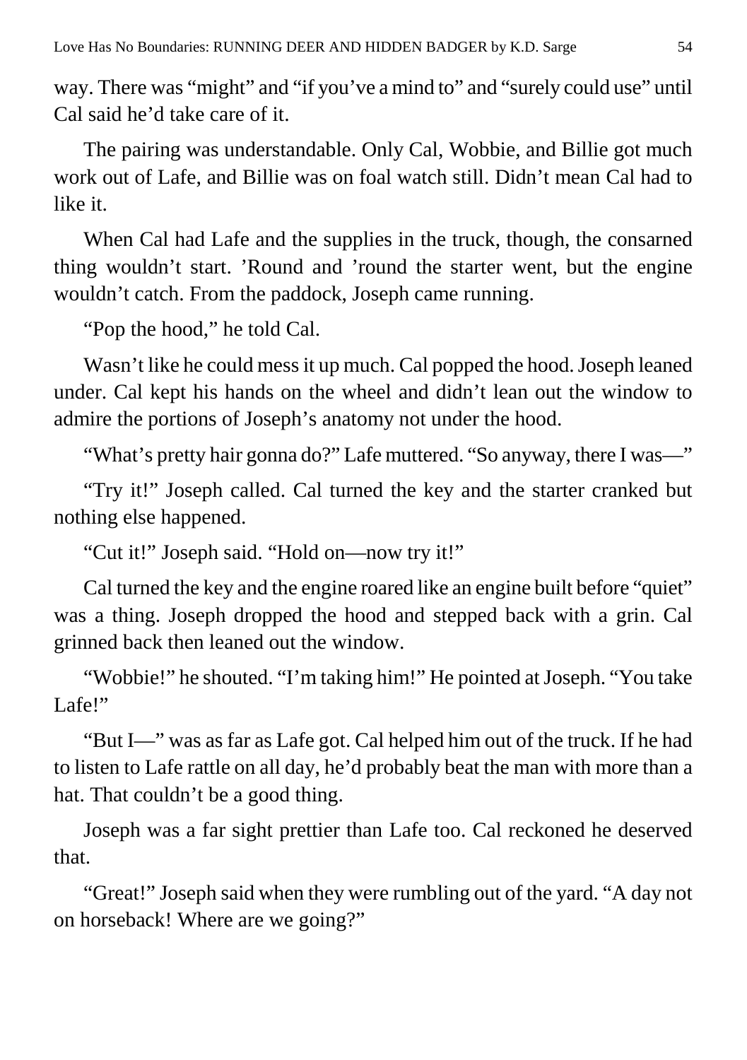way. There was "might" and "if you've a mind to" and "surely could use" until Cal said he'd take care of it.

The pairing was understandable. Only Cal, Wobbie, and Billie got much work out of Lafe, and Billie was on foal watch still. Didn't mean Cal had to like it.

When Cal had Lafe and the supplies in the truck, though, the consarned thing wouldn't start. 'Round and 'round the starter went, but the engine wouldn't catch. From the paddock, Joseph came running.

"Pop the hood," he told Cal.

Wasn't like he could mess it up much. Cal popped the hood. Joseph leaned under. Cal kept his hands on the wheel and didn't lean out the window to admire the portions of Joseph's anatomy not under the hood.

"What's pretty hair gonna do?" Lafe muttered. "So anyway, there I was—"

"Try it!" Joseph called. Cal turned the key and the starter cranked but nothing else happened.

"Cut it!" Joseph said. "Hold on—now try it!"

Cal turned the key and the engine roared like an engine built before "quiet" was a thing. Joseph dropped the hood and stepped back with a grin. Cal grinned back then leaned out the window.

"Wobbie!" he shouted. "I'm taking him!" He pointed at Joseph. "You take Lafe!"

"But I—" was as far as Lafe got. Cal helped him out of the truck. If he had to listen to Lafe rattle on all day, he'd probably beat the man with more than a hat. That couldn't be a good thing.

Joseph was a far sight prettier than Lafe too. Cal reckoned he deserved that.

"Great!" Joseph said when they were rumbling out of the yard. "A day not on horseback! Where are we going?"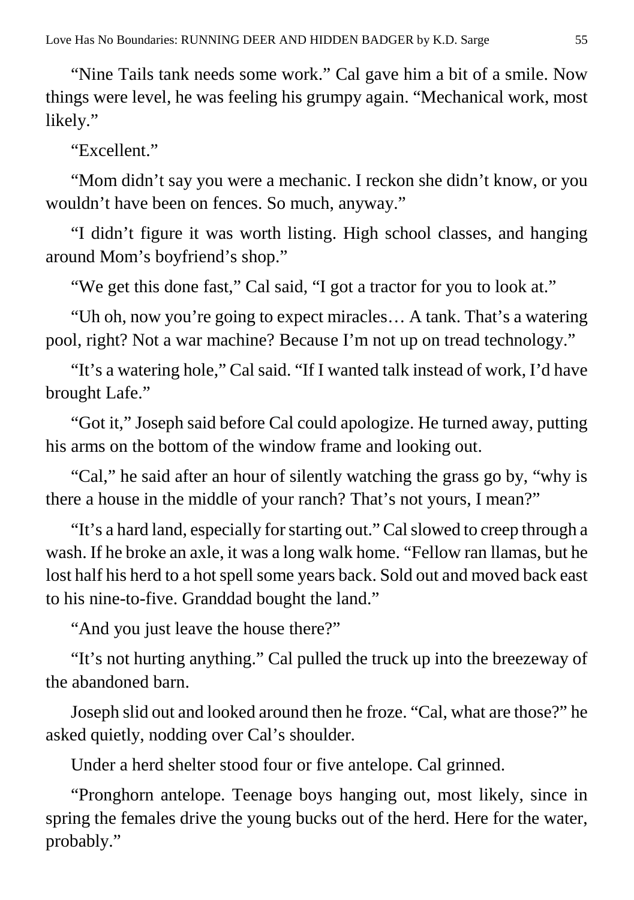"Nine Tails tank needs some work." Cal gave him a bit of a smile. Now things were level, he was feeling his grumpy again. "Mechanical work, most likely."

"Excellent."

"Mom didn't say you were a mechanic. I reckon she didn't know, or you wouldn't have been on fences. So much, anyway."

"I didn't figure it was worth listing. High school classes, and hanging around Mom's boyfriend's shop."

"We get this done fast," Cal said, "I got a tractor for you to look at."

"Uh oh, now you're going to expect miracles… A tank. That's a watering pool, right? Not a war machine? Because I'm not up on tread technology."

"It's a watering hole," Cal said. "If I wanted talk instead of work, I'd have brought Lafe."

"Got it," Joseph said before Cal could apologize. He turned away, putting his arms on the bottom of the window frame and looking out.

"Cal," he said after an hour of silently watching the grass go by, "why is there a house in the middle of your ranch? That's not yours, I mean?"

"It's a hard land, especially for starting out." Cal slowed to creep through a wash. If he broke an axle, it was a long walk home. "Fellow ran llamas, but he lost half his herd to a hot spell some years back. Sold out and moved back east to his nine-to-five. Granddad bought the land."

"And you just leave the house there?"

"It's not hurting anything." Cal pulled the truck up into the breezeway of the abandoned barn.

Joseph slid out and looked around then he froze. "Cal, what are those?" he asked quietly, nodding over Cal's shoulder.

Under a herd shelter stood four or five antelope. Cal grinned.

"Pronghorn antelope. Teenage boys hanging out, most likely, since in spring the females drive the young bucks out of the herd. Here for the water, probably."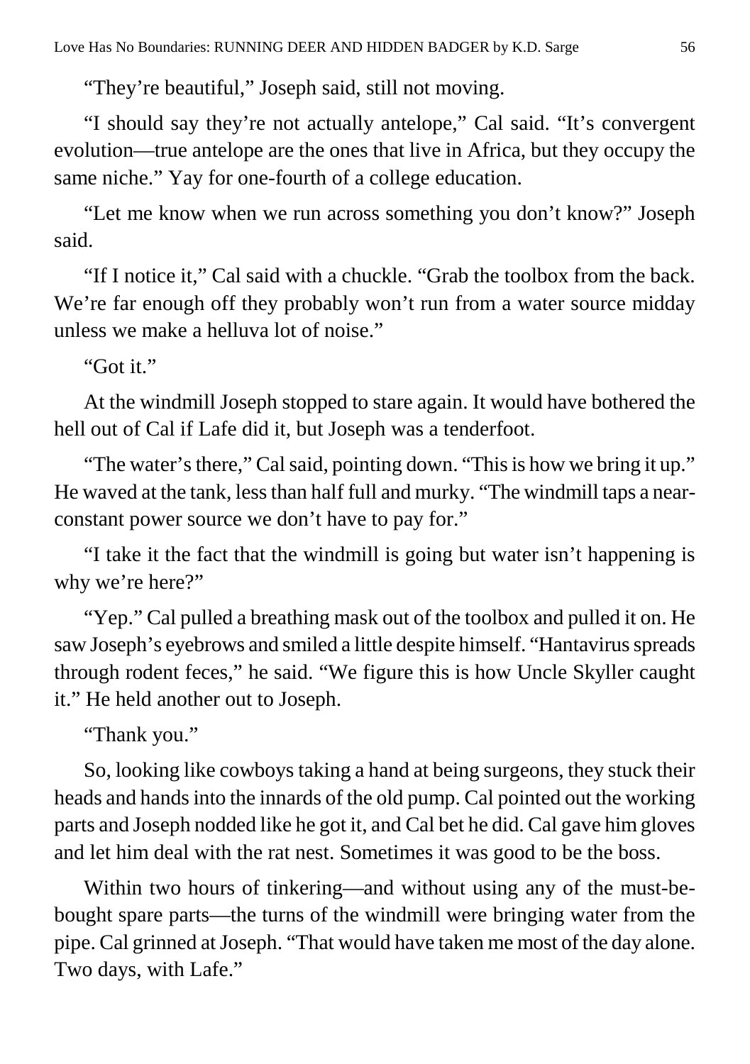"They're beautiful," Joseph said, still not moving.

"I should say they're not actually antelope," Cal said. "It's convergent evolution—true antelope are the ones that live in Africa, but they occupy the same niche." Yay for one-fourth of a college education.

"Let me know when we run across something you don't know?" Joseph said.

"If I notice it," Cal said with a chuckle. "Grab the toolbox from the back. We're far enough off they probably won't run from a water source midday unless we make a helluva lot of noise."

"Got it."

At the windmill Joseph stopped to stare again. It would have bothered the hell out of Cal if Lafe did it, but Joseph was a tenderfoot.

"The water's there," Cal said, pointing down. "This is how we bring it up." He waved at the tank, less than half full and murky. "The windmill taps a near-constant power source we don't have to pay for."

"I take it the fact that the windmill is going but water isn't happening is why we're here?"

"Yep." Cal pulled a breathing mask out of the toolbox and pulled it on. He saw Joseph's eyebrows and smiled a little despite himself. "Hantavirus spreads through rodent feces," he said. "We figure this is how Uncle Skyller caught it." He held another out to Joseph.

"Thank you."

So, looking like cowboys taking a hand at being surgeons, they stuck their heads and hands into the innards of the old pump. Cal pointed out the working parts and Joseph nodded like he got it, and Cal bet he did. Cal gave him gloves and let him deal with the rat nest. Sometimes it was good to be the boss.

Within two hours of tinkering—and without using any of the must-be-bought spare parts—the turns of the windmill were bringing water from the pipe. Cal grinned at Joseph. "That would have taken me most of the day alone. Two days, with Lafe."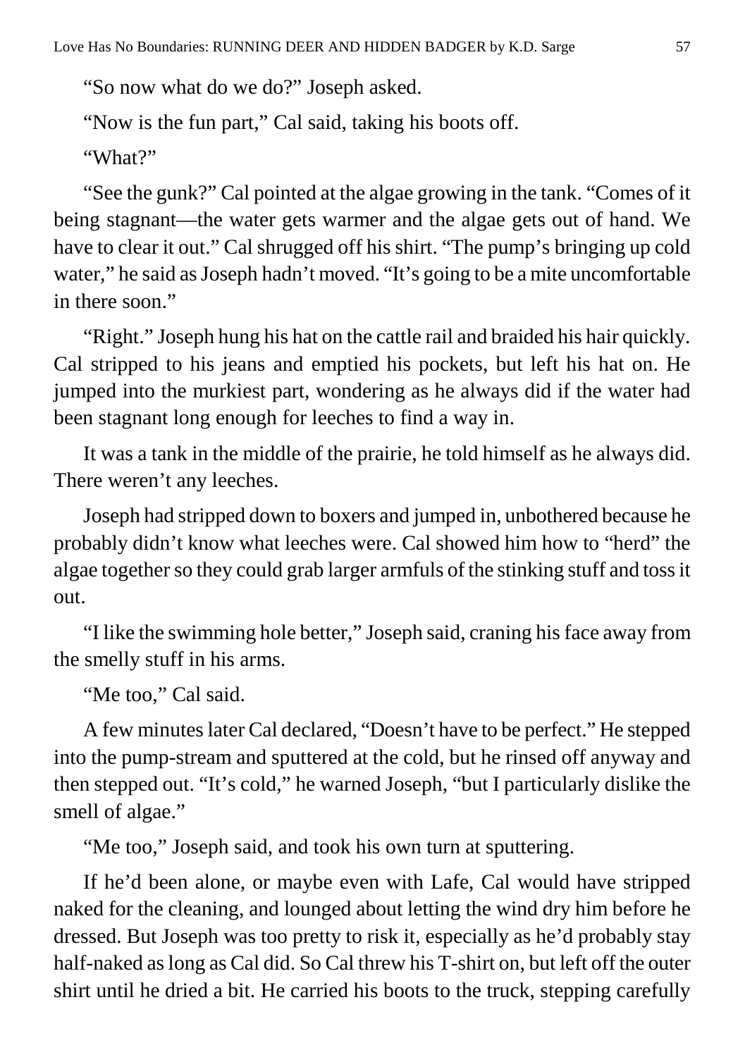"So now what do we do?" Joseph asked.

"Now is the fun part," Cal said, taking his boots off.

"What?"

"See the gunk?" Cal pointed at the algae growing in the tank. "Comes of it being stagnant—the water gets warmer and the algae gets out of hand. We have to clear it out." Cal shrugged off his shirt. "The pump's bringing up cold water," he said as Joseph hadn't moved. "It's going to be a mite uncomfortable in there soon."

"Right." Joseph hung his hat on the cattle rail and braided his hair quickly. Cal stripped to his jeans and emptied his pockets, but left his hat on. He jumped into the murkiest part, wondering as he always did if the water had been stagnant long enough for leeches to find a way in.

It was a tank in the middle of the prairie, he told himself as he always did. There weren't any leeches.

Joseph had stripped down to boxers and jumped in, unbothered because he probably didn't know what leeches were. Cal showed him how to "herd" the algae together so they could grab larger armfuls of the stinking stuff and toss it out.

"I like the swimming hole better," Joseph said, craning his face away from the smelly stuff in his arms.

"Me too," Cal said.

A few minutes later Cal declared, "Doesn't have to be perfect." He stepped into the pump-stream and sputtered at the cold, but he rinsed off anyway and then stepped out. "It's cold," he warned Joseph, "but I particularly dislike the smell of algae."

"Me too," Joseph said, and took his own turn at sputtering.

If he'd been alone, or maybe even with Lafe, Cal would have stripped naked for the cleaning, and lounged about letting the wind dry him before he dressed. But Joseph was too pretty to risk it, especially as he'd probably stay half-naked as long as Cal did. So Cal threw his T-shirt on, but left off the outer shirt until he dried a bit. He carried his boots to the truck, stepping carefully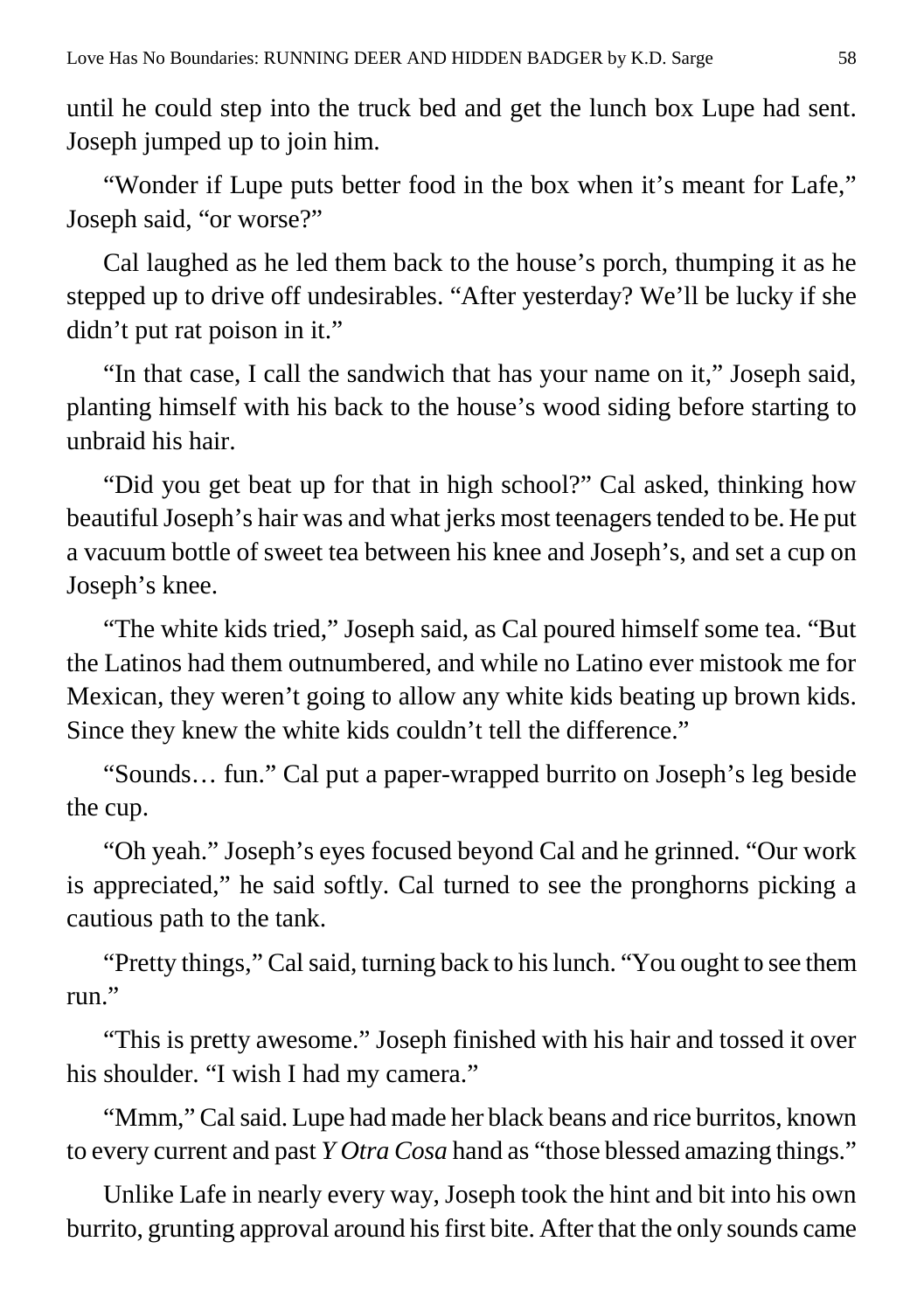until he could step into the truck bed and get the lunch box Lupe had sent. Joseph jumped up to join him.

"Wonder if Lupe puts better food in the box when it's meant for Lafe," Joseph said, "or worse?"

Cal laughed as he led them back to the house's porch, thumping it as he stepped up to drive off undesirables. "After yesterday? We'll be lucky if she didn't put rat poison in it."

"In that case, I call the sandwich that has your name on it," Joseph said, planting himself with his back to the house's wood siding before starting to unbraid his hair.

"Did you get beat up for that in high school?" Cal asked, thinking how beautiful Joseph's hair was and what jerks most teenagers tended to be. He put a vacuum bottle of sweet tea between his knee and Joseph's, and set a cup on Joseph's knee.

"The white kids tried," Joseph said, as Cal poured himself some tea. "But the Latinos had them outnumbered, and while no Latino ever mistook me for Mexican, they weren't going to allow any white kids beating up brown kids. Since they knew the white kids couldn't tell the difference."

"Sounds… fun." Cal put a paper-wrapped burrito on Joseph's leg beside the cup.

"Oh yeah." Joseph's eyes focused beyond Cal and he grinned. "Our work is appreciated," he said softly. Cal turned to see the pronghorns picking a cautious path to the tank.

"Pretty things," Cal said, turning back to his lunch. "You ought to see them run."

"This is pretty awesome." Joseph finished with his hair and tossed it over his shoulder. "I wish I had my camera."

"Mmm," Cal said. Lupe had made her black beans and rice burritos, known to every current and past *Y Otra Cosa* hand as "those blessed amazing things."

Unlike Lafe in nearly every way, Joseph took the hint and bit into his own burrito, grunting approval around his first bite. After that the only sounds came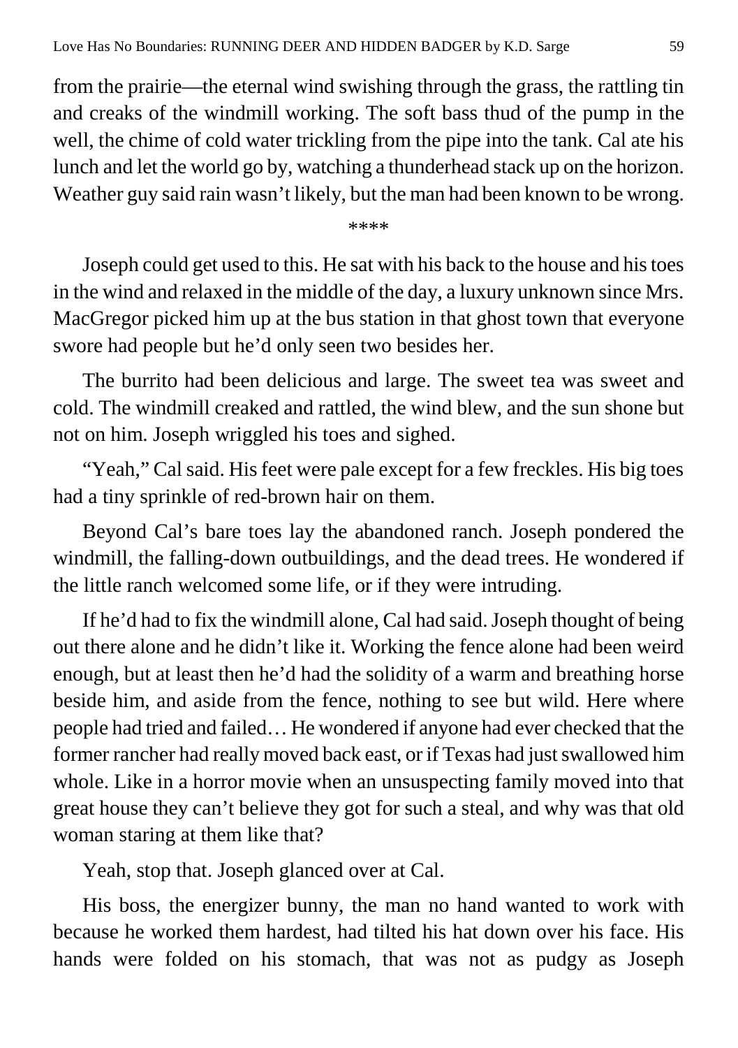from the prairie—the eternal wind swishing through the grass, the rattling tin and creaks of the windmill working. The soft bass thud of the pump in the well, the chime of cold water trickling from the pipe into the tank. Cal ate his lunch and let the world go by, watching a thunderhead stack up on the horizon. Weather guy said rain wasn't likely, but the man had been known to be wrong.

****

Joseph could get used to this. He sat with his back to the house and his toes in the wind and relaxed in the middle of the day, a luxury unknown since Mrs. MacGregor picked him up at the bus station in that ghost town that everyone swore had people but he'd only seen two besides her.

The burrito had been delicious and large. The sweet tea was sweet and cold. The windmill creaked and rattled, the wind blew, and the sun shone but not on him. Joseph wriggled his toes and sighed.

"Yeah," Cal said. His feet were pale except for a few freckles. His big toes had a tiny sprinkle of red-brown hair on them.

Beyond Cal's bare toes lay the abandoned ranch. Joseph pondered the windmill, the falling-down outbuildings, and the dead trees. He wondered if the little ranch welcomed some life, or if they were intruding.

If he'd had to fix the windmill alone, Cal had said. Joseph thought of being out there alone and he didn't like it. Working the fence alone had been weird enough, but at least then he'd had the solidity of a warm and breathing horse beside him, and aside from the fence, nothing to see but wild. Here where people had tried and failed… He wondered if anyone had ever checked that the former rancher had really moved back east, or if Texas had just swallowed him whole. Like in a horror movie when an unsuspecting family moved into that great house they can't believe they got for such a steal, and why was that old woman staring at them like that?

Yeah, stop that. Joseph glanced over at Cal.

His boss, the energizer bunny, the man no hand wanted to work with because he worked them hardest, had tilted his hat down over his face. His hands were folded on his stomach, that was not as pudgy as Joseph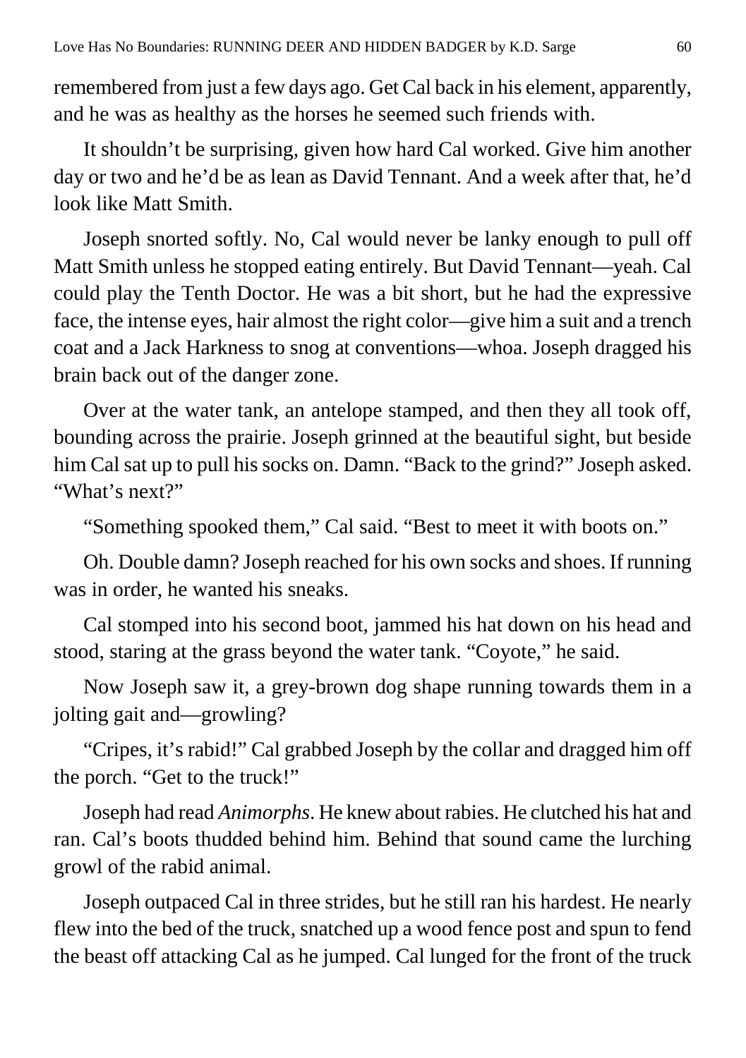remembered from just a few days ago. Get Cal back in his element, apparently, and he was as healthy as the horses he seemed such friends with.

It shouldn't be surprising, given how hard Cal worked. Give him another day or two and he'd be as lean as David Tennant. And a week after that, he'd look like Matt Smith.

Joseph snorted softly. No, Cal would never be lanky enough to pull off Matt Smith unless he stopped eating entirely. But David Tennant—yeah. Cal could play the Tenth Doctor. He was a bit short, but he had the expressive face, the intense eyes, hair almost the right color—give him a suit and a trench coat and a Jack Harkness to snog at conventions—whoa. Joseph dragged his brain back out of the danger zone.

Over at the water tank, an antelope stamped, and then they all took off, bounding across the prairie. Joseph grinned at the beautiful sight, but beside him Cal sat up to pull his socks on. Damn. "Back to the grind?" Joseph asked. "What's next?"

"Something spooked them," Cal said. "Best to meet it with boots on."

Oh. Double damn? Joseph reached for his own socks and shoes. If running was in order, he wanted his sneaks.

Cal stomped into his second boot, jammed his hat down on his head and stood, staring at the grass beyond the water tank. "Coyote," he said.

Now Joseph saw it, a grey-brown dog shape running towards them in a jolting gait and—growling?

"Cripes, it's rabid!" Cal grabbed Joseph by the collar and dragged him off the porch. "Get to the truck!"

Joseph had read *Animorphs*. He knew about rabies. He clutched his hat and ran. Cal's boots thudded behind him. Behind that sound came the lurching growl of the rabid animal.

Joseph outpaced Cal in three strides, but he still ran his hardest. He nearly flew into the bed of the truck, snatched up a wood fence post and spun to fend the beast off attacking Cal as he jumped. Cal lunged for the front of the truck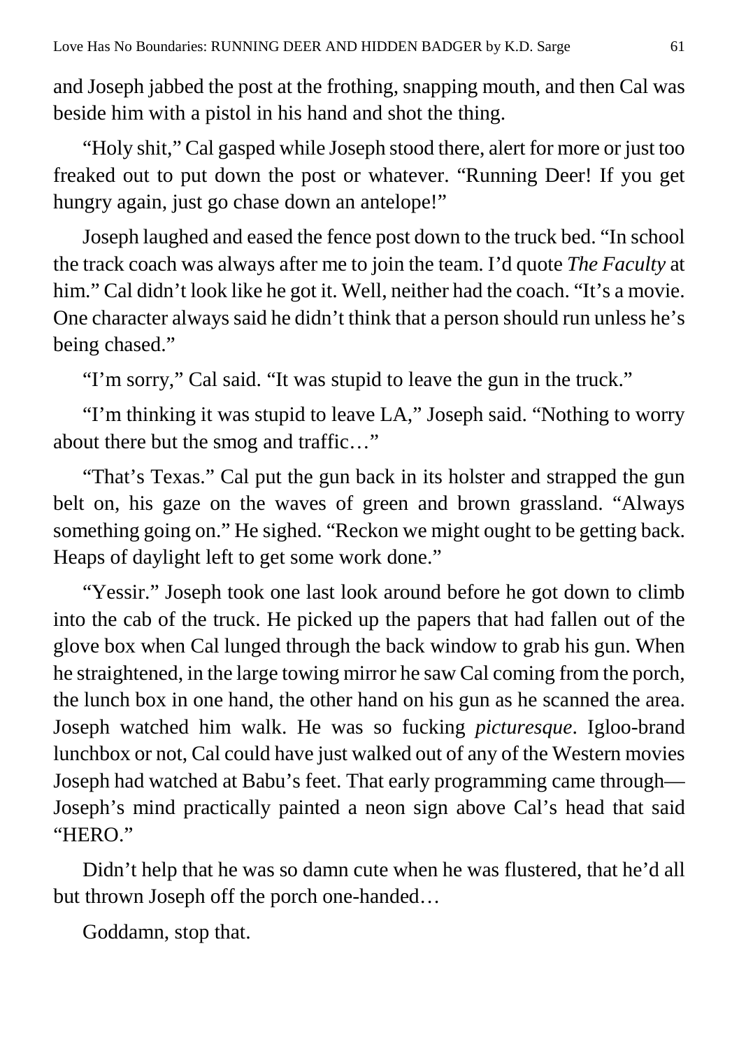and Joseph jabbed the post at the frothing, snapping mouth, and then Cal was beside him with a pistol in his hand and shot the thing.

"Holy shit," Cal gasped while Joseph stood there, alert for more or just too freaked out to put down the post or whatever. "Running Deer! If you get hungry again, just go chase down an antelope!"

Joseph laughed and eased the fence post down to the truck bed. "In school the track coach was always after me to join the team. I'd quote *The Faculty* at him." Cal didn't look like he got it. Well, neither had the coach. "It's a movie. One character always said he didn't think that a person should run unless he's being chased."

"I'm sorry," Cal said. "It was stupid to leave the gun in the truck."

"I'm thinking it was stupid to leave LA," Joseph said. "Nothing to worry about there but the smog and traffic…"

"That's Texas." Cal put the gun back in its holster and strapped the gun belt on, his gaze on the waves of green and brown grassland. "Always something going on." He sighed. "Reckon we might ought to be getting back. Heaps of daylight left to get some work done."

"Yessir." Joseph took one last look around before he got down to climb into the cab of the truck. He picked up the papers that had fallen out of the glove box when Cal lunged through the back window to grab his gun. When he straightened, in the large towing mirror he saw Cal coming from the porch, the lunch box in one hand, the other hand on his gun as he scanned the area. Joseph watched him walk. He was so fucking *picturesque*. Igloo-brand lunchbox or not, Cal could have just walked out of any of the Western movies Joseph had watched at Babu's feet. That early programming came through—Joseph's mind practically painted a neon sign above Cal's head that said "HERO."

Didn't help that he was so damn cute when he was flustered, that he'd all but thrown Joseph off the porch one-handed…

Goddamn, stop that.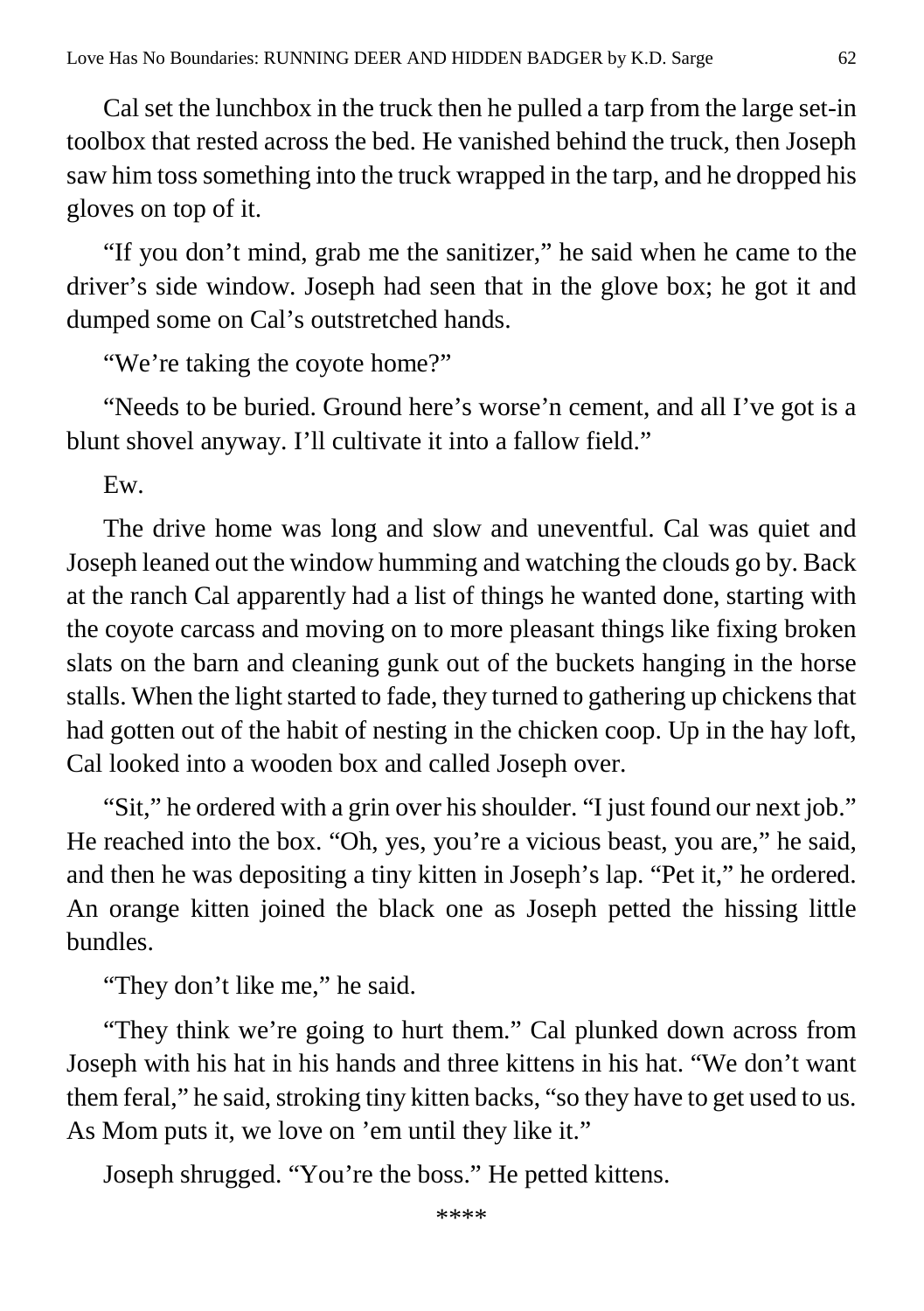Cal set the lunchbox in the truck then he pulled a tarp from the large set-in toolbox that rested across the bed. He vanished behind the truck, then Joseph saw him toss something into the truck wrapped in the tarp, and he dropped his gloves on top of it.

"If you don't mind, grab me the sanitizer," he said when he came to the driver's side window. Joseph had seen that in the glove box; he got it and dumped some on Cal's outstretched hands.

"We're taking the coyote home?"

"Needs to be buried. Ground here's worse'n cement, and all I've got is a blunt shovel anyway. I'll cultivate it into a fallow field."

Ew.

The drive home was long and slow and uneventful. Cal was quiet and Joseph leaned out the window humming and watching the clouds go by. Back at the ranch Cal apparently had a list of things he wanted done, starting with the coyote carcass and moving on to more pleasant things like fixing broken slats on the barn and cleaning gunk out of the buckets hanging in the horse stalls. When the light started to fade, they turned to gathering up chickens that had gotten out of the habit of nesting in the chicken coop. Up in the hay loft, Cal looked into a wooden box and called Joseph over.

"Sit," he ordered with a grin over his shoulder. "I just found our next job." He reached into the box. "Oh, yes, you're a vicious beast, you are," he said, and then he was depositing a tiny kitten in Joseph's lap. "Pet it," he ordered. An orange kitten joined the black one as Joseph petted the hissing little bundles.

"They don't like me," he said.

"They think we're going to hurt them." Cal plunked down across from Joseph with his hat in his hands and three kittens in his hat. "We don't want them feral," he said, stroking tiny kitten backs, "so they have to get used to us. As Mom puts it, we love on 'em until they like it."

Joseph shrugged. "You're the boss." He petted kittens.

****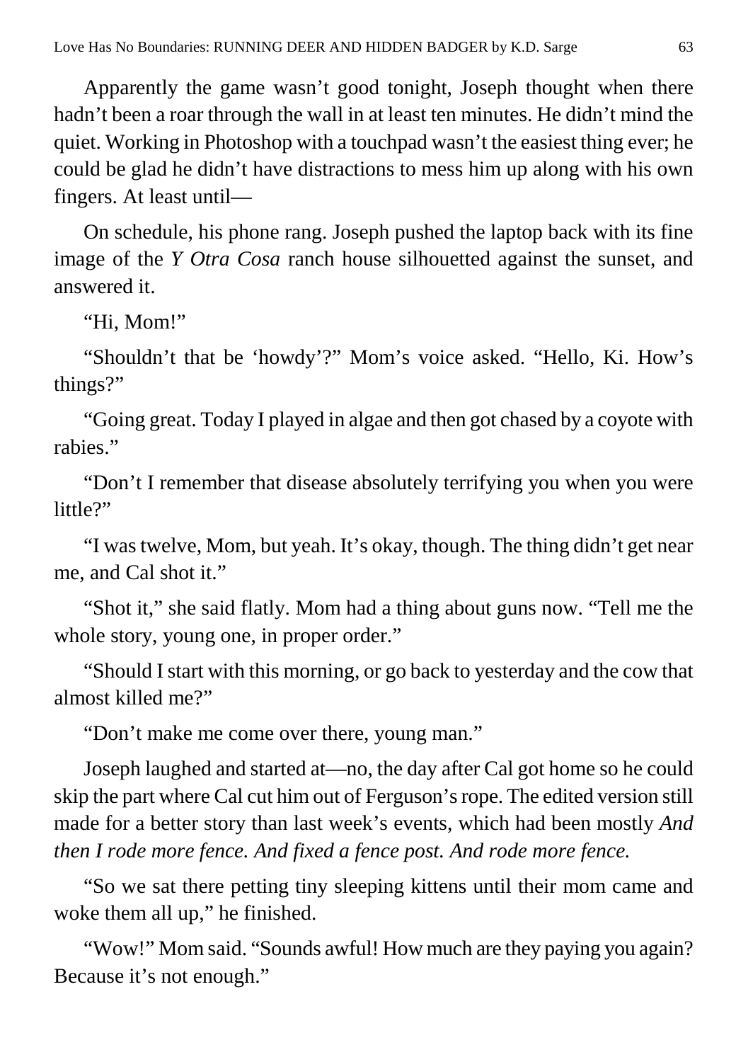Apparently the game wasn't good tonight, Joseph thought when there hadn't been a roar through the wall in at least ten minutes. He didn't mind the quiet. Working in Photoshop with a touchpad wasn't the easiest thing ever; he could be glad he didn't have distractions to mess him up along with his own fingers. At least until—

On schedule, his phone rang. Joseph pushed the laptop back with its fine image of the *Y Otra Cosa* ranch house silhouetted against the sunset, and answered it.

"Hi, Mom!"

"Shouldn't that be 'howdy'?" Mom's voice asked. "Hello, Ki. How's things?"

"Going great. Today I played in algae and then got chased by a coyote with rabies."

"Don't I remember that disease absolutely terrifying you when you were little?"

"I was twelve, Mom, but yeah. It's okay, though. The thing didn't get near me, and Cal shot it."

"Shot it," she said flatly. Mom had a thing about guns now. "Tell me the whole story, young one, in proper order."

"Should I start with this morning, or go back to yesterday and the cow that almost killed me?"

"Don't make me come over there, young man."

Joseph laughed and started at—no, the day after Cal got home so he could skip the part where Cal cut him out of Ferguson's rope. The edited version still made for a better story than last week's events, which had been mostly *And then I rode more fence. And fixed a fence post. And rode more fence.*

"So we sat there petting tiny sleeping kittens until their mom came and woke them all up," he finished.

"Wow!" Mom said. "Sounds awful! How much are they paying you again? Because it's not enough."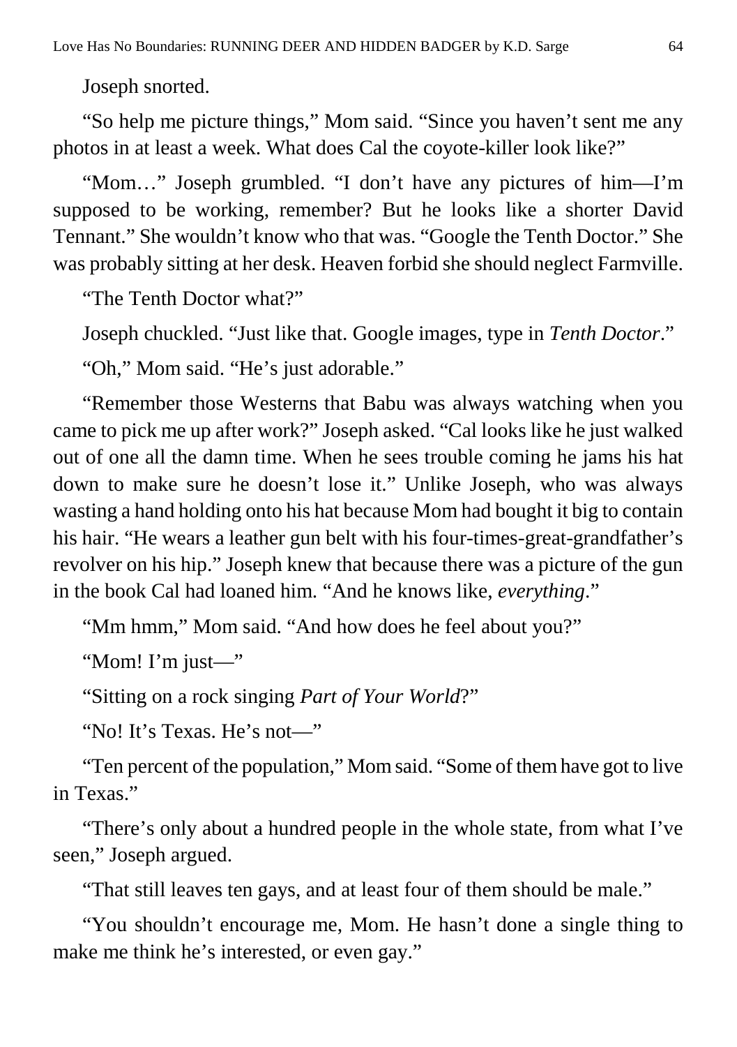Joseph snorted.

“So help me picture things,” Mom said. “Since you haven’t sent me any photos in at least a week. What does Cal the coyote-killer look like?”

“Mom…” Joseph grumbled. “I don’t have any pictures of him—I’m supposed to be working, remember? But he looks like a shorter David Tennant.” She wouldn’t know who that was. “Google the Tenth Doctor.” She was probably sitting at her desk. Heaven forbid she should neglect Farmville.

“The Tenth Doctor what?”

Joseph chuckled. “Just like that. Google images, type in *Tenth Doctor*.”

“Oh,” Mom said. “He’s just adorable.”

“Remember those Westerns that Babu was always watching when you came to pick me up after work?” Joseph asked. “Cal looks like he just walked out of one all the damn time. When he sees trouble coming he jams his hat down to make sure he doesn’t lose it.” Unlike Joseph, who was always wasting a hand holding onto his hat because Mom had bought it big to contain his hair. “He wears a leather gun belt with his four-times-great-grandfather’s revolver on his hip.” Joseph knew that because there was a picture of the gun in the book Cal had loaned him. “And he knows like, *everything*.”

“Mm hmm,” Mom said. “And how does he feel about you?”

“Mom! I’m just—”

“Sitting on a rock singing *Part of Your World*?”

“No! It’s Texas. He’s not—”

“Ten percent of the population,” Mom said. “Some of them have got to live in Texas.”

“There’s only about a hundred people in the whole state, from what I’ve seen,” Joseph argued.

“That still leaves ten gays, and at least four of them should be male.”

“You shouldn’t encourage me, Mom. He hasn’t done a single thing to make me think he’s interested, or even gay.”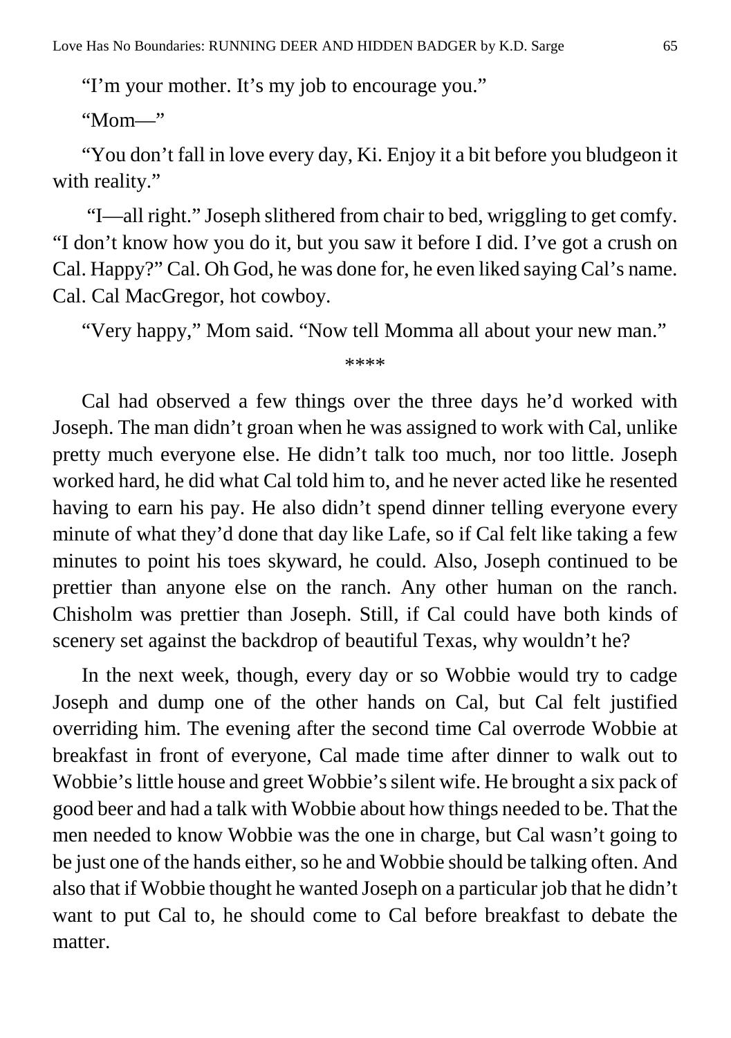"I'm your mother. It's my job to encourage you."

"Mom—"

"You don't fall in love every day, Ki. Enjoy it a bit before you bludgeon it with reality."

"I—all right." Joseph slithered from chair to bed, wriggling to get comfy. "I don't know how you do it, but you saw it before I did. I've got a crush on Cal. Happy?" Cal. Oh God, he was done for, he even liked saying Cal's name. Cal. Cal MacGregor, hot cowboy.

"Very happy," Mom said. "Now tell Momma all about your new man."

****

Cal had observed a few things over the three days he'd worked with Joseph. The man didn't groan when he was assigned to work with Cal, unlike pretty much everyone else. He didn't talk too much, nor too little. Joseph worked hard, he did what Cal told him to, and he never acted like he resented having to earn his pay. He also didn't spend dinner telling everyone every minute of what they'd done that day like Lafe, so if Cal felt like taking a few minutes to point his toes skyward, he could. Also, Joseph continued to be prettier than anyone else on the ranch. Any other human on the ranch. Chisholm was prettier than Joseph. Still, if Cal could have both kinds of scenery set against the backdrop of beautiful Texas, why wouldn't he?

In the next week, though, every day or so Wobbie would try to cadge Joseph and dump one of the other hands on Cal, but Cal felt justified overriding him. The evening after the second time Cal overrode Wobbie at breakfast in front of everyone, Cal made time after dinner to walk out to Wobbie's little house and greet Wobbie's silent wife. He brought a six pack of good beer and had a talk with Wobbie about how things needed to be. That the men needed to know Wobbie was the one in charge, but Cal wasn't going to be just one of the hands either, so he and Wobbie should be talking often. And also that if Wobbie thought he wanted Joseph on a particular job that he didn't want to put Cal to, he should come to Cal before breakfast to debate the matter.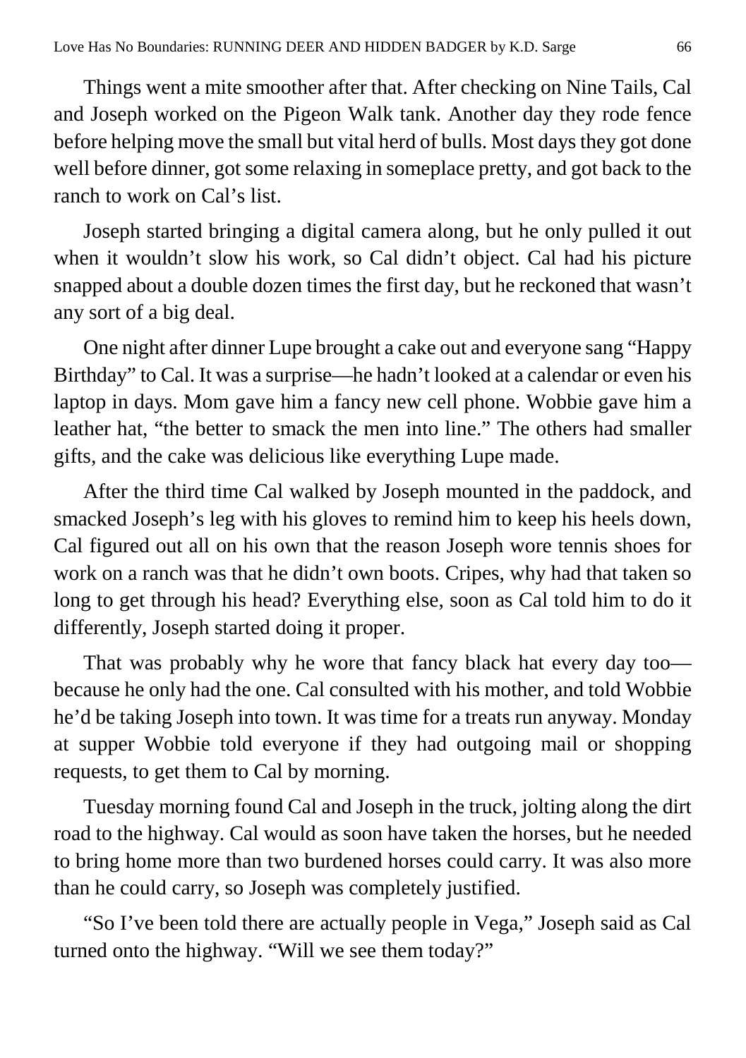Things went a mite smoother after that. After checking on Nine Tails, Cal and Joseph worked on the Pigeon Walk tank. Another day they rode fence before helping move the small but vital herd of bulls. Most days they got done well before dinner, got some relaxing in someplace pretty, and got back to the ranch to work on Cal's list.

Joseph started bringing a digital camera along, but he only pulled it out when it wouldn't slow his work, so Cal didn't object. Cal had his picture snapped about a double dozen times the first day, but he reckoned that wasn't any sort of a big deal.

One night after dinner Lupe brought a cake out and everyone sang "Happy Birthday" to Cal. It was a surprise—he hadn't looked at a calendar or even his laptop in days. Mom gave him a fancy new cell phone. Wobbie gave him a leather hat, "the better to smack the men into line." The others had smaller gifts, and the cake was delicious like everything Lupe made.

After the third time Cal walked by Joseph mounted in the paddock, and smacked Joseph's leg with his gloves to remind him to keep his heels down, Cal figured out all on his own that the reason Joseph wore tennis shoes for work on a ranch was that he didn't own boots. Cripes, why had that taken so long to get through his head? Everything else, soon as Cal told him to do it differently, Joseph started doing it proper.

That was probably why he wore that fancy black hat every day too—because he only had the one. Cal consulted with his mother, and told Wobbie he'd be taking Joseph into town. It was time for a treats run anyway. Monday at supper Wobbie told everyone if they had outgoing mail or shopping requests, to get them to Cal by morning.

Tuesday morning found Cal and Joseph in the truck, jolting along the dirt road to the highway. Cal would as soon have taken the horses, but he needed to bring home more than two burdened horses could carry. It was also more than he could carry, so Joseph was completely justified.

"So I've been told there are actually people in Vega," Joseph said as Cal turned onto the highway. "Will we see them today?"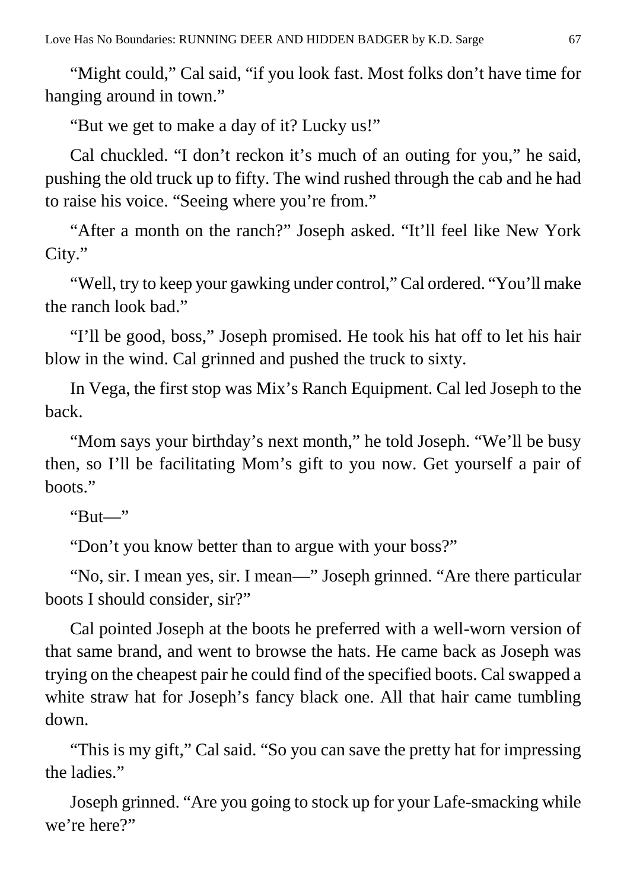"Might could," Cal said, "if you look fast. Most folks don't have time for hanging around in town."

"But we get to make a day of it? Lucky us!"

Cal chuckled. "I don't reckon it's much of an outing for you," he said, pushing the old truck up to fifty. The wind rushed through the cab and he had to raise his voice. "Seeing where you're from."

"After a month on the ranch?" Joseph asked. "It'll feel like New York City."

"Well, try to keep your gawking under control," Cal ordered. "You'll make the ranch look bad."

"I'll be good, boss," Joseph promised. He took his hat off to let his hair blow in the wind. Cal grinned and pushed the truck to sixty.

In Vega, the first stop was Mix's Ranch Equipment. Cal led Joseph to the back.

"Mom says your birthday's next month," he told Joseph. "We'll be busy then, so I'll be facilitating Mom's gift to you now. Get yourself a pair of boots."

"But—"

"Don't you know better than to argue with your boss?"

"No, sir. I mean yes, sir. I mean—" Joseph grinned. "Are there particular boots I should consider, sir?"

Cal pointed Joseph at the boots he preferred with a well-worn version of that same brand, and went to browse the hats. He came back as Joseph was trying on the cheapest pair he could find of the specified boots. Cal swapped a white straw hat for Joseph's fancy black one. All that hair came tumbling down.

"This is my gift," Cal said. "So you can save the pretty hat for impressing the ladies."

Joseph grinned. "Are you going to stock up for your Lafe-smacking while we're here?"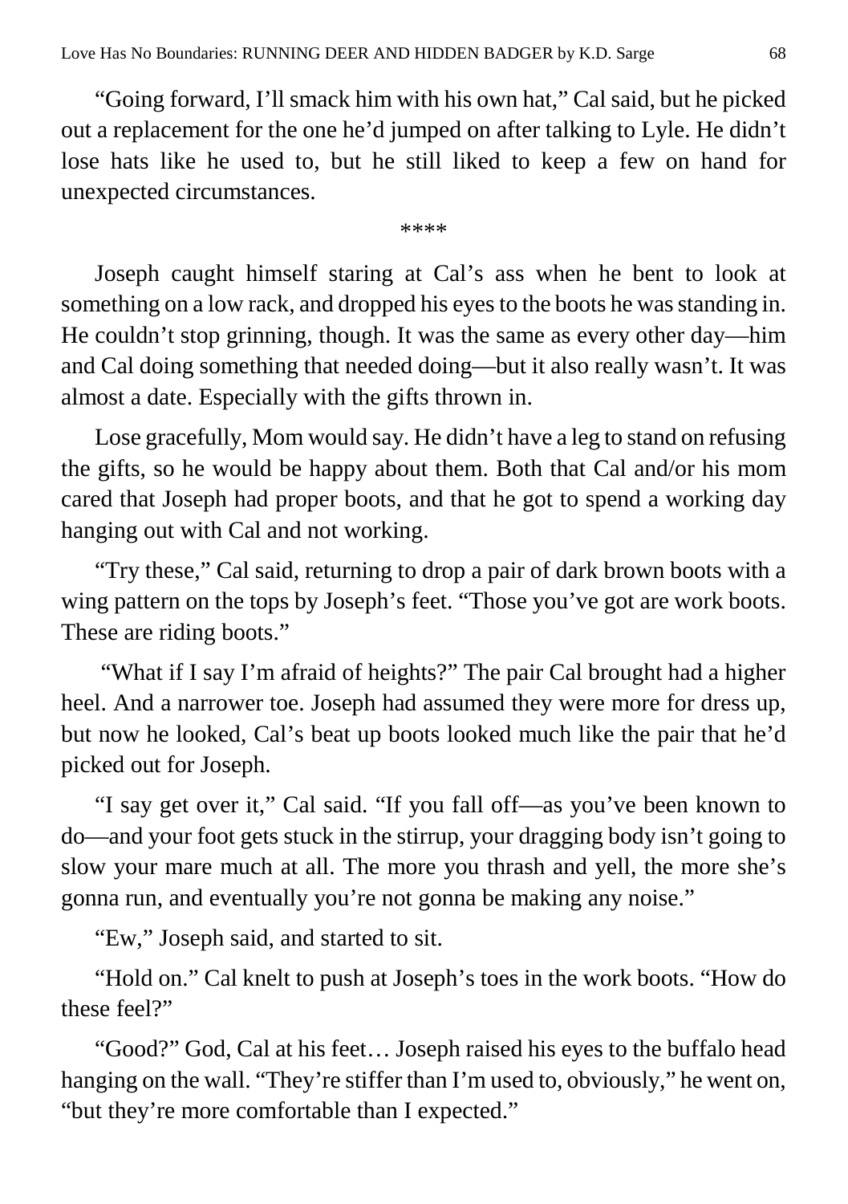“Going forward, I’ll smack him with his own hat,” Cal said, but he picked out a replacement for the one he’d jumped on after talking to Lyle. He didn’t lose hats like he used to, but he still liked to keep a few on hand for unexpected circumstances.

****

Joseph caught himself staring at Cal’s ass when he bent to look at something on a low rack, and dropped his eyes to the boots he was standing in. He couldn’t stop grinning, though. It was the same as every other day—him and Cal doing something that needed doing—but it also really wasn’t. It was almost a date. Especially with the gifts thrown in.

Lose gracefully, Mom would say. He didn’t have a leg to stand on refusing the gifts, so he would be happy about them. Both that Cal and/or his mom cared that Joseph had proper boots, and that he got to spend a working day hanging out with Cal and not working.

“Try these,” Cal said, returning to drop a pair of dark brown boots with a wing pattern on the tops by Joseph’s feet. “Those you’ve got are work boots. These are riding boots.”

“What if I say I’m afraid of heights?” The pair Cal brought had a higher heel. And a narrower toe. Joseph had assumed they were more for dress up, but now he looked, Cal’s beat up boots looked much like the pair that he’d picked out for Joseph.

“I say get over it,” Cal said. “If you fall off—as you’ve been known to do—and your foot gets stuck in the stirrup, your dragging body isn’t going to slow your mare much at all. The more you thrash and yell, the more she’s gonna run, and eventually you’re not gonna be making any noise.”

“Ew,” Joseph said, and started to sit.

“Hold on.” Cal knelt to push at Joseph’s toes in the work boots. “How do these feel?”

“Good?” God, Cal at his feet… Joseph raised his eyes to the buffalo head hanging on the wall. “They’re stiffer than I’m used to, obviously,” he went on, “but they’re more comfortable than I expected.”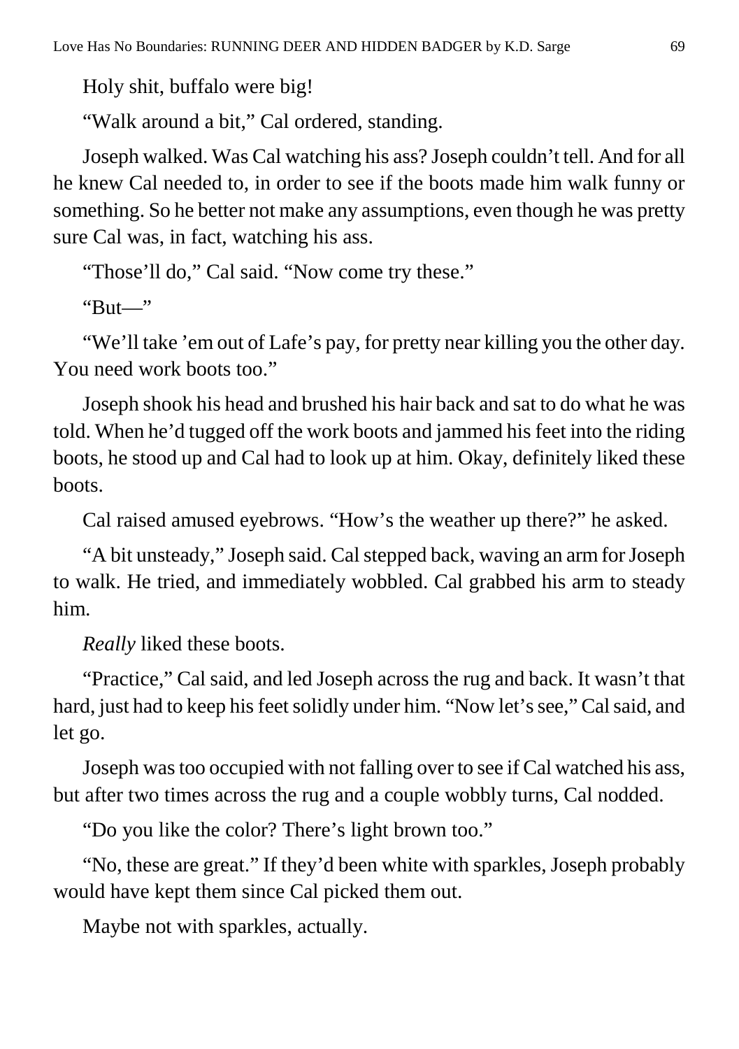Holy shit, buffalo were big!

"Walk around a bit," Cal ordered, standing.

Joseph walked. Was Cal watching his ass? Joseph couldn't tell. And for all he knew Cal needed to, in order to see if the boots made him walk funny or something. So he better not make any assumptions, even though he was pretty sure Cal was, in fact, watching his ass.

"Those'll do," Cal said. "Now come try these."

"But—"

"We'll take 'em out of Lafe's pay, for pretty near killing you the other day. You need work boots too."

Joseph shook his head and brushed his hair back and sat to do what he was told. When he'd tugged off the work boots and jammed his feet into the riding boots, he stood up and Cal had to look up at him. Okay, definitely liked these boots.

Cal raised amused eyebrows. "How's the weather up there?" he asked.

"A bit unsteady," Joseph said. Cal stepped back, waving an arm for Joseph to walk. He tried, and immediately wobbled. Cal grabbed his arm to steady him.

*Really* liked these boots.

"Practice," Cal said, and led Joseph across the rug and back. It wasn't that hard, just had to keep his feet solidly under him. "Now let's see," Cal said, and let go.

Joseph was too occupied with not falling over to see if Cal watched his ass, but after two times across the rug and a couple wobbly turns, Cal nodded.

"Do you like the color? There's light brown too."

"No, these are great." If they'd been white with sparkles, Joseph probably would have kept them since Cal picked them out.

Maybe not with sparkles, actually.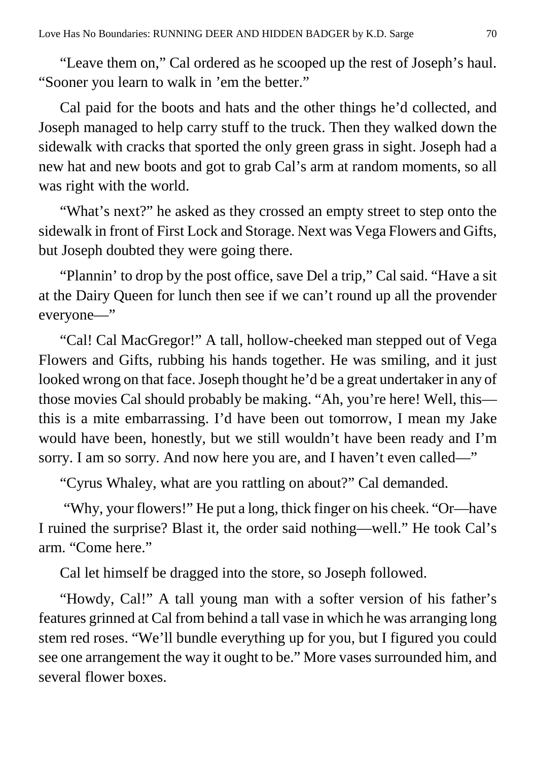"Leave them on," Cal ordered as he scooped up the rest of Joseph's haul. "Sooner you learn to walk in 'em the better."

Cal paid for the boots and hats and the other things he'd collected, and Joseph managed to help carry stuff to the truck. Then they walked down the sidewalk with cracks that sported the only green grass in sight. Joseph had a new hat and new boots and got to grab Cal's arm at random moments, so all was right with the world.

"What's next?" he asked as they crossed an empty street to step onto the sidewalk in front of First Lock and Storage. Next was Vega Flowers and Gifts, but Joseph doubted they were going there.

"Plannin' to drop by the post office, save Del a trip," Cal said. "Have a sit at the Dairy Queen for lunch then see if we can't round up all the provender everyone—"

"Cal! Cal MacGregor!" A tall, hollow-cheeked man stepped out of Vega Flowers and Gifts, rubbing his hands together. He was smiling, and it just looked wrong on that face. Joseph thought he'd be a great undertaker in any of those movies Cal should probably be making. "Ah, you're here! Well, this—this is a mite embarrassing. I'd have been out tomorrow, I mean my Jake would have been, honestly, but we still wouldn't have been ready and I'm sorry. I am so sorry. And now here you are, and I haven't even called—"

"Cyrus Whaley, what are you rattling on about?" Cal demanded.

"Why, your flowers!" He put a long, thick finger on his cheek. "Or—have I ruined the surprise? Blast it, the order said nothing—well." He took Cal's arm. "Come here."

Cal let himself be dragged into the store, so Joseph followed.

"Howdy, Cal!" A tall young man with a softer version of his father's features grinned at Cal from behind a tall vase in which he was arranging long stem red roses. "We'll bundle everything up for you, but I figured you could see one arrangement the way it ought to be." More vases surrounded him, and several flower boxes.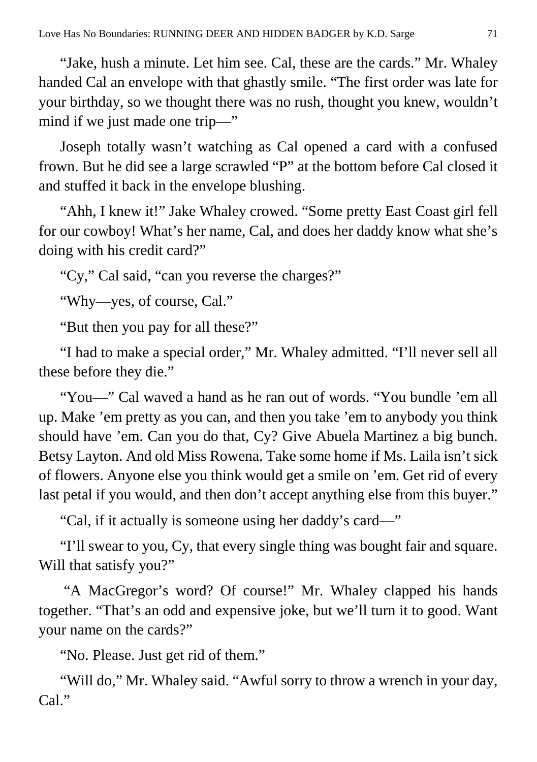"Jake, hush a minute. Let him see. Cal, these are the cards." Mr. Whaley handed Cal an envelope with that ghastly smile. "The first order was late for your birthday, so we thought there was no rush, thought you knew, wouldn't mind if we just made one trip—"

Joseph totally wasn't watching as Cal opened a card with a confused frown. But he did see a large scrawled "P" at the bottom before Cal closed it and stuffed it back in the envelope blushing.

"Ahh, I knew it!" Jake Whaley crowed. "Some pretty East Coast girl fell for our cowboy! What's her name, Cal, and does her daddy know what she's doing with his credit card?"

"Cy," Cal said, "can you reverse the charges?"

"Why—yes, of course, Cal."

"But then you pay for all these?"

"I had to make a special order," Mr. Whaley admitted. "I'll never sell all these before they die."

"You—" Cal waved a hand as he ran out of words. "You bundle 'em all up. Make 'em pretty as you can, and then you take 'em to anybody you think should have 'em. Can you do that, Cy? Give Abuela Martinez a big bunch. Betsy Layton. And old Miss Rowena. Take some home if Ms. Laila isn't sick of flowers. Anyone else you think would get a smile on 'em. Get rid of every last petal if you would, and then don't accept anything else from this buyer."

"Cal, if it actually is someone using her daddy's card—"

"I'll swear to you, Cy, that every single thing was bought fair and square. Will that satisfy you?"

"A MacGregor's word? Of course!" Mr. Whaley clapped his hands together. "That's an odd and expensive joke, but we'll turn it to good. Want your name on the cards?"

"No. Please. Just get rid of them."

"Will do," Mr. Whaley said. "Awful sorry to throw a wrench in your day, Cal."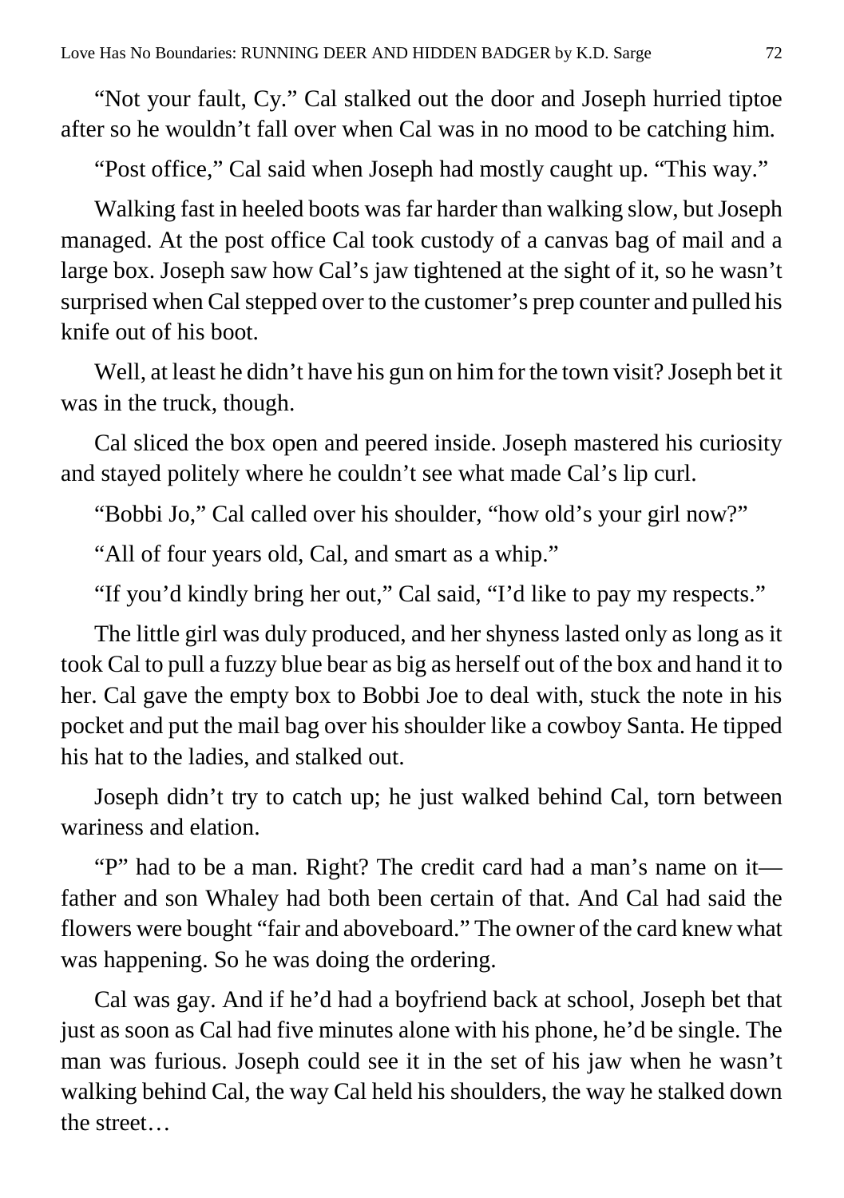"Not your fault, Cy." Cal stalked out the door and Joseph hurried tiptoe after so he wouldn't fall over when Cal was in no mood to be catching him.

"Post office," Cal said when Joseph had mostly caught up. "This way."

Walking fast in heeled boots was far harder than walking slow, but Joseph managed. At the post office Cal took custody of a canvas bag of mail and a large box. Joseph saw how Cal's jaw tightened at the sight of it, so he wasn't surprised when Cal stepped over to the customer's prep counter and pulled his knife out of his boot.

Well, at least he didn't have his gun on him for the town visit? Joseph bet it was in the truck, though.

Cal sliced the box open and peered inside. Joseph mastered his curiosity and stayed politely where he couldn't see what made Cal's lip curl.

"Bobbi Jo," Cal called over his shoulder, "how old's your girl now?"

"All of four years old, Cal, and smart as a whip."

"If you'd kindly bring her out," Cal said, "I'd like to pay my respects."

The little girl was duly produced, and her shyness lasted only as long as it took Cal to pull a fuzzy blue bear as big as herself out of the box and hand it to her. Cal gave the empty box to Bobbi Joe to deal with, stuck the note in his pocket and put the mail bag over his shoulder like a cowboy Santa. He tipped his hat to the ladies, and stalked out.

Joseph didn't try to catch up; he just walked behind Cal, torn between wariness and elation.

"P" had to be a man. Right? The credit card had a man's name on it—father and son Whaley had both been certain of that. And Cal had said the flowers were bought "fair and aboveboard." The owner of the card knew what was happening. So he was doing the ordering.

Cal was gay. And if he'd had a boyfriend back at school, Joseph bet that just as soon as Cal had five minutes alone with his phone, he'd be single. The man was furious. Joseph could see it in the set of his jaw when he wasn't walking behind Cal, the way Cal held his shoulders, the way he stalked down the street…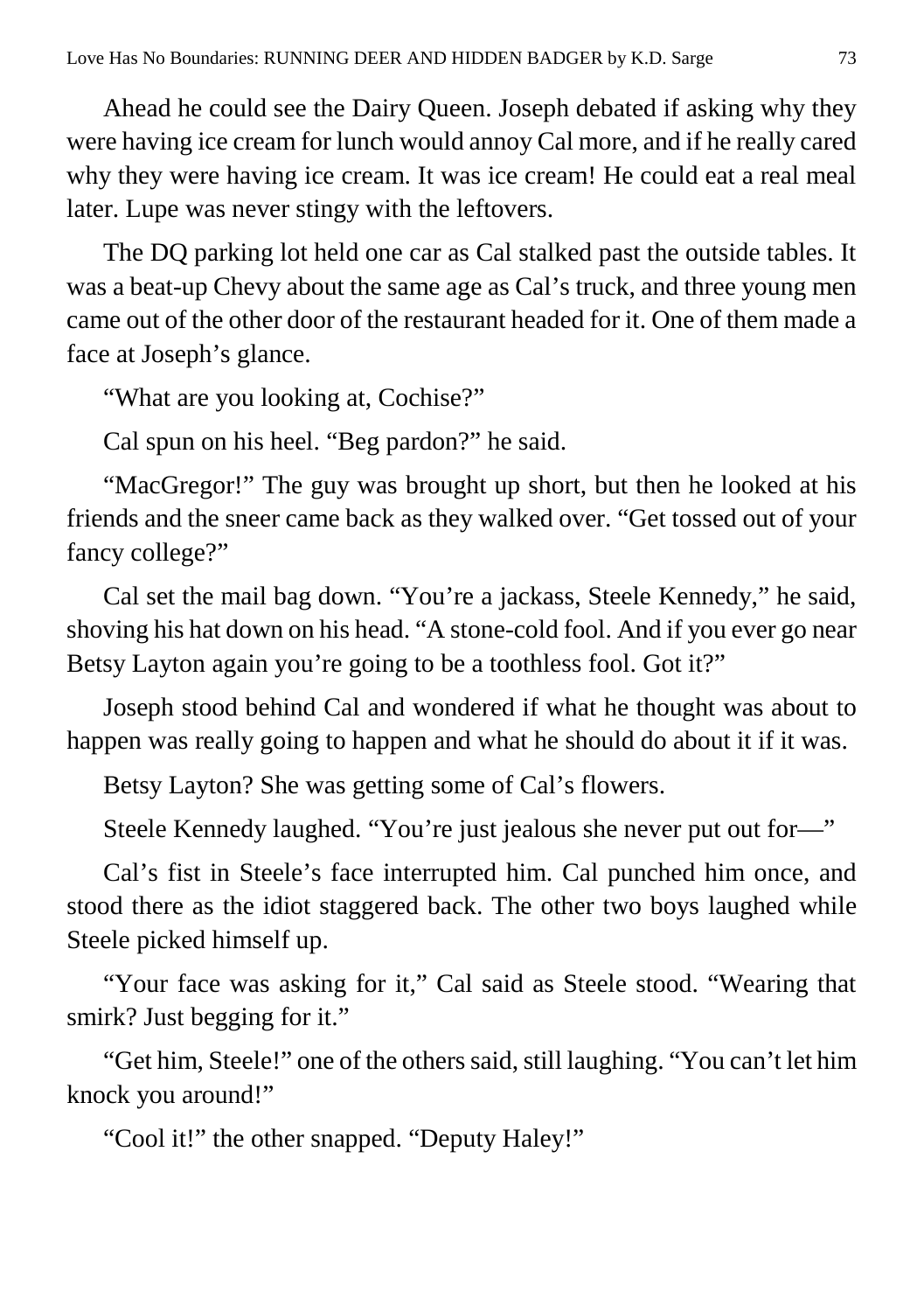Ahead he could see the Dairy Queen. Joseph debated if asking why they were having ice cream for lunch would annoy Cal more, and if he really cared why they were having ice cream. It was ice cream! He could eat a real meal later. Lupe was never stingy with the leftovers.

The DQ parking lot held one car as Cal stalked past the outside tables. It was a beat-up Chevy about the same age as Cal's truck, and three young men came out of the other door of the restaurant headed for it. One of them made a face at Joseph's glance.

"What are you looking at, Cochise?"

Cal spun on his heel. "Beg pardon?" he said.

"MacGregor!" The guy was brought up short, but then he looked at his friends and the sneer came back as they walked over. "Get tossed out of your fancy college?"

Cal set the mail bag down. "You're a jackass, Steele Kennedy," he said, shoving his hat down on his head. "A stone-cold fool. And if you ever go near Betsy Layton again you're going to be a toothless fool. Got it?"

Joseph stood behind Cal and wondered if what he thought was about to happen was really going to happen and what he should do about it if it was.

Betsy Layton? She was getting some of Cal's flowers.

Steele Kennedy laughed. "You're just jealous she never put out for—"

Cal's fist in Steele's face interrupted him. Cal punched him once, and stood there as the idiot staggered back. The other two boys laughed while Steele picked himself up.

"Your face was asking for it," Cal said as Steele stood. "Wearing that smirk? Just begging for it."

"Get him, Steele!" one of the others said, still laughing. "You can't let him knock you around!"

"Cool it!" the other snapped. "Deputy Haley!"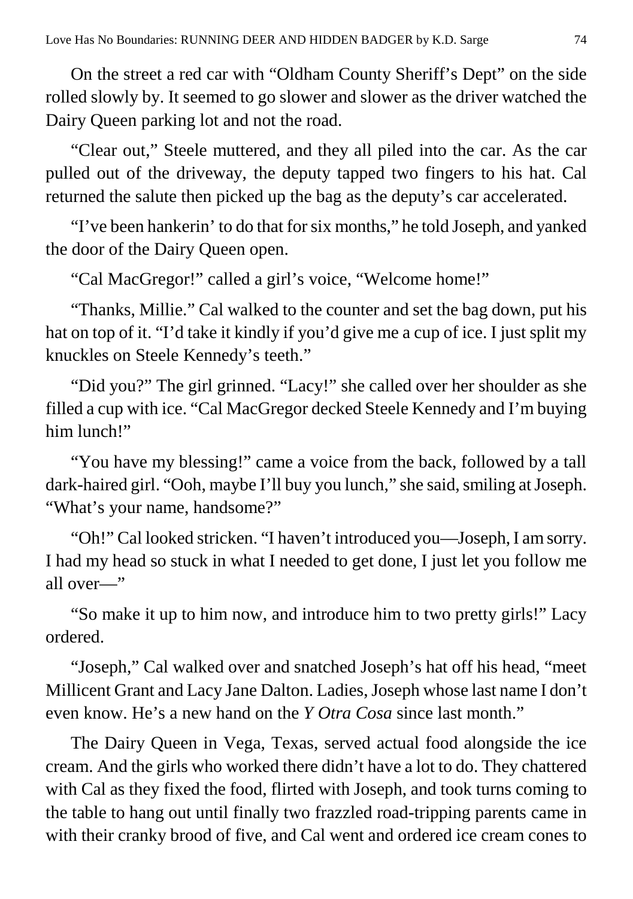On the street a red car with "Oldham County Sheriff's Dept" on the side rolled slowly by. It seemed to go slower and slower as the driver watched the Dairy Queen parking lot and not the road.

"Clear out," Steele muttered, and they all piled into the car. As the car pulled out of the driveway, the deputy tapped two fingers to his hat. Cal returned the salute then picked up the bag as the deputy's car accelerated.

"I've been hankerin' to do that for six months," he told Joseph, and yanked the door of the Dairy Queen open.

"Cal MacGregor!" called a girl's voice, "Welcome home!"

"Thanks, Millie." Cal walked to the counter and set the bag down, put his hat on top of it. "I'd take it kindly if you'd give me a cup of ice. I just split my knuckles on Steele Kennedy's teeth."

"Did you?" The girl grinned. "Lacy!" she called over her shoulder as she filled a cup with ice. "Cal MacGregor decked Steele Kennedy and I'm buying him lunch!"

"You have my blessing!" came a voice from the back, followed by a tall dark-haired girl. "Ooh, maybe I'll buy you lunch," she said, smiling at Joseph. "What's your name, handsome?"

"Oh!" Cal looked stricken. "I haven't introduced you—Joseph, I am sorry. I had my head so stuck in what I needed to get done, I just let you follow me all over—"

"So make it up to him now, and introduce him to two pretty girls!" Lacy ordered.

"Joseph," Cal walked over and snatched Joseph's hat off his head, "meet Millicent Grant and Lacy Jane Dalton. Ladies, Joseph whose last name I don't even know. He's a new hand on the *Y Otra Cosa* since last month."

The Dairy Queen in Vega, Texas, served actual food alongside the ice cream. And the girls who worked there didn't have a lot to do. They chattered with Cal as they fixed the food, flirted with Joseph, and took turns coming to the table to hang out until finally two frazzled road-tripping parents came in with their cranky brood of five, and Cal went and ordered ice cream cones to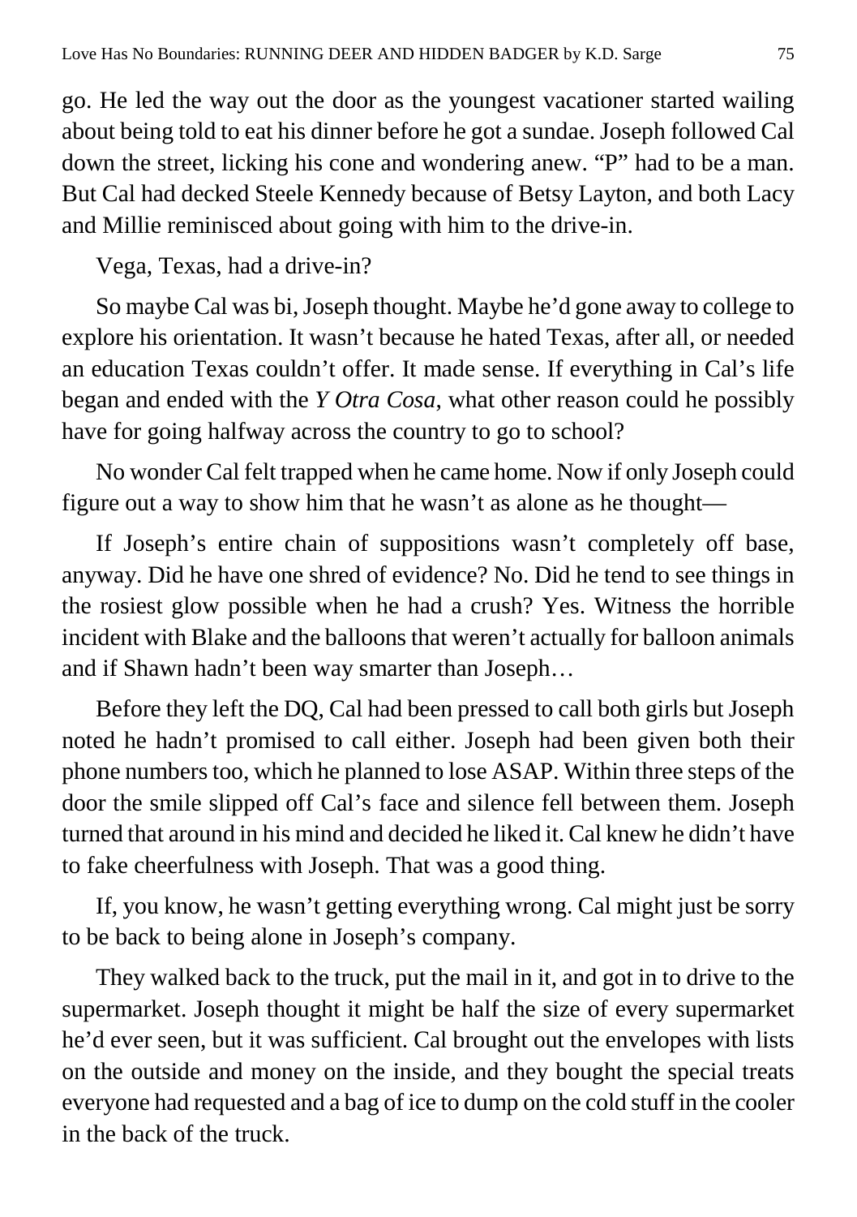go. He led the way out the door as the youngest vacationer started wailing about being told to eat his dinner before he got a sundae. Joseph followed Cal down the street, licking his cone and wondering anew. "P" had to be a man. But Cal had decked Steele Kennedy because of Betsy Layton, and both Lacy and Millie reminisced about going with him to the drive-in.

Vega, Texas, had a drive-in?

So maybe Cal was bi, Joseph thought. Maybe he'd gone away to college to explore his orientation. It wasn't because he hated Texas, after all, or needed an education Texas couldn't offer. It made sense. If everything in Cal's life began and ended with the *Y Otra Cosa*, what other reason could he possibly have for going halfway across the country to go to school?

No wonder Cal felt trapped when he came home. Now if only Joseph could figure out a way to show him that he wasn't as alone as he thought—

If Joseph's entire chain of suppositions wasn't completely off base, anyway. Did he have one shred of evidence? No. Did he tend to see things in the rosiest glow possible when he had a crush? Yes. Witness the horrible incident with Blake and the balloons that weren't actually for balloon animals and if Shawn hadn't been way smarter than Joseph…

Before they left the DQ, Cal had been pressed to call both girls but Joseph noted he hadn't promised to call either. Joseph had been given both their phone numbers too, which he planned to lose ASAP. Within three steps of the door the smile slipped off Cal's face and silence fell between them. Joseph turned that around in his mind and decided he liked it. Cal knew he didn't have to fake cheerfulness with Joseph. That was a good thing.

If, you know, he wasn't getting everything wrong. Cal might just be sorry to be back to being alone in Joseph's company.

They walked back to the truck, put the mail in it, and got in to drive to the supermarket. Joseph thought it might be half the size of every supermarket he'd ever seen, but it was sufficient. Cal brought out the envelopes with lists on the outside and money on the inside, and they bought the special treats everyone had requested and a bag of ice to dump on the cold stuff in the cooler in the back of the truck.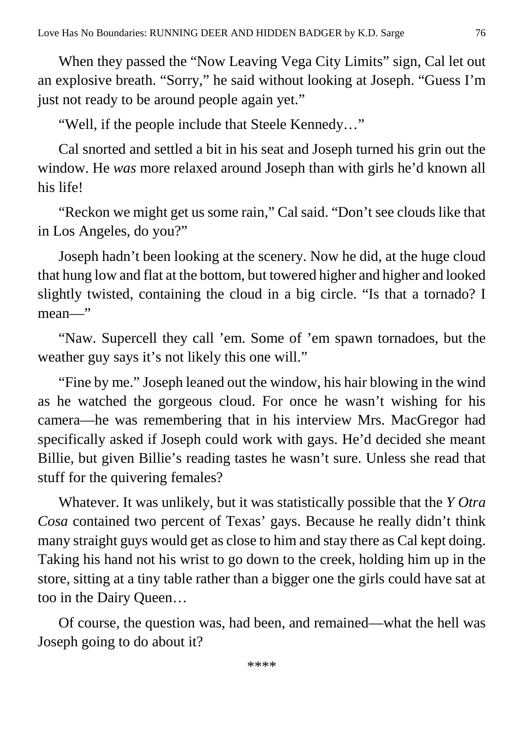When they passed the "Now Leaving Vega City Limits" sign, Cal let out an explosive breath. "Sorry," he said without looking at Joseph. "Guess I'm just not ready to be around people again yet."

"Well, if the people include that Steele Kennedy…"

Cal snorted and settled a bit in his seat and Joseph turned his grin out the window. He *was* more relaxed around Joseph than with girls he'd known all his life!

"Reckon we might get us some rain," Cal said. "Don't see clouds like that in Los Angeles, do you?"

Joseph hadn't been looking at the scenery. Now he did, at the huge cloud that hung low and flat at the bottom, but towered higher and higher and looked slightly twisted, containing the cloud in a big circle. "Is that a tornado? I mean—"

"Naw. Supercell they call 'em. Some of 'em spawn tornadoes, but the weather guy says it's not likely this one will."

"Fine by me." Joseph leaned out the window, his hair blowing in the wind as he watched the gorgeous cloud. For once he wasn't wishing for his camera—he was remembering that in his interview Mrs. MacGregor had specifically asked if Joseph could work with gays. He'd decided she meant Billie, but given Billie's reading tastes he wasn't sure. Unless she read that stuff for the quivering females?

Whatever. It was unlikely, but it was statistically possible that the *Y Otra Cosa* contained two percent of Texas' gays. Because he really didn't think many straight guys would get as close to him and stay there as Cal kept doing. Taking his hand not his wrist to go down to the creek, holding him up in the store, sitting at a tiny table rather than a bigger one the girls could have sat at too in the Dairy Queen…

Of course, the question was, had been, and remained—what the hell was Joseph going to do about it?

****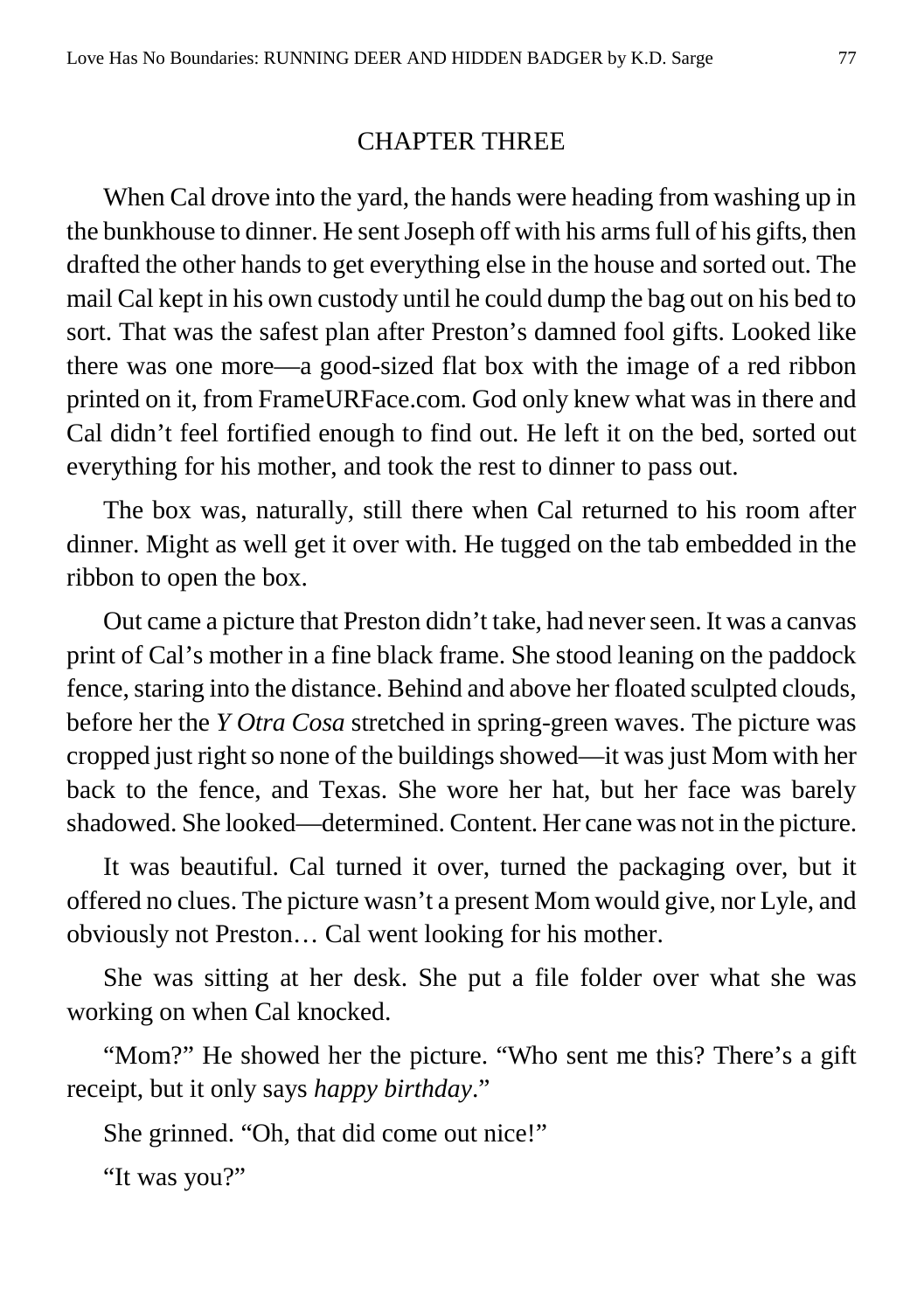## CHAPTER THREE

When Cal drove into the yard, the hands were heading from washing up in the bunkhouse to dinner. He sent Joseph off with his arms full of his gifts, then drafted the other hands to get everything else in the house and sorted out. The mail Cal kept in his own custody until he could dump the bag out on his bed to sort. That was the safest plan after Preston's damned fool gifts. Looked like there was one more—a good-sized flat box with the image of a red ribbon printed on it, from FrameURFace.com. God only knew what was in there and Cal didn't feel fortified enough to find out. He left it on the bed, sorted out everything for his mother, and took the rest to dinner to pass out.

The box was, naturally, still there when Cal returned to his room after dinner. Might as well get it over with. He tugged on the tab embedded in the ribbon to open the box.

Out came a picture that Preston didn't take, had never seen. It was a canvas print of Cal's mother in a fine black frame. She stood leaning on the paddock fence, staring into the distance. Behind and above her floated sculpted clouds, before her the *Y Otra Cosa* stretched in spring-green waves. The picture was cropped just right so none of the buildings showed—it was just Mom with her back to the fence, and Texas. She wore her hat, but her face was barely shadowed. She looked—determined. Content. Her cane was not in the picture.

It was beautiful. Cal turned it over, turned the packaging over, but it offered no clues. The picture wasn't a present Mom would give, nor Lyle, and obviously not Preston… Cal went looking for his mother.

She was sitting at her desk. She put a file folder over what she was working on when Cal knocked.

"Mom?" He showed her the picture. "Who sent me this? There's a gift receipt, but it only says *happy birthday*."

She grinned. "Oh, that did come out nice!"

"It was you?"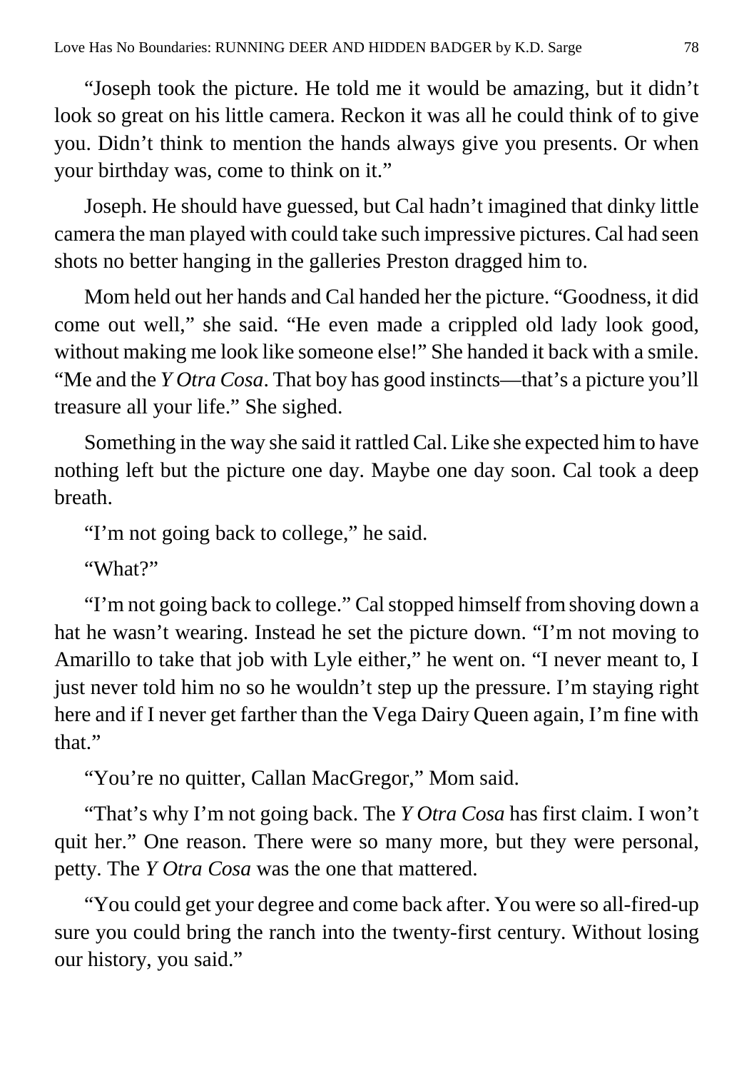"Joseph took the picture. He told me it would be amazing, but it didn't look so great on his little camera. Reckon it was all he could think of to give you. Didn't think to mention the hands always give you presents. Or when your birthday was, come to think on it."

Joseph. He should have guessed, but Cal hadn't imagined that dinky little camera the man played with could take such impressive pictures. Cal had seen shots no better hanging in the galleries Preston dragged him to.

Mom held out her hands and Cal handed her the picture. "Goodness, it did come out well," she said. "He even made a crippled old lady look good, without making me look like someone else!" She handed it back with a smile. "Me and the *Y Otra Cosa*. That boy has good instincts—that's a picture you'll treasure all your life." She sighed.

Something in the way she said it rattled Cal. Like she expected him to have nothing left but the picture one day. Maybe one day soon. Cal took a deep breath.

"I'm not going back to college," he said.

"What?"

"I'm not going back to college." Cal stopped himself from shoving down a hat he wasn't wearing. Instead he set the picture down. "I'm not moving to Amarillo to take that job with Lyle either," he went on. "I never meant to, I just never told him no so he wouldn't step up the pressure. I'm staying right here and if I never get farther than the Vega Dairy Queen again, I'm fine with that."

"You're no quitter, Callan MacGregor," Mom said.

"That's why I'm not going back. The *Y Otra Cosa* has first claim. I won't quit her." One reason. There were so many more, but they were personal, petty. The *Y Otra Cosa* was the one that mattered.

"You could get your degree and come back after. You were so all-fired-up sure you could bring the ranch into the twenty-first century. Without losing our history, you said."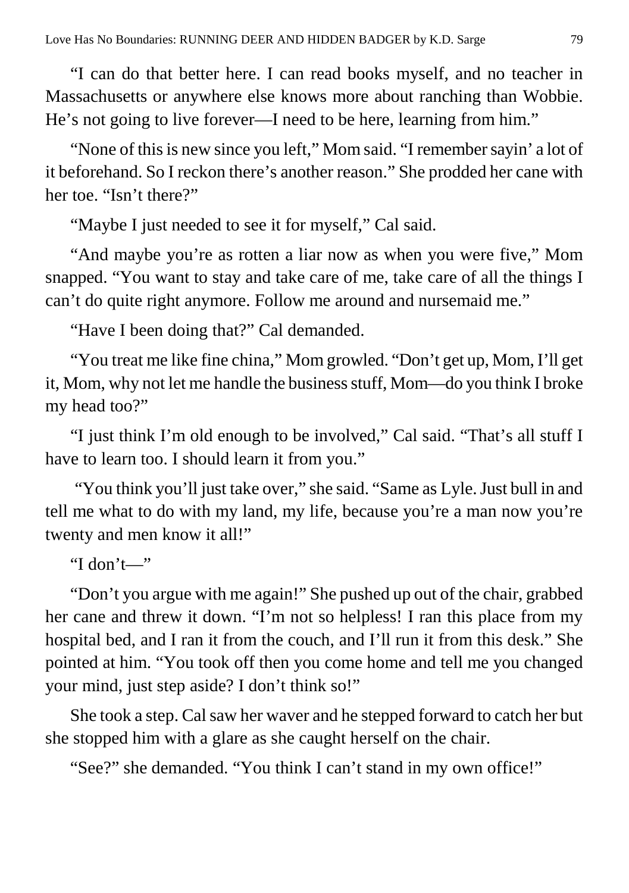“I can do that better here. I can read books myself, and no teacher in Massachusetts or anywhere else knows more about ranching than Wobbie. He’s not going to live forever—I need to be here, learning from him.”

“None of this is new since you left,” Mom said. “I remember sayin’ a lot of it beforehand. So I reckon there’s another reason.” She prodded her cane with her toe. “Isn’t there?”

“Maybe I just needed to see it for myself,” Cal said.

“And maybe you’re as rotten a liar now as when you were five,” Mom snapped. “You want to stay and take care of me, take care of all the things I can’t do quite right anymore. Follow me around and nursemaid me.”

“Have I been doing that?” Cal demanded.

“You treat me like fine china,” Mom growled. “Don’t get up, Mom, I’ll get it, Mom, why not let me handle the business stuff, Mom—do you think I broke my head too?”

“I just think I’m old enough to be involved,” Cal said. “That’s all stuff I have to learn too. I should learn it from you.”

“You think you’ll just take over,” she said. “Same as Lyle. Just bull in and tell me what to do with my land, my life, because you’re a man now you’re twenty and men know it all!”

“I don’t—”

“Don’t you argue with me again!” She pushed up out of the chair, grabbed her cane and threw it down. “I’m not so helpless! I ran this place from my hospital bed, and I ran it from the couch, and I’ll run it from this desk.” She pointed at him. “You took off then you come home and tell me you changed your mind, just step aside? I don’t think so!”

She took a step. Cal saw her waver and he stepped forward to catch her but she stopped him with a glare as she caught herself on the chair.

“See?” she demanded. “You think I can’t stand in my own office!”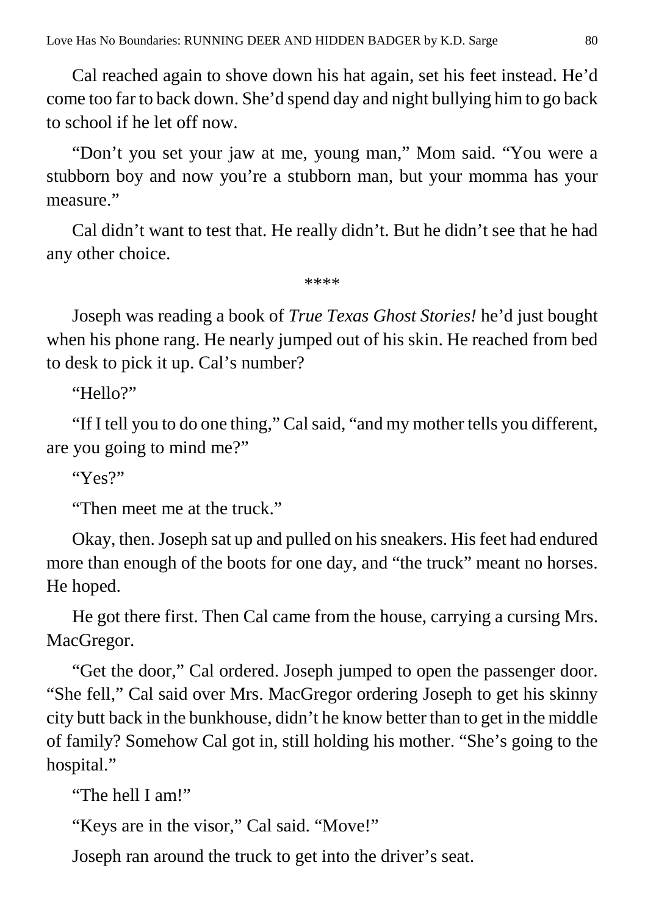Cal reached again to shove down his hat again, set his feet instead. He'd come too far to back down. She'd spend day and night bullying him to go back to school if he let off now.

"Don't you set your jaw at me, young man," Mom said. "You were a stubborn boy and now you're a stubborn man, but your momma has your measure."

Cal didn't want to test that. He really didn't. But he didn't see that he had any other choice.

****

Joseph was reading a book of *True Texas Ghost Stories!* he'd just bought when his phone rang. He nearly jumped out of his skin. He reached from bed to desk to pick it up. Cal's number?

"Hello?"

"If I tell you to do one thing," Cal said, "and my mother tells you different, are you going to mind me?"

"Yes?"

"Then meet me at the truck."

Okay, then. Joseph sat up and pulled on his sneakers. His feet had endured more than enough of the boots for one day, and "the truck" meant no horses. He hoped.

He got there first. Then Cal came from the house, carrying a cursing Mrs. MacGregor.

"Get the door," Cal ordered. Joseph jumped to open the passenger door. "She fell," Cal said over Mrs. MacGregor ordering Joseph to get his skinny city butt back in the bunkhouse, didn't he know better than to get in the middle of family? Somehow Cal got in, still holding his mother. "She's going to the hospital."

"The hell I am!"

"Keys are in the visor," Cal said. "Move!"

Joseph ran around the truck to get into the driver's seat.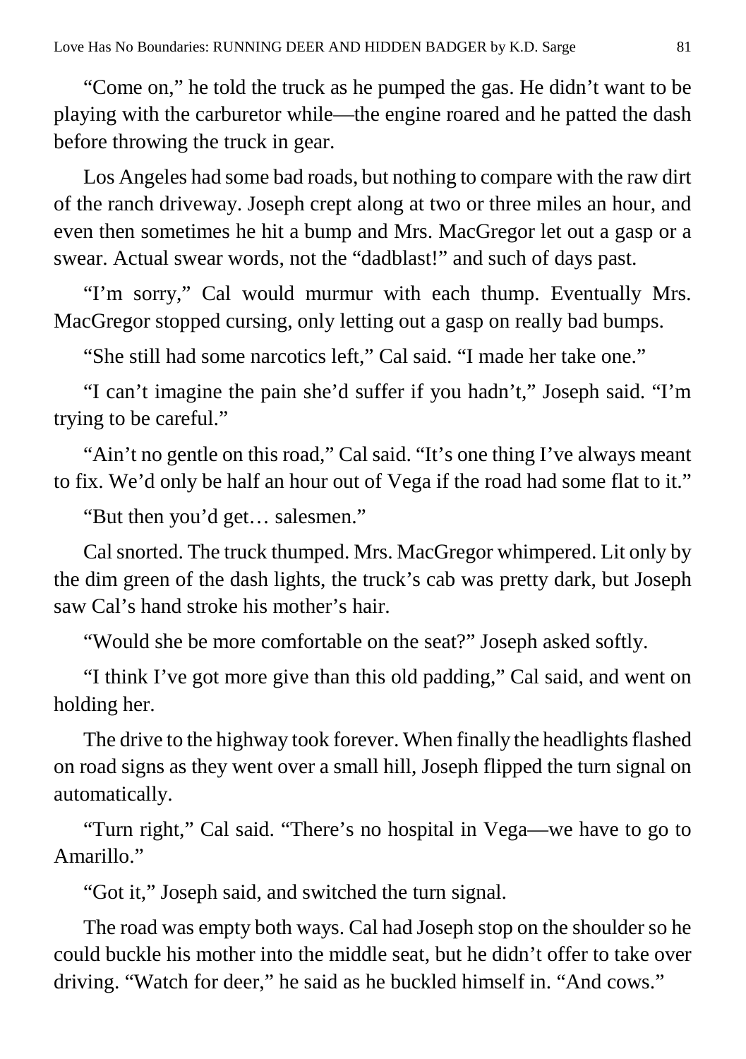"Come on," he told the truck as he pumped the gas. He didn't want to be playing with the carburetor while—the engine roared and he patted the dash before throwing the truck in gear.

Los Angeles had some bad roads, but nothing to compare with the raw dirt of the ranch driveway. Joseph crept along at two or three miles an hour, and even then sometimes he hit a bump and Mrs. MacGregor let out a gasp or a swear. Actual swear words, not the "dadblast!" and such of days past.

"I'm sorry," Cal would murmur with each thump. Eventually Mrs. MacGregor stopped cursing, only letting out a gasp on really bad bumps.

"She still had some narcotics left," Cal said. "I made her take one."

"I can't imagine the pain she'd suffer if you hadn't," Joseph said. "I'm trying to be careful."

"Ain't no gentle on this road," Cal said. "It's one thing I've always meant to fix. We'd only be half an hour out of Vega if the road had some flat to it."

"But then you'd get… salesmen."

Cal snorted. The truck thumped. Mrs. MacGregor whimpered. Lit only by the dim green of the dash lights, the truck's cab was pretty dark, but Joseph saw Cal's hand stroke his mother's hair.

"Would she be more comfortable on the seat?" Joseph asked softly.

"I think I've got more give than this old padding," Cal said, and went on holding her.

The drive to the highway took forever. When finally the headlights flashed on road signs as they went over a small hill, Joseph flipped the turn signal on automatically.

"Turn right," Cal said. "There's no hospital in Vega—we have to go to Amarillo."

"Got it," Joseph said, and switched the turn signal.

The road was empty both ways. Cal had Joseph stop on the shoulder so he could buckle his mother into the middle seat, but he didn't offer to take over driving. "Watch for deer," he said as he buckled himself in. "And cows."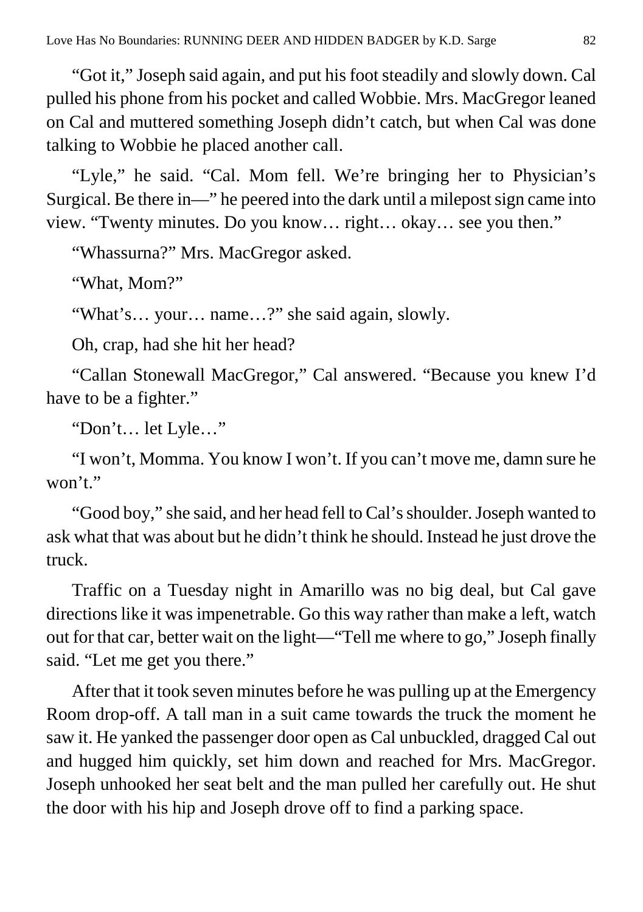"Got it," Joseph said again, and put his foot steadily and slowly down. Cal pulled his phone from his pocket and called Wobbie. Mrs. MacGregor leaned on Cal and muttered something Joseph didn't catch, but when Cal was done talking to Wobbie he placed another call.

"Lyle," he said. "Cal. Mom fell. We're bringing her to Physician's Surgical. Be there in—" he peered into the dark until a milepost sign came into view. "Twenty minutes. Do you know… right… okay… see you then."

"Whassurna?" Mrs. MacGregor asked.

"What, Mom?"

"What's… your… name…?" she said again, slowly.

Oh, crap, had she hit her head?

"Callan Stonewall MacGregor," Cal answered. "Because you knew I'd have to be a fighter."

"Don't… let Lyle…"

"I won't, Momma. You know I won't. If you can't move me, damn sure he won't."

"Good boy," she said, and her head fell to Cal's shoulder. Joseph wanted to ask what that was about but he didn't think he should. Instead he just drove the truck.

Traffic on a Tuesday night in Amarillo was no big deal, but Cal gave directions like it was impenetrable. Go this way rather than make a left, watch out for that car, better wait on the light—"Tell me where to go," Joseph finally said. "Let me get you there."

After that it took seven minutes before he was pulling up at the Emergency Room drop-off. A tall man in a suit came towards the truck the moment he saw it. He yanked the passenger door open as Cal unbuckled, dragged Cal out and hugged him quickly, set him down and reached for Mrs. MacGregor. Joseph unhooked her seat belt and the man pulled her carefully out. He shut the door with his hip and Joseph drove off to find a parking space.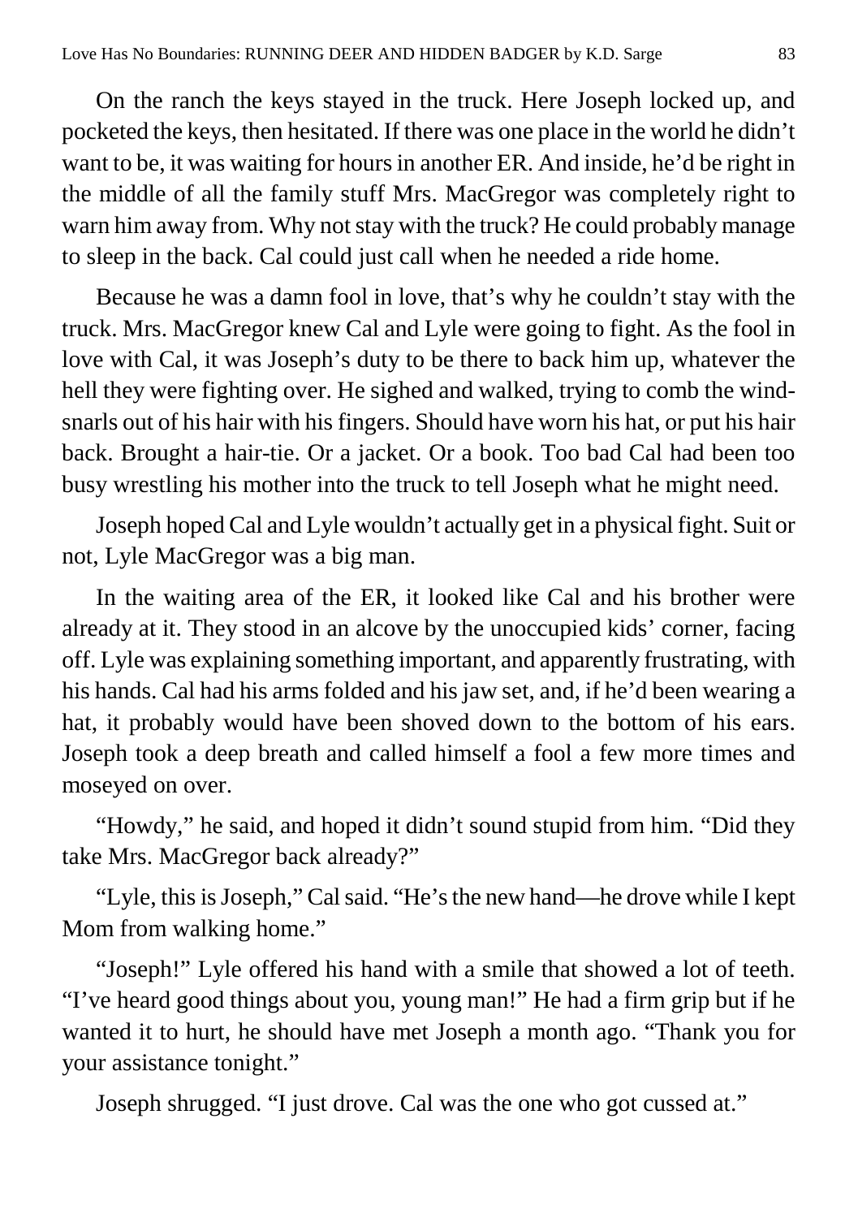On the ranch the keys stayed in the truck. Here Joseph locked up, and pocketed the keys, then hesitated. If there was one place in the world he didn't want to be, it was waiting for hours in another ER. And inside, he'd be right in the middle of all the family stuff Mrs. MacGregor was completely right to warn him away from. Why not stay with the truck? He could probably manage to sleep in the back. Cal could just call when he needed a ride home.

Because he was a damn fool in love, that's why he couldn't stay with the truck. Mrs. MacGregor knew Cal and Lyle were going to fight. As the fool in love with Cal, it was Joseph's duty to be there to back him up, whatever the hell they were fighting over. He sighed and walked, trying to comb the wind-snarls out of his hair with his fingers. Should have worn his hat, or put his hair back. Brought a hair-tie. Or a jacket. Or a book. Too bad Cal had been too busy wrestling his mother into the truck to tell Joseph what he might need.

Joseph hoped Cal and Lyle wouldn't actually get in a physical fight. Suit or not, Lyle MacGregor was a big man.

In the waiting area of the ER, it looked like Cal and his brother were already at it. They stood in an alcove by the unoccupied kids' corner, facing off. Lyle was explaining something important, and apparently frustrating, with his hands. Cal had his arms folded and his jaw set, and, if he'd been wearing a hat, it probably would have been shoved down to the bottom of his ears. Joseph took a deep breath and called himself a fool a few more times and moseyed on over.

"Howdy," he said, and hoped it didn't sound stupid from him. "Did they take Mrs. MacGregor back already?"

"Lyle, this is Joseph," Cal said. "He's the new hand—he drove while I kept Mom from walking home."

"Joseph!" Lyle offered his hand with a smile that showed a lot of teeth. "I've heard good things about you, young man!" He had a firm grip but if he wanted it to hurt, he should have met Joseph a month ago. "Thank you for your assistance tonight."

Joseph shrugged. "I just drove. Cal was the one who got cussed at."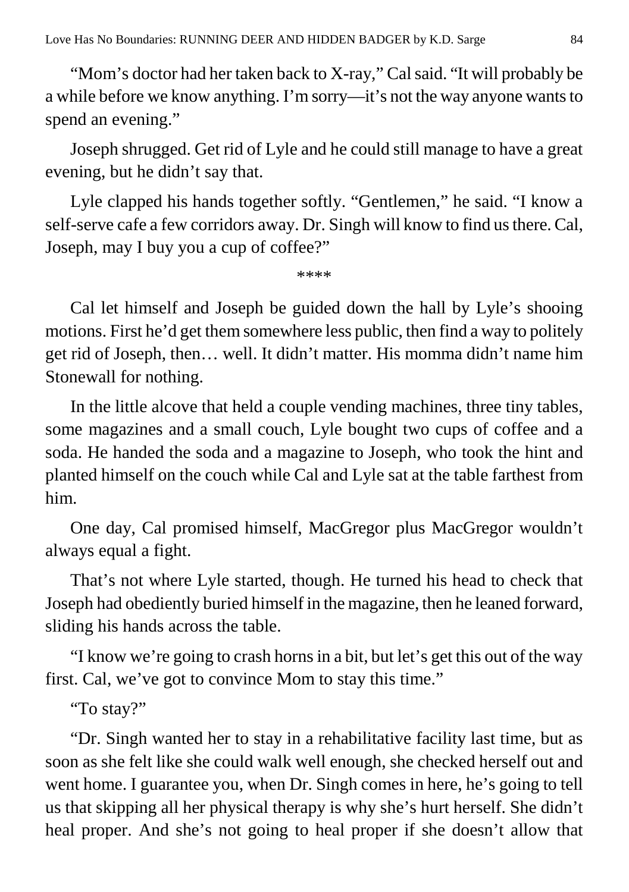"Mom's doctor had her taken back to X-ray," Cal said. "It will probably be a while before we know anything. I'm sorry—it's not the way anyone wants to spend an evening."

Joseph shrugged. Get rid of Lyle and he could still manage to have a great evening, but he didn't say that.

Lyle clapped his hands together softly. "Gentlemen," he said. "I know a self-serve cafe a few corridors away. Dr. Singh will know to find us there. Cal, Joseph, may I buy you a cup of coffee?"

****

Cal let himself and Joseph be guided down the hall by Lyle's shooing motions. First he'd get them somewhere less public, then find a way to politely get rid of Joseph, then… well. It didn't matter. His momma didn't name him Stonewall for nothing.

In the little alcove that held a couple vending machines, three tiny tables, some magazines and a small couch, Lyle bought two cups of coffee and a soda. He handed the soda and a magazine to Joseph, who took the hint and planted himself on the couch while Cal and Lyle sat at the table farthest from him.

One day, Cal promised himself, MacGregor plus MacGregor wouldn't always equal a fight.

That's not where Lyle started, though. He turned his head to check that Joseph had obediently buried himself in the magazine, then he leaned forward, sliding his hands across the table.

"I know we're going to crash horns in a bit, but let's get this out of the way first. Cal, we've got to convince Mom to stay this time."

"To stay?"

"Dr. Singh wanted her to stay in a rehabilitative facility last time, but as soon as she felt like she could walk well enough, she checked herself out and went home. I guarantee you, when Dr. Singh comes in here, he's going to tell us that skipping all her physical therapy is why she's hurt herself. She didn't heal proper. And she's not going to heal proper if she doesn't allow that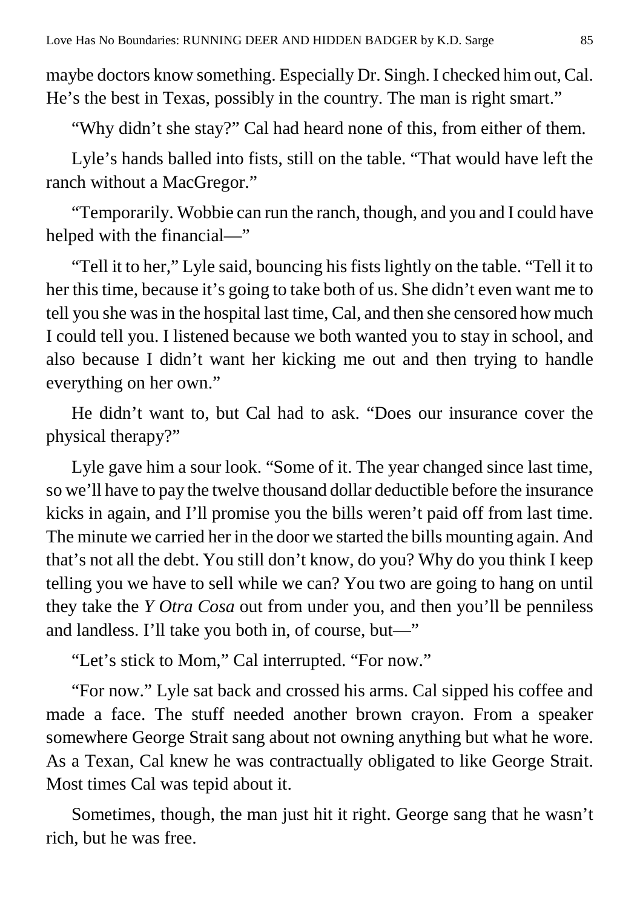maybe doctors know something. Especially Dr. Singh. I checked him out, Cal. He's the best in Texas, possibly in the country. The man is right smart."

"Why didn't she stay?" Cal had heard none of this, from either of them.

Lyle's hands balled into fists, still on the table. "That would have left the ranch without a MacGregor."

"Temporarily. Wobbie can run the ranch, though, and you and I could have helped with the financial—"

"Tell it to her," Lyle said, bouncing his fists lightly on the table. "Tell it to her this time, because it's going to take both of us. She didn't even want me to tell you she was in the hospital last time, Cal, and then she censored how much I could tell you. I listened because we both wanted you to stay in school, and also because I didn't want her kicking me out and then trying to handle everything on her own."

He didn't want to, but Cal had to ask. "Does our insurance cover the physical therapy?"

Lyle gave him a sour look. "Some of it. The year changed since last time, so we'll have to pay the twelve thousand dollar deductible before the insurance kicks in again, and I'll promise you the bills weren't paid off from last time. The minute we carried her in the door we started the bills mounting again. And that's not all the debt. You still don't know, do you? Why do you think I keep telling you we have to sell while we can? You two are going to hang on until they take the *Y Otra Cosa* out from under you, and then you'll be penniless and landless. I'll take you both in, of course, but—"

"Let's stick to Mom," Cal interrupted. "For now."

"For now." Lyle sat back and crossed his arms. Cal sipped his coffee and made a face. The stuff needed another brown crayon. From a speaker somewhere George Strait sang about not owning anything but what he wore. As a Texan, Cal knew he was contractually obligated to like George Strait. Most times Cal was tepid about it.

Sometimes, though, the man just hit it right. George sang that he wasn't rich, but he was free.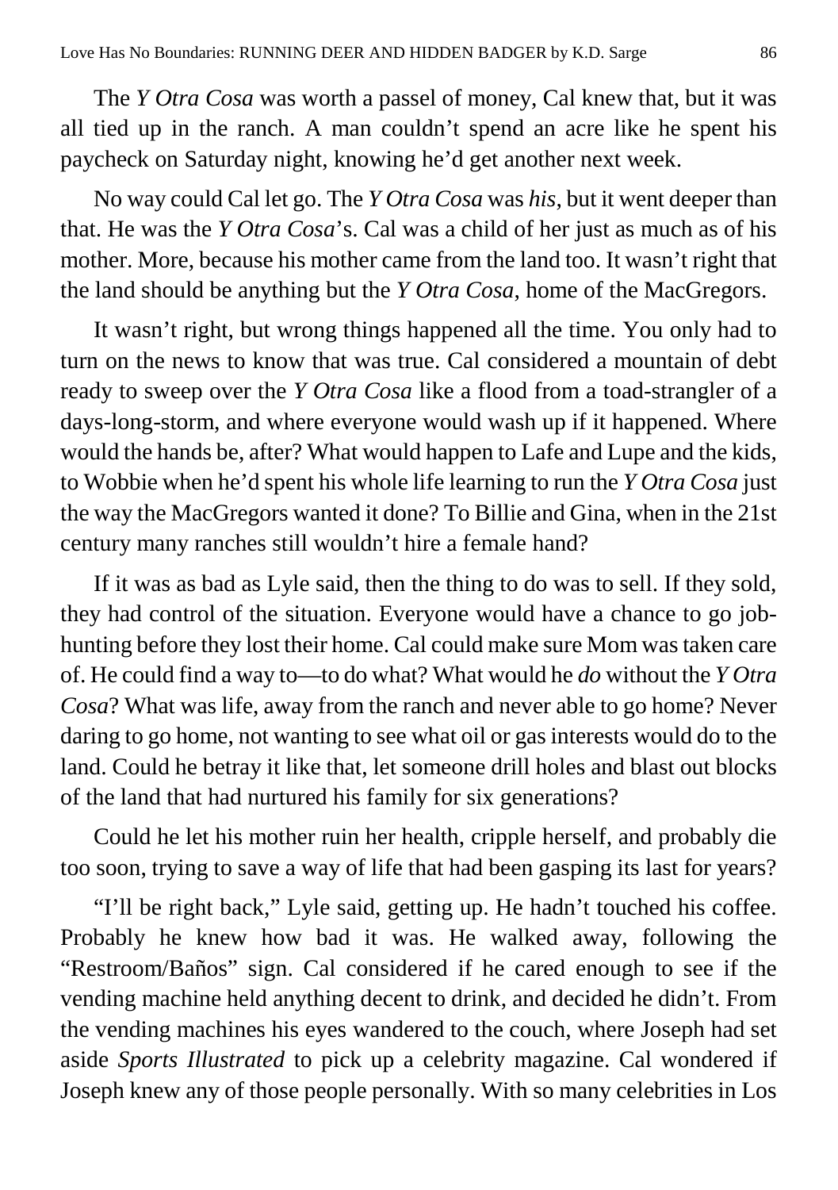The *Y Otra Cosa* was worth a passel of money, Cal knew that, but it was all tied up in the ranch. A man couldn't spend an acre like he spent his paycheck on Saturday night, knowing he'd get another next week.

No way could Cal let go. The *Y Otra Cosa* was *his*, but it went deeper than that. He was the *Y Otra Cosa*'s. Cal was a child of her just as much as of his mother. More, because his mother came from the land too. It wasn't right that the land should be anything but the *Y Otra Cosa*, home of the MacGregors.

It wasn't right, but wrong things happened all the time. You only had to turn on the news to know that was true. Cal considered a mountain of debt ready to sweep over the *Y Otra Cosa* like a flood from a toad-strangler of a days-long-storm, and where everyone would wash up if it happened. Where would the hands be, after? What would happen to Lafe and Lupe and the kids, to Wobbie when he'd spent his whole life learning to run the *Y Otra Cosa* just the way the MacGregors wanted it done? To Billie and Gina, when in the 21st century many ranches still wouldn't hire a female hand?

If it was as bad as Lyle said, then the thing to do was to sell. If they sold, they had control of the situation. Everyone would have a chance to go job-hunting before they lost their home. Cal could make sure Mom was taken care of. He could find a way to—to do what? What would he *do* without the *Y Otra Cosa*? What was life, away from the ranch and never able to go home? Never daring to go home, not wanting to see what oil or gas interests would do to the land. Could he betray it like that, let someone drill holes and blast out blocks of the land that had nurtured his family for six generations?

Could he let his mother ruin her health, cripple herself, and probably die too soon, trying to save a way of life that had been gasping its last for years?

"I'll be right back," Lyle said, getting up. He hadn't touched his coffee. Probably he knew how bad it was. He walked away, following the "Restroom/Baños" sign. Cal considered if he cared enough to see if the vending machine held anything decent to drink, and decided he didn't. From the vending machines his eyes wandered to the couch, where Joseph had set aside *Sports Illustrated* to pick up a celebrity magazine. Cal wondered if Joseph knew any of those people personally. With so many celebrities in Los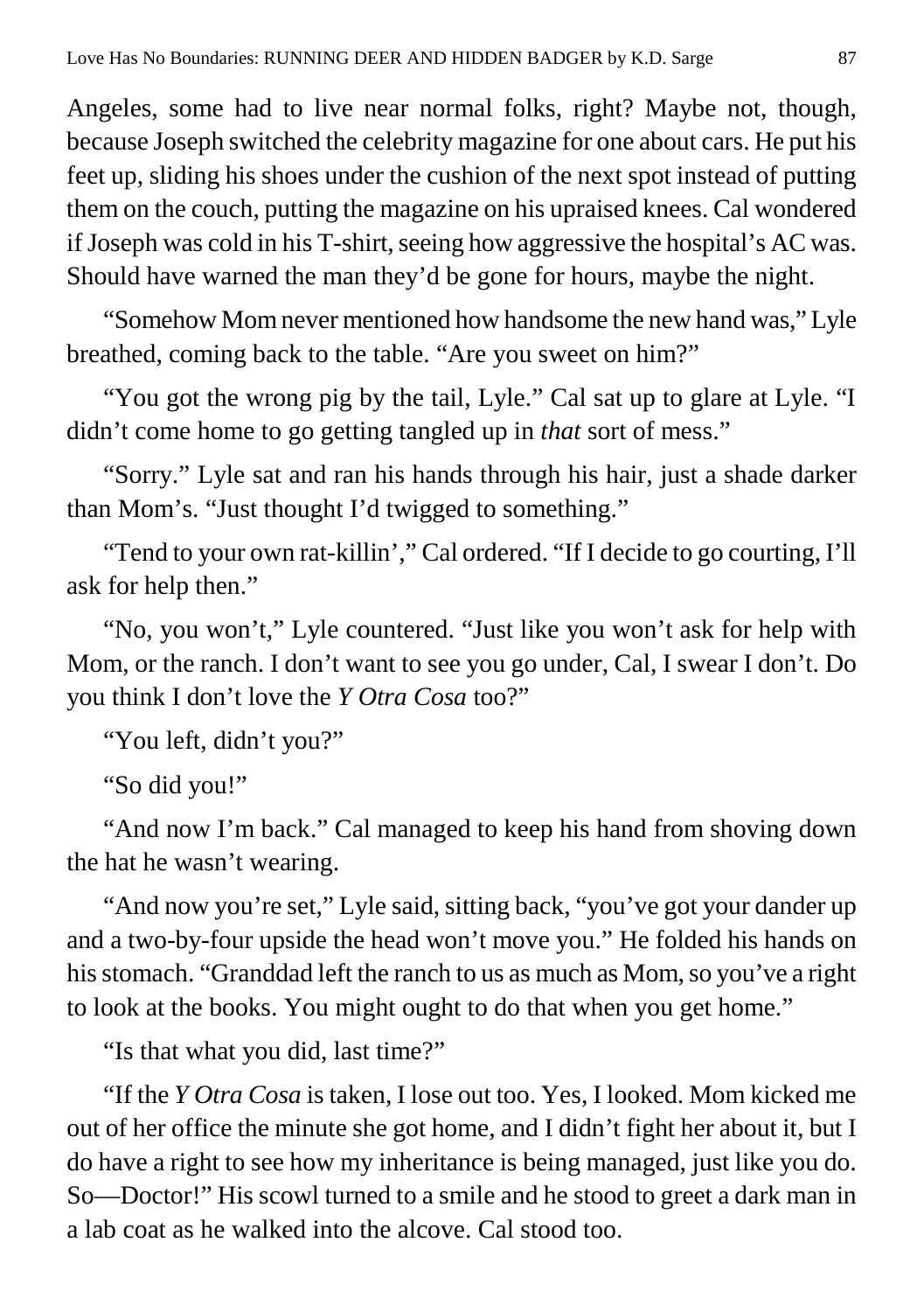Angeles, some had to live near normal folks, right? Maybe not, though, because Joseph switched the celebrity magazine for one about cars. He put his feet up, sliding his shoes under the cushion of the next spot instead of putting them on the couch, putting the magazine on his upraised knees. Cal wondered if Joseph was cold in his T-shirt, seeing how aggressive the hospital's AC was. Should have warned the man they'd be gone for hours, maybe the night.

"Somehow Mom never mentioned how handsome the new hand was," Lyle breathed, coming back to the table. "Are you sweet on him?"

"You got the wrong pig by the tail, Lyle." Cal sat up to glare at Lyle. "I didn't come home to go getting tangled up in *that* sort of mess."

"Sorry." Lyle sat and ran his hands through his hair, just a shade darker than Mom's. "Just thought I'd twigged to something."

"Tend to your own rat-killin'," Cal ordered. "If I decide to go courting, I'll ask for help then."

"No, you won't," Lyle countered. "Just like you won't ask for help with Mom, or the ranch. I don't want to see you go under, Cal, I swear I don't. Do you think I don't love the *Y Otra Cosa* too?"

"You left, didn't you?"

"So did you!"

"And now I'm back." Cal managed to keep his hand from shoving down the hat he wasn't wearing.

"And now you're set," Lyle said, sitting back, "you've got your dander up and a two-by-four upside the head won't move you." He folded his hands on his stomach. "Granddad left the ranch to us as much as Mom, so you've a right to look at the books. You might ought to do that when you get home."

"Is that what you did, last time?"

"If the *Y Otra Cosa* is taken, I lose out too. Yes, I looked. Mom kicked me out of her office the minute she got home, and I didn't fight her about it, but I do have a right to see how my inheritance is being managed, just like you do. So—Doctor!" His scowl turned to a smile and he stood to greet a dark man in a lab coat as he walked into the alcove. Cal stood too.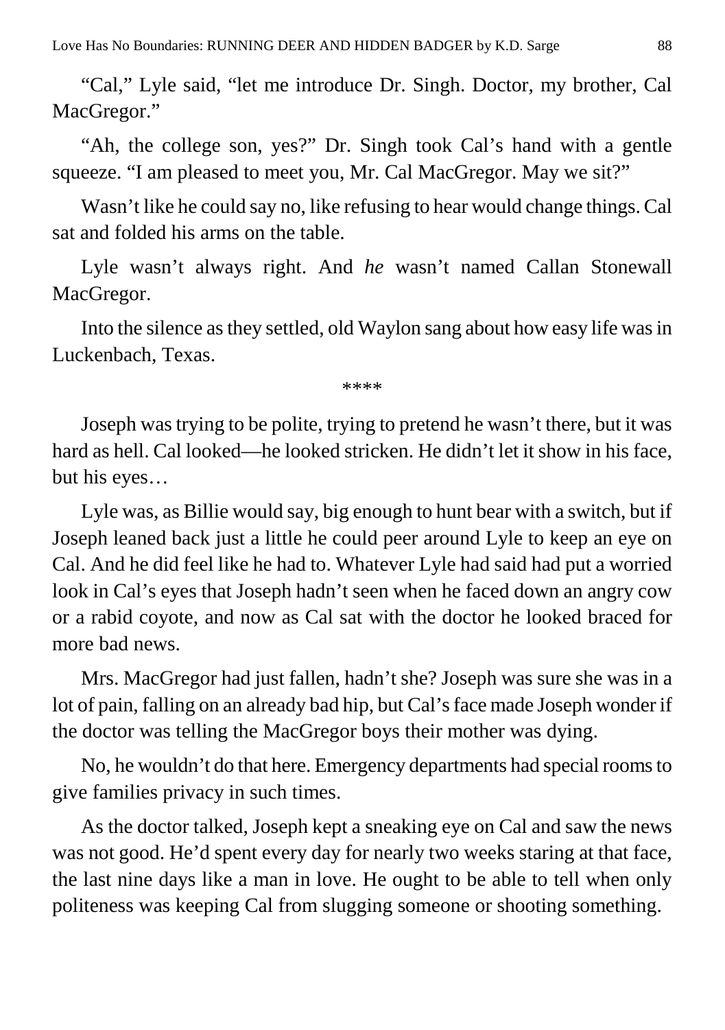"Cal," Lyle said, "let me introduce Dr. Singh. Doctor, my brother, Cal MacGregor."

"Ah, the college son, yes?" Dr. Singh took Cal's hand with a gentle squeeze. "I am pleased to meet you, Mr. Cal MacGregor. May we sit?"

Wasn't like he could say no, like refusing to hear would change things. Cal sat and folded his arms on the table.

Lyle wasn't always right. And *he* wasn't named Callan Stonewall MacGregor.

Into the silence as they settled, old Waylon sang about how easy life was in Luckenbach, Texas.

****

Joseph was trying to be polite, trying to pretend he wasn't there, but it was hard as hell. Cal looked—he looked stricken. He didn't let it show in his face, but his eyes…

Lyle was, as Billie would say, big enough to hunt bear with a switch, but if Joseph leaned back just a little he could peer around Lyle to keep an eye on Cal. And he did feel like he had to. Whatever Lyle had said had put a worried look in Cal's eyes that Joseph hadn't seen when he faced down an angry cow or a rabid coyote, and now as Cal sat with the doctor he looked braced for more bad news.

Mrs. MacGregor had just fallen, hadn't she? Joseph was sure she was in a lot of pain, falling on an already bad hip, but Cal's face made Joseph wonder if the doctor was telling the MacGregor boys their mother was dying.

No, he wouldn't do that here. Emergency departments had special rooms to give families privacy in such times.

As the doctor talked, Joseph kept a sneaking eye on Cal and saw the news was not good. He'd spent every day for nearly two weeks staring at that face, the last nine days like a man in love. He ought to be able to tell when only politeness was keeping Cal from slugging someone or shooting something.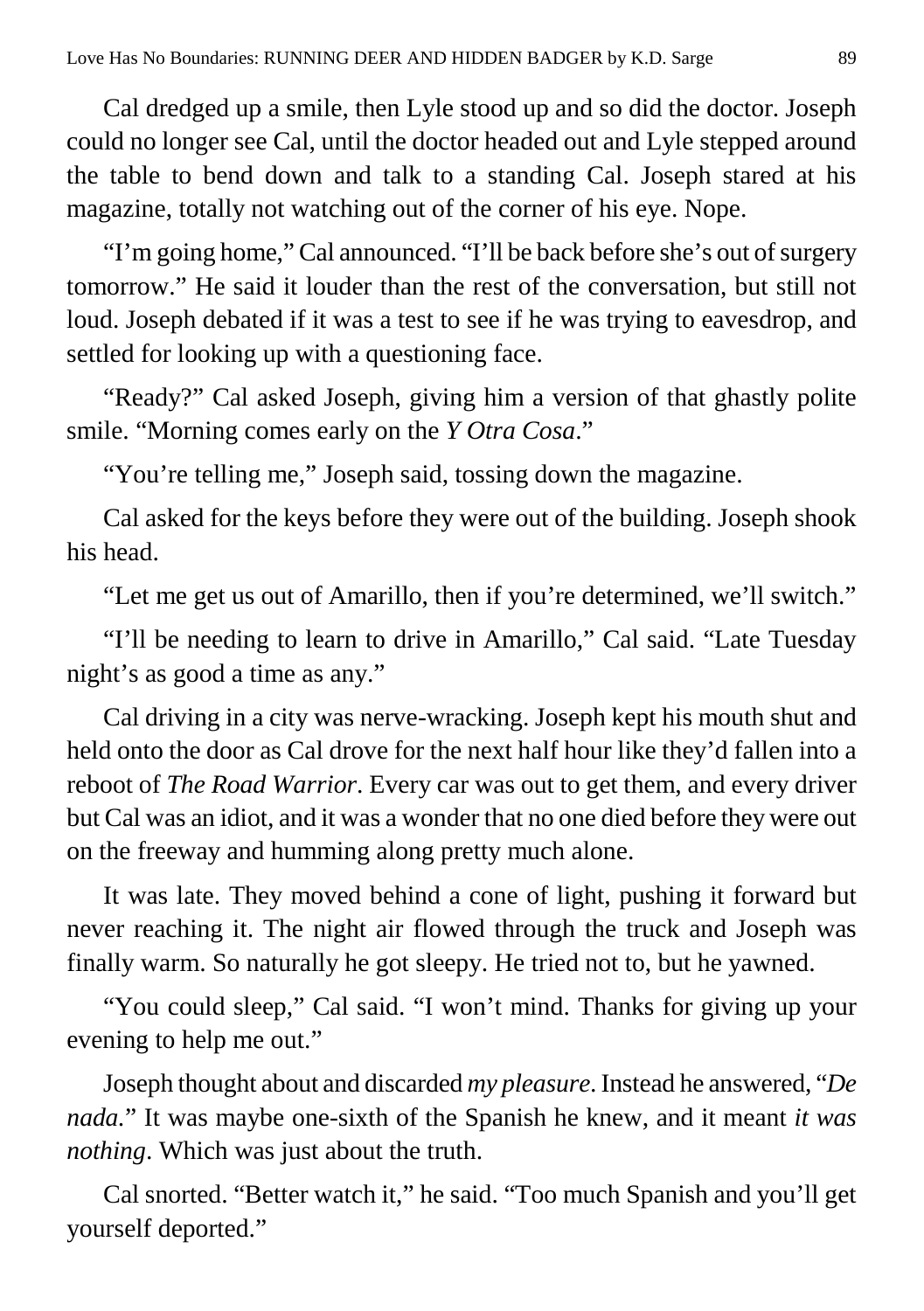Cal dredged up a smile, then Lyle stood up and so did the doctor. Joseph could no longer see Cal, until the doctor headed out and Lyle stepped around the table to bend down and talk to a standing Cal. Joseph stared at his magazine, totally not watching out of the corner of his eye. Nope.

"I'm going home," Cal announced. "I'll be back before she's out of surgery tomorrow." He said it louder than the rest of the conversation, but still not loud. Joseph debated if it was a test to see if he was trying to eavesdrop, and settled for looking up with a questioning face.

"Ready?" Cal asked Joseph, giving him a version of that ghastly polite smile. "Morning comes early on the *Y Otra Cosa*."

"You're telling me," Joseph said, tossing down the magazine.

Cal asked for the keys before they were out of the building. Joseph shook his head.

"Let me get us out of Amarillo, then if you're determined, we'll switch."

"I'll be needing to learn to drive in Amarillo," Cal said. "Late Tuesday night's as good a time as any."

Cal driving in a city was nerve-wracking. Joseph kept his mouth shut and held onto the door as Cal drove for the next half hour like they'd fallen into a reboot of *The Road Warrior*. Every car was out to get them, and every driver but Cal was an idiot, and it was a wonder that no one died before they were out on the freeway and humming along pretty much alone.

It was late. They moved behind a cone of light, pushing it forward but never reaching it. The night air flowed through the truck and Joseph was finally warm. So naturally he got sleepy. He tried not to, but he yawned.

"You could sleep," Cal said. "I won't mind. Thanks for giving up your evening to help me out."

Joseph thought about and discarded *my pleasure*. Instead he answered, "*De nada*." It was maybe one-sixth of the Spanish he knew, and it meant *it was nothing*. Which was just about the truth.

Cal snorted. "Better watch it," he said. "Too much Spanish and you'll get yourself deported."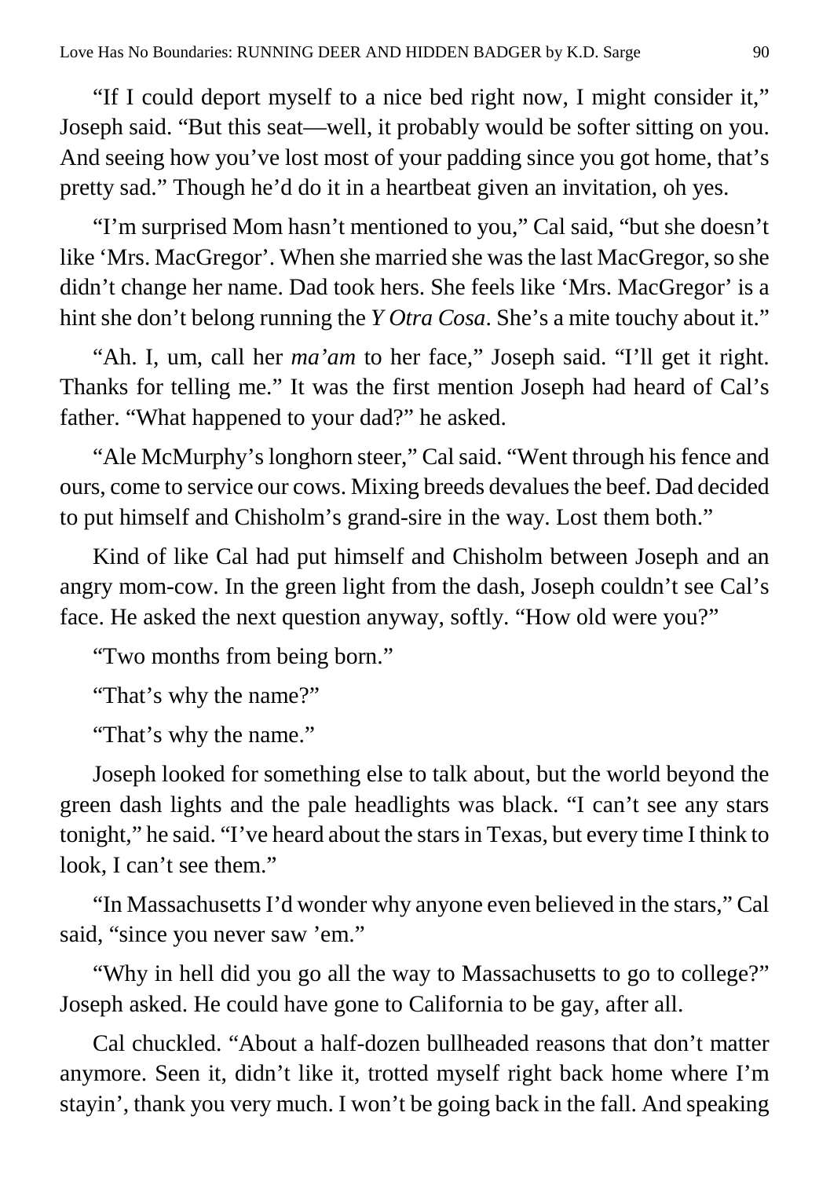"If I could deport myself to a nice bed right now, I might consider it," Joseph said. "But this seat—well, it probably would be softer sitting on you. And seeing how you've lost most of your padding since you got home, that's pretty sad." Though he'd do it in a heartbeat given an invitation, oh yes.

"I'm surprised Mom hasn't mentioned to you," Cal said, "but she doesn't like 'Mrs. MacGregor'. When she married she was the last MacGregor, so she didn't change her name. Dad took hers. She feels like 'Mrs. MacGregor' is a hint she don't belong running the *Y Otra Cosa*. She's a mite touchy about it."

"Ah. I, um, call her *ma'am* to her face," Joseph said. "I'll get it right. Thanks for telling me." It was the first mention Joseph had heard of Cal's father. "What happened to your dad?" he asked.

"Ale McMurphy's longhorn steer," Cal said. "Went through his fence and ours, come to service our cows. Mixing breeds devalues the beef. Dad decided to put himself and Chisholm's grand-sire in the way. Lost them both."

Kind of like Cal had put himself and Chisholm between Joseph and an angry mom-cow. In the green light from the dash, Joseph couldn't see Cal's face. He asked the next question anyway, softly. "How old were you?"

"Two months from being born."

"That's why the name?"

"That's why the name."

Joseph looked for something else to talk about, but the world beyond the green dash lights and the pale headlights was black. "I can't see any stars tonight," he said. "I've heard about the stars in Texas, but every time I think to look, I can't see them."

"In Massachusetts I'd wonder why anyone even believed in the stars," Cal said, "since you never saw 'em."

"Why in hell did you go all the way to Massachusetts to go to college?" Joseph asked. He could have gone to California to be gay, after all.

Cal chuckled. "About a half-dozen bullheaded reasons that don't matter anymore. Seen it, didn't like it, trotted myself right back home where I'm stayin', thank you very much. I won't be going back in the fall. And speaking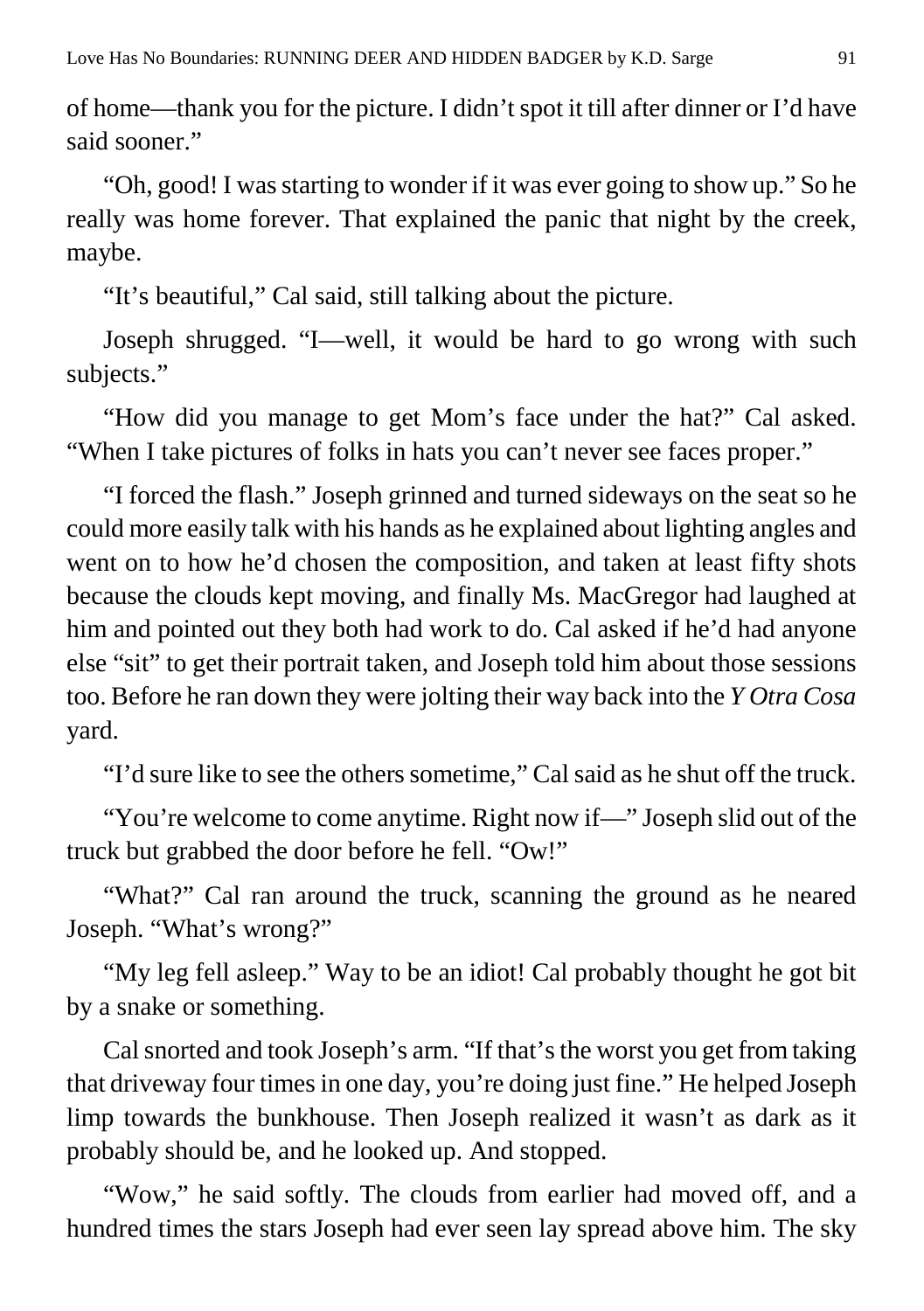of home—thank you for the picture. I didn't spot it till after dinner or I'd have said sooner."

"Oh, good! I was starting to wonder if it was ever going to show up." So he really was home forever. That explained the panic that night by the creek, maybe.

"It's beautiful," Cal said, still talking about the picture.

Joseph shrugged. "I—well, it would be hard to go wrong with such subjects."

"How did you manage to get Mom's face under the hat?" Cal asked. "When I take pictures of folks in hats you can't never see faces proper."

"I forced the flash." Joseph grinned and turned sideways on the seat so he could more easily talk with his hands as he explained about lighting angles and went on to how he'd chosen the composition, and taken at least fifty shots because the clouds kept moving, and finally Ms. MacGregor had laughed at him and pointed out they both had work to do. Cal asked if he'd had anyone else "sit" to get their portrait taken, and Joseph told him about those sessions too. Before he ran down they were jolting their way back into the *Y Otra Cosa* yard.

"I'd sure like to see the others sometime," Cal said as he shut off the truck.

"You're welcome to come anytime. Right now if—" Joseph slid out of the truck but grabbed the door before he fell. "Ow!"

"What?" Cal ran around the truck, scanning the ground as he neared Joseph. "What's wrong?"

"My leg fell asleep." Way to be an idiot! Cal probably thought he got bit by a snake or something.

Cal snorted and took Joseph's arm. "If that's the worst you get from taking that driveway four times in one day, you're doing just fine." He helped Joseph limp towards the bunkhouse. Then Joseph realized it wasn't as dark as it probably should be, and he looked up. And stopped.

"Wow," he said softly. The clouds from earlier had moved off, and a hundred times the stars Joseph had ever seen lay spread above him. The sky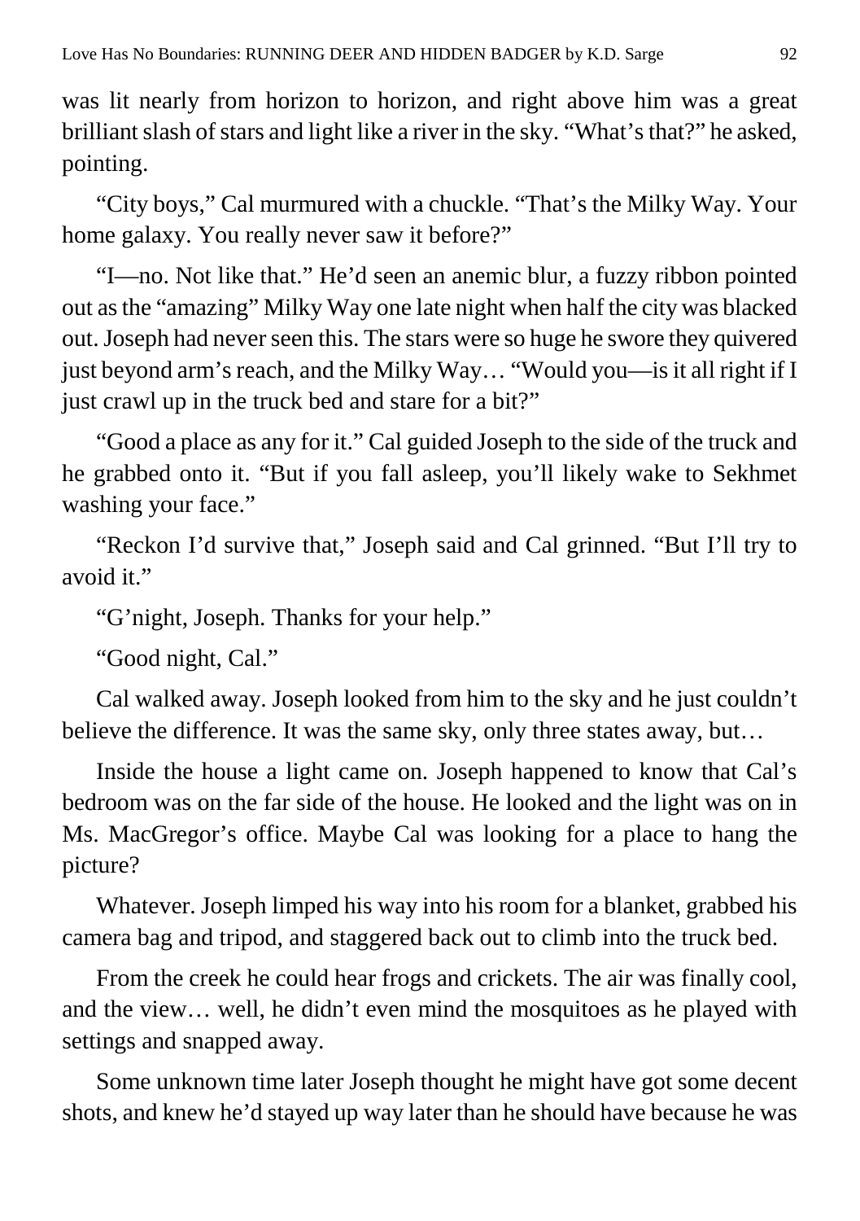was lit nearly from horizon to horizon, and right above him was a great brilliant slash of stars and light like a river in the sky. "What's that?" he asked, pointing.

"City boys," Cal murmured with a chuckle. "That's the Milky Way. Your home galaxy. You really never saw it before?"

"I—no. Not like that." He'd seen an anemic blur, a fuzzy ribbon pointed out as the "amazing" Milky Way one late night when half the city was blacked out. Joseph had never seen this. The stars were so huge he swore they quivered just beyond arm's reach, and the Milky Way… "Would you—is it all right if I just crawl up in the truck bed and stare for a bit?"

"Good a place as any for it." Cal guided Joseph to the side of the truck and he grabbed onto it. "But if you fall asleep, you'll likely wake to Sekhmet washing your face."

"Reckon I'd survive that," Joseph said and Cal grinned. "But I'll try to avoid it."

"G'night, Joseph. Thanks for your help."

"Good night, Cal."

Cal walked away. Joseph looked from him to the sky and he just couldn't believe the difference. It was the same sky, only three states away, but…

Inside the house a light came on. Joseph happened to know that Cal's bedroom was on the far side of the house. He looked and the light was on in Ms. MacGregor's office. Maybe Cal was looking for a place to hang the picture?

Whatever. Joseph limped his way into his room for a blanket, grabbed his camera bag and tripod, and staggered back out to climb into the truck bed.

From the creek he could hear frogs and crickets. The air was finally cool, and the view… well, he didn't even mind the mosquitoes as he played with settings and snapped away.

Some unknown time later Joseph thought he might have got some decent shots, and knew he'd stayed up way later than he should have because he was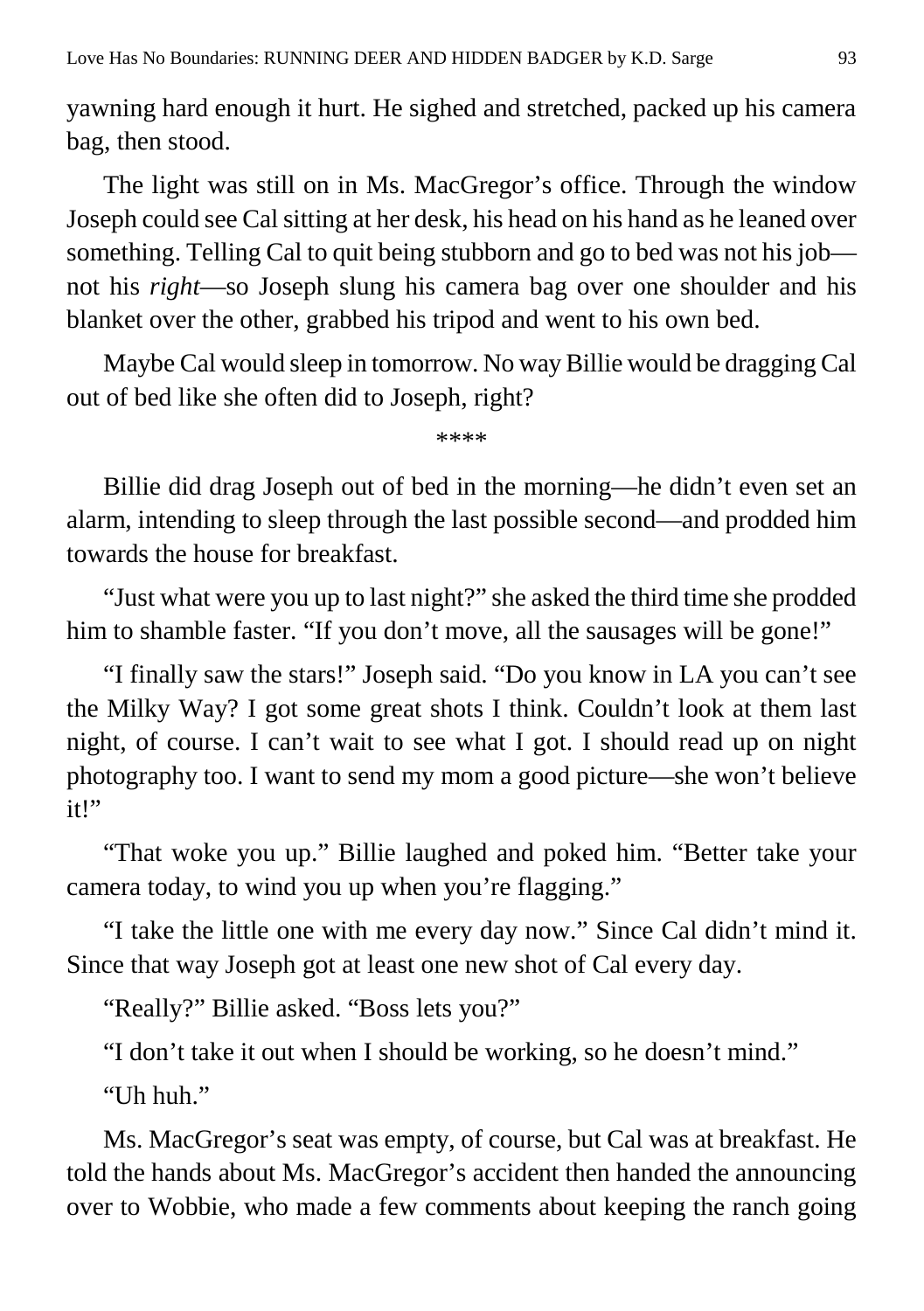yawning hard enough it hurt. He sighed and stretched, packed up his camera bag, then stood.

The light was still on in Ms. MacGregor's office. Through the window Joseph could see Cal sitting at her desk, his head on his hand as he leaned over something. Telling Cal to quit being stubborn and go to bed was not his job—not his *right*—so Joseph slung his camera bag over one shoulder and his blanket over the other, grabbed his tripod and went to his own bed.

Maybe Cal would sleep in tomorrow. No way Billie would be dragging Cal out of bed like she often did to Joseph, right?

****

Billie did drag Joseph out of bed in the morning—he didn't even set an alarm, intending to sleep through the last possible second—and prodded him towards the house for breakfast.

"Just what were you up to last night?" she asked the third time she prodded him to shamble faster. "If you don't move, all the sausages will be gone!"

"I finally saw the stars!" Joseph said. "Do you know in LA you can't see the Milky Way? I got some great shots I think. Couldn't look at them last night, of course. I can't wait to see what I got. I should read up on night photography too. I want to send my mom a good picture—she won't believe it!"

"That woke you up." Billie laughed and poked him. "Better take your camera today, to wind you up when you're flagging."

"I take the little one with me every day now." Since Cal didn't mind it. Since that way Joseph got at least one new shot of Cal every day.

"Really?" Billie asked. "Boss lets you?"

"I don't take it out when I should be working, so he doesn't mind."

"Uh huh."

Ms. MacGregor's seat was empty, of course, but Cal was at breakfast. He told the hands about Ms. MacGregor's accident then handed the announcing over to Wobbie, who made a few comments about keeping the ranch going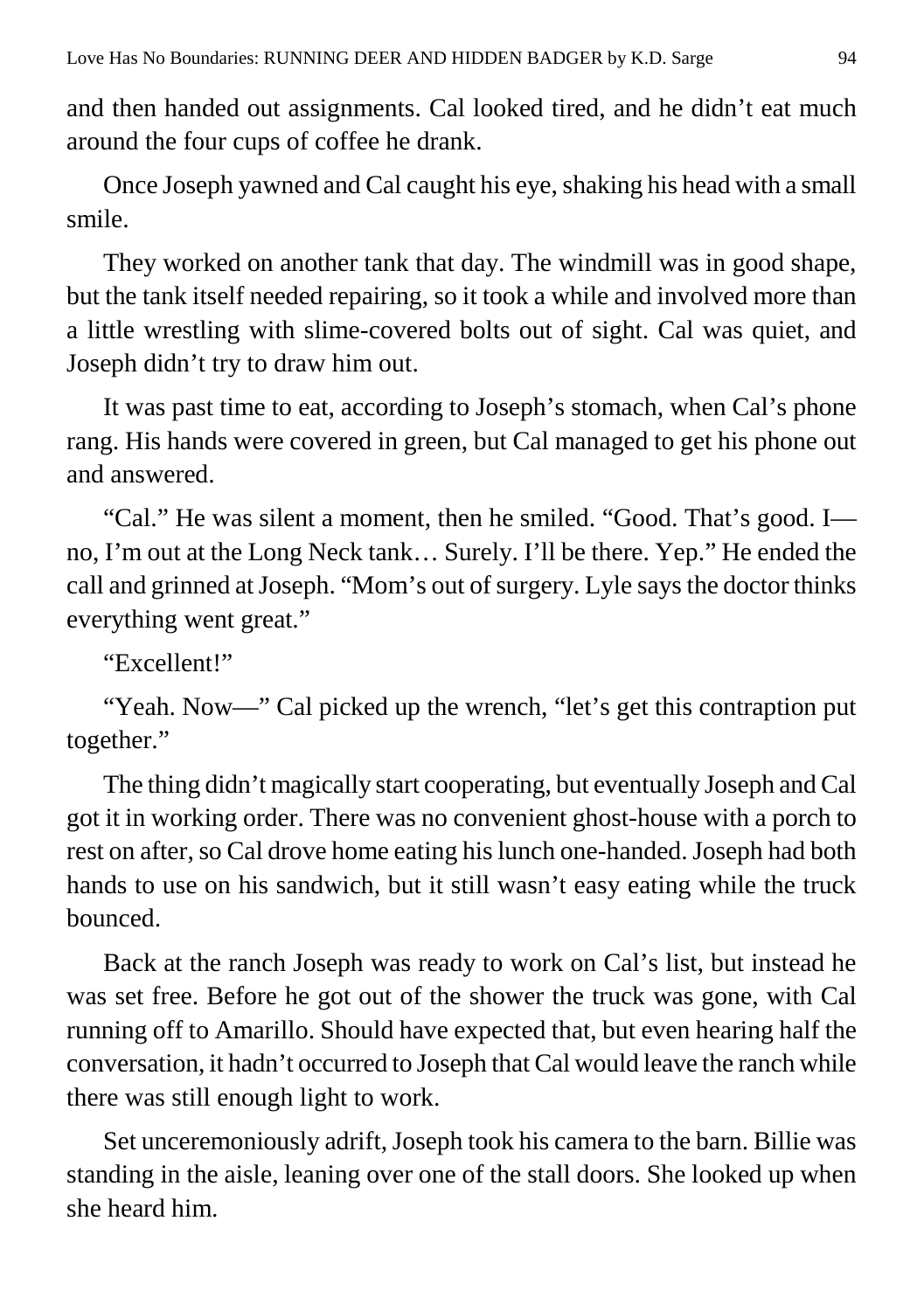and then handed out assignments. Cal looked tired, and he didn't eat much around the four cups of coffee he drank.

Once Joseph yawned and Cal caught his eye, shaking his head with a small smile.

They worked on another tank that day. The windmill was in good shape, but the tank itself needed repairing, so it took a while and involved more than a little wrestling with slime-covered bolts out of sight. Cal was quiet, and Joseph didn't try to draw him out.

It was past time to eat, according to Joseph's stomach, when Cal's phone rang. His hands were covered in green, but Cal managed to get his phone out and answered.

"Cal." He was silent a moment, then he smiled. "Good. That's good. I—no, I'm out at the Long Neck tank… Surely. I'll be there. Yep." He ended the call and grinned at Joseph. "Mom's out of surgery. Lyle says the doctor thinks everything went great."

"Excellent!"

"Yeah. Now—" Cal picked up the wrench, "let's get this contraption put together."

The thing didn't magically start cooperating, but eventually Joseph and Cal got it in working order. There was no convenient ghost-house with a porch to rest on after, so Cal drove home eating his lunch one-handed. Joseph had both hands to use on his sandwich, but it still wasn't easy eating while the truck bounced.

Back at the ranch Joseph was ready to work on Cal's list, but instead he was set free. Before he got out of the shower the truck was gone, with Cal running off to Amarillo. Should have expected that, but even hearing half the conversation, it hadn't occurred to Joseph that Cal would leave the ranch while there was still enough light to work.

Set unceremoniously adrift, Joseph took his camera to the barn. Billie was standing in the aisle, leaning over one of the stall doors. She looked up when she heard him.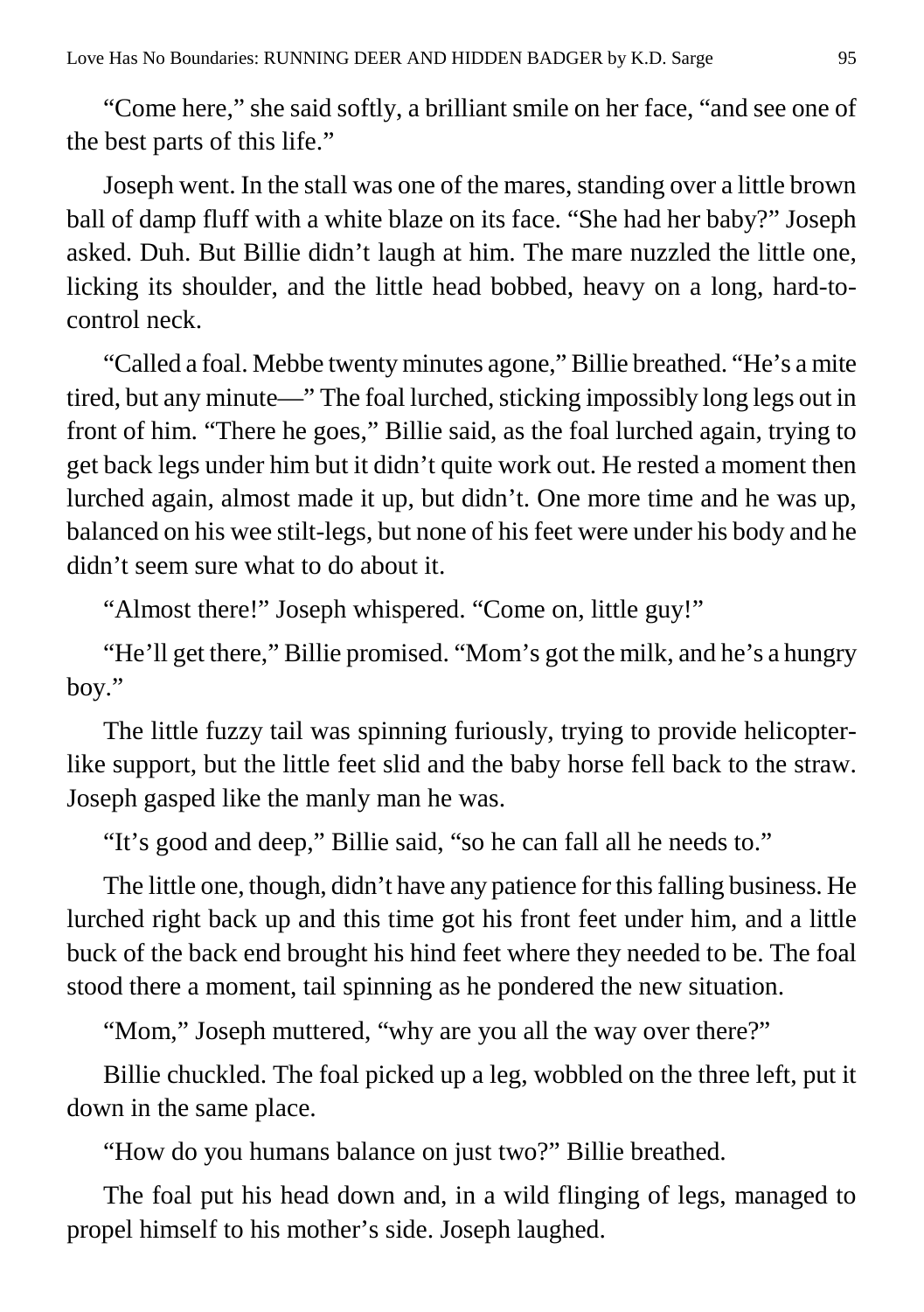"Come here," she said softly, a brilliant smile on her face, "and see one of the best parts of this life."

Joseph went. In the stall was one of the mares, standing over a little brown ball of damp fluff with a white blaze on its face. "She had her baby?" Joseph asked. Duh. But Billie didn't laugh at him. The mare nuzzled the little one, licking its shoulder, and the little head bobbed, heavy on a long, hard-to-control neck.

"Called a foal. Mebbe twenty minutes agone," Billie breathed. "He's a mite tired, but any minute—" The foal lurched, sticking impossibly long legs out in front of him. "There he goes," Billie said, as the foal lurched again, trying to get back legs under him but it didn't quite work out. He rested a moment then lurched again, almost made it up, but didn't. One more time and he was up, balanced on his wee stilt-legs, but none of his feet were under his body and he didn't seem sure what to do about it.

"Almost there!" Joseph whispered. "Come on, little guy!"

"He'll get there," Billie promised. "Mom's got the milk, and he's a hungry boy."

The little fuzzy tail was spinning furiously, trying to provide helicopter-like support, but the little feet slid and the baby horse fell back to the straw. Joseph gasped like the manly man he was.

"It's good and deep," Billie said, "so he can fall all he needs to."

The little one, though, didn't have any patience for this falling business. He lurched right back up and this time got his front feet under him, and a little buck of the back end brought his hind feet where they needed to be. The foal stood there a moment, tail spinning as he pondered the new situation.

"Mom," Joseph muttered, "why are you all the way over there?"

Billie chuckled. The foal picked up a leg, wobbled on the three left, put it down in the same place.

"How do you humans balance on just two?" Billie breathed.

The foal put his head down and, in a wild flinging of legs, managed to propel himself to his mother's side. Joseph laughed.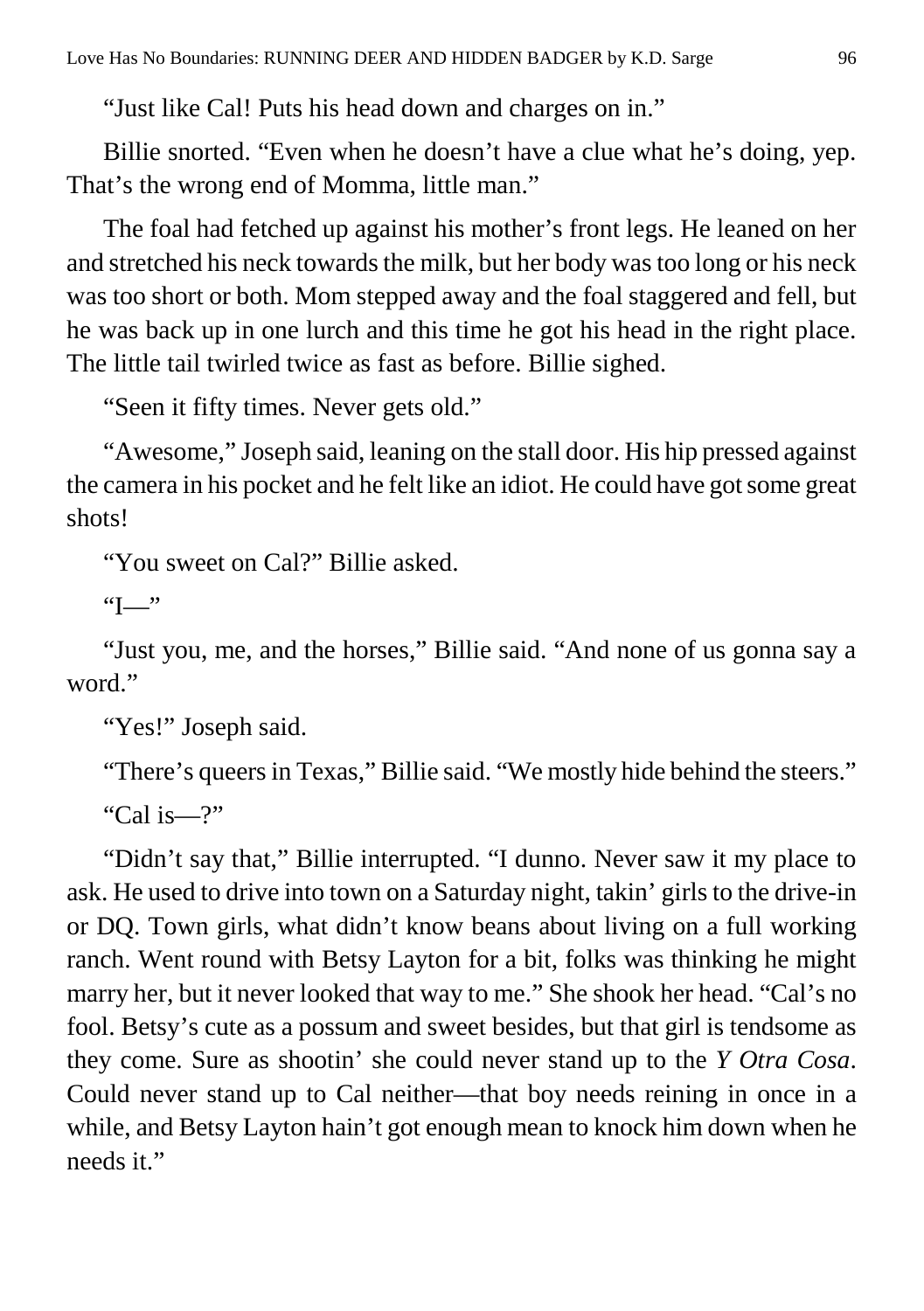"Just like Cal! Puts his head down and charges on in."

Billie snorted. "Even when he doesn't have a clue what he's doing, yep. That's the wrong end of Momma, little man."

The foal had fetched up against his mother's front legs. He leaned on her and stretched his neck towards the milk, but her body was too long or his neck was too short or both. Mom stepped away and the foal staggered and fell, but he was back up in one lurch and this time he got his head in the right place. The little tail twirled twice as fast as before. Billie sighed.

"Seen it fifty times. Never gets old."

"Awesome," Joseph said, leaning on the stall door. His hip pressed against the camera in his pocket and he felt like an idiot. He could have got some great shots!

"You sweet on Cal?" Billie asked.

"I—"

"Just you, me, and the horses," Billie said. "And none of us gonna say a word."

"Yes!" Joseph said.

"There's queers in Texas," Billie said. "We mostly hide behind the steers."

"Cal is—?"

"Didn't say that," Billie interrupted. "I dunno. Never saw it my place to ask. He used to drive into town on a Saturday night, takin' girls to the drive-in or DQ. Town girls, what didn't know beans about living on a full working ranch. Went round with Betsy Layton for a bit, folks was thinking he might marry her, but it never looked that way to me." She shook her head. "Cal's no fool. Betsy's cute as a possum and sweet besides, but that girl is tendsome as they come. Sure as shootin' she could never stand up to the *Y Otra Cosa*. Could never stand up to Cal neither—that boy needs reining in once in a while, and Betsy Layton hain't got enough mean to knock him down when he needs it."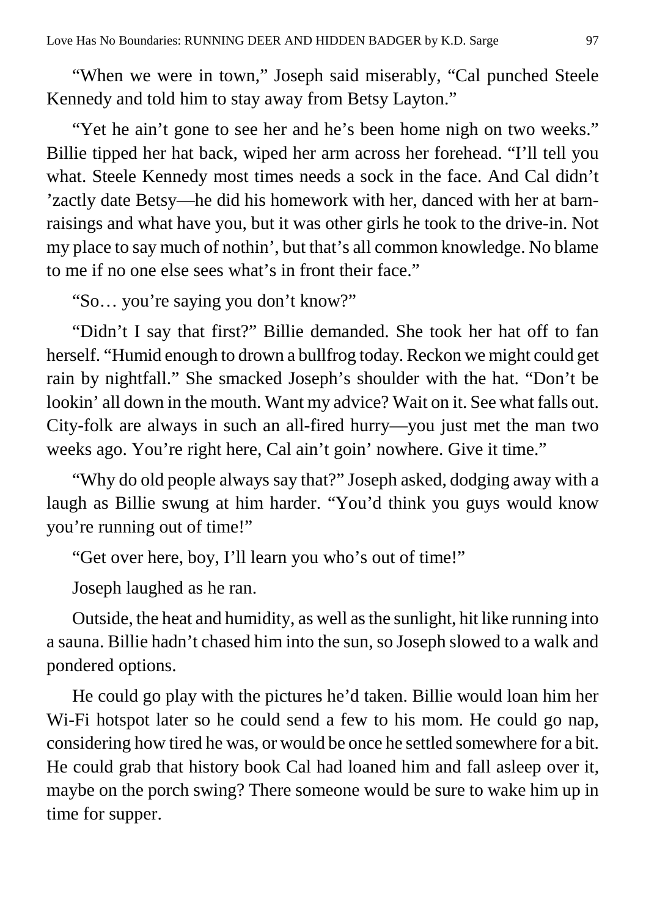“When we were in town,” Joseph said miserably, “Cal punched Steele Kennedy and told him to stay away from Betsy Layton.”

“Yet he ain’t gone to see her and he’s been home nigh on two weeks.” Billie tipped her hat back, wiped her arm across her forehead. “I’ll tell you what. Steele Kennedy most times needs a sock in the face. And Cal didn’t ’zactly date Betsy—he did his homework with her, danced with her at barn-raisings and what have you, but it was other girls he took to the drive-in. Not my place to say much of nothin’, but that’s all common knowledge. No blame to me if no one else sees what’s in front their face.”

“So… you’re saying you don’t know?”

“Didn’t I say that first?” Billie demanded. She took her hat off to fan herself. “Humid enough to drown a bullfrog today. Reckon we might could get rain by nightfall.” She smacked Joseph’s shoulder with the hat. “Don’t be lookin’ all down in the mouth. Want my advice? Wait on it. See what falls out. City-folk are always in such an all-fired hurry—you just met the man two weeks ago. You’re right here, Cal ain’t goin’ nowhere. Give it time.”

“Why do old people always say that?” Joseph asked, dodging away with a laugh as Billie swung at him harder. “You’d think you guys would know you’re running out of time!”

“Get over here, boy, I’ll learn you who’s out of time!”

Joseph laughed as he ran.

Outside, the heat and humidity, as well as the sunlight, hit like running into a sauna. Billie hadn’t chased him into the sun, so Joseph slowed to a walk and pondered options.

He could go play with the pictures he’d taken. Billie would loan him her Wi-Fi hotspot later so he could send a few to his mom. He could go nap, considering how tired he was, or would be once he settled somewhere for a bit. He could grab that history book Cal had loaned him and fall asleep over it, maybe on the porch swing? There someone would be sure to wake him up in time for supper.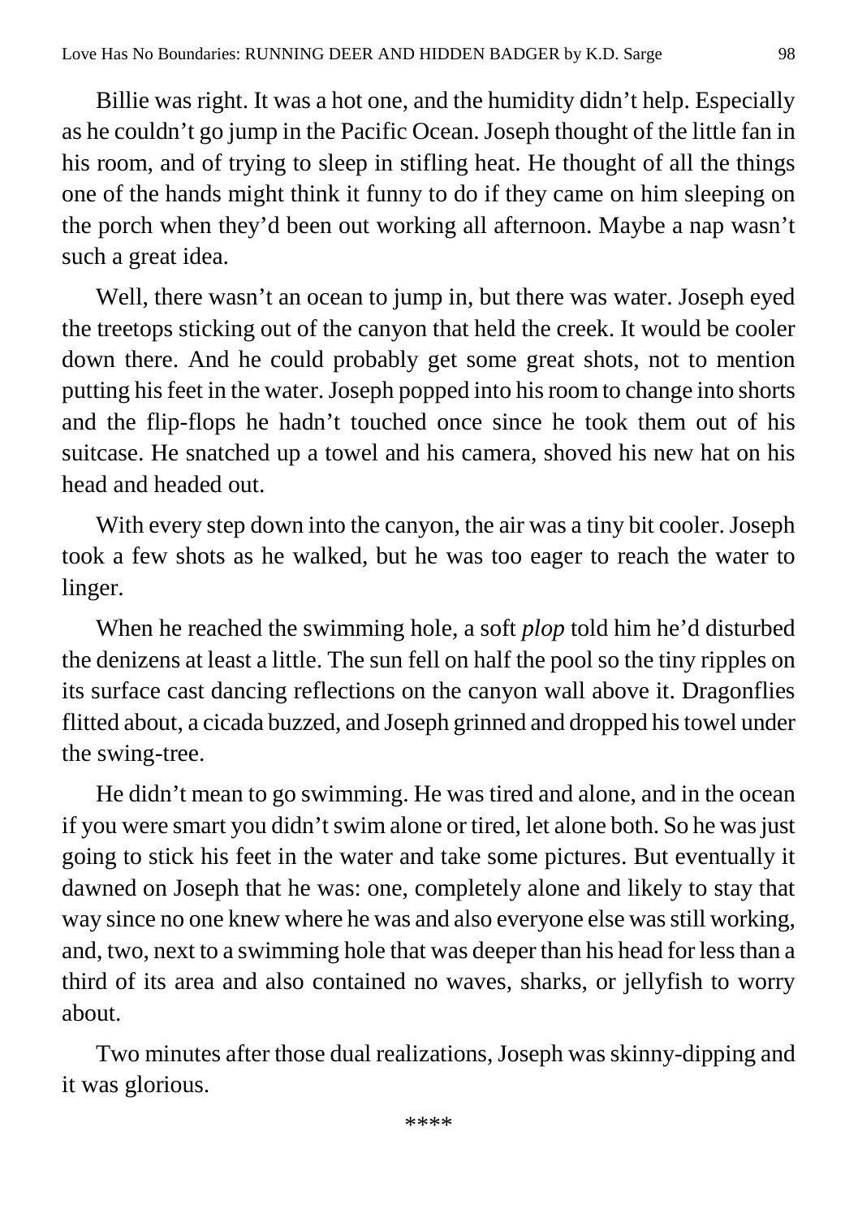Billie was right. It was a hot one, and the humidity didn't help. Especially as he couldn't go jump in the Pacific Ocean. Joseph thought of the little fan in his room, and of trying to sleep in stifling heat. He thought of all the things one of the hands might think it funny to do if they came on him sleeping on the porch when they'd been out working all afternoon. Maybe a nap wasn't such a great idea.

Well, there wasn't an ocean to jump in, but there was water. Joseph eyed the treetops sticking out of the canyon that held the creek. It would be cooler down there. And he could probably get some great shots, not to mention putting his feet in the water. Joseph popped into his room to change into shorts and the flip-flops he hadn't touched once since he took them out of his suitcase. He snatched up a towel and his camera, shoved his new hat on his head and headed out.

With every step down into the canyon, the air was a tiny bit cooler. Joseph took a few shots as he walked, but he was too eager to reach the water to linger.

When he reached the swimming hole, a soft *plop* told him he'd disturbed the denizens at least a little. The sun fell on half the pool so the tiny ripples on its surface cast dancing reflections on the canyon wall above it. Dragonflies flitted about, a cicada buzzed, and Joseph grinned and dropped his towel under the swing-tree.

He didn't mean to go swimming. He was tired and alone, and in the ocean if you were smart you didn't swim alone or tired, let alone both. So he was just going to stick his feet in the water and take some pictures. But eventually it dawned on Joseph that he was: one, completely alone and likely to stay that way since no one knew where he was and also everyone else was still working, and, two, next to a swimming hole that was deeper than his head for less than a third of its area and also contained no waves, sharks, or jellyfish to worry about.

Two minutes after those dual realizations, Joseph was skinny-dipping and it was glorious.

****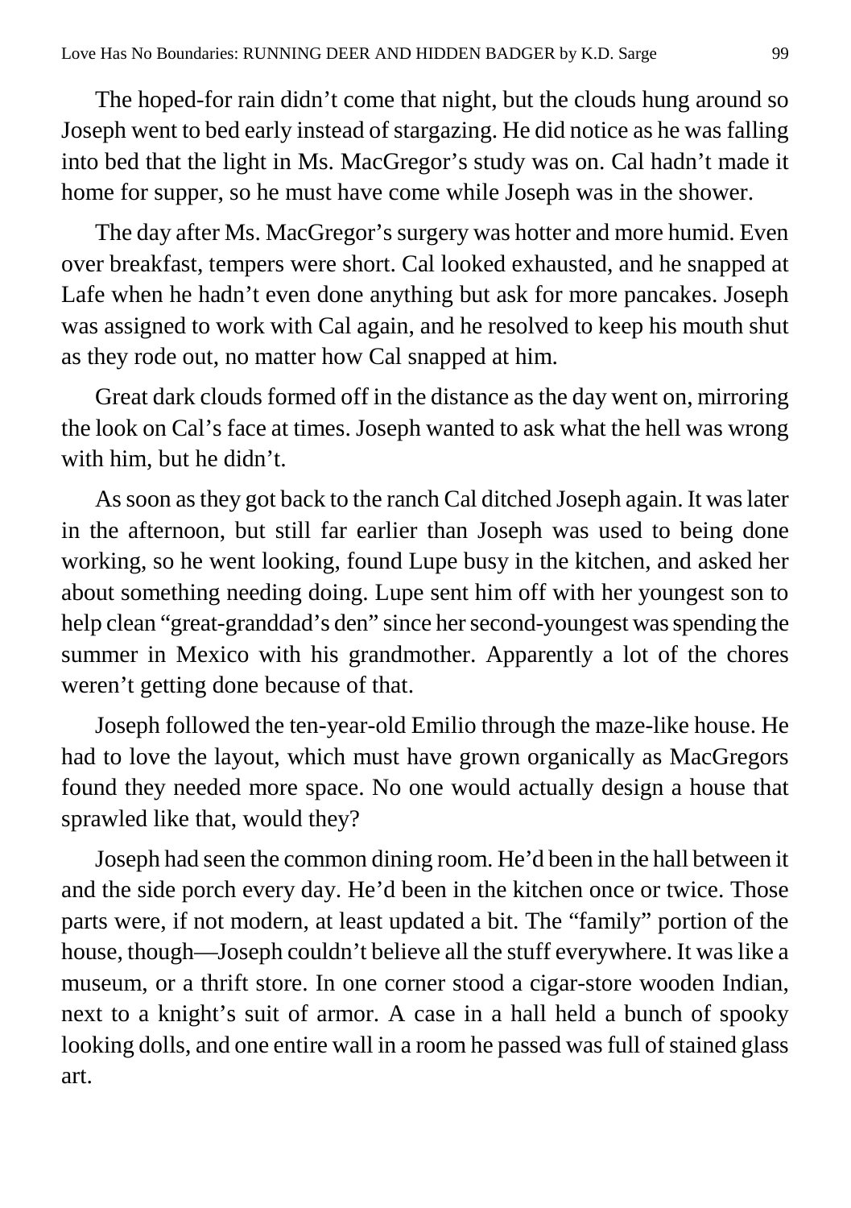The hoped-for rain didn't come that night, but the clouds hung around so Joseph went to bed early instead of stargazing. He did notice as he was falling into bed that the light in Ms. MacGregor's study was on. Cal hadn't made it home for supper, so he must have come while Joseph was in the shower.

The day after Ms. MacGregor's surgery was hotter and more humid. Even over breakfast, tempers were short. Cal looked exhausted, and he snapped at Lafe when he hadn't even done anything but ask for more pancakes. Joseph was assigned to work with Cal again, and he resolved to keep his mouth shut as they rode out, no matter how Cal snapped at him.

Great dark clouds formed off in the distance as the day went on, mirroring the look on Cal's face at times. Joseph wanted to ask what the hell was wrong with him, but he didn't.

As soon as they got back to the ranch Cal ditched Joseph again. It was later in the afternoon, but still far earlier than Joseph was used to being done working, so he went looking, found Lupe busy in the kitchen, and asked her about something needing doing. Lupe sent him off with her youngest son to help clean "great-granddad's den" since her second-youngest was spending the summer in Mexico with his grandmother. Apparently a lot of the chores weren't getting done because of that.

Joseph followed the ten-year-old Emilio through the maze-like house. He had to love the layout, which must have grown organically as MacGregors found they needed more space. No one would actually design a house that sprawled like that, would they?

Joseph had seen the common dining room. He'd been in the hall between it and the side porch every day. He'd been in the kitchen once or twice. Those parts were, if not modern, at least updated a bit. The "family" portion of the house, though—Joseph couldn't believe all the stuff everywhere. It was like a museum, or a thrift store. In one corner stood a cigar-store wooden Indian, next to a knight's suit of armor. A case in a hall held a bunch of spooky looking dolls, and one entire wall in a room he passed was full of stained glass art.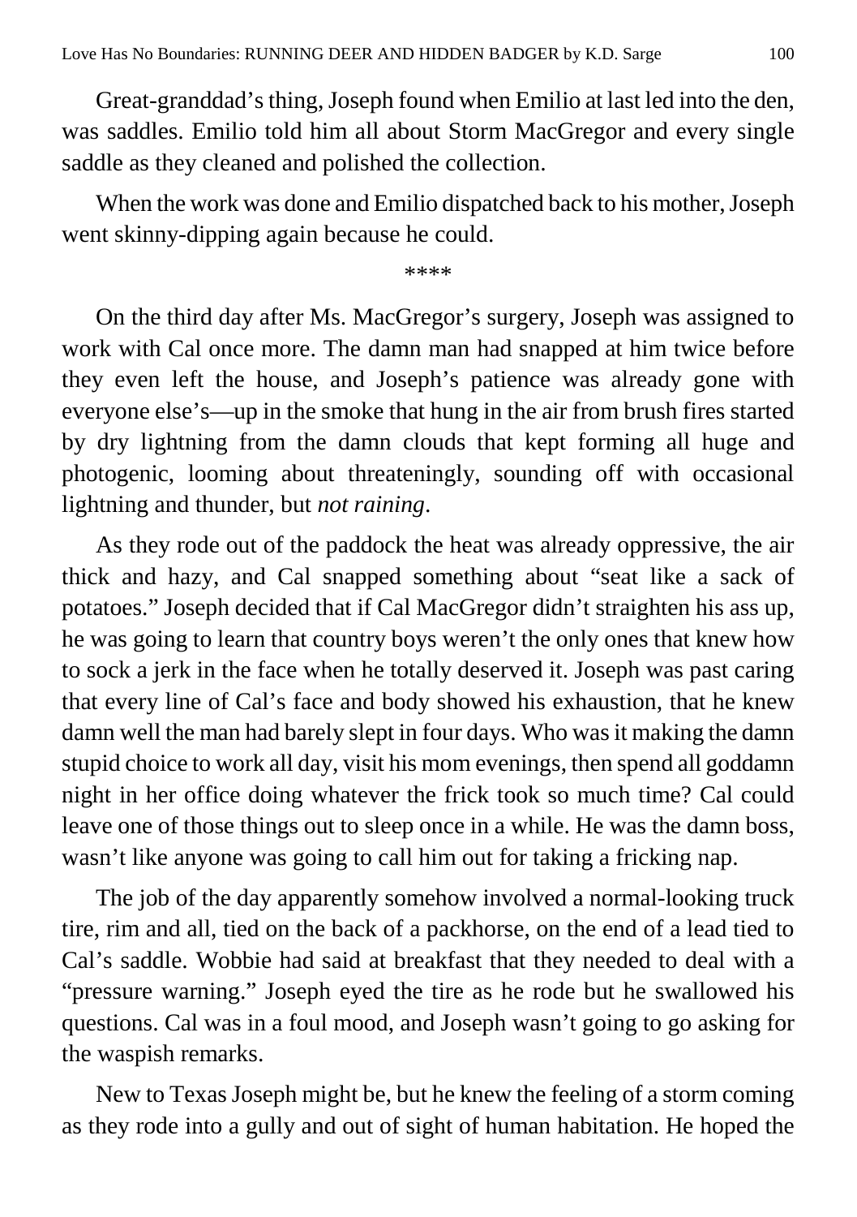Great-granddad's thing, Joseph found when Emilio at last led into the den, was saddles. Emilio told him all about Storm MacGregor and every single saddle as they cleaned and polished the collection.

When the work was done and Emilio dispatched back to his mother, Joseph went skinny-dipping again because he could.

****

On the third day after Ms. MacGregor's surgery, Joseph was assigned to work with Cal once more. The damn man had snapped at him twice before they even left the house, and Joseph's patience was already gone with everyone else's—up in the smoke that hung in the air from brush fires started by dry lightning from the damn clouds that kept forming all huge and photogenic, looming about threateningly, sounding off with occasional lightning and thunder, but *not raining*.

As they rode out of the paddock the heat was already oppressive, the air thick and hazy, and Cal snapped something about "seat like a sack of potatoes." Joseph decided that if Cal MacGregor didn't straighten his ass up, he was going to learn that country boys weren't the only ones that knew how to sock a jerk in the face when he totally deserved it. Joseph was past caring that every line of Cal's face and body showed his exhaustion, that he knew damn well the man had barely slept in four days. Who was it making the damn stupid choice to work all day, visit his mom evenings, then spend all goddamn night in her office doing whatever the frick took so much time? Cal could leave one of those things out to sleep once in a while. He was the damn boss, wasn't like anyone was going to call him out for taking a fricking nap.

The job of the day apparently somehow involved a normal-looking truck tire, rim and all, tied on the back of a packhorse, on the end of a lead tied to Cal's saddle. Wobbie had said at breakfast that they needed to deal with a "pressure warning." Joseph eyed the tire as he rode but he swallowed his questions. Cal was in a foul mood, and Joseph wasn't going to go asking for the waspish remarks.

New to Texas Joseph might be, but he knew the feeling of a storm coming as they rode into a gully and out of sight of human habitation. He hoped the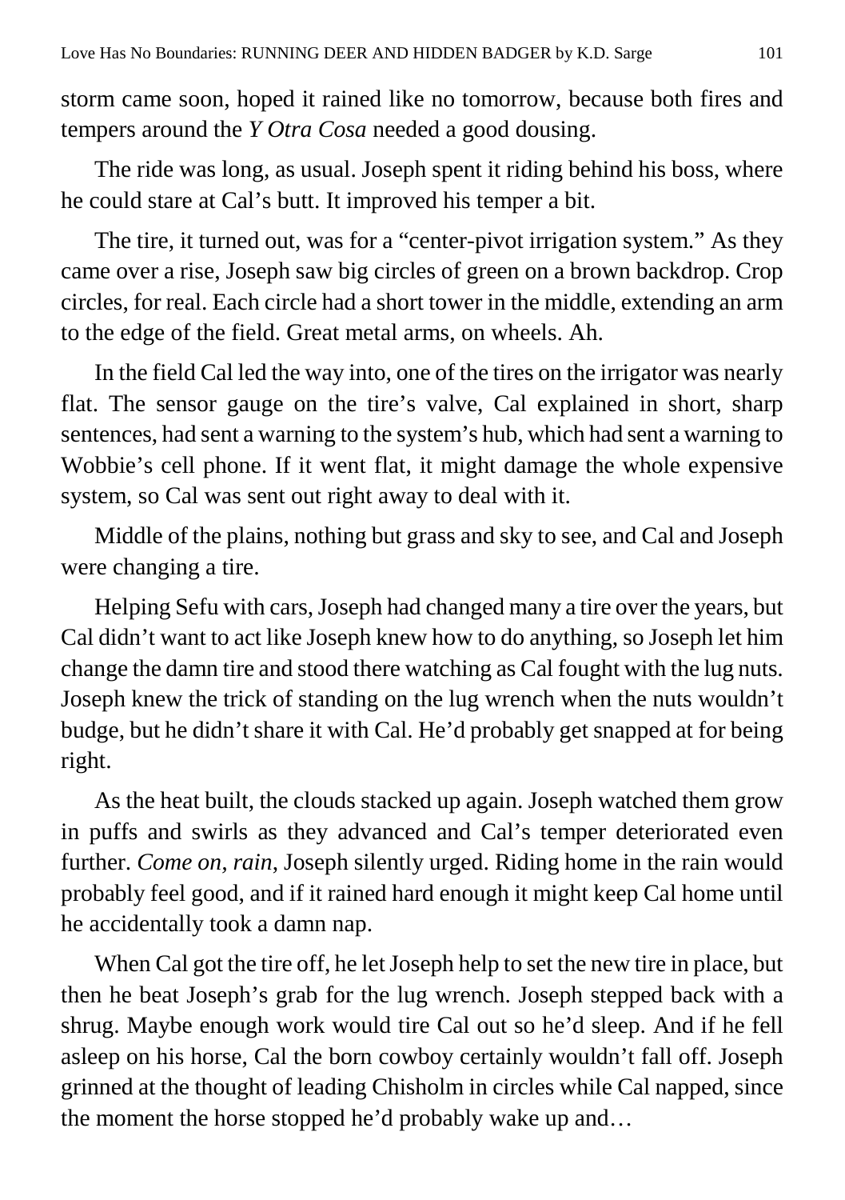storm came soon, hoped it rained like no tomorrow, because both fires and tempers around the *Y Otra Cosa* needed a good dousing.

The ride was long, as usual. Joseph spent it riding behind his boss, where he could stare at Cal's butt. It improved his temper a bit.

The tire, it turned out, was for a "center-pivot irrigation system." As they came over a rise, Joseph saw big circles of green on a brown backdrop. Crop circles, for real. Each circle had a short tower in the middle, extending an arm to the edge of the field. Great metal arms, on wheels. Ah.

In the field Cal led the way into, one of the tires on the irrigator was nearly flat. The sensor gauge on the tire's valve, Cal explained in short, sharp sentences, had sent a warning to the system's hub, which had sent a warning to Wobbie's cell phone. If it went flat, it might damage the whole expensive system, so Cal was sent out right away to deal with it.

Middle of the plains, nothing but grass and sky to see, and Cal and Joseph were changing a tire.

Helping Sefu with cars, Joseph had changed many a tire over the years, but Cal didn't want to act like Joseph knew how to do anything, so Joseph let him change the damn tire and stood there watching as Cal fought with the lug nuts. Joseph knew the trick of standing on the lug wrench when the nuts wouldn't budge, but he didn't share it with Cal. He'd probably get snapped at for being right.

As the heat built, the clouds stacked up again. Joseph watched them grow in puffs and swirls as they advanced and Cal's temper deteriorated even further. *Come on, rain*, Joseph silently urged. Riding home in the rain would probably feel good, and if it rained hard enough it might keep Cal home until he accidentally took a damn nap.

When Cal got the tire off, he let Joseph help to set the new tire in place, but then he beat Joseph's grab for the lug wrench. Joseph stepped back with a shrug. Maybe enough work would tire Cal out so he'd sleep. And if he fell asleep on his horse, Cal the born cowboy certainly wouldn't fall off. Joseph grinned at the thought of leading Chisholm in circles while Cal napped, since the moment the horse stopped he'd probably wake up and…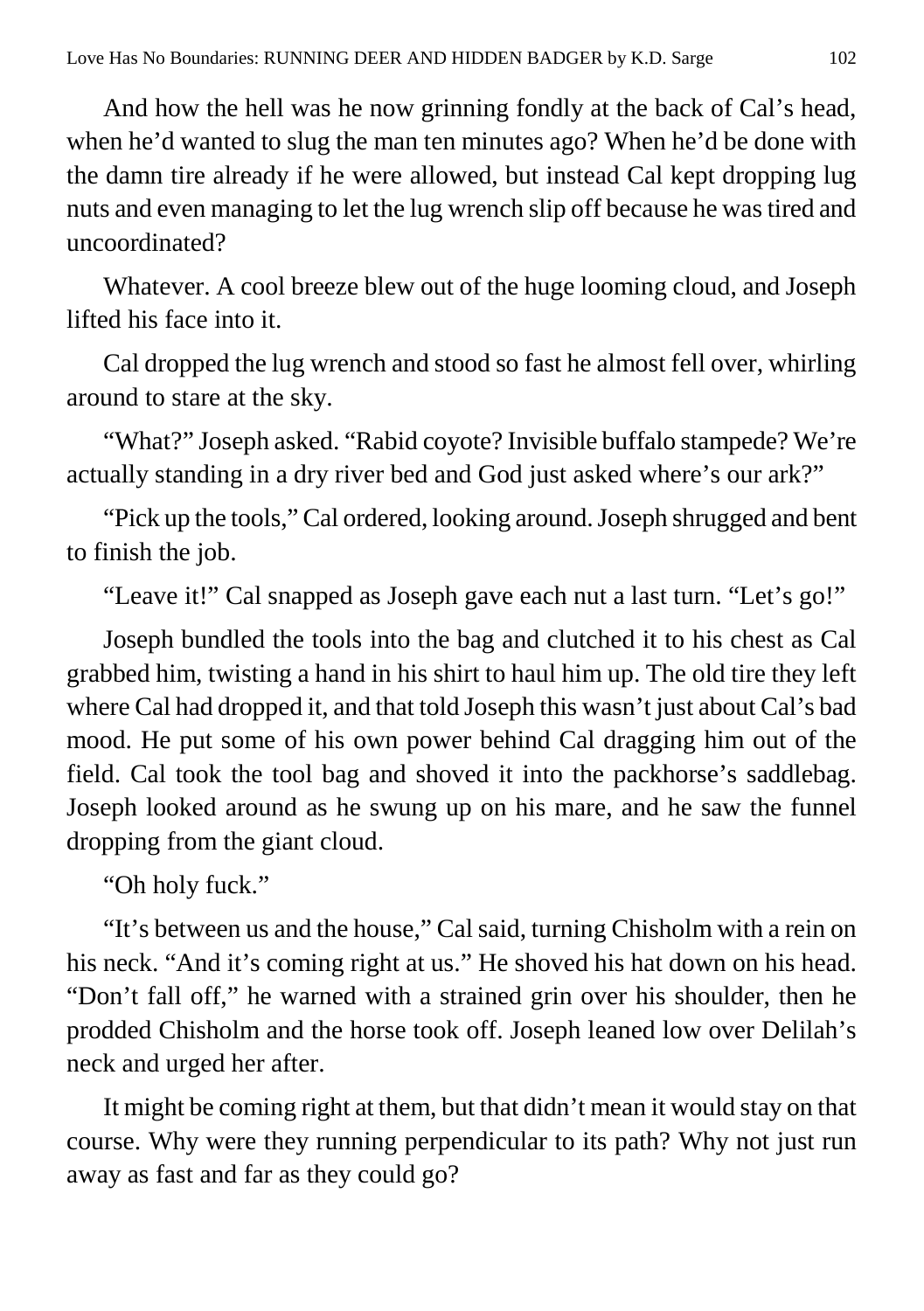And how the hell was he now grinning fondly at the back of Cal's head, when he'd wanted to slug the man ten minutes ago? When he'd be done with the damn tire already if he were allowed, but instead Cal kept dropping lug nuts and even managing to let the lug wrench slip off because he was tired and uncoordinated?

Whatever. A cool breeze blew out of the huge looming cloud, and Joseph lifted his face into it.

Cal dropped the lug wrench and stood so fast he almost fell over, whirling around to stare at the sky.

"What?" Joseph asked. "Rabid coyote? Invisible buffalo stampede? We're actually standing in a dry river bed and God just asked where's our ark?"

"Pick up the tools," Cal ordered, looking around. Joseph shrugged and bent to finish the job.

"Leave it!" Cal snapped as Joseph gave each nut a last turn. "Let's go!"

Joseph bundled the tools into the bag and clutched it to his chest as Cal grabbed him, twisting a hand in his shirt to haul him up. The old tire they left where Cal had dropped it, and that told Joseph this wasn't just about Cal's bad mood. He put some of his own power behind Cal dragging him out of the field. Cal took the tool bag and shoved it into the packhorse's saddlebag. Joseph looked around as he swung up on his mare, and he saw the funnel dropping from the giant cloud.

"Oh holy fuck."

"It's between us and the house," Cal said, turning Chisholm with a rein on his neck. "And it's coming right at us." He shoved his hat down on his head. "Don't fall off," he warned with a strained grin over his shoulder, then he prodded Chisholm and the horse took off. Joseph leaned low over Delilah's neck and urged her after.

It might be coming right at them, but that didn't mean it would stay on that course. Why were they running perpendicular to its path? Why not just run away as fast and far as they could go?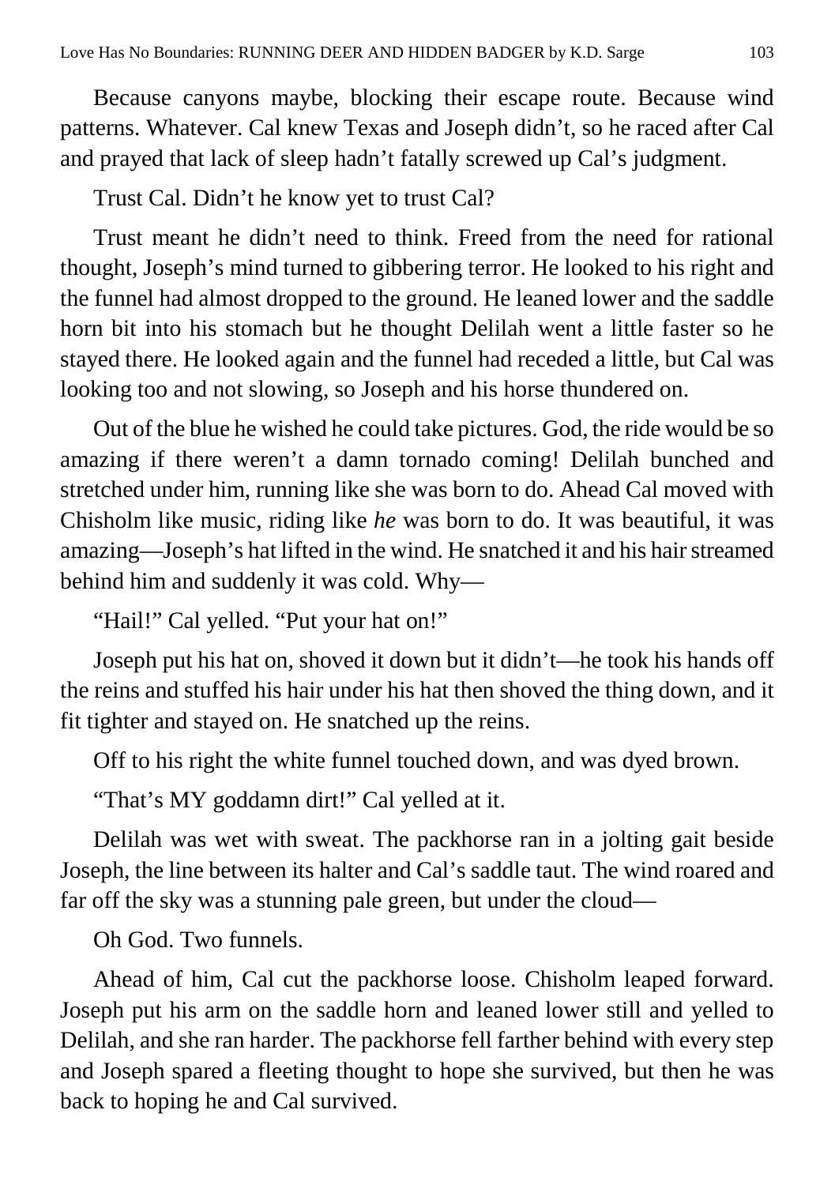Because canyons maybe, blocking their escape route. Because wind patterns. Whatever. Cal knew Texas and Joseph didn't, so he raced after Cal and prayed that lack of sleep hadn't fatally screwed up Cal's judgment.

Trust Cal. Didn't he know yet to trust Cal?

Trust meant he didn't need to think. Freed from the need for rational thought, Joseph's mind turned to gibbering terror. He looked to his right and the funnel had almost dropped to the ground. He leaned lower and the saddle horn bit into his stomach but he thought Delilah went a little faster so he stayed there. He looked again and the funnel had receded a little, but Cal was looking too and not slowing, so Joseph and his horse thundered on.

Out of the blue he wished he could take pictures. God, the ride would be so amazing if there weren't a damn tornado coming! Delilah bunched and stretched under him, running like she was born to do. Ahead Cal moved with Chisholm like music, riding like *he* was born to do. It was beautiful, it was amazing—Joseph's hat lifted in the wind. He snatched it and his hair streamed behind him and suddenly it was cold. Why—

"Hail!" Cal yelled. "Put your hat on!"

Joseph put his hat on, shoved it down but it didn't—he took his hands off the reins and stuffed his hair under his hat then shoved the thing down, and it fit tighter and stayed on. He snatched up the reins.

Off to his right the white funnel touched down, and was dyed brown.

"That's MY goddamn dirt!" Cal yelled at it.

Delilah was wet with sweat. The packhorse ran in a jolting gait beside Joseph, the line between its halter and Cal's saddle taut. The wind roared and far off the sky was a stunning pale green, but under the cloud—

Oh God. Two funnels.

Ahead of him, Cal cut the packhorse loose. Chisholm leaped forward. Joseph put his arm on the saddle horn and leaned lower still and yelled to Delilah, and she ran harder. The packhorse fell farther behind with every step and Joseph spared a fleeting thought to hope she survived, but then he was back to hoping he and Cal survived.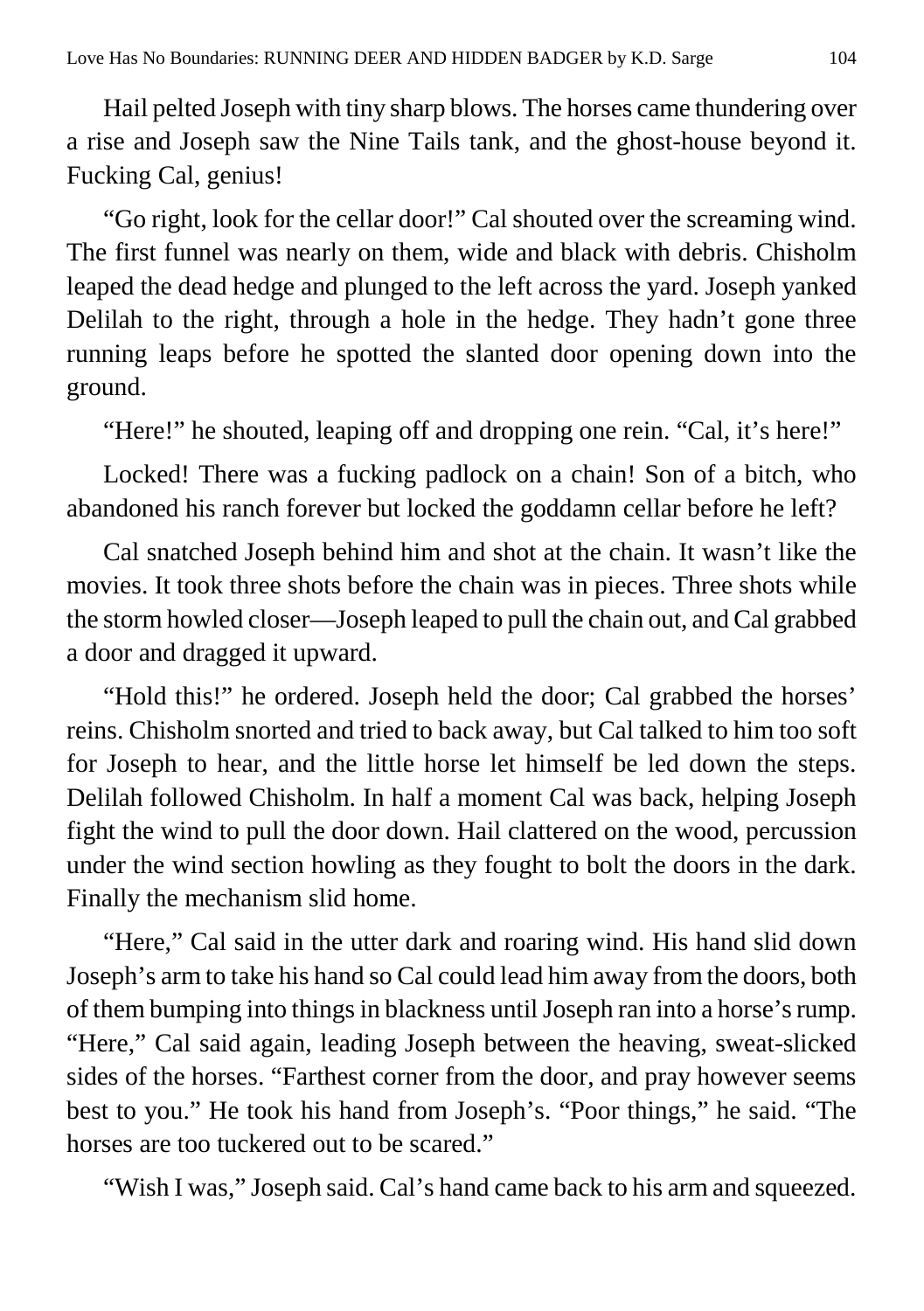Hail pelted Joseph with tiny sharp blows. The horses came thundering over a rise and Joseph saw the Nine Tails tank, and the ghost-house beyond it. Fucking Cal, genius!

"Go right, look for the cellar door!" Cal shouted over the screaming wind. The first funnel was nearly on them, wide and black with debris. Chisholm leaped the dead hedge and plunged to the left across the yard. Joseph yanked Delilah to the right, through a hole in the hedge. They hadn't gone three running leaps before he spotted the slanted door opening down into the ground.

"Here!" he shouted, leaping off and dropping one rein. "Cal, it's here!"

Locked! There was a fucking padlock on a chain! Son of a bitch, who abandoned his ranch forever but locked the goddamn cellar before he left?

Cal snatched Joseph behind him and shot at the chain. It wasn't like the movies. It took three shots before the chain was in pieces. Three shots while the storm howled closer—Joseph leaped to pull the chain out, and Cal grabbed a door and dragged it upward.

"Hold this!" he ordered. Joseph held the door; Cal grabbed the horses' reins. Chisholm snorted and tried to back away, but Cal talked to him too soft for Joseph to hear, and the little horse let himself be led down the steps. Delilah followed Chisholm. In half a moment Cal was back, helping Joseph fight the wind to pull the door down. Hail clattered on the wood, percussion under the wind section howling as they fought to bolt the doors in the dark. Finally the mechanism slid home.

"Here," Cal said in the utter dark and roaring wind. His hand slid down Joseph's arm to take his hand so Cal could lead him away from the doors, both of them bumping into things in blackness until Joseph ran into a horse's rump. "Here," Cal said again, leading Joseph between the heaving, sweat-slicked sides of the horses. "Farthest corner from the door, and pray however seems best to you." He took his hand from Joseph's. "Poor things," he said. "The horses are too tuckered out to be scared."

"Wish I was," Joseph said. Cal's hand came back to his arm and squeezed.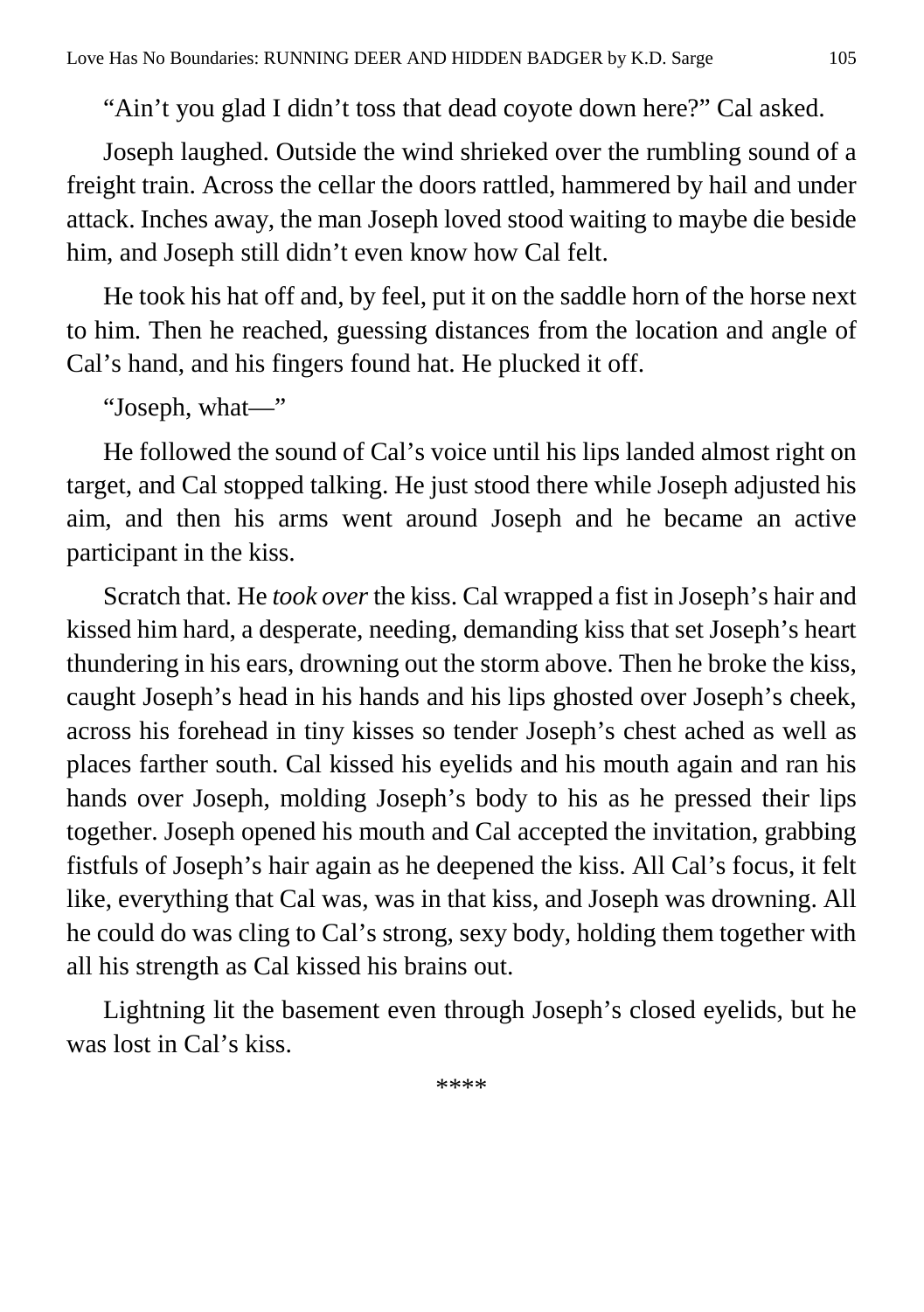"Ain't you glad I didn't toss that dead coyote down here?" Cal asked.

Joseph laughed. Outside the wind shrieked over the rumbling sound of a freight train. Across the cellar the doors rattled, hammered by hail and under attack. Inches away, the man Joseph loved stood waiting to maybe die beside him, and Joseph still didn't even know how Cal felt.

He took his hat off and, by feel, put it on the saddle horn of the horse next to him. Then he reached, guessing distances from the location and angle of Cal's hand, and his fingers found hat. He plucked it off.

"Joseph, what—"

He followed the sound of Cal's voice until his lips landed almost right on target, and Cal stopped talking. He just stood there while Joseph adjusted his aim, and then his arms went around Joseph and he became an active participant in the kiss.

Scratch that. He *took over* the kiss. Cal wrapped a fist in Joseph's hair and kissed him hard, a desperate, needing, demanding kiss that set Joseph's heart thundering in his ears, drowning out the storm above. Then he broke the kiss, caught Joseph's head in his hands and his lips ghosted over Joseph's cheek, across his forehead in tiny kisses so tender Joseph's chest ached as well as places farther south. Cal kissed his eyelids and his mouth again and ran his hands over Joseph, molding Joseph's body to his as he pressed their lips together. Joseph opened his mouth and Cal accepted the invitation, grabbing fistfuls of Joseph's hair again as he deepened the kiss. All Cal's focus, it felt like, everything that Cal was, was in that kiss, and Joseph was drowning. All he could do was cling to Cal's strong, sexy body, holding them together with all his strength as Cal kissed his brains out.

Lightning lit the basement even through Joseph's closed eyelids, but he was lost in Cal's kiss.

****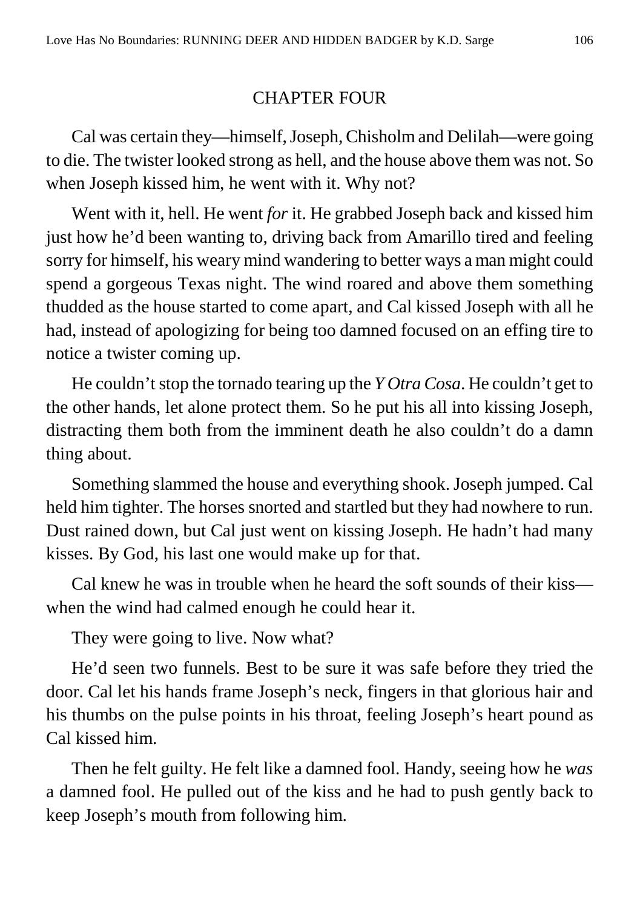## CHAPTER FOUR

Cal was certain they—himself, Joseph, Chisholm and Delilah—were going to die. The twister looked strong as hell, and the house above them was not. So when Joseph kissed him, he went with it. Why not?

Went with it, hell. He went *for* it. He grabbed Joseph back and kissed him just how he'd been wanting to, driving back from Amarillo tired and feeling sorry for himself, his weary mind wandering to better ways a man might could spend a gorgeous Texas night. The wind roared and above them something thudded as the house started to come apart, and Cal kissed Joseph with all he had, instead of apologizing for being too damned focused on an effing tire to notice a twister coming up.

He couldn't stop the tornado tearing up the *Y Otra Cosa*. He couldn't get to the other hands, let alone protect them. So he put his all into kissing Joseph, distracting them both from the imminent death he also couldn't do a damn thing about.

Something slammed the house and everything shook. Joseph jumped. Cal held him tighter. The horses snorted and startled but they had nowhere to run. Dust rained down, but Cal just went on kissing Joseph. He hadn't had many kisses. By God, his last one would make up for that.

Cal knew he was in trouble when he heard the soft sounds of their kiss—when the wind had calmed enough he could hear it.

They were going to live. Now what?

He'd seen two funnels. Best to be sure it was safe before they tried the door. Cal let his hands frame Joseph's neck, fingers in that glorious hair and his thumbs on the pulse points in his throat, feeling Joseph's heart pound as Cal kissed him.

Then he felt guilty. He felt like a damned fool. Handy, seeing how he *was* a damned fool. He pulled out of the kiss and he had to push gently back to keep Joseph's mouth from following him.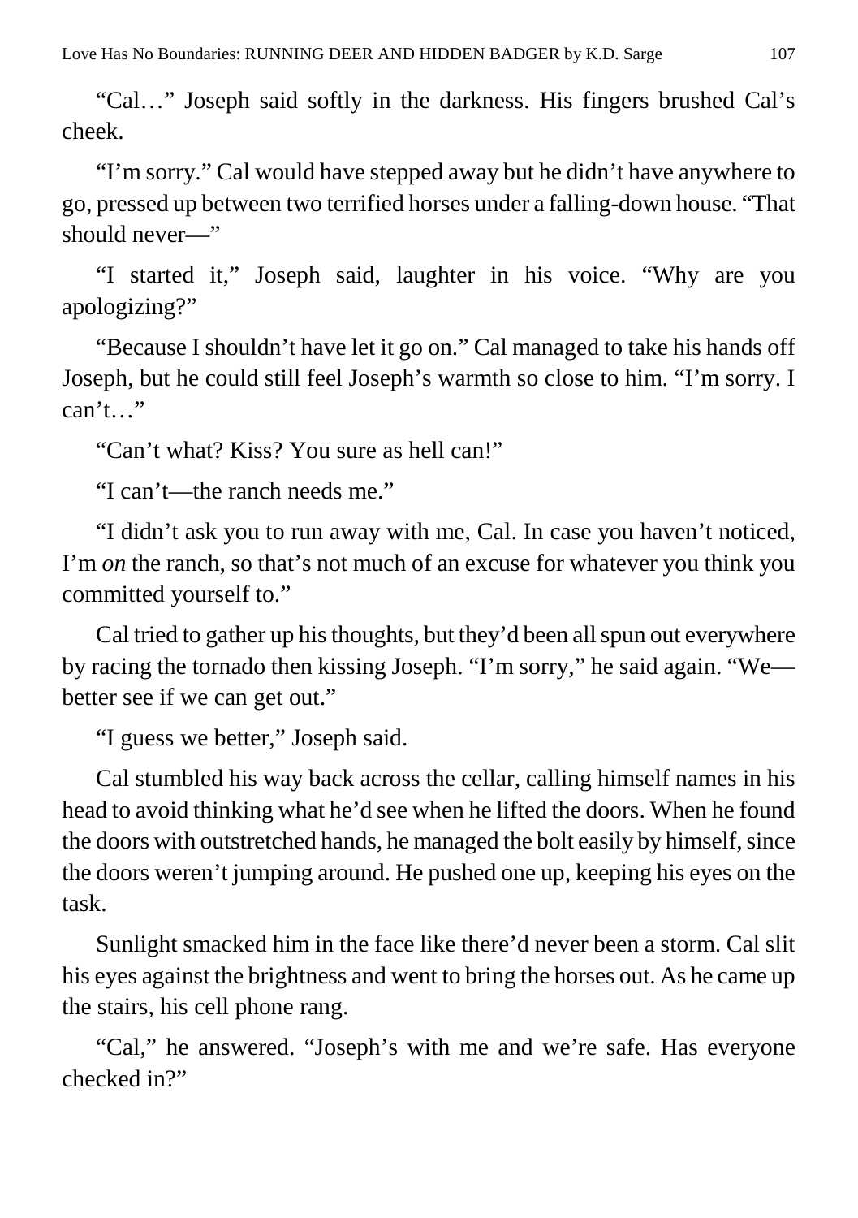"Cal…" Joseph said softly in the darkness. His fingers brushed Cal's cheek.

"I'm sorry." Cal would have stepped away but he didn't have anywhere to go, pressed up between two terrified horses under a falling-down house. "That should never—"

"I started it," Joseph said, laughter in his voice. "Why are you apologizing?"

"Because I shouldn't have let it go on." Cal managed to take his hands off Joseph, but he could still feel Joseph's warmth so close to him. "I'm sorry. I can't…"

"Can't what? Kiss? You sure as hell can!"

"I can't—the ranch needs me."

"I didn't ask you to run away with me, Cal. In case you haven't noticed, I'm *on* the ranch, so that's not much of an excuse for whatever you think you committed yourself to."

Cal tried to gather up his thoughts, but they'd been all spun out everywhere by racing the tornado then kissing Joseph. "I'm sorry," he said again. "We—better see if we can get out."

"I guess we better," Joseph said.

Cal stumbled his way back across the cellar, calling himself names in his head to avoid thinking what he'd see when he lifted the doors. When he found the doors with outstretched hands, he managed the bolt easily by himself, since the doors weren't jumping around. He pushed one up, keeping his eyes on the task.

Sunlight smacked him in the face like there'd never been a storm. Cal slit his eyes against the brightness and went to bring the horses out. As he came up the stairs, his cell phone rang.

"Cal," he answered. "Joseph's with me and we're safe. Has everyone checked in?"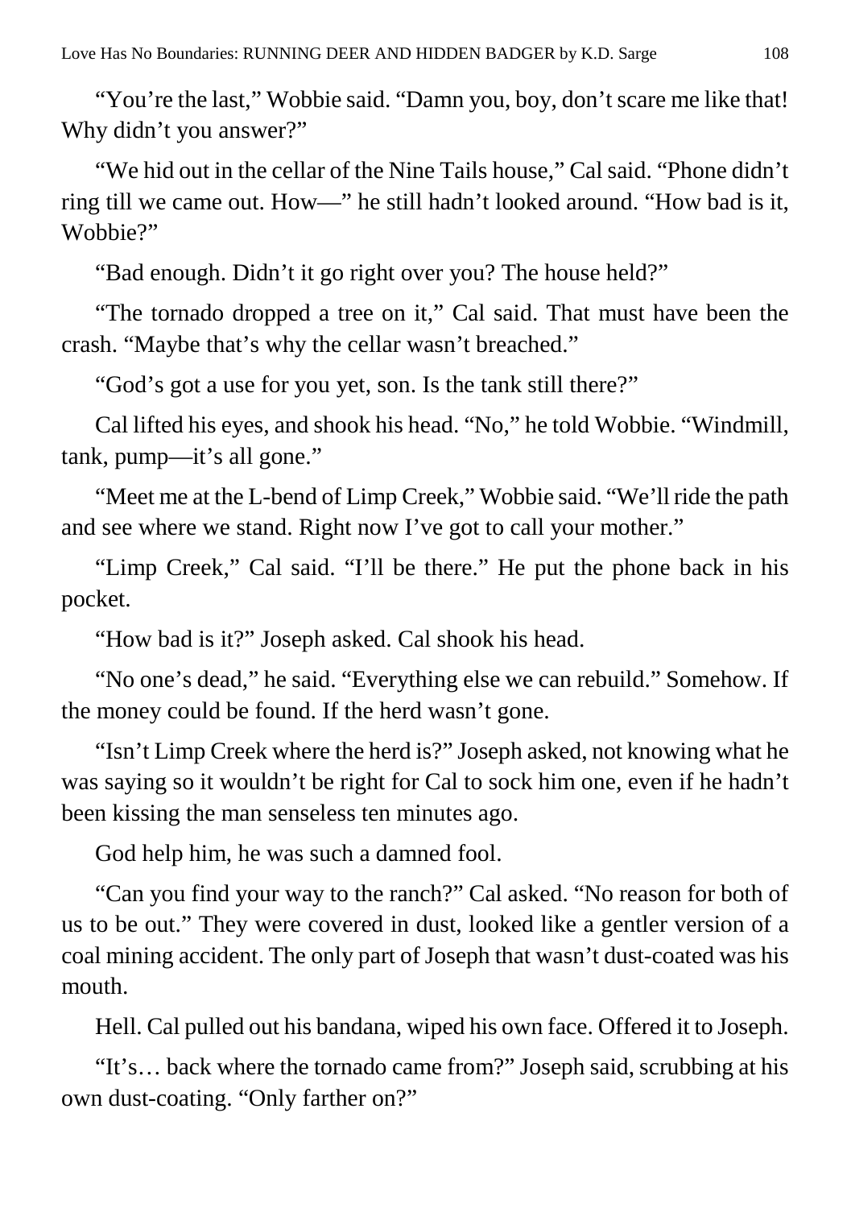"You're the last," Wobbie said. "Damn you, boy, don't scare me like that! Why didn't you answer?"

"We hid out in the cellar of the Nine Tails house," Cal said. "Phone didn't ring till we came out. How—" he still hadn't looked around. "How bad is it, Wobbie?"

"Bad enough. Didn't it go right over you? The house held?"

"The tornado dropped a tree on it," Cal said. That must have been the crash. "Maybe that's why the cellar wasn't breached."

"God's got a use for you yet, son. Is the tank still there?"

Cal lifted his eyes, and shook his head. "No," he told Wobbie. "Windmill, tank, pump—it's all gone."

"Meet me at the L-bend of Limp Creek," Wobbie said. "We'll ride the path and see where we stand. Right now I've got to call your mother."

"Limp Creek," Cal said. "I'll be there." He put the phone back in his pocket.

"How bad is it?" Joseph asked. Cal shook his head.

"No one's dead," he said. "Everything else we can rebuild." Somehow. If the money could be found. If the herd wasn't gone.

"Isn't Limp Creek where the herd is?" Joseph asked, not knowing what he was saying so it wouldn't be right for Cal to sock him one, even if he hadn't been kissing the man senseless ten minutes ago.

God help him, he was such a damned fool.

"Can you find your way to the ranch?" Cal asked. "No reason for both of us to be out." They were covered in dust, looked like a gentler version of a coal mining accident. The only part of Joseph that wasn't dust-coated was his mouth.

Hell. Cal pulled out his bandana, wiped his own face. Offered it to Joseph.

"It's… back where the tornado came from?" Joseph said, scrubbing at his own dust-coating. "Only farther on?"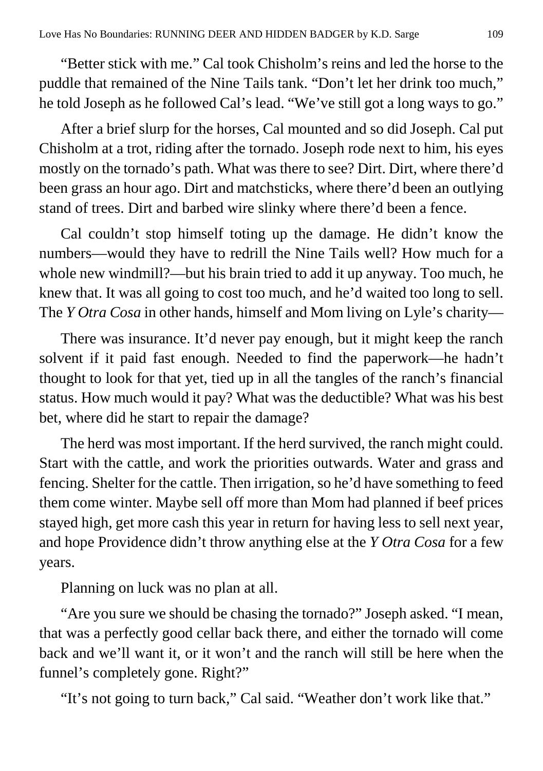"Better stick with me." Cal took Chisholm's reins and led the horse to the puddle that remained of the Nine Tails tank. "Don't let her drink too much," he told Joseph as he followed Cal's lead. "We've still got a long ways to go."

After a brief slurp for the horses, Cal mounted and so did Joseph. Cal put Chisholm at a trot, riding after the tornado. Joseph rode next to him, his eyes mostly on the tornado's path. What was there to see? Dirt. Dirt, where there'd been grass an hour ago. Dirt and matchsticks, where there'd been an outlying stand of trees. Dirt and barbed wire slinky where there'd been a fence.

Cal couldn't stop himself toting up the damage. He didn't know the numbers—would they have to redrill the Nine Tails well? How much for a whole new windmill?—but his brain tried to add it up anyway. Too much, he knew that. It was all going to cost too much, and he'd waited too long to sell. The *Y Otra Cosa* in other hands, himself and Mom living on Lyle's charity—

There was insurance. It'd never pay enough, but it might keep the ranch solvent if it paid fast enough. Needed to find the paperwork—he hadn't thought to look for that yet, tied up in all the tangles of the ranch's financial status. How much would it pay? What was the deductible? What was his best bet, where did he start to repair the damage?

The herd was most important. If the herd survived, the ranch might could. Start with the cattle, and work the priorities outwards. Water and grass and fencing. Shelter for the cattle. Then irrigation, so he'd have something to feed them come winter. Maybe sell off more than Mom had planned if beef prices stayed high, get more cash this year in return for having less to sell next year, and hope Providence didn't throw anything else at the *Y Otra Cosa* for a few years.

Planning on luck was no plan at all.

"Are you sure we should be chasing the tornado?" Joseph asked. "I mean, that was a perfectly good cellar back there, and either the tornado will come back and we'll want it, or it won't and the ranch will still be here when the funnel's completely gone. Right?"

"It's not going to turn back," Cal said. "Weather don't work like that."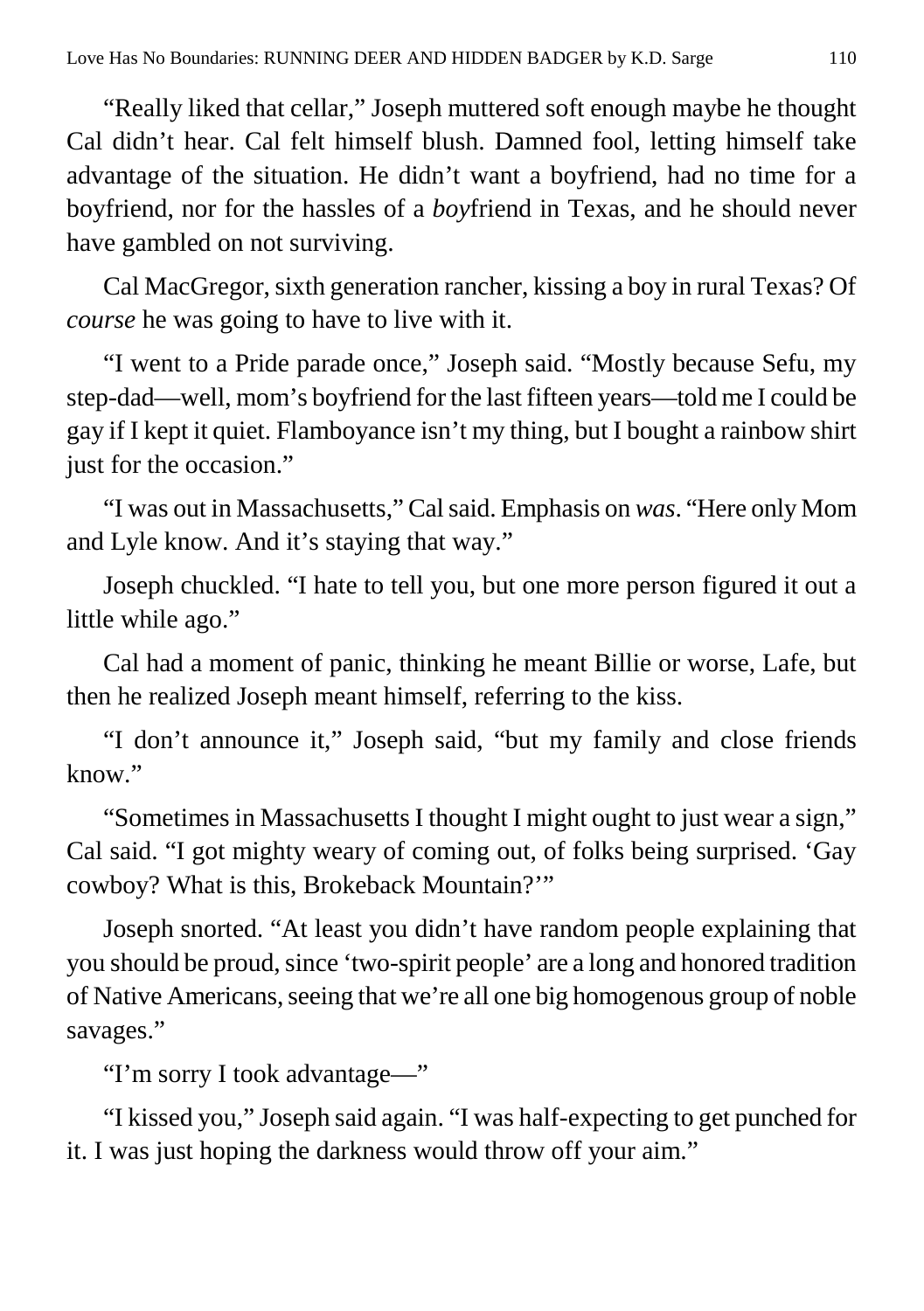"Really liked that cellar," Joseph muttered soft enough maybe he thought Cal didn't hear. Cal felt himself blush. Damned fool, letting himself take advantage of the situation. He didn't want a boyfriend, had no time for a boyfriend, nor for the hassles of a *boy*friend in Texas, and he should never have gambled on not surviving.

Cal MacGregor, sixth generation rancher, kissing a boy in rural Texas? Of *course* he was going to have to live with it.

"I went to a Pride parade once," Joseph said. "Mostly because Sefu, my step-dad—well, mom's boyfriend for the last fifteen years—told me I could be gay if I kept it quiet. Flamboyance isn't my thing, but I bought a rainbow shirt just for the occasion."

"I was out in Massachusetts," Cal said. Emphasis on *was*. "Here only Mom and Lyle know. And it's staying that way."

Joseph chuckled. "I hate to tell you, but one more person figured it out a little while ago."

Cal had a moment of panic, thinking he meant Billie or worse, Lafe, but then he realized Joseph meant himself, referring to the kiss.

"I don't announce it," Joseph said, "but my family and close friends know."

"Sometimes in Massachusetts I thought I might ought to just wear a sign," Cal said. "I got mighty weary of coming out, of folks being surprised. 'Gay cowboy? What is this, Brokeback Mountain?'"

Joseph snorted. "At least you didn't have random people explaining that you should be proud, since 'two-spirit people' are a long and honored tradition of Native Americans, seeing that we're all one big homogenous group of noble savages."

"I'm sorry I took advantage—"

"I kissed you," Joseph said again. "I was half-expecting to get punched for it. I was just hoping the darkness would throw off your aim."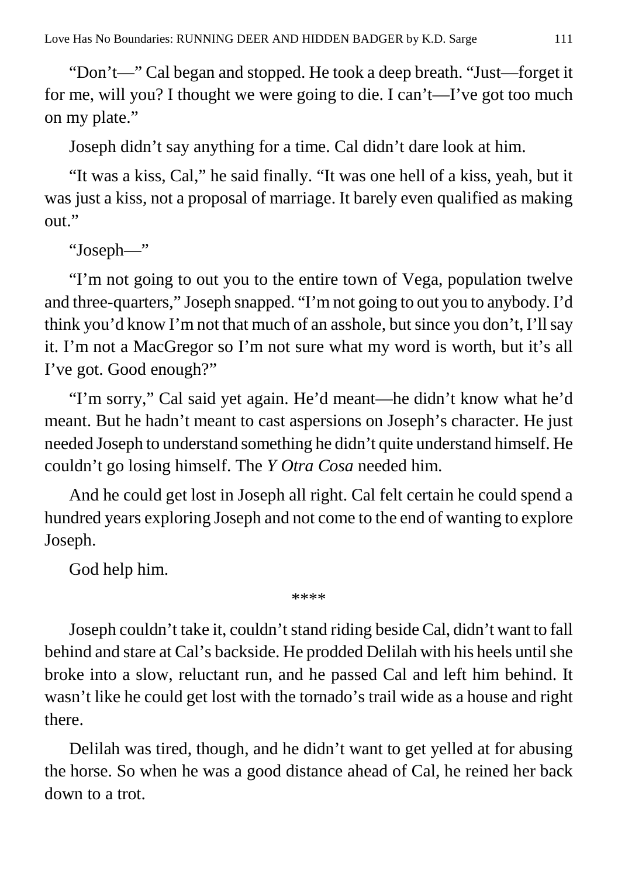"Don't—" Cal began and stopped. He took a deep breath. "Just—forget it for me, will you? I thought we were going to die. I can't—I've got too much on my plate."

Joseph didn't say anything for a time. Cal didn't dare look at him.

"It was a kiss, Cal," he said finally. "It was one hell of a kiss, yeah, but it was just a kiss, not a proposal of marriage. It barely even qualified as making out."

"Joseph—"

"I'm not going to out you to the entire town of Vega, population twelve and three-quarters," Joseph snapped. "I'm not going to out you to anybody. I'd think you'd know I'm not that much of an asshole, but since you don't, I'll say it. I'm not a MacGregor so I'm not sure what my word is worth, but it's all I've got. Good enough?"

"I'm sorry," Cal said yet again. He'd meant—he didn't know what he'd meant. But he hadn't meant to cast aspersions on Joseph's character. He just needed Joseph to understand something he didn't quite understand himself. He couldn't go losing himself. The *Y Otra Cosa* needed him.

And he could get lost in Joseph all right. Cal felt certain he could spend a hundred years exploring Joseph and not come to the end of wanting to explore Joseph.

God help him.

****

Joseph couldn't take it, couldn't stand riding beside Cal, didn't want to fall behind and stare at Cal's backside. He prodded Delilah with his heels until she broke into a slow, reluctant run, and he passed Cal and left him behind. It wasn't like he could get lost with the tornado's trail wide as a house and right there.

Delilah was tired, though, and he didn't want to get yelled at for abusing the horse. So when he was a good distance ahead of Cal, he reined her back down to a trot.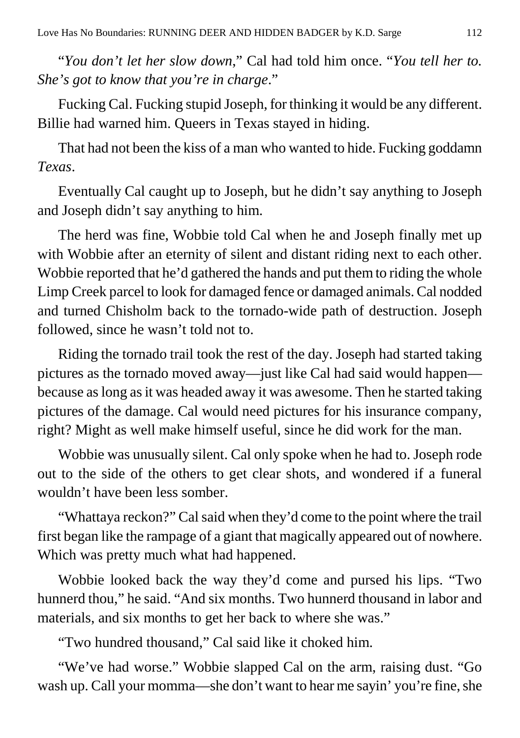"*You don't let her slow down,*" Cal had told him once. "*You tell her to. She's got to know that you're in charge*."

Fucking Cal. Fucking stupid Joseph, for thinking it would be any different. Billie had warned him. Queers in Texas stayed in hiding.

That had not been the kiss of a man who wanted to hide. Fucking goddamn *Texas*.

Eventually Cal caught up to Joseph, but he didn't say anything to Joseph and Joseph didn't say anything to him.

The herd was fine, Wobbie told Cal when he and Joseph finally met up with Wobbie after an eternity of silent and distant riding next to each other. Wobbie reported that he'd gathered the hands and put them to riding the whole Limp Creek parcel to look for damaged fence or damaged animals. Cal nodded and turned Chisholm back to the tornado-wide path of destruction. Joseph followed, since he wasn't told not to.

Riding the tornado trail took the rest of the day. Joseph had started taking pictures as the tornado moved away—just like Cal had said would happen—because as long as it was headed away it was awesome. Then he started taking pictures of the damage. Cal would need pictures for his insurance company, right? Might as well make himself useful, since he did work for the man.

Wobbie was unusually silent. Cal only spoke when he had to. Joseph rode out to the side of the others to get clear shots, and wondered if a funeral wouldn't have been less somber.

"Whattaya reckon?" Cal said when they'd come to the point where the trail first began like the rampage of a giant that magically appeared out of nowhere. Which was pretty much what had happened.

Wobbie looked back the way they'd come and pursed his lips. "Two hunnerd thou," he said. "And six months. Two hunnerd thousand in labor and materials, and six months to get her back to where she was."

"Two hundred thousand," Cal said like it choked him.

"We've had worse." Wobbie slapped Cal on the arm, raising dust. "Go wash up. Call your momma—she don't want to hear me sayin' you're fine, she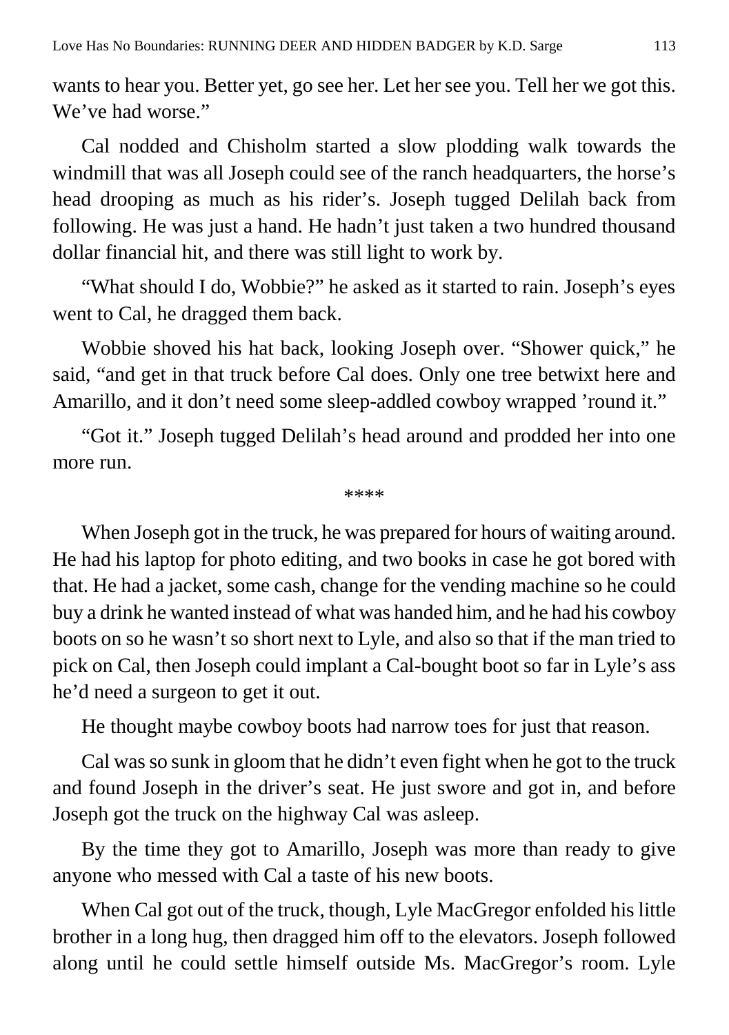wants to hear you. Better yet, go see her. Let her see you. Tell her we got this. We've had worse."

Cal nodded and Chisholm started a slow plodding walk towards the windmill that was all Joseph could see of the ranch headquarters, the horse's head drooping as much as his rider's. Joseph tugged Delilah back from following. He was just a hand. He hadn't just taken a two hundred thousand dollar financial hit, and there was still light to work by.

"What should I do, Wobbie?" he asked as it started to rain. Joseph's eyes went to Cal, he dragged them back.

Wobbie shoved his hat back, looking Joseph over. "Shower quick," he said, "and get in that truck before Cal does. Only one tree betwixt here and Amarillo, and it don't need some sleep-addled cowboy wrapped 'round it."

"Got it." Joseph tugged Delilah's head around and prodded her into one more run.

****

When Joseph got in the truck, he was prepared for hours of waiting around. He had his laptop for photo editing, and two books in case he got bored with that. He had a jacket, some cash, change for the vending machine so he could buy a drink he wanted instead of what was handed him, and he had his cowboy boots on so he wasn't so short next to Lyle, and also so that if the man tried to pick on Cal, then Joseph could implant a Cal-bought boot so far in Lyle's ass he'd need a surgeon to get it out.

He thought maybe cowboy boots had narrow toes for just that reason.

Cal was so sunk in gloom that he didn't even fight when he got to the truck and found Joseph in the driver's seat. He just swore and got in, and before Joseph got the truck on the highway Cal was asleep.

By the time they got to Amarillo, Joseph was more than ready to give anyone who messed with Cal a taste of his new boots.

When Cal got out of the truck, though, Lyle MacGregor enfolded his little brother in a long hug, then dragged him off to the elevators. Joseph followed along until he could settle himself outside Ms. MacGregor's room. Lyle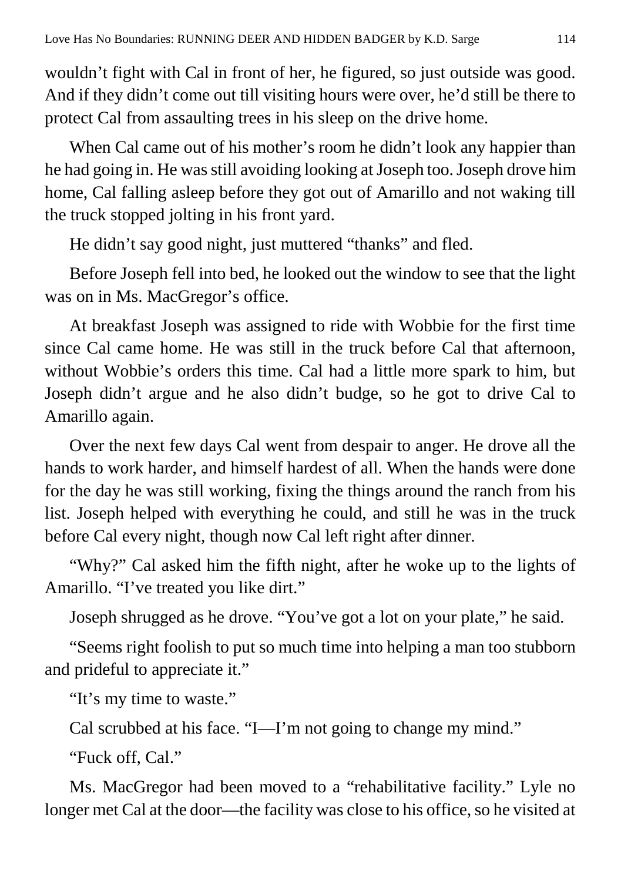wouldn't fight with Cal in front of her, he figured, so just outside was good. And if they didn't come out till visiting hours were over, he'd still be there to protect Cal from assaulting trees in his sleep on the drive home.

When Cal came out of his mother's room he didn't look any happier than he had going in. He was still avoiding looking at Joseph too. Joseph drove him home, Cal falling asleep before they got out of Amarillo and not waking till the truck stopped jolting in his front yard.

He didn't say good night, just muttered "thanks" and fled.

Before Joseph fell into bed, he looked out the window to see that the light was on in Ms. MacGregor's office.

At breakfast Joseph was assigned to ride with Wobbie for the first time since Cal came home. He was still in the truck before Cal that afternoon, without Wobbie's orders this time. Cal had a little more spark to him, but Joseph didn't argue and he also didn't budge, so he got to drive Cal to Amarillo again.

Over the next few days Cal went from despair to anger. He drove all the hands to work harder, and himself hardest of all. When the hands were done for the day he was still working, fixing the things around the ranch from his list. Joseph helped with everything he could, and still he was in the truck before Cal every night, though now Cal left right after dinner.

"Why?" Cal asked him the fifth night, after he woke up to the lights of Amarillo. "I've treated you like dirt."

Joseph shrugged as he drove. "You've got a lot on your plate," he said.

"Seems right foolish to put so much time into helping a man too stubborn and prideful to appreciate it."

"It's my time to waste."

Cal scrubbed at his face. "I—I'm not going to change my mind."

"Fuck off, Cal."

Ms. MacGregor had been moved to a "rehabilitative facility." Lyle no longer met Cal at the door—the facility was close to his office, so he visited at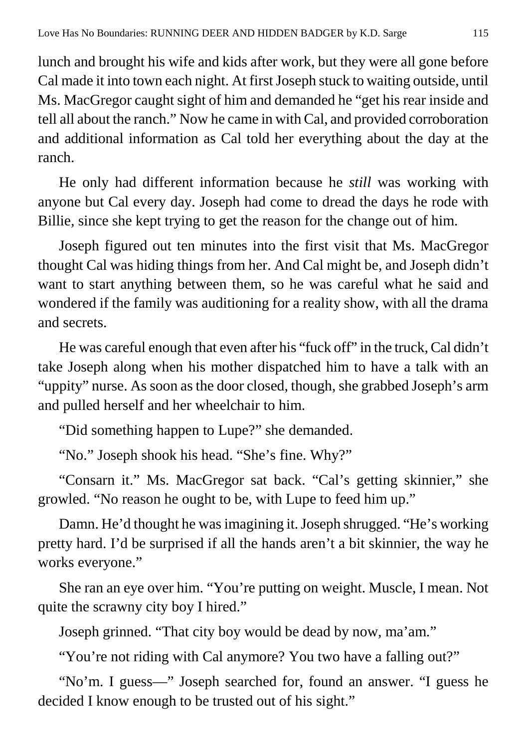lunch and brought his wife and kids after work, but they were all gone before Cal made it into town each night. At first Joseph stuck to waiting outside, until Ms. MacGregor caught sight of him and demanded he "get his rear inside and tell all about the ranch." Now he came in with Cal, and provided corroboration and additional information as Cal told her everything about the day at the ranch.

He only had different information because he *still* was working with anyone but Cal every day. Joseph had come to dread the days he rode with Billie, since she kept trying to get the reason for the change out of him.

Joseph figured out ten minutes into the first visit that Ms. MacGregor thought Cal was hiding things from her. And Cal might be, and Joseph didn't want to start anything between them, so he was careful what he said and wondered if the family was auditioning for a reality show, with all the drama and secrets.

He was careful enough that even after his "fuck off" in the truck, Cal didn't take Joseph along when his mother dispatched him to have a talk with an "uppity" nurse. As soon as the door closed, though, she grabbed Joseph's arm and pulled herself and her wheelchair to him.

"Did something happen to Lupe?" she demanded.

"No." Joseph shook his head. "She's fine. Why?"

"Consarn it." Ms. MacGregor sat back. "Cal's getting skinnier," she growled. "No reason he ought to be, with Lupe to feed him up."

Damn. He'd thought he was imagining it. Joseph shrugged. "He's working pretty hard. I'd be surprised if all the hands aren't a bit skinnier, the way he works everyone."

She ran an eye over him. "You're putting on weight. Muscle, I mean. Not quite the scrawny city boy I hired."

Joseph grinned. "That city boy would be dead by now, ma'am."

"You're not riding with Cal anymore? You two have a falling out?"

"No'm. I guess—" Joseph searched for, found an answer. "I guess he decided I know enough to be trusted out of his sight."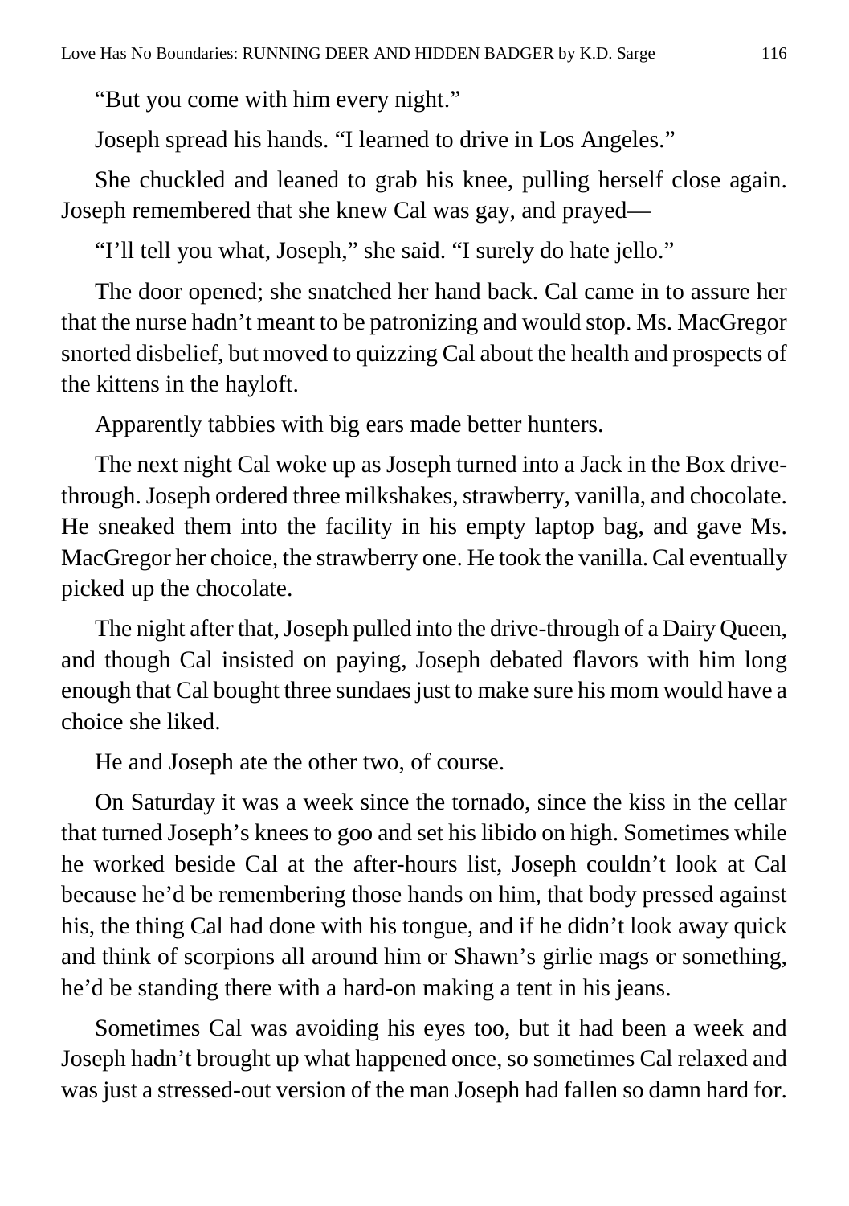"But you come with him every night."

Joseph spread his hands. "I learned to drive in Los Angeles."

She chuckled and leaned to grab his knee, pulling herself close again. Joseph remembered that she knew Cal was gay, and prayed—

"I'll tell you what, Joseph," she said. "I surely do hate jello."

The door opened; she snatched her hand back. Cal came in to assure her that the nurse hadn't meant to be patronizing and would stop. Ms. MacGregor snorted disbelief, but moved to quizzing Cal about the health and prospects of the kittens in the hayloft.

Apparently tabbies with big ears made better hunters.

The next night Cal woke up as Joseph turned into a Jack in the Box drive-through. Joseph ordered three milkshakes, strawberry, vanilla, and chocolate. He sneaked them into the facility in his empty laptop bag, and gave Ms. MacGregor her choice, the strawberry one. He took the vanilla. Cal eventually picked up the chocolate.

The night after that, Joseph pulled into the drive-through of a Dairy Queen, and though Cal insisted on paying, Joseph debated flavors with him long enough that Cal bought three sundaes just to make sure his mom would have a choice she liked.

He and Joseph ate the other two, of course.

On Saturday it was a week since the tornado, since the kiss in the cellar that turned Joseph's knees to goo and set his libido on high. Sometimes while he worked beside Cal at the after-hours list, Joseph couldn't look at Cal because he'd be remembering those hands on him, that body pressed against his, the thing Cal had done with his tongue, and if he didn't look away quick and think of scorpions all around him or Shawn's girlie mags or something, he'd be standing there with a hard-on making a tent in his jeans.

Sometimes Cal was avoiding his eyes too, but it had been a week and Joseph hadn't brought up what happened once, so sometimes Cal relaxed and was just a stressed-out version of the man Joseph had fallen so damn hard for.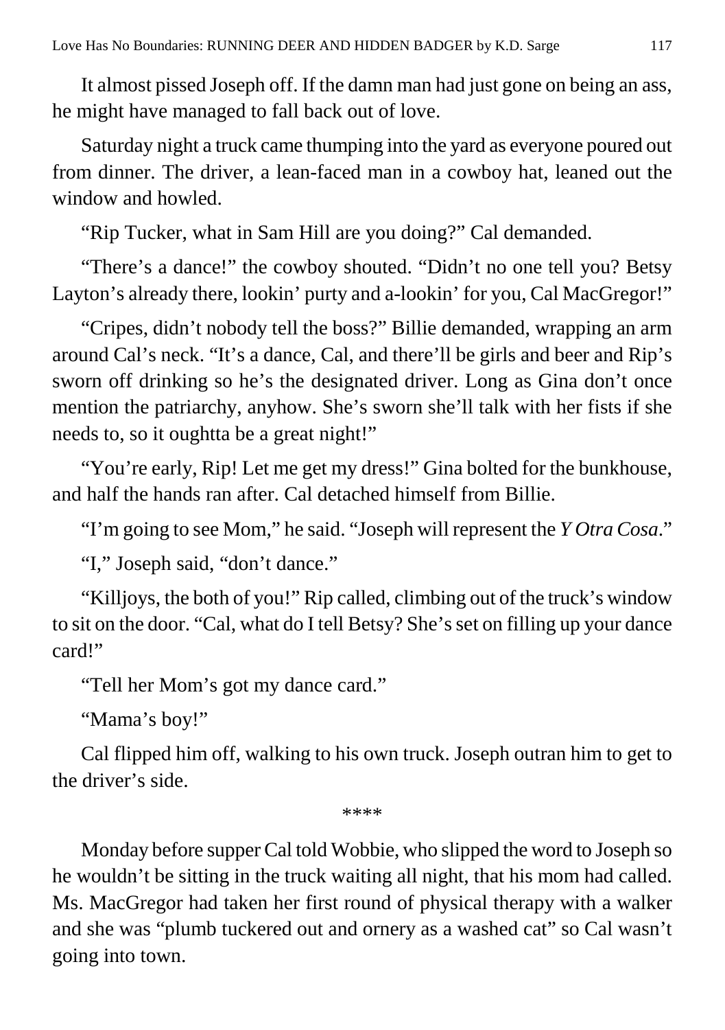It almost pissed Joseph off. If the damn man had just gone on being an ass, he might have managed to fall back out of love.

Saturday night a truck came thumping into the yard as everyone poured out from dinner. The driver, a lean-faced man in a cowboy hat, leaned out the window and howled.

"Rip Tucker, what in Sam Hill are you doing?" Cal demanded.

"There's a dance!" the cowboy shouted. "Didn't no one tell you? Betsy Layton's already there, lookin' purty and a-lookin' for you, Cal MacGregor!"

"Cripes, didn't nobody tell the boss?" Billie demanded, wrapping an arm around Cal's neck. "It's a dance, Cal, and there'll be girls and beer and Rip's sworn off drinking so he's the designated driver. Long as Gina don't once mention the patriarchy, anyhow. She's sworn she'll talk with her fists if she needs to, so it oughtta be a great night!"

"You're early, Rip! Let me get my dress!" Gina bolted for the bunkhouse, and half the hands ran after. Cal detached himself from Billie.

"I'm going to see Mom," he said. "Joseph will represent the *Y Otra Cosa*."

"I," Joseph said, "don't dance."

"Killjoys, the both of you!" Rip called, climbing out of the truck's window to sit on the door. "Cal, what do I tell Betsy? She's set on filling up your dance card!"

"Tell her Mom's got my dance card."

"Mama's boy!"

Cal flipped him off, walking to his own truck. Joseph outran him to get to the driver's side.

\*\*\*\*

Monday before supper Cal told Wobbie, who slipped the word to Joseph so he wouldn't be sitting in the truck waiting all night, that his mom had called. Ms. MacGregor had taken her first round of physical therapy with a walker and she was "plumb tuckered out and ornery as a washed cat" so Cal wasn't going into town.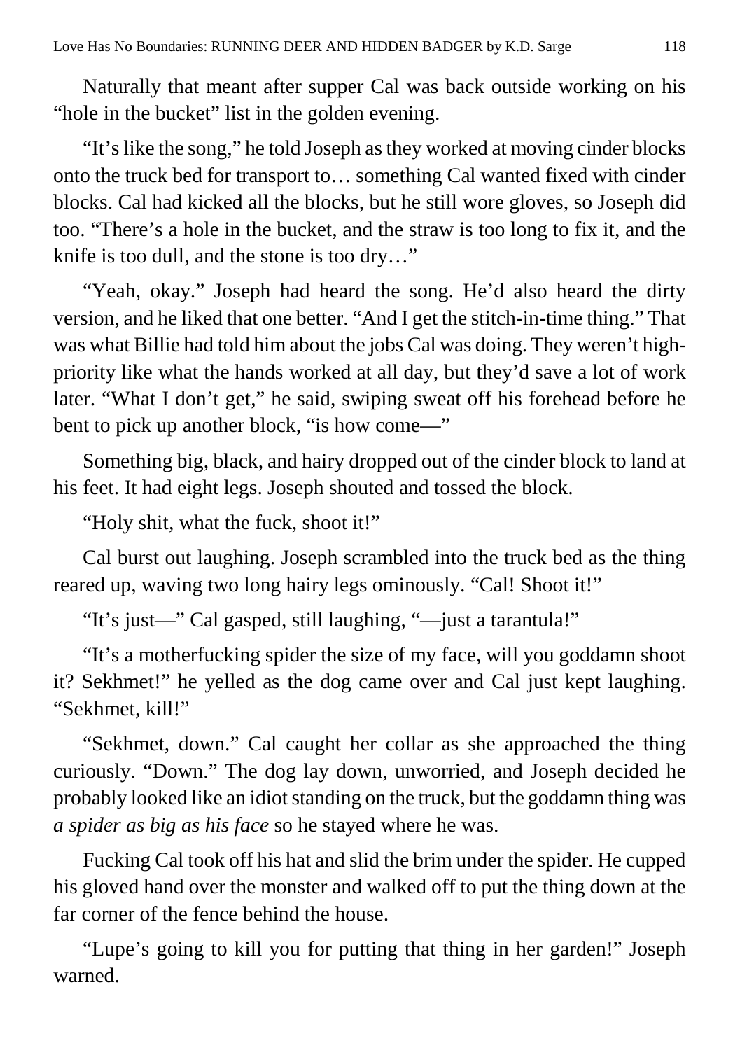Naturally that meant after supper Cal was back outside working on his "hole in the bucket" list in the golden evening.

"It's like the song," he told Joseph as they worked at moving cinder blocks onto the truck bed for transport to… something Cal wanted fixed with cinder blocks. Cal had kicked all the blocks, but he still wore gloves, so Joseph did too. "There's a hole in the bucket, and the straw is too long to fix it, and the knife is too dull, and the stone is too dry…"

"Yeah, okay." Joseph had heard the song. He'd also heard the dirty version, and he liked that one better. "And I get the stitch-in-time thing." That was what Billie had told him about the jobs Cal was doing. They weren't high-priority like what the hands worked at all day, but they'd save a lot of work later. "What I don't get," he said, swiping sweat off his forehead before he bent to pick up another block, "is how come—"

Something big, black, and hairy dropped out of the cinder block to land at his feet. It had eight legs. Joseph shouted and tossed the block.

"Holy shit, what the fuck, shoot it!"

Cal burst out laughing. Joseph scrambled into the truck bed as the thing reared up, waving two long hairy legs ominously. "Cal! Shoot it!"

"It's just—" Cal gasped, still laughing, "—just a tarantula!"

"It's a motherfucking spider the size of my face, will you goddamn shoot it? Sekhmet!" he yelled as the dog came over and Cal just kept laughing. "Sekhmet, kill!"

"Sekhmet, down." Cal caught her collar as she approached the thing curiously. "Down." The dog lay down, unworried, and Joseph decided he probably looked like an idiot standing on the truck, but the goddamn thing was *a spider as big as his face* so he stayed where he was.

Fucking Cal took off his hat and slid the brim under the spider. He cupped his gloved hand over the monster and walked off to put the thing down at the far corner of the fence behind the house.

"Lupe's going to kill you for putting that thing in her garden!" Joseph warned.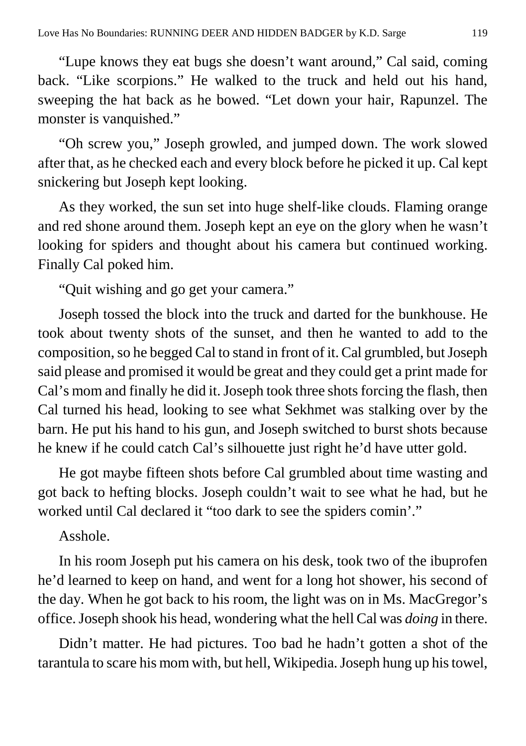"Lupe knows they eat bugs she doesn't want around," Cal said, coming back. "Like scorpions." He walked to the truck and held out his hand, sweeping the hat back as he bowed. "Let down your hair, Rapunzel. The monster is vanquished."

"Oh screw you," Joseph growled, and jumped down. The work slowed after that, as he checked each and every block before he picked it up. Cal kept snickering but Joseph kept looking.

As they worked, the sun set into huge shelf-like clouds. Flaming orange and red shone around them. Joseph kept an eye on the glory when he wasn't looking for spiders and thought about his camera but continued working. Finally Cal poked him.

"Quit wishing and go get your camera."

Joseph tossed the block into the truck and darted for the bunkhouse. He took about twenty shots of the sunset, and then he wanted to add to the composition, so he begged Cal to stand in front of it. Cal grumbled, but Joseph said please and promised it would be great and they could get a print made for Cal's mom and finally he did it. Joseph took three shots forcing the flash, then Cal turned his head, looking to see what Sekhmet was stalking over by the barn. He put his hand to his gun, and Joseph switched to burst shots because he knew if he could catch Cal's silhouette just right he'd have utter gold.

He got maybe fifteen shots before Cal grumbled about time wasting and got back to hefting blocks. Joseph couldn't wait to see what he had, but he worked until Cal declared it "too dark to see the spiders comin'."

Asshole.

In his room Joseph put his camera on his desk, took two of the ibuprofen he'd learned to keep on hand, and went for a long hot shower, his second of the day. When he got back to his room, the light was on in Ms. MacGregor's office. Joseph shook his head, wondering what the hell Cal was *doing* in there.

Didn't matter. He had pictures. Too bad he hadn't gotten a shot of the tarantula to scare his mom with, but hell, Wikipedia. Joseph hung up his towel,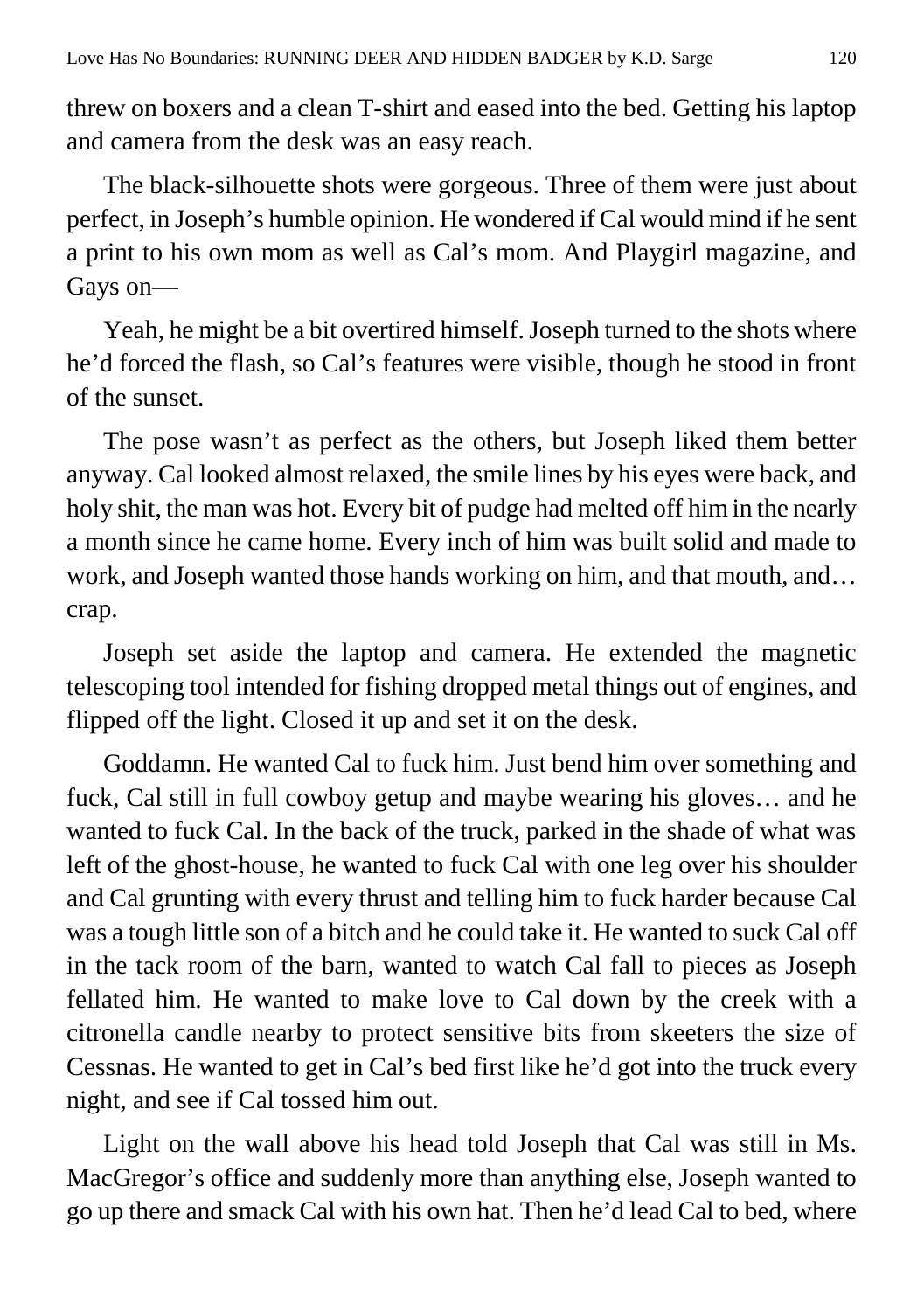threw on boxers and a clean T-shirt and eased into the bed. Getting his laptop and camera from the desk was an easy reach.

The black-silhouette shots were gorgeous. Three of them were just about perfect, in Joseph's humble opinion. He wondered if Cal would mind if he sent a print to his own mom as well as Cal's mom. And Playgirl magazine, and Gays on—

Yeah, he might be a bit overtired himself. Joseph turned to the shots where he'd forced the flash, so Cal's features were visible, though he stood in front of the sunset.

The pose wasn't as perfect as the others, but Joseph liked them better anyway. Cal looked almost relaxed, the smile lines by his eyes were back, and holy shit, the man was hot. Every bit of pudge had melted off him in the nearly a month since he came home. Every inch of him was built solid and made to work, and Joseph wanted those hands working on him, and that mouth, and… crap.

Joseph set aside the laptop and camera. He extended the magnetic telescoping tool intended for fishing dropped metal things out of engines, and flipped off the light. Closed it up and set it on the desk.

Goddamn. He wanted Cal to fuck him. Just bend him over something and fuck, Cal still in full cowboy getup and maybe wearing his gloves… and he wanted to fuck Cal. In the back of the truck, parked in the shade of what was left of the ghost-house, he wanted to fuck Cal with one leg over his shoulder and Cal grunting with every thrust and telling him to fuck harder because Cal was a tough little son of a bitch and he could take it. He wanted to suck Cal off in the tack room of the barn, wanted to watch Cal fall to pieces as Joseph fellated him. He wanted to make love to Cal down by the creek with a citronella candle nearby to protect sensitive bits from skeeters the size of Cessnas. He wanted to get in Cal's bed first like he'd got into the truck every night, and see if Cal tossed him out.

Light on the wall above his head told Joseph that Cal was still in Ms. MacGregor's office and suddenly more than anything else, Joseph wanted to go up there and smack Cal with his own hat. Then he'd lead Cal to bed, where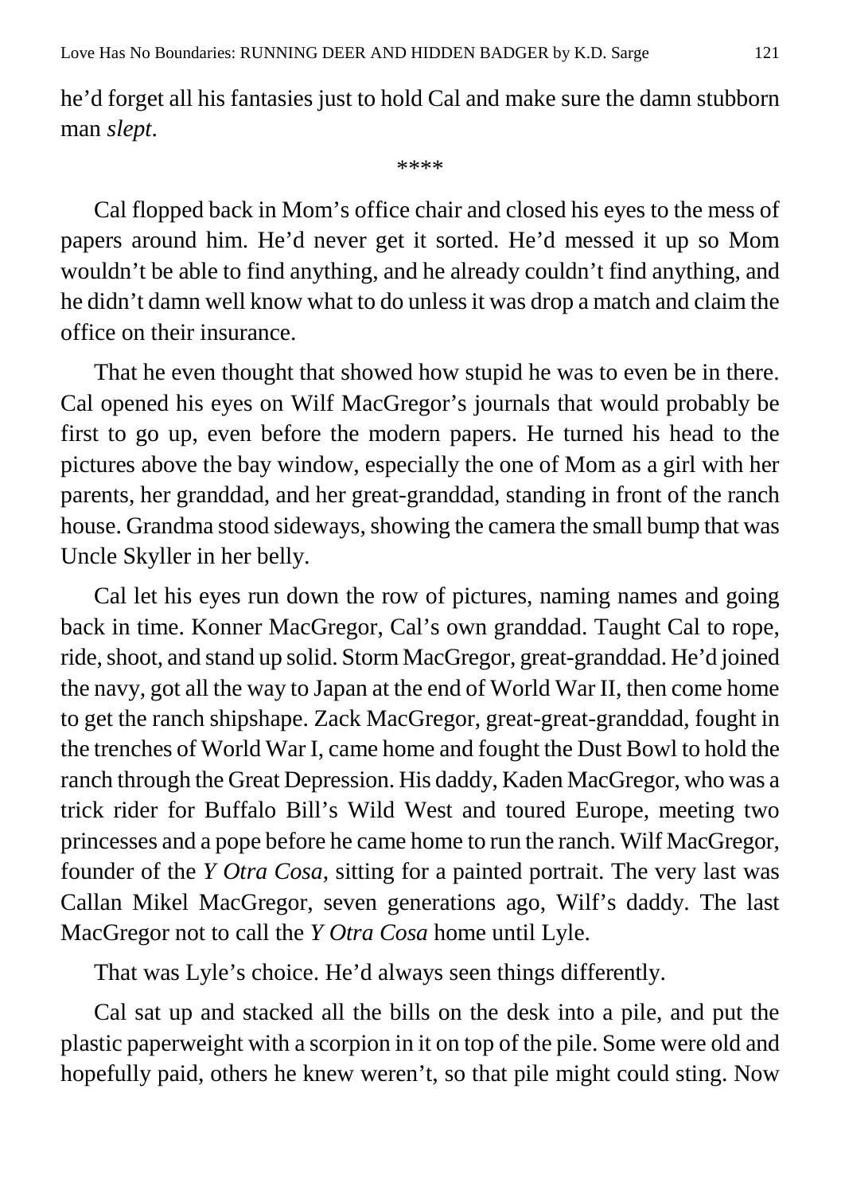he'd forget all his fantasies just to hold Cal and make sure the damn stubborn man *slept*.

****

Cal flopped back in Mom's office chair and closed his eyes to the mess of papers around him. He'd never get it sorted. He'd messed it up so Mom wouldn't be able to find anything, and he already couldn't find anything, and he didn't damn well know what to do unless it was drop a match and claim the office on their insurance.

That he even thought that showed how stupid he was to even be in there. Cal opened his eyes on Wilf MacGregor's journals that would probably be first to go up, even before the modern papers. He turned his head to the pictures above the bay window, especially the one of Mom as a girl with her parents, her granddad, and her great-granddad, standing in front of the ranch house. Grandma stood sideways, showing the camera the small bump that was Uncle Skyller in her belly.

Cal let his eyes run down the row of pictures, naming names and going back in time. Konner MacGregor, Cal's own granddad. Taught Cal to rope, ride, shoot, and stand up solid. Storm MacGregor, great-granddad. He'd joined the navy, got all the way to Japan at the end of World War II, then come home to get the ranch shipshape. Zack MacGregor, great-great-granddad, fought in the trenches of World War I, came home and fought the Dust Bowl to hold the ranch through the Great Depression. His daddy, Kaden MacGregor, who was a trick rider for Buffalo Bill's Wild West and toured Europe, meeting two princesses and a pope before he came home to run the ranch. Wilf MacGregor, founder of the *Y Otra Cosa*, sitting for a painted portrait. The very last was Callan Mikel MacGregor, seven generations ago, Wilf's daddy. The last MacGregor not to call the *Y Otra Cosa* home until Lyle.

That was Lyle's choice. He'd always seen things differently.

Cal sat up and stacked all the bills on the desk into a pile, and put the plastic paperweight with a scorpion in it on top of the pile. Some were old and hopefully paid, others he knew weren't, so that pile might could sting. Now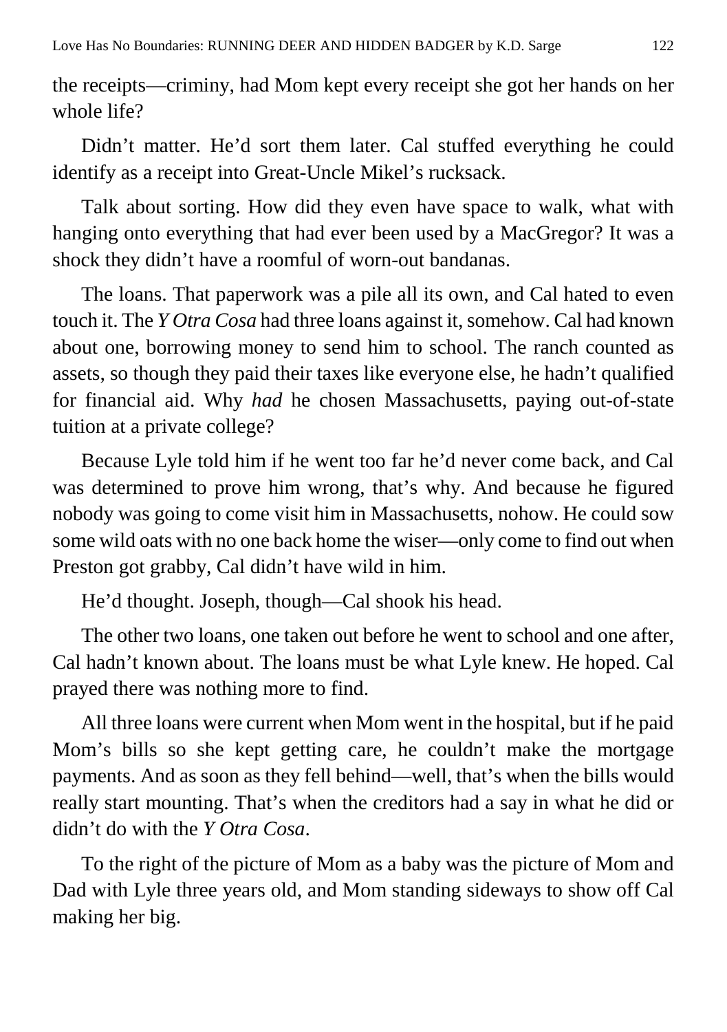the receipts—criminy, had Mom kept every receipt she got her hands on her whole life?

Didn't matter. He'd sort them later. Cal stuffed everything he could identify as a receipt into Great-Uncle Mikel's rucksack.

Talk about sorting. How did they even have space to walk, what with hanging onto everything that had ever been used by a MacGregor? It was a shock they didn't have a roomful of worn-out bandanas.

The loans. That paperwork was a pile all its own, and Cal hated to even touch it. The *Y Otra Cosa* had three loans against it, somehow. Cal had known about one, borrowing money to send him to school. The ranch counted as assets, so though they paid their taxes like everyone else, he hadn't qualified for financial aid. Why *had* he chosen Massachusetts, paying out-of-state tuition at a private college?

Because Lyle told him if he went too far he'd never come back, and Cal was determined to prove him wrong, that's why. And because he figured nobody was going to come visit him in Massachusetts, nohow. He could sow some wild oats with no one back home the wiser—only come to find out when Preston got grabby, Cal didn't have wild in him.

He'd thought. Joseph, though—Cal shook his head.

The other two loans, one taken out before he went to school and one after, Cal hadn't known about. The loans must be what Lyle knew. He hoped. Cal prayed there was nothing more to find.

All three loans were current when Mom went in the hospital, but if he paid Mom's bills so she kept getting care, he couldn't make the mortgage payments. And as soon as they fell behind—well, that's when the bills would really start mounting. That's when the creditors had a say in what he did or didn't do with the *Y Otra Cosa*.

To the right of the picture of Mom as a baby was the picture of Mom and Dad with Lyle three years old, and Mom standing sideways to show off Cal making her big.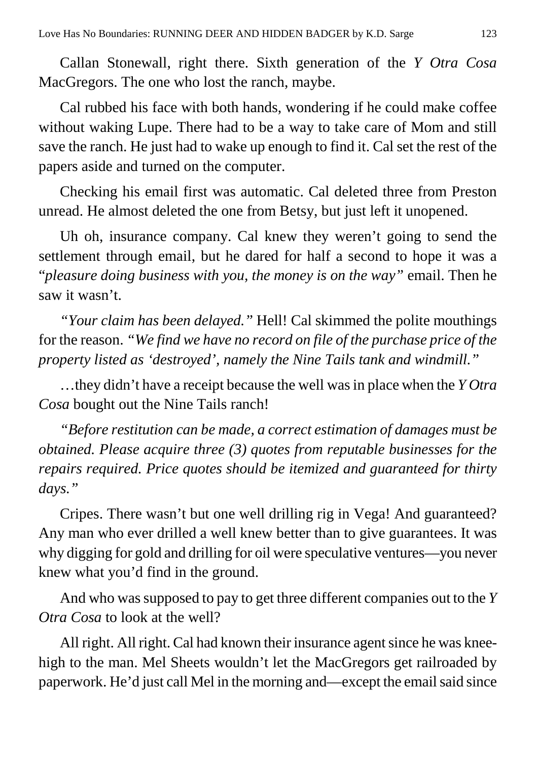Callan Stonewall, right there. Sixth generation of the *Y Otra Cosa* MacGregors. The one who lost the ranch, maybe.

Cal rubbed his face with both hands, wondering if he could make coffee without waking Lupe. There had to be a way to take care of Mom and still save the ranch. He just had to wake up enough to find it. Cal set the rest of the papers aside and turned on the computer.

Checking his email first was automatic. Cal deleted three from Preston unread. He almost deleted the one from Betsy, but just left it unopened.

Uh oh, insurance company. Cal knew they weren't going to send the settlement through email, but he dared for half a second to hope it was a "*pleasure doing business with you, the money is on the way*" email. Then he saw it wasn't.

*"Your claim has been delayed."* Hell! Cal skimmed the polite mouthings for the reason. *"We find we have no record on file of the purchase price of the property listed as 'destroyed', namely the Nine Tails tank and windmill."*

…they didn't have a receipt because the well was in place when the *Y Otra Cosa* bought out the Nine Tails ranch!

*"Before restitution can be made, a correct estimation of damages must be obtained. Please acquire three (3) quotes from reputable businesses for the repairs required. Price quotes should be itemized and guaranteed for thirty days."*

Cripes. There wasn't but one well drilling rig in Vega! And guaranteed? Any man who ever drilled a well knew better than to give guarantees. It was why digging for gold and drilling for oil were speculative ventures—you never knew what you'd find in the ground.

And who was supposed to pay to get three different companies out to the *Y Otra Cosa* to look at the well?

All right. All right. Cal had known their insurance agent since he was knee-high to the man. Mel Sheets wouldn't let the MacGregors get railroaded by paperwork. He'd just call Mel in the morning and—except the email said since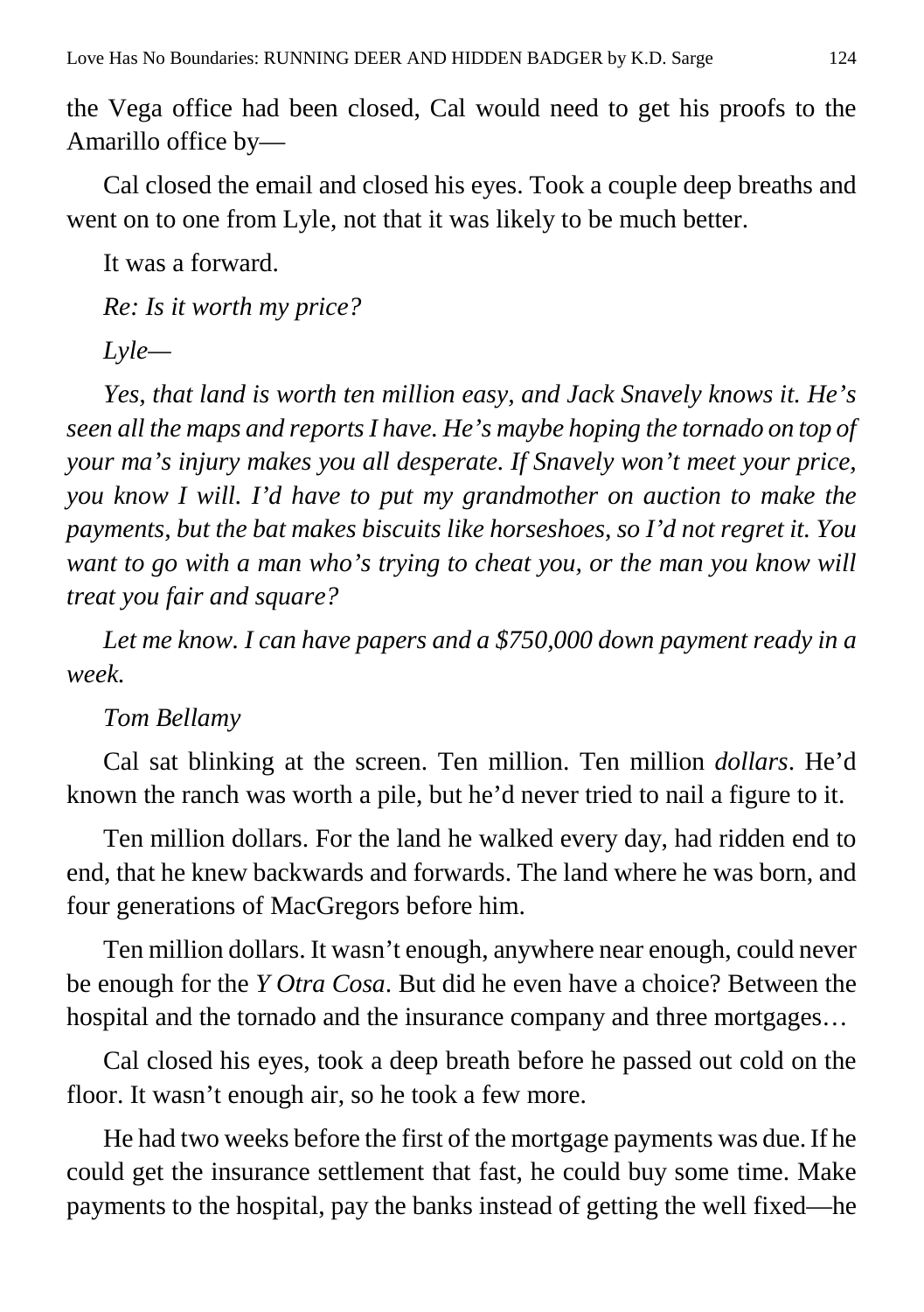the Vega office had been closed, Cal would need to get his proofs to the Amarillo office by—

Cal closed the email and closed his eyes. Took a couple deep breaths and went on to one from Lyle, not that it was likely to be much better.

It was a forward.

*Re: Is it worth my price?*

*Lyle—*

*Yes, that land is worth ten million easy, and Jack Snavely knows it. He's seen all the maps and reports I have. He's maybe hoping the tornado on top of your ma's injury makes you all desperate. If Snavely won't meet your price, you know I will. I'd have to put my grandmother on auction to make the payments, but the bat makes biscuits like horseshoes, so I'd not regret it. You want to go with a man who's trying to cheat you, or the man you know will treat you fair and square?*

*Let me know. I can have papers and a $750,000 down payment ready in a week.*

*Tom Bellamy*

Cal sat blinking at the screen. Ten million. Ten million *dollars*. He'd known the ranch was worth a pile, but he'd never tried to nail a figure to it.

Ten million dollars. For the land he walked every day, had ridden end to end, that he knew backwards and forwards. The land where he was born, and four generations of MacGregors before him.

Ten million dollars. It wasn't enough, anywhere near enough, could never be enough for the *Y Otra Cosa*. But did he even have a choice? Between the hospital and the tornado and the insurance company and three mortgages…

Cal closed his eyes, took a deep breath before he passed out cold on the floor. It wasn't enough air, so he took a few more.

He had two weeks before the first of the mortgage payments was due. If he could get the insurance settlement that fast, he could buy some time. Make payments to the hospital, pay the banks instead of getting the well fixed—he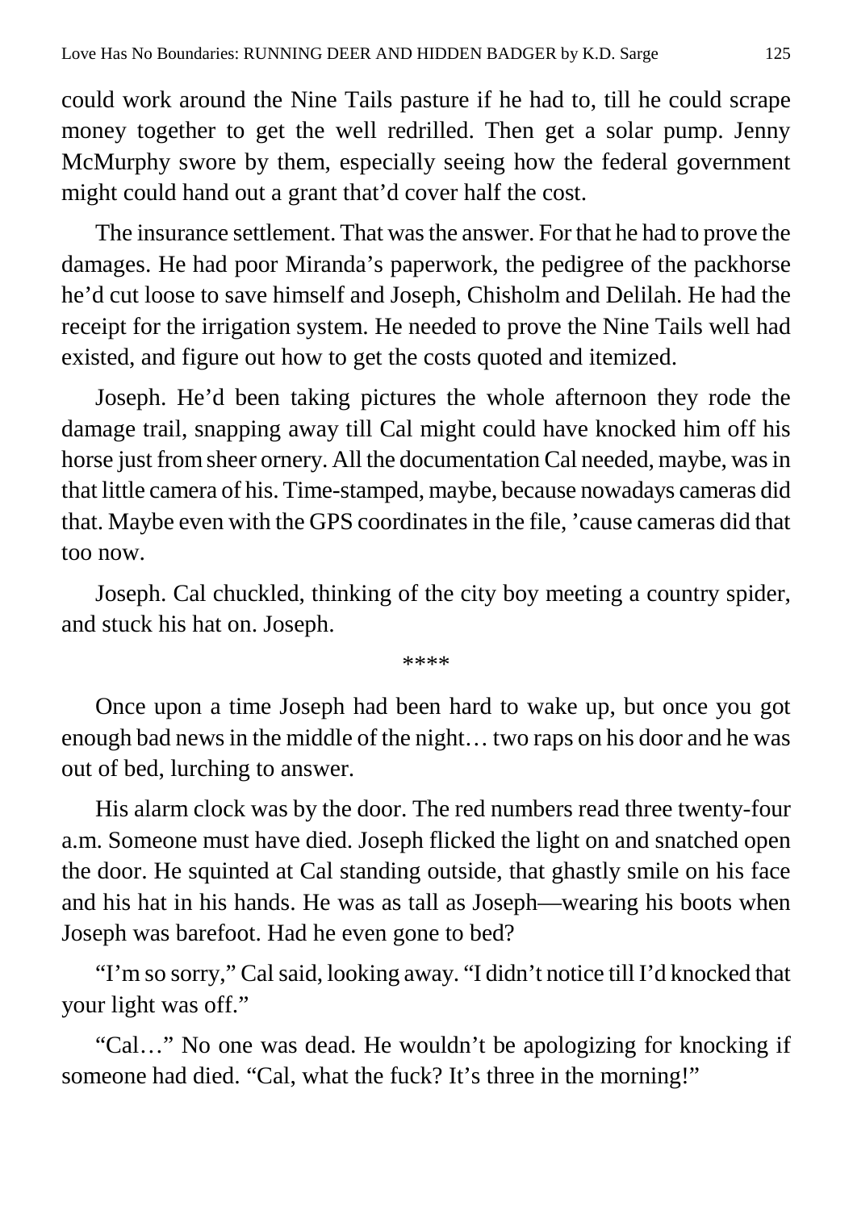could work around the Nine Tails pasture if he had to, till he could scrape money together to get the well redrilled. Then get a solar pump. Jenny McMurphy swore by them, especially seeing how the federal government might could hand out a grant that'd cover half the cost.

The insurance settlement. That was the answer. For that he had to prove the damages. He had poor Miranda's paperwork, the pedigree of the packhorse he'd cut loose to save himself and Joseph, Chisholm and Delilah. He had the receipt for the irrigation system. He needed to prove the Nine Tails well had existed, and figure out how to get the costs quoted and itemized.

Joseph. He'd been taking pictures the whole afternoon they rode the damage trail, snapping away till Cal might could have knocked him off his horse just from sheer ornery. All the documentation Cal needed, maybe, was in that little camera of his. Time-stamped, maybe, because nowadays cameras did that. Maybe even with the GPS coordinates in the file, 'cause cameras did that too now.

Joseph. Cal chuckled, thinking of the city boy meeting a country spider, and stuck his hat on. Joseph.

****

Once upon a time Joseph had been hard to wake up, but once you got enough bad news in the middle of the night… two raps on his door and he was out of bed, lurching to answer.

His alarm clock was by the door. The red numbers read three twenty-four a.m. Someone must have died. Joseph flicked the light on and snatched open the door. He squinted at Cal standing outside, that ghastly smile on his face and his hat in his hands. He was as tall as Joseph—wearing his boots when Joseph was barefoot. Had he even gone to bed?

"I'm so sorry," Cal said, looking away. "I didn't notice till I'd knocked that your light was off."

"Cal…" No one was dead. He wouldn't be apologizing for knocking if someone had died. "Cal, what the fuck? It's three in the morning!"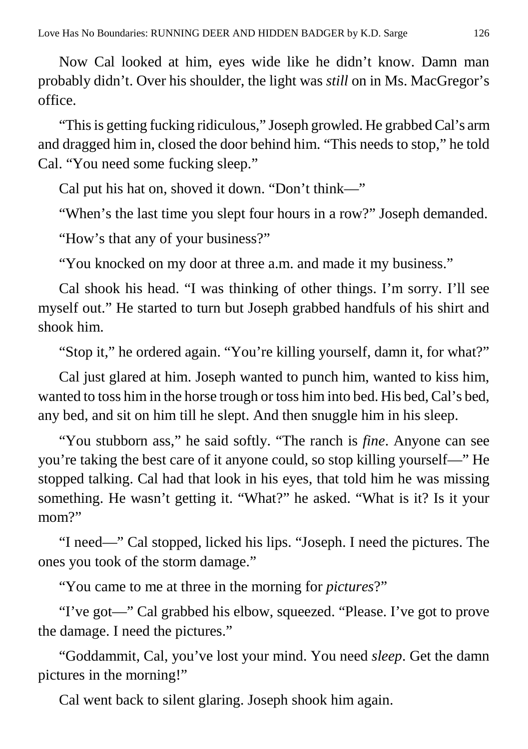Now Cal looked at him, eyes wide like he didn't know. Damn man probably didn't. Over his shoulder, the light was *still* on in Ms. MacGregor's office.

"This is getting fucking ridiculous," Joseph growled. He grabbed Cal's arm and dragged him in, closed the door behind him. "This needs to stop," he told Cal. "You need some fucking sleep."

Cal put his hat on, shoved it down. "Don't think—"

"When's the last time you slept four hours in a row?" Joseph demanded.

"How's that any of your business?"

"You knocked on my door at three a.m. and made it my business."

Cal shook his head. "I was thinking of other things. I'm sorry. I'll see myself out." He started to turn but Joseph grabbed handfuls of his shirt and shook him.

"Stop it," he ordered again. "You're killing yourself, damn it, for what?"

Cal just glared at him. Joseph wanted to punch him, wanted to kiss him, wanted to toss him in the horse trough or toss him into bed. His bed, Cal's bed, any bed, and sit on him till he slept. And then snuggle him in his sleep.

"You stubborn ass," he said softly. "The ranch is *fine*. Anyone can see you're taking the best care of it anyone could, so stop killing yourself—" He stopped talking. Cal had that look in his eyes, that told him he was missing something. He wasn't getting it. "What?" he asked. "What is it? Is it your mom?"

"I need—" Cal stopped, licked his lips. "Joseph. I need the pictures. The ones you took of the storm damage."

"You came to me at three in the morning for *pictures*?"

"I've got—" Cal grabbed his elbow, squeezed. "Please. I've got to prove the damage. I need the pictures."

"Goddammit, Cal, you've lost your mind. You need *sleep*. Get the damn pictures in the morning!"

Cal went back to silent glaring. Joseph shook him again.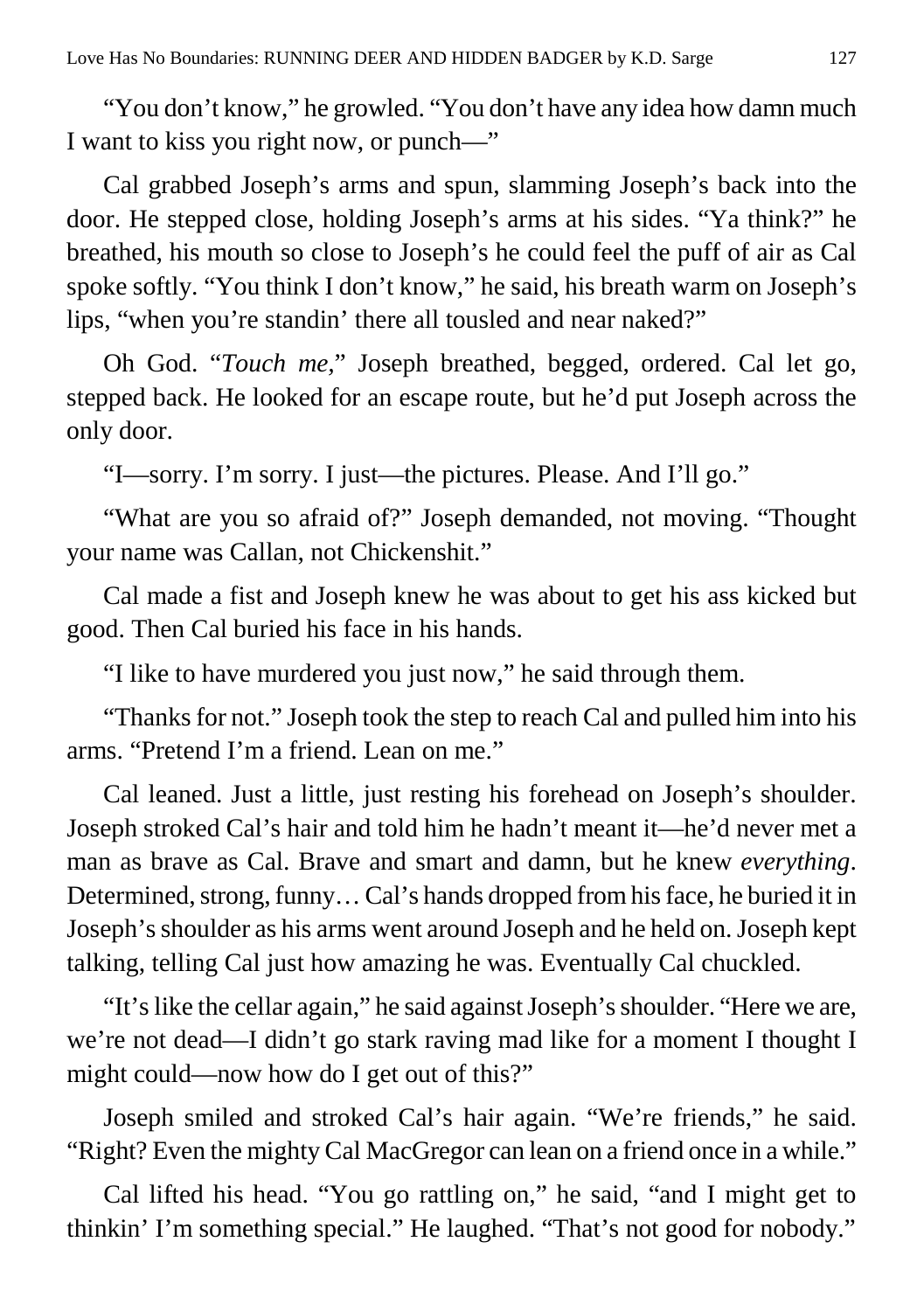"You don't know," he growled. "You don't have any idea how damn much I want to kiss you right now, or punch—"

Cal grabbed Joseph's arms and spun, slamming Joseph's back into the door. He stepped close, holding Joseph's arms at his sides. "Ya think?" he breathed, his mouth so close to Joseph's he could feel the puff of air as Cal spoke softly. "You think I don't know," he said, his breath warm on Joseph's lips, "when you're standin' there all tousled and near naked?"

Oh God. "*Touch me*," Joseph breathed, begged, ordered. Cal let go, stepped back. He looked for an escape route, but he'd put Joseph across the only door.

"I—sorry. I'm sorry. I just—the pictures. Please. And I'll go."

"What are you so afraid of?" Joseph demanded, not moving. "Thought your name was Callan, not Chickenshit."

Cal made a fist and Joseph knew he was about to get his ass kicked but good. Then Cal buried his face in his hands.

"I like to have murdered you just now," he said through them.

"Thanks for not." Joseph took the step to reach Cal and pulled him into his arms. "Pretend I'm a friend. Lean on me."

Cal leaned. Just a little, just resting his forehead on Joseph's shoulder. Joseph stroked Cal's hair and told him he hadn't meant it—he'd never met a man as brave as Cal. Brave and smart and damn, but he knew *everything*. Determined, strong, funny… Cal's hands dropped from his face, he buried it in Joseph's shoulder as his arms went around Joseph and he held on. Joseph kept talking, telling Cal just how amazing he was. Eventually Cal chuckled.

"It's like the cellar again," he said against Joseph's shoulder. "Here we are, we're not dead—I didn't go stark raving mad like for a moment I thought I might could—now how do I get out of this?"

Joseph smiled and stroked Cal's hair again. "We're friends," he said. "Right? Even the mighty Cal MacGregor can lean on a friend once in a while."

Cal lifted his head. "You go rattling on," he said, "and I might get to thinkin' I'm something special." He laughed. "That's not good for nobody."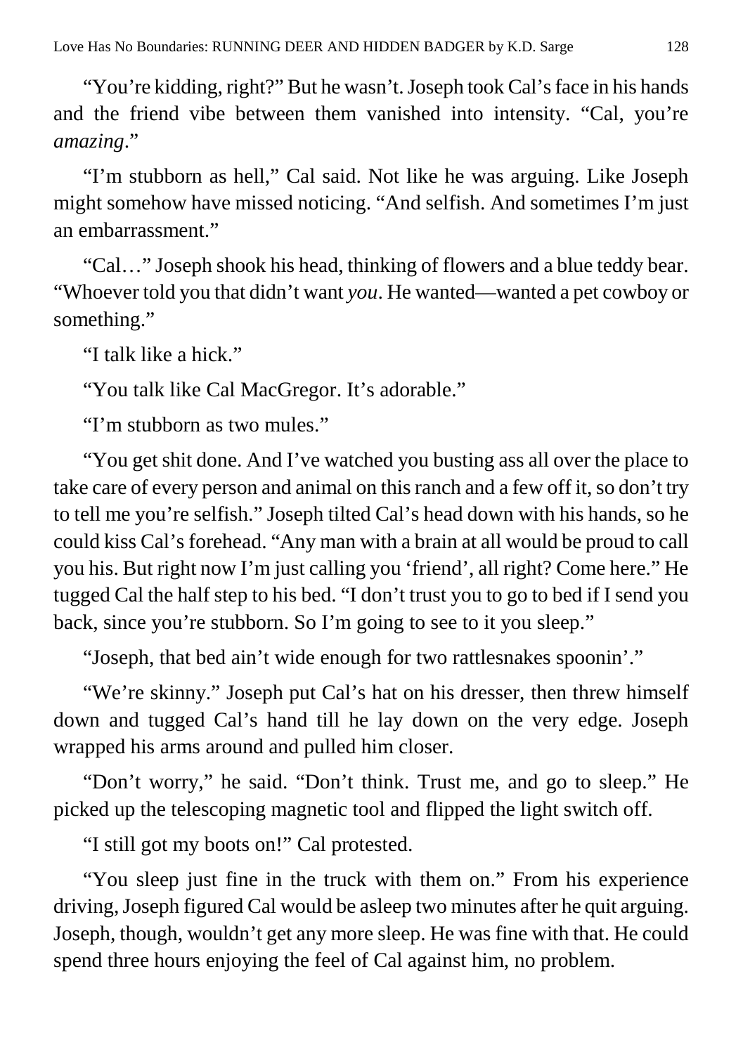"You're kidding, right?" But he wasn't. Joseph took Cal's face in his hands and the friend vibe between them vanished into intensity. "Cal, you're *amazing*."

"I'm stubborn as hell," Cal said. Not like he was arguing. Like Joseph might somehow have missed noticing. "And selfish. And sometimes I'm just an embarrassment."

"Cal…" Joseph shook his head, thinking of flowers and a blue teddy bear. "Whoever told you that didn't want *you*. He wanted—wanted a pet cowboy or something."

"I talk like a hick."

"You talk like Cal MacGregor. It's adorable."

"I'm stubborn as two mules."

"You get shit done. And I've watched you busting ass all over the place to take care of every person and animal on this ranch and a few off it, so don't try to tell me you're selfish." Joseph tilted Cal's head down with his hands, so he could kiss Cal's forehead. "Any man with a brain at all would be proud to call you his. But right now I'm just calling you 'friend', all right? Come here." He tugged Cal the half step to his bed. "I don't trust you to go to bed if I send you back, since you're stubborn. So I'm going to see to it you sleep."

"Joseph, that bed ain't wide enough for two rattlesnakes spoonin'."

"We're skinny." Joseph put Cal's hat on his dresser, then threw himself down and tugged Cal's hand till he lay down on the very edge. Joseph wrapped his arms around and pulled him closer.

"Don't worry," he said. "Don't think. Trust me, and go to sleep." He picked up the telescoping magnetic tool and flipped the light switch off.

"I still got my boots on!" Cal protested.

"You sleep just fine in the truck with them on." From his experience driving, Joseph figured Cal would be asleep two minutes after he quit arguing. Joseph, though, wouldn't get any more sleep. He was fine with that. He could spend three hours enjoying the feel of Cal against him, no problem.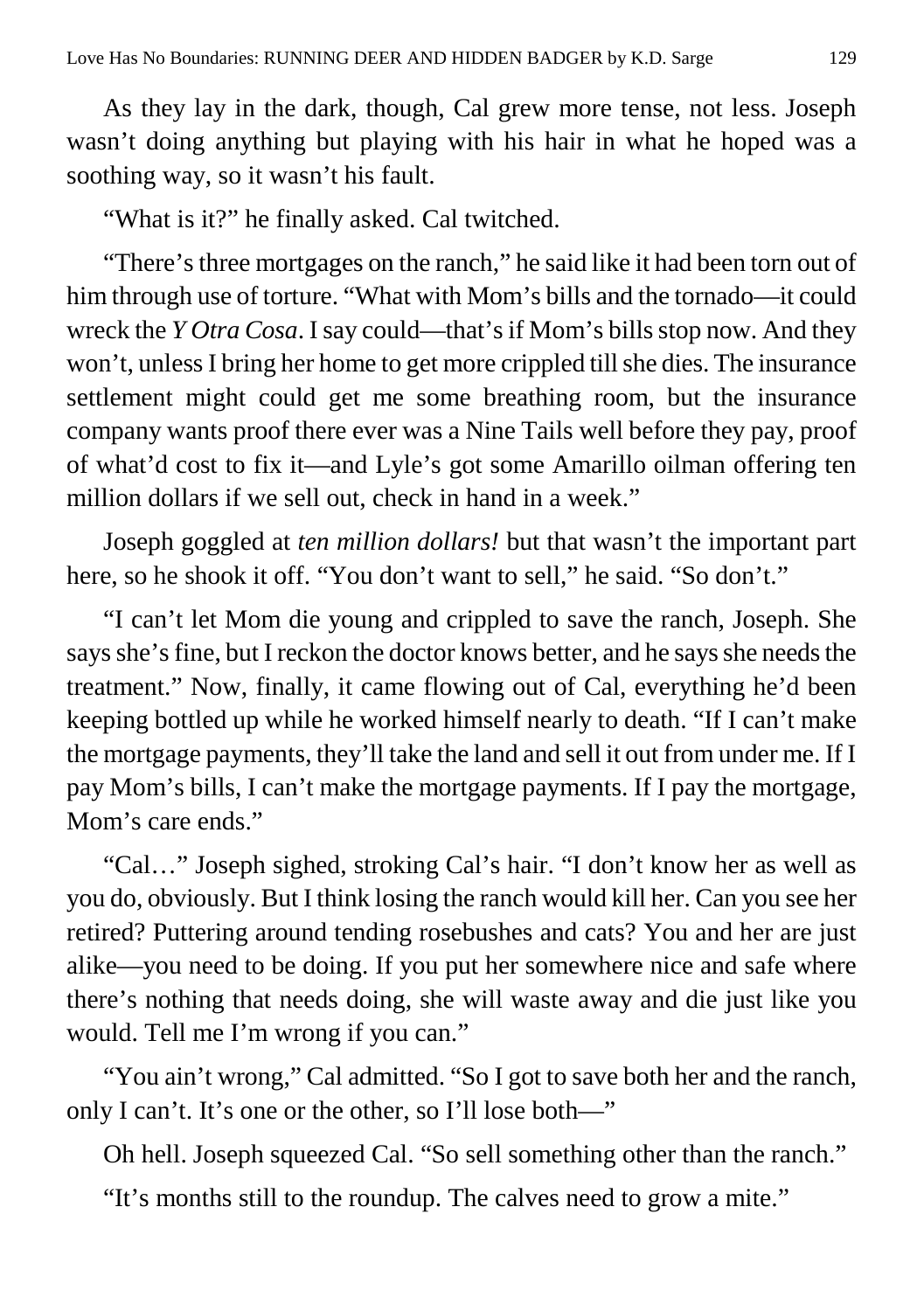As they lay in the dark, though, Cal grew more tense, not less. Joseph wasn't doing anything but playing with his hair in what he hoped was a soothing way, so it wasn't his fault.

"What is it?" he finally asked. Cal twitched.

"There's three mortgages on the ranch," he said like it had been torn out of him through use of torture. "What with Mom's bills and the tornado—it could wreck the *Y Otra Cosa*. I say could—that's if Mom's bills stop now. And they won't, unless I bring her home to get more crippled till she dies. The insurance settlement might could get me some breathing room, but the insurance company wants proof there ever was a Nine Tails well before they pay, proof of what'd cost to fix it—and Lyle's got some Amarillo oilman offering ten million dollars if we sell out, check in hand in a week."

Joseph goggled at *ten million dollars!* but that wasn't the important part here, so he shook it off. "You don't want to sell," he said. "So don't."

"I can't let Mom die young and crippled to save the ranch, Joseph. She says she's fine, but I reckon the doctor knows better, and he says she needs the treatment." Now, finally, it came flowing out of Cal, everything he'd been keeping bottled up while he worked himself nearly to death. "If I can't make the mortgage payments, they'll take the land and sell it out from under me. If I pay Mom's bills, I can't make the mortgage payments. If I pay the mortgage, Mom's care ends."

"Cal…" Joseph sighed, stroking Cal's hair. "I don't know her as well as you do, obviously. But I think losing the ranch would kill her. Can you see her retired? Puttering around tending rosebushes and cats? You and her are just alike—you need to be doing. If you put her somewhere nice and safe where there's nothing that needs doing, she will waste away and die just like you would. Tell me I'm wrong if you can."

"You ain't wrong," Cal admitted. "So I got to save both her and the ranch, only I can't. It's one or the other, so I'll lose both—"

Oh hell. Joseph squeezed Cal. "So sell something other than the ranch."

"It's months still to the roundup. The calves need to grow a mite."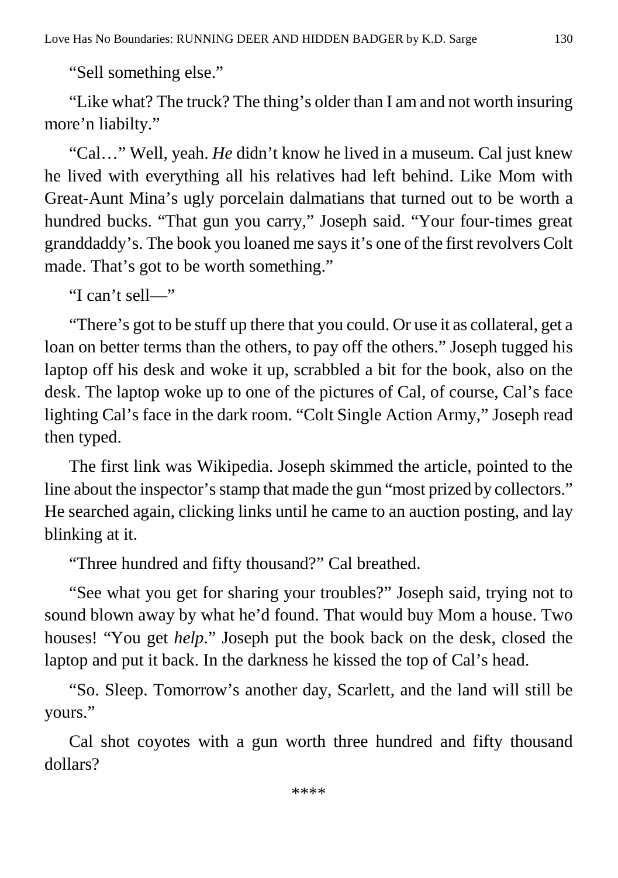"Sell something else."

"Like what? The truck? The thing's older than I am and not worth insuring more'n liabilty."

"Cal…" Well, yeah. *He* didn't know he lived in a museum. Cal just knew he lived with everything all his relatives had left behind. Like Mom with Great-Aunt Mina's ugly porcelain dalmatians that turned out to be worth a hundred bucks. "That gun you carry," Joseph said. "Your four-times great granddaddy's. The book you loaned me says it's one of the first revolvers Colt made. That's got to be worth something."

"I can't sell—"

"There's got to be stuff up there that you could. Or use it as collateral, get a loan on better terms than the others, to pay off the others." Joseph tugged his laptop off his desk and woke it up, scrabbled a bit for the book, also on the desk. The laptop woke up to one of the pictures of Cal, of course, Cal's face lighting Cal's face in the dark room. "Colt Single Action Army," Joseph read then typed.

The first link was Wikipedia. Joseph skimmed the article, pointed to the line about the inspector's stamp that made the gun "most prized by collectors." He searched again, clicking links until he came to an auction posting, and lay blinking at it.

"Three hundred and fifty thousand?" Cal breathed.

"See what you get for sharing your troubles?" Joseph said, trying not to sound blown away by what he'd found. That would buy Mom a house. Two houses! "You get *help*." Joseph put the book back on the desk, closed the laptop and put it back. In the darkness he kissed the top of Cal's head.

"So. Sleep. Tomorrow's another day, Scarlett, and the land will still be yours."

Cal shot coyotes with a gun worth three hundred and fifty thousand dollars?

\*\*\*\*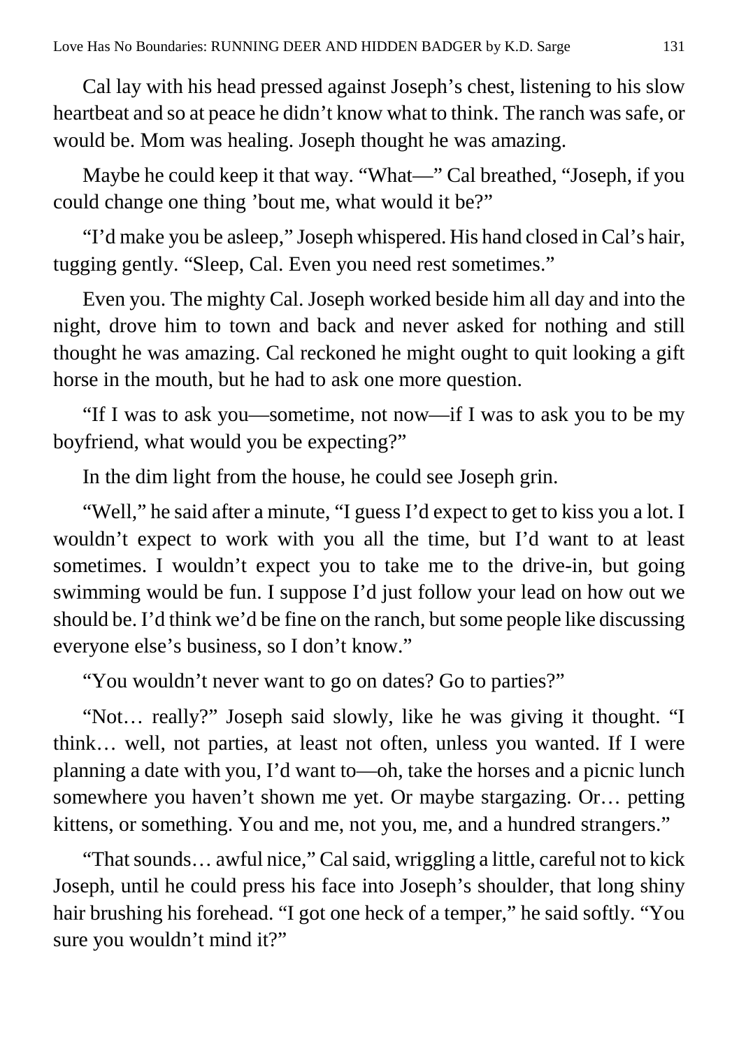Cal lay with his head pressed against Joseph's chest, listening to his slow heartbeat and so at peace he didn't know what to think. The ranch was safe, or would be. Mom was healing. Joseph thought he was amazing.

Maybe he could keep it that way. "What—" Cal breathed, "Joseph, if you could change one thing 'bout me, what would it be?"

"I'd make you be asleep," Joseph whispered. His hand closed in Cal's hair, tugging gently. "Sleep, Cal. Even you need rest sometimes."

Even you. The mighty Cal. Joseph worked beside him all day and into the night, drove him to town and back and never asked for nothing and still thought he was amazing. Cal reckoned he might ought to quit looking a gift horse in the mouth, but he had to ask one more question.

"If I was to ask you—sometime, not now—if I was to ask you to be my boyfriend, what would you be expecting?"

In the dim light from the house, he could see Joseph grin.

"Well," he said after a minute, "I guess I'd expect to get to kiss you a lot. I wouldn't expect to work with you all the time, but I'd want to at least sometimes. I wouldn't expect you to take me to the drive-in, but going swimming would be fun. I suppose I'd just follow your lead on how out we should be. I'd think we'd be fine on the ranch, but some people like discussing everyone else's business, so I don't know."

"You wouldn't never want to go on dates? Go to parties?"

"Not… really?" Joseph said slowly, like he was giving it thought. "I think… well, not parties, at least not often, unless you wanted. If I were planning a date with you, I'd want to—oh, take the horses and a picnic lunch somewhere you haven't shown me yet. Or maybe stargazing. Or… petting kittens, or something. You and me, not you, me, and a hundred strangers."

"That sounds… awful nice," Cal said, wriggling a little, careful not to kick Joseph, until he could press his face into Joseph's shoulder, that long shiny hair brushing his forehead. "I got one heck of a temper," he said softly. "You sure you wouldn't mind it?"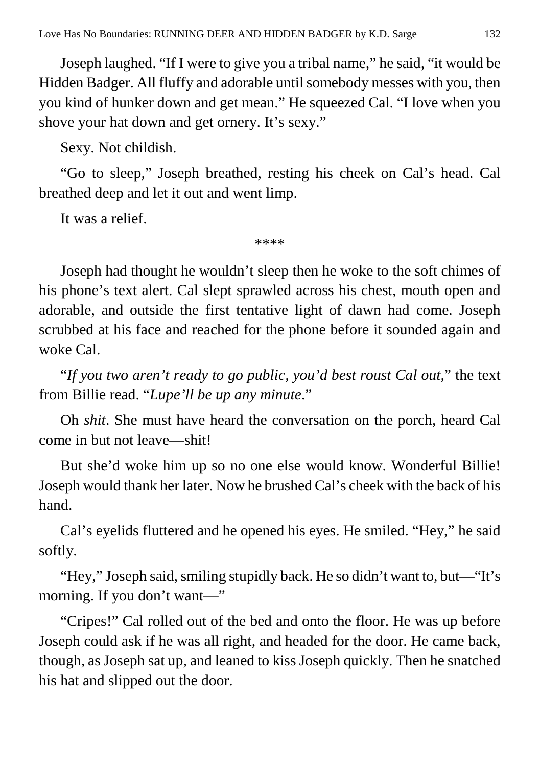Joseph laughed. “If I were to give you a tribal name,” he said, “it would be Hidden Badger. All fluffy and adorable until somebody messes with you, then you kind of hunker down and get mean.” He squeezed Cal. “I love when you shove your hat down and get ornery. It’s sexy.”

Sexy. Not childish.

“Go to sleep,” Joseph breathed, resting his cheek on Cal’s head. Cal breathed deep and let it out and went limp.

It was a relief.

****

Joseph had thought he wouldn’t sleep then he woke to the soft chimes of his phone’s text alert. Cal slept sprawled across his chest, mouth open and adorable, and outside the first tentative light of dawn had come. Joseph scrubbed at his face and reached for the phone before it sounded again and woke Cal.

“*If you two aren’t ready to go public, you’d best roust Cal out*,” the text from Billie read. “*Lupe’ll be up any minute*.”

Oh *shit*. She must have heard the conversation on the porch, heard Cal come in but not leave—shit!

But she’d woke him up so no one else would know. Wonderful Billie! Joseph would thank her later. Now he brushed Cal’s cheek with the back of his hand.

Cal’s eyelids fluttered and he opened his eyes. He smiled. “Hey,” he said softly.

“Hey,” Joseph said, smiling stupidly back. He so didn’t want to, but—“It’s morning. If you don’t want—”

“Cripes!” Cal rolled out of the bed and onto the floor. He was up before Joseph could ask if he was all right, and headed for the door. He came back, though, as Joseph sat up, and leaned to kiss Joseph quickly. Then he snatched his hat and slipped out the door.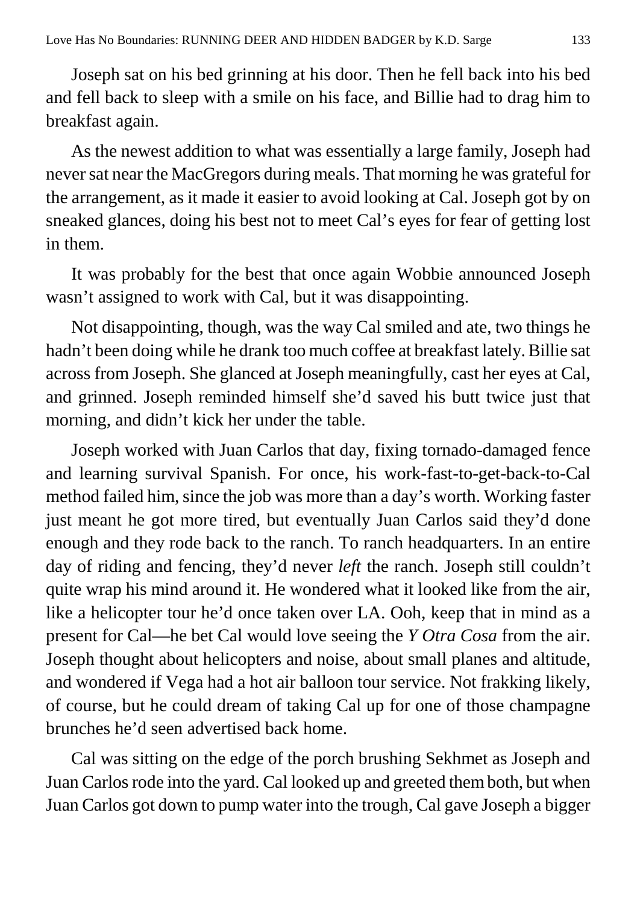Joseph sat on his bed grinning at his door. Then he fell back into his bed and fell back to sleep with a smile on his face, and Billie had to drag him to breakfast again.

As the newest addition to what was essentially a large family, Joseph had never sat near the MacGregors during meals. That morning he was grateful for the arrangement, as it made it easier to avoid looking at Cal. Joseph got by on sneaked glances, doing his best not to meet Cal's eyes for fear of getting lost in them.

It was probably for the best that once again Wobbie announced Joseph wasn't assigned to work with Cal, but it was disappointing.

Not disappointing, though, was the way Cal smiled and ate, two things he hadn't been doing while he drank too much coffee at breakfast lately. Billie sat across from Joseph. She glanced at Joseph meaningfully, cast her eyes at Cal, and grinned. Joseph reminded himself she'd saved his butt twice just that morning, and didn't kick her under the table.

Joseph worked with Juan Carlos that day, fixing tornado-damaged fence and learning survival Spanish. For once, his work-fast-to-get-back-to-Cal method failed him, since the job was more than a day's worth. Working faster just meant he got more tired, but eventually Juan Carlos said they'd done enough and they rode back to the ranch. To ranch headquarters. In an entire day of riding and fencing, they'd never *left* the ranch. Joseph still couldn't quite wrap his mind around it. He wondered what it looked like from the air, like a helicopter tour he'd once taken over LA. Ooh, keep that in mind as a present for Cal—he bet Cal would love seeing the *Y Otra Cosa* from the air. Joseph thought about helicopters and noise, about small planes and altitude, and wondered if Vega had a hot air balloon tour service. Not frakking likely, of course, but he could dream of taking Cal up for one of those champagne brunches he'd seen advertised back home.

Cal was sitting on the edge of the porch brushing Sekhmet as Joseph and Juan Carlos rode into the yard. Cal looked up and greeted them both, but when Juan Carlos got down to pump water into the trough, Cal gave Joseph a bigger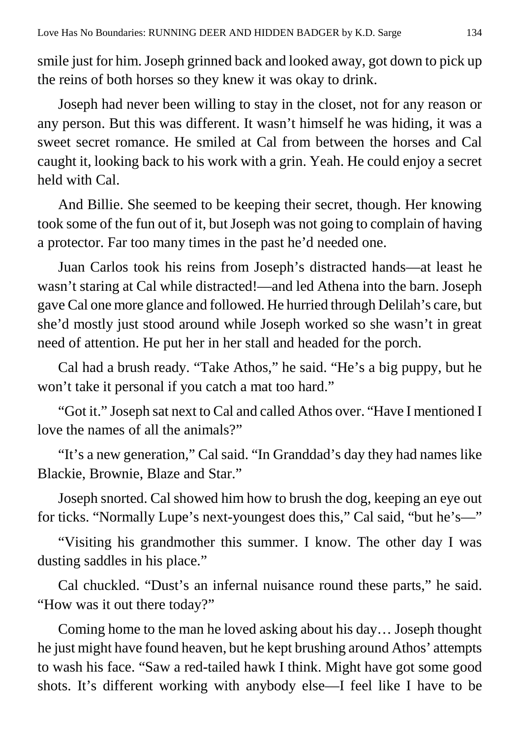smile just for him. Joseph grinned back and looked away, got down to pick up the reins of both horses so they knew it was okay to drink.

Joseph had never been willing to stay in the closet, not for any reason or any person. But this was different. It wasn't himself he was hiding, it was a sweet secret romance. He smiled at Cal from between the horses and Cal caught it, looking back to his work with a grin. Yeah. He could enjoy a secret held with Cal.

And Billie. She seemed to be keeping their secret, though. Her knowing took some of the fun out of it, but Joseph was not going to complain of having a protector. Far too many times in the past he'd needed one.

Juan Carlos took his reins from Joseph's distracted hands—at least he wasn't staring at Cal while distracted!—and led Athena into the barn. Joseph gave Cal one more glance and followed. He hurried through Delilah's care, but she'd mostly just stood around while Joseph worked so she wasn't in great need of attention. He put her in her stall and headed for the porch.

Cal had a brush ready. "Take Athos," he said. "He's a big puppy, but he won't take it personal if you catch a mat too hard."

"Got it." Joseph sat next to Cal and called Athos over. "Have I mentioned I love the names of all the animals?"

"It's a new generation," Cal said. "In Granddad's day they had names like Blackie, Brownie, Blaze and Star."

Joseph snorted. Cal showed him how to brush the dog, keeping an eye out for ticks. "Normally Lupe's next-youngest does this," Cal said, "but he's—"

"Visiting his grandmother this summer. I know. The other day I was dusting saddles in his place."

Cal chuckled. "Dust's an infernal nuisance round these parts," he said. "How was it out there today?"

Coming home to the man he loved asking about his day… Joseph thought he just might have found heaven, but he kept brushing around Athos' attempts to wash his face. "Saw a red-tailed hawk I think. Might have got some good shots. It's different working with anybody else—I feel like I have to be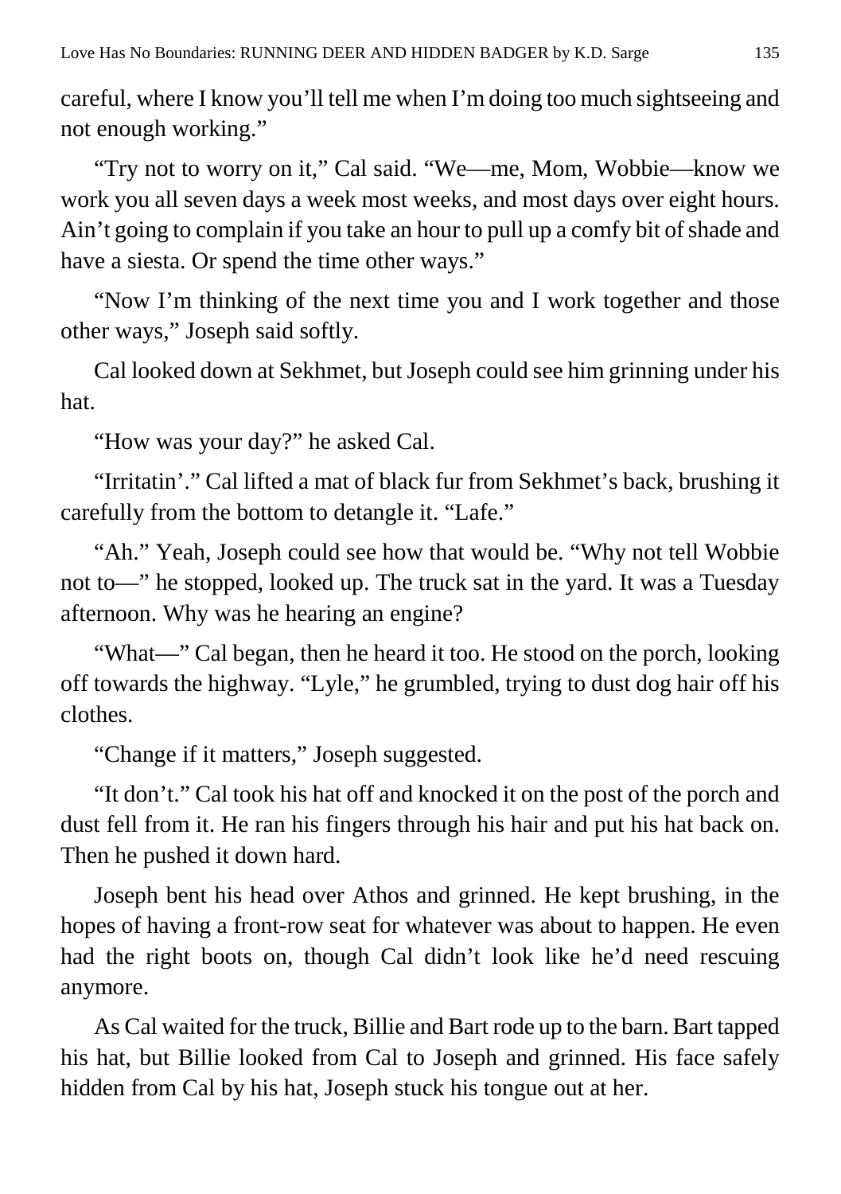careful, where I know you'll tell me when I'm doing too much sightseeing and not enough working."

"Try not to worry on it," Cal said. "We—me, Mom, Wobbie—know we work you all seven days a week most weeks, and most days over eight hours. Ain't going to complain if you take an hour to pull up a comfy bit of shade and have a siesta. Or spend the time other ways."

"Now I'm thinking of the next time you and I work together and those other ways," Joseph said softly.

Cal looked down at Sekhmet, but Joseph could see him grinning under his hat.

"How was your day?" he asked Cal.

"Irritatin'." Cal lifted a mat of black fur from Sekhmet's back, brushing it carefully from the bottom to detangle it. "Lafe."

"Ah." Yeah, Joseph could see how that would be. "Why not tell Wobbie not to—" he stopped, looked up. The truck sat in the yard. It was a Tuesday afternoon. Why was he hearing an engine?

"What—" Cal began, then he heard it too. He stood on the porch, looking off towards the highway. "Lyle," he grumbled, trying to dust dog hair off his clothes.

"Change if it matters," Joseph suggested.

"It don't." Cal took his hat off and knocked it on the post of the porch and dust fell from it. He ran his fingers through his hair and put his hat back on. Then he pushed it down hard.

Joseph bent his head over Athos and grinned. He kept brushing, in the hopes of having a front-row seat for whatever was about to happen. He even had the right boots on, though Cal didn't look like he'd need rescuing anymore.

As Cal waited for the truck, Billie and Bart rode up to the barn. Bart tapped his hat, but Billie looked from Cal to Joseph and grinned. His face safely hidden from Cal by his hat, Joseph stuck his tongue out at her.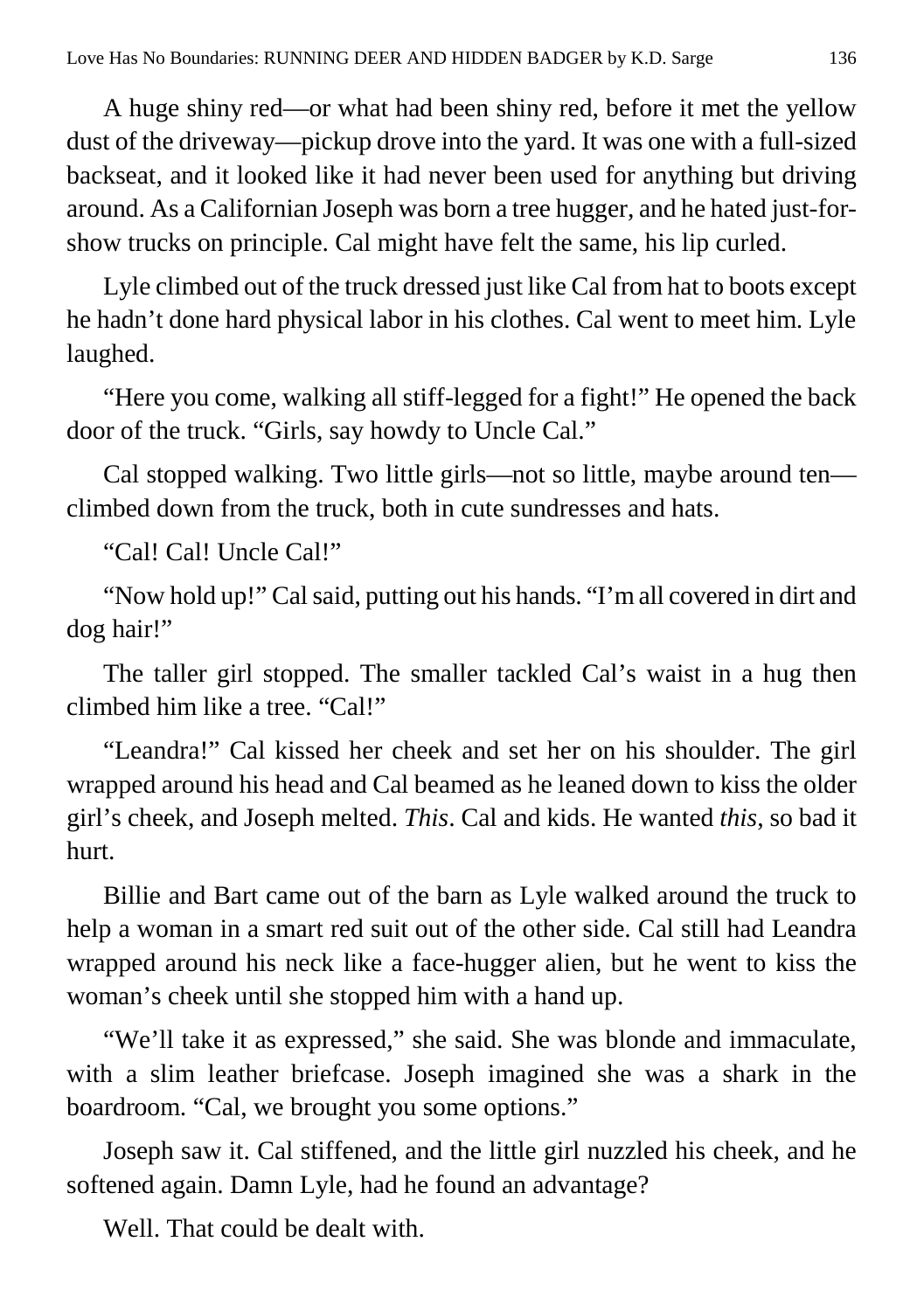A huge shiny red—or what had been shiny red, before it met the yellow dust of the driveway—pickup drove into the yard. It was one with a full-sized backseat, and it looked like it had never been used for anything but driving around. As a Californian Joseph was born a tree hugger, and he hated just-for-show trucks on principle. Cal might have felt the same, his lip curled.

Lyle climbed out of the truck dressed just like Cal from hat to boots except he hadn't done hard physical labor in his clothes. Cal went to meet him. Lyle laughed.

"Here you come, walking all stiff-legged for a fight!" He opened the back door of the truck. "Girls, say howdy to Uncle Cal."

Cal stopped walking. Two little girls—not so little, maybe around ten—climbed down from the truck, both in cute sundresses and hats.

"Cal! Cal! Uncle Cal!"

"Now hold up!" Cal said, putting out his hands. "I'm all covered in dirt and dog hair!"

The taller girl stopped. The smaller tackled Cal's waist in a hug then climbed him like a tree. "Cal!"

"Leandra!" Cal kissed her cheek and set her on his shoulder. The girl wrapped around his head and Cal beamed as he leaned down to kiss the older girl's cheek, and Joseph melted. *This*. Cal and kids. He wanted *this*, so bad it hurt.

Billie and Bart came out of the barn as Lyle walked around the truck to help a woman in a smart red suit out of the other side. Cal still had Leandra wrapped around his neck like a face-hugger alien, but he went to kiss the woman's cheek until she stopped him with a hand up.

"We'll take it as expressed," she said. She was blonde and immaculate, with a slim leather briefcase. Joseph imagined she was a shark in the boardroom. "Cal, we brought you some options."

Joseph saw it. Cal stiffened, and the little girl nuzzled his cheek, and he softened again. Damn Lyle, had he found an advantage?

Well. That could be dealt with.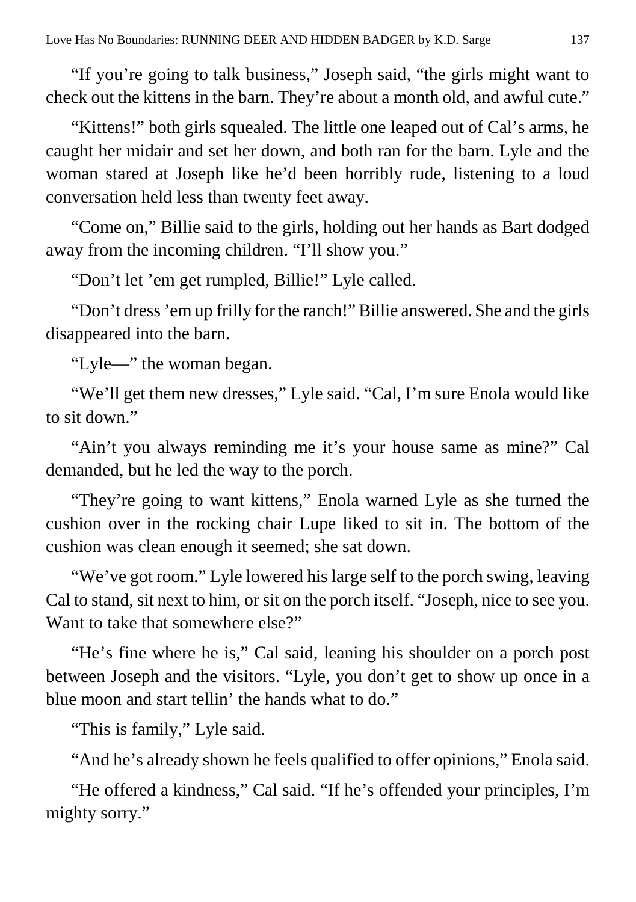"If you're going to talk business," Joseph said, "the girls might want to check out the kittens in the barn. They're about a month old, and awful cute."

"Kittens!" both girls squealed. The little one leaped out of Cal's arms, he caught her midair and set her down, and both ran for the barn. Lyle and the woman stared at Joseph like he'd been horribly rude, listening to a loud conversation held less than twenty feet away.

"Come on," Billie said to the girls, holding out her hands as Bart dodged away from the incoming children. "I'll show you."

"Don't let 'em get rumpled, Billie!" Lyle called.

"Don't dress 'em up frilly for the ranch!" Billie answered. She and the girls disappeared into the barn.

"Lyle—" the woman began.

"We'll get them new dresses," Lyle said. "Cal, I'm sure Enola would like to sit down."

"Ain't you always reminding me it's your house same as mine?" Cal demanded, but he led the way to the porch.

"They're going to want kittens," Enola warned Lyle as she turned the cushion over in the rocking chair Lupe liked to sit in. The bottom of the cushion was clean enough it seemed; she sat down.

"We've got room." Lyle lowered his large self to the porch swing, leaving Cal to stand, sit next to him, or sit on the porch itself. "Joseph, nice to see you. Want to take that somewhere else?"

"He's fine where he is," Cal said, leaning his shoulder on a porch post between Joseph and the visitors. "Lyle, you don't get to show up once in a blue moon and start tellin' the hands what to do."

"This is family," Lyle said.

"And he's already shown he feels qualified to offer opinions," Enola said.

"He offered a kindness," Cal said. "If he's offended your principles, I'm mighty sorry."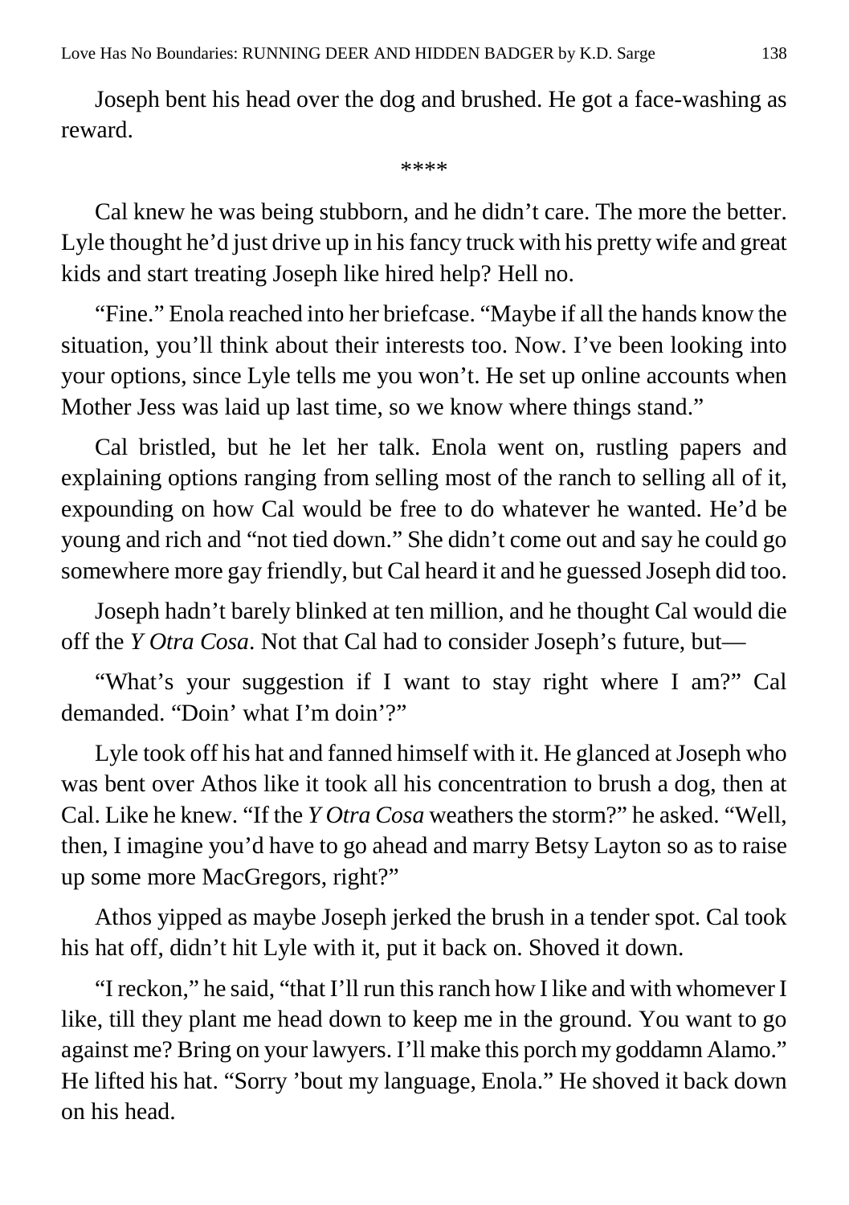Joseph bent his head over the dog and brushed. He got a face-washing as reward.

****

Cal knew he was being stubborn, and he didn't care. The more the better. Lyle thought he'd just drive up in his fancy truck with his pretty wife and great kids and start treating Joseph like hired help? Hell no.

"Fine." Enola reached into her briefcase. "Maybe if all the hands know the situation, you'll think about their interests too. Now. I've been looking into your options, since Lyle tells me you won't. He set up online accounts when Mother Jess was laid up last time, so we know where things stand."

Cal bristled, but he let her talk. Enola went on, rustling papers and explaining options ranging from selling most of the ranch to selling all of it, expounding on how Cal would be free to do whatever he wanted. He'd be young and rich and "not tied down." She didn't come out and say he could go somewhere more gay friendly, but Cal heard it and he guessed Joseph did too.

Joseph hadn't barely blinked at ten million, and he thought Cal would die off the *Y Otra Cosa*. Not that Cal had to consider Joseph's future, but—

"What's your suggestion if I want to stay right where I am?" Cal demanded. "Doin' what I'm doin'?"

Lyle took off his hat and fanned himself with it. He glanced at Joseph who was bent over Athos like it took all his concentration to brush a dog, then at Cal. Like he knew. "If the *Y Otra Cosa* weathers the storm?" he asked. "Well, then, I imagine you'd have to go ahead and marry Betsy Layton so as to raise up some more MacGregors, right?"

Athos yipped as maybe Joseph jerked the brush in a tender spot. Cal took his hat off, didn't hit Lyle with it, put it back on. Shoved it down.

"I reckon," he said, "that I'll run this ranch how I like and with whomever I like, till they plant me head down to keep me in the ground. You want to go against me? Bring on your lawyers. I'll make this porch my goddamn Alamo." He lifted his hat. "Sorry 'bout my language, Enola." He shoved it back down on his head.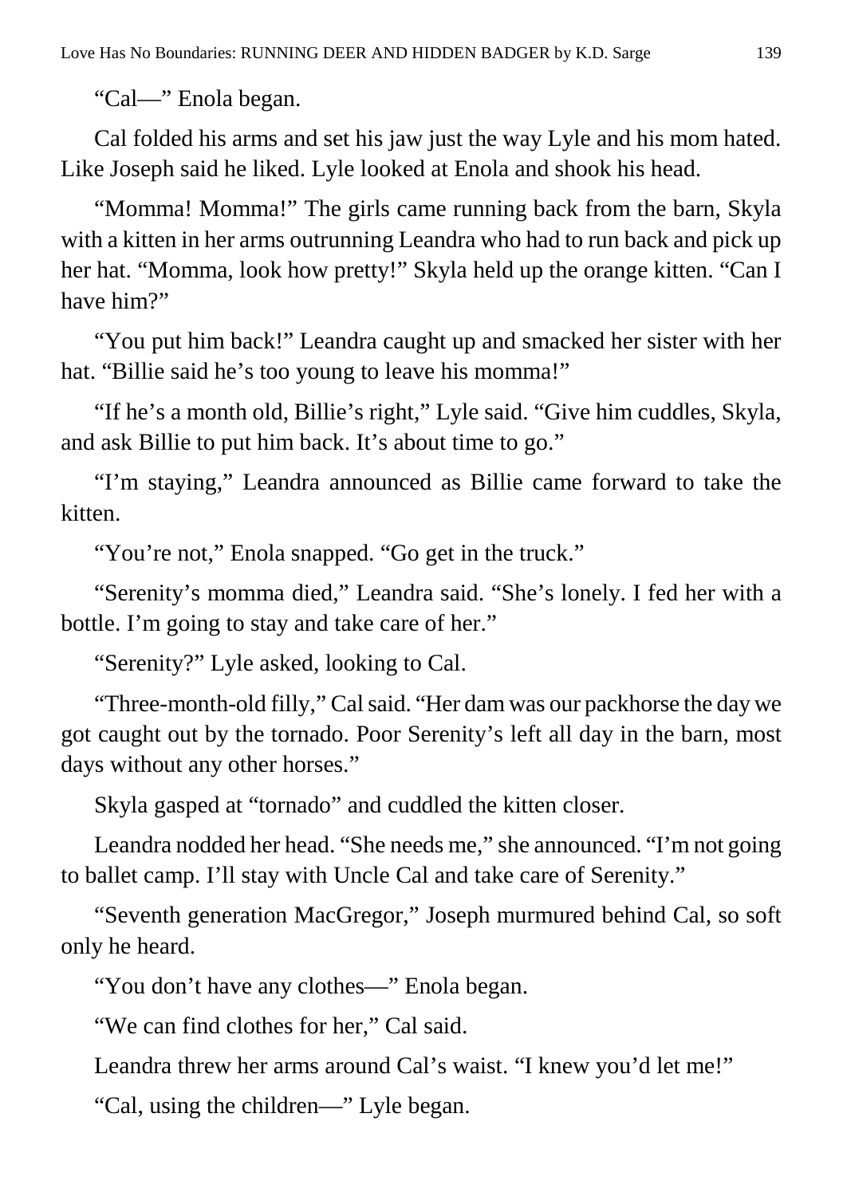"Cal—" Enola began.

Cal folded his arms and set his jaw just the way Lyle and his mom hated. Like Joseph said he liked. Lyle looked at Enola and shook his head.

"Momma! Momma!" The girls came running back from the barn, Skyla with a kitten in her arms outrunning Leandra who had to run back and pick up her hat. "Momma, look how pretty!" Skyla held up the orange kitten. "Can I have him?"

"You put him back!" Leandra caught up and smacked her sister with her hat. "Billie said he's too young to leave his momma!"

"If he's a month old, Billie's right," Lyle said. "Give him cuddles, Skyla, and ask Billie to put him back. It's about time to go."

"I'm staying," Leandra announced as Billie came forward to take the kitten.

"You're not," Enola snapped. "Go get in the truck."

"Serenity's momma died," Leandra said. "She's lonely. I fed her with a bottle. I'm going to stay and take care of her."

"Serenity?" Lyle asked, looking to Cal.

"Three-month-old filly," Cal said. "Her dam was our packhorse the day we got caught out by the tornado. Poor Serenity's left all day in the barn, most days without any other horses."

Skyla gasped at "tornado" and cuddled the kitten closer.

Leandra nodded her head. "She needs me," she announced. "I'm not going to ballet camp. I'll stay with Uncle Cal and take care of Serenity."

"Seventh generation MacGregor," Joseph murmured behind Cal, so soft only he heard.

"You don't have any clothes—" Enola began.

"We can find clothes for her," Cal said.

Leandra threw her arms around Cal's waist. "I knew you'd let me!"

"Cal, using the children—" Lyle began.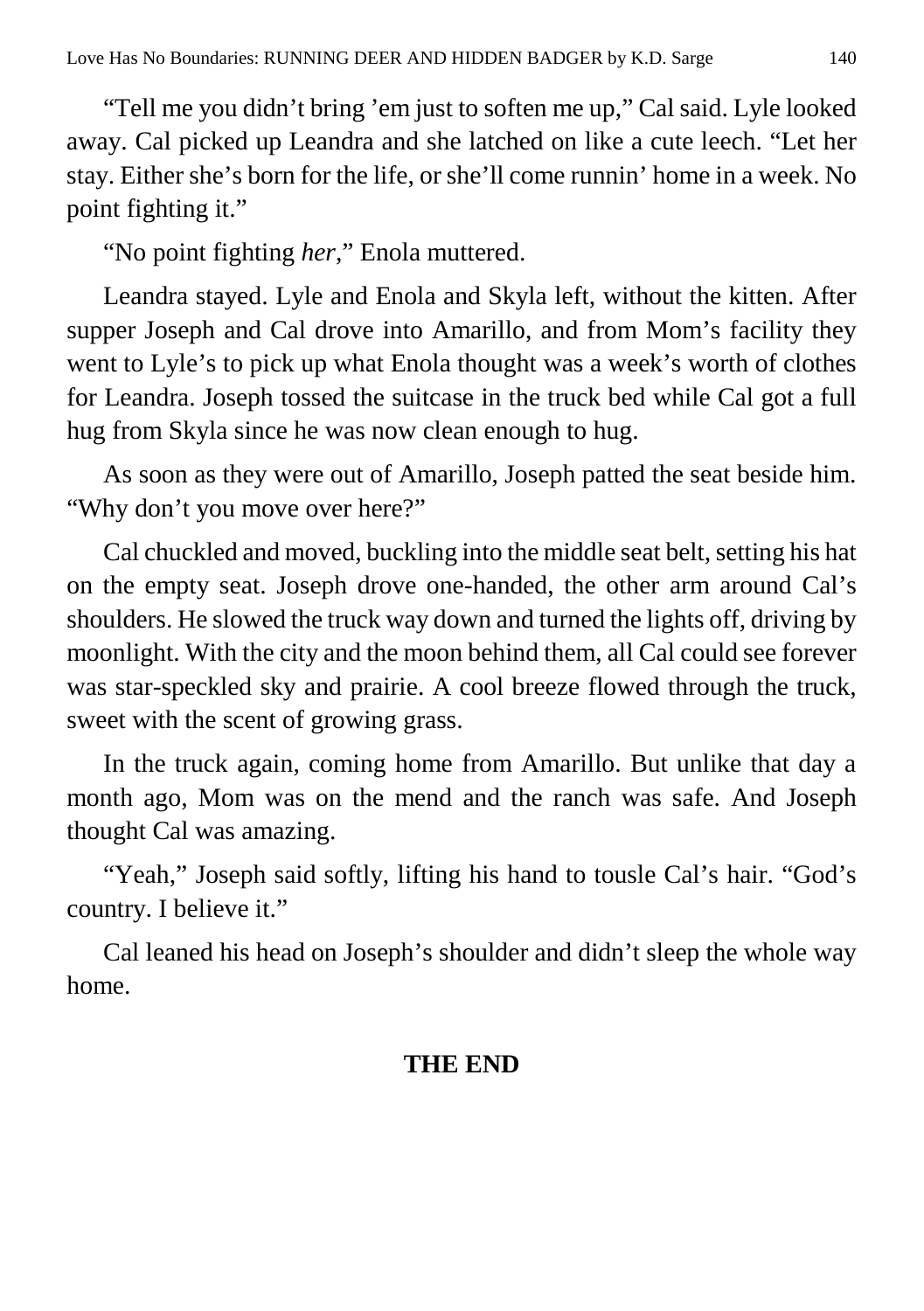"Tell me you didn't bring 'em just to soften me up," Cal said. Lyle looked away. Cal picked up Leandra and she latched on like a cute leech. "Let her stay. Either she's born for the life, or she'll come runnin' home in a week. No point fighting it."

"No point fighting *her*," Enola muttered.

Leandra stayed. Lyle and Enola and Skyla left, without the kitten. After supper Joseph and Cal drove into Amarillo, and from Mom's facility they went to Lyle's to pick up what Enola thought was a week's worth of clothes for Leandra. Joseph tossed the suitcase in the truck bed while Cal got a full hug from Skyla since he was now clean enough to hug.

As soon as they were out of Amarillo, Joseph patted the seat beside him. "Why don't you move over here?"

Cal chuckled and moved, buckling into the middle seat belt, setting his hat on the empty seat. Joseph drove one-handed, the other arm around Cal's shoulders. He slowed the truck way down and turned the lights off, driving by moonlight. With the city and the moon behind them, all Cal could see forever was star-speckled sky and prairie. A cool breeze flowed through the truck, sweet with the scent of growing grass.

In the truck again, coming home from Amarillo. But unlike that day a month ago, Mom was on the mend and the ranch was safe. And Joseph thought Cal was amazing.

"Yeah," Joseph said softly, lifting his hand to tousle Cal's hair. "God's country. I believe it."

Cal leaned his head on Joseph's shoulder and didn't sleep the whole way home.

**THE END**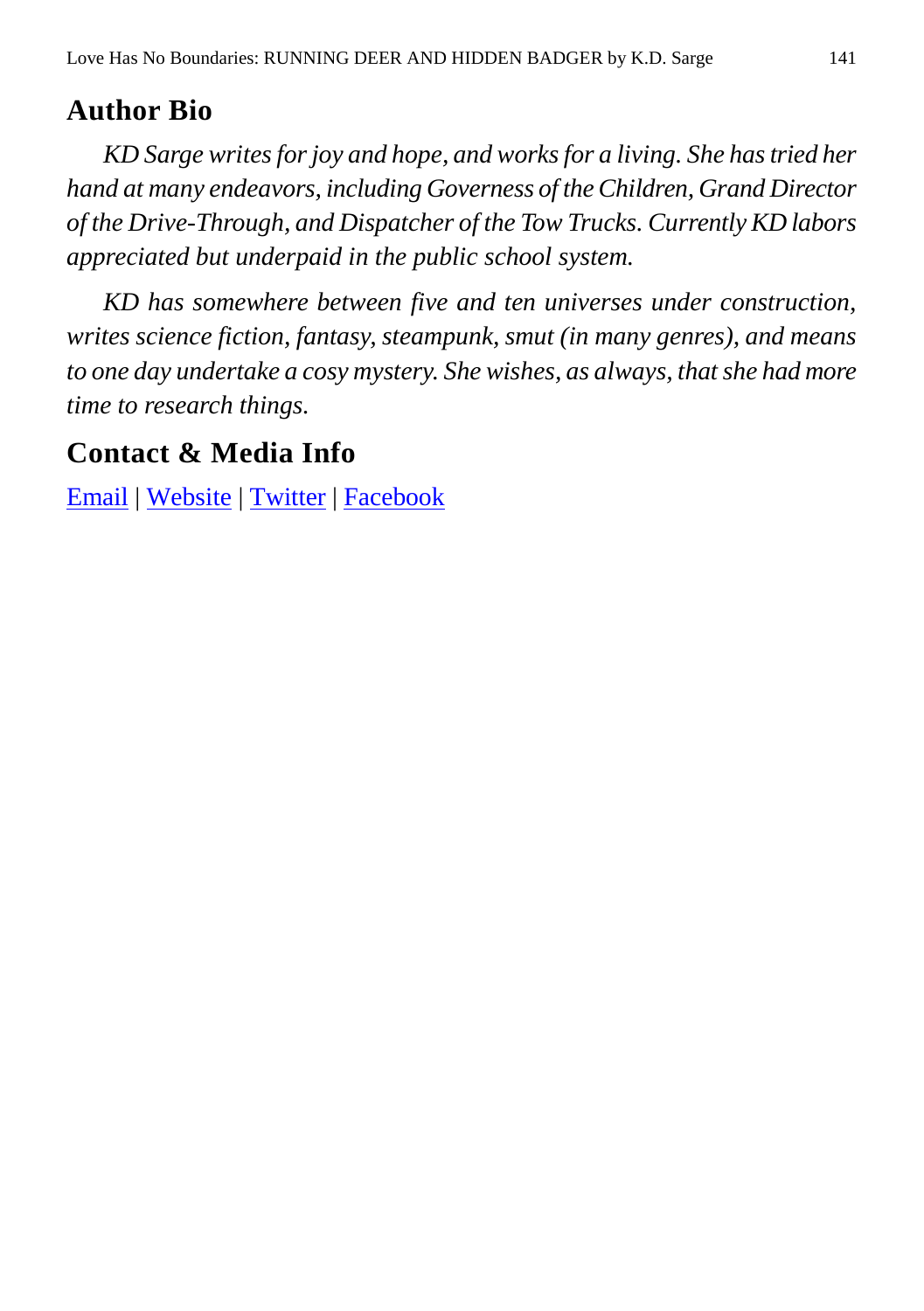## Author Bio

*KD Sarge writes for joy and hope, and works for a living. She has tried her hand at many endeavors, including Governess of the Children, Grand Director of the Drive-Through, and Dispatcher of the Tow Trucks. Currently KD labors appreciated but underpaid in the public school system.*

*KD has somewhere between five and ten universes under construction, writes science fiction, fantasy, steampunk, smut (in many genres), and means to one day undertake a cosy mystery. She wishes, as always, that she had more time to research things.*

## Contact & Media Info

Email | Website | Twitter | Facebook